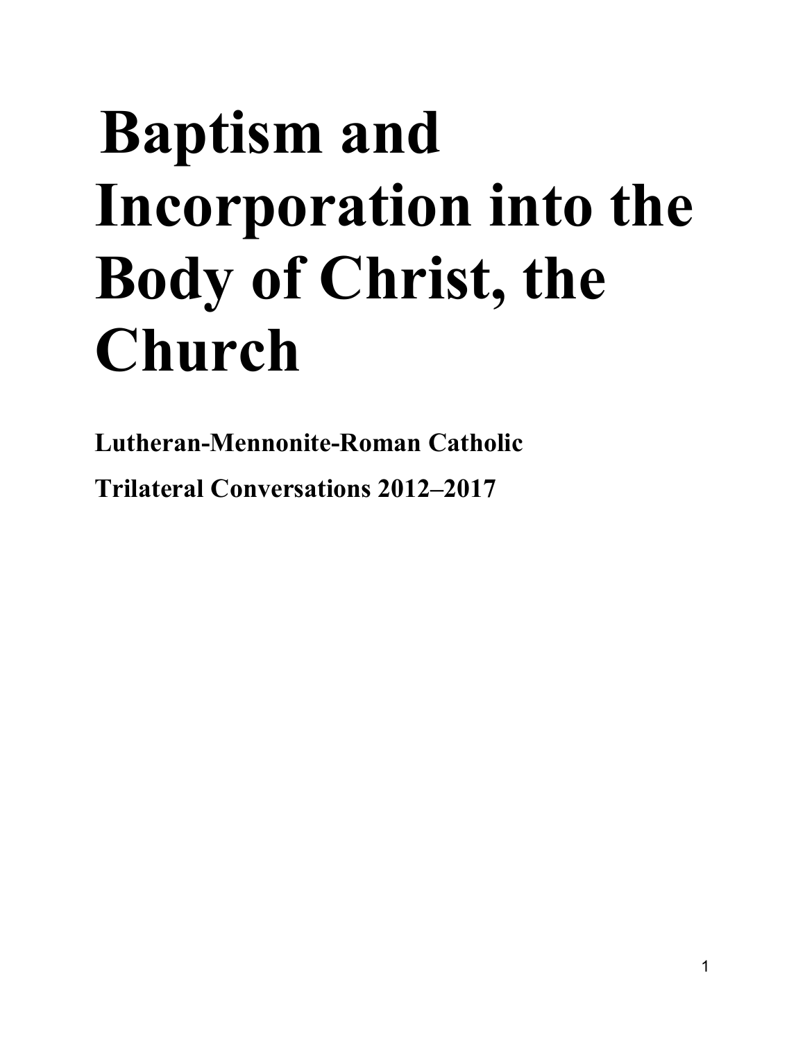# Baptism and Incorporation into the Body of Christ, the Church

**Lutheran-Mennonite-Roman Catholic**

**Trilateral Conversations 2012–2017**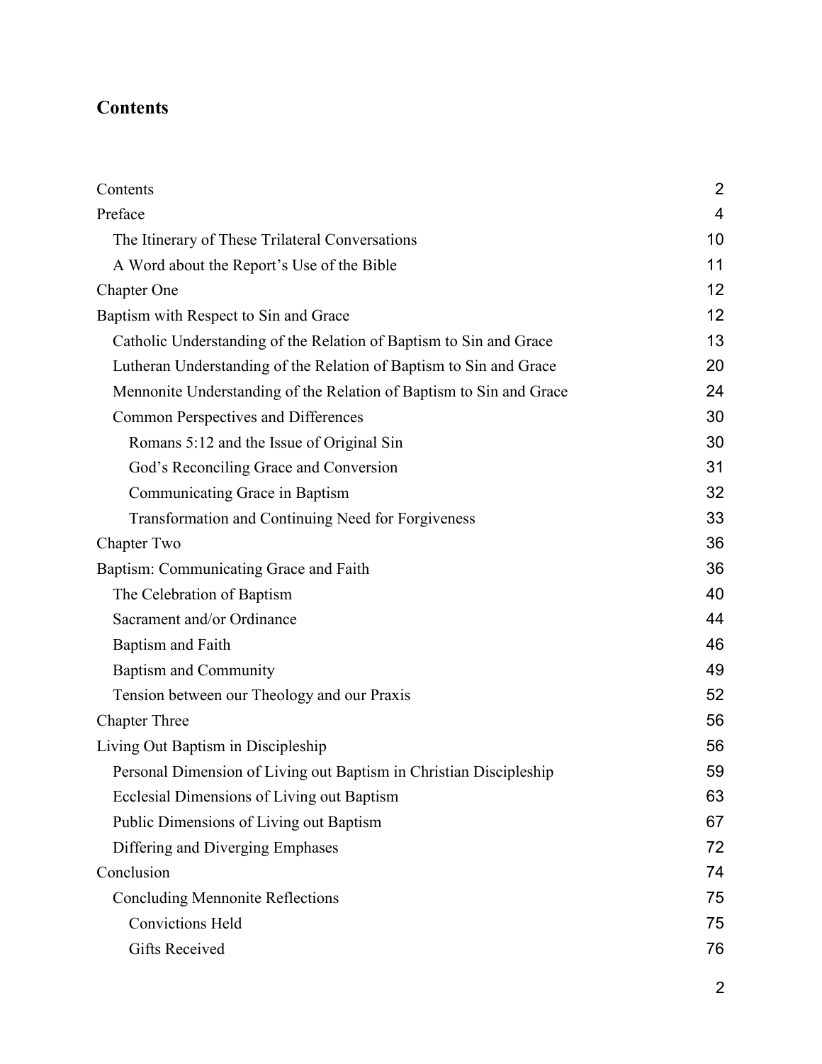## Contents

| | |
|---|---|
| Contents | 2 |
| Preface | 4 |
| The Itinerary of These Trilateral Conversations | 10 |
| A Word about the Report's Use of the Bible | 11 |
| Chapter One | 12 |
| Baptism with Respect to Sin and Grace | 12 |
| Catholic Understanding of the Relation of Baptism to Sin and Grace | 13 |
| Lutheran Understanding of the Relation of Baptism to Sin and Grace | 20 |
| Mennonite Understanding of the Relation of Baptism to Sin and Grace | 24 |
| Common Perspectives and Differences | 30 |
| Romans 5:12 and the Issue of Original Sin | 30 |
| God's Reconciling Grace and Conversion | 31 |
| Communicating Grace in Baptism | 32 |
| Transformation and Continuing Need for Forgiveness | 33 |
| Chapter Two | 36 |
| Baptism: Communicating Grace and Faith | 36 |
| The Celebration of Baptism | 40 |
| Sacrament and/or Ordinance | 44 |
| Baptism and Faith | 46 |
| Baptism and Community | 49 |
| Tension between our Theology and our Praxis | 52 |
| Chapter Three | 56 |
| Living Out Baptism in Discipleship | 56 |
| Personal Dimension of Living out Baptism in Christian Discipleship | 59 |
| Ecclesial Dimensions of Living out Baptism | 63 |
| Public Dimensions of Living out Baptism | 67 |
| Differing and Diverging Emphases | 72 |
| Conclusion | 74 |
| Concluding Mennonite Reflections | 75 |
| Convictions Held | 75 |
| Gifts Received | 76 |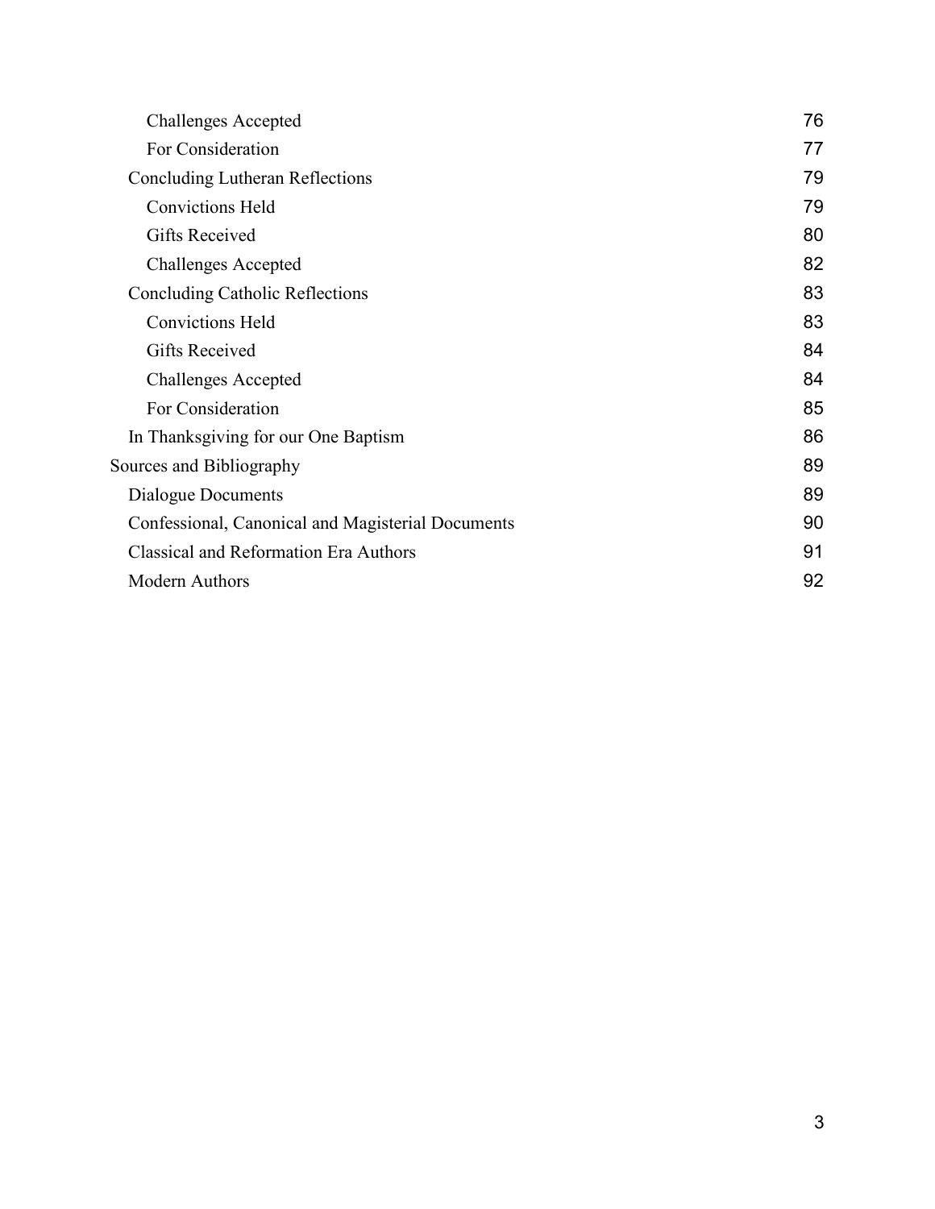- Challenges Accepted 76
- For Consideration 77
- Concluding Lutheran Reflections 79
  - Convictions Held 79
  - Gifts Received 80
  - Challenges Accepted 82
- Concluding Catholic Reflections 83
  - Convictions Held 83
  - Gifts Received 84
  - Challenges Accepted 84
  - For Consideration 85
- In Thanksgiving for our One Baptism 86

Sources and Bibliography 89

- Dialogue Documents 89
- Confessional, Canonical and Magisterial Documents 90
- Classical and Reformation Era Authors 91
- Modern Authors 92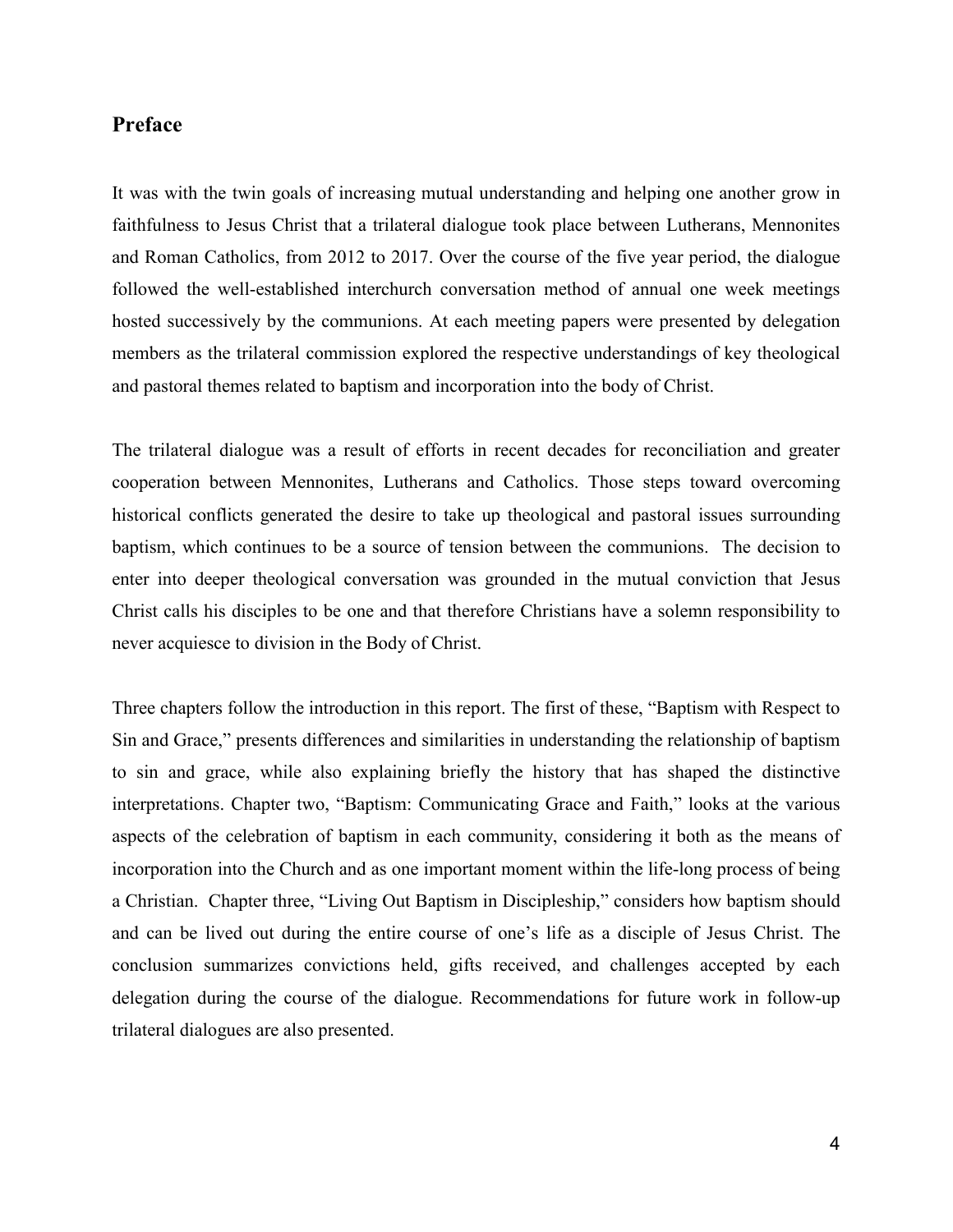## Preface

It was with the twin goals of increasing mutual understanding and helping one another grow in faithfulness to Jesus Christ that a trilateral dialogue took place between Lutherans, Mennonites and Roman Catholics, from 2012 to 2017. Over the course of the five year period, the dialogue followed the well-established interchurch conversation method of annual one week meetings hosted successively by the communions. At each meeting papers were presented by delegation members as the trilateral commission explored the respective understandings of key theological and pastoral themes related to baptism and incorporation into the body of Christ.

The trilateral dialogue was a result of efforts in recent decades for reconciliation and greater cooperation between Mennonites, Lutherans and Catholics. Those steps toward overcoming historical conflicts generated the desire to take up theological and pastoral issues surrounding baptism, which continues to be a source of tension between the communions. The decision to enter into deeper theological conversation was grounded in the mutual conviction that Jesus Christ calls his disciples to be one and that therefore Christians have a solemn responsibility to never acquiesce to division in the Body of Christ.

Three chapters follow the introduction in this report. The first of these, "Baptism with Respect to Sin and Grace," presents differences and similarities in understanding the relationship of baptism to sin and grace, while also explaining briefly the history that has shaped the distinctive interpretations. Chapter two, "Baptism: Communicating Grace and Faith," looks at the various aspects of the celebration of baptism in each community, considering it both as the means of incorporation into the Church and as one important moment within the life-long process of being a Christian. Chapter three, "Living Out Baptism in Discipleship," considers how baptism should and can be lived out during the entire course of one's life as a disciple of Jesus Christ. The conclusion summarizes convictions held, gifts received, and challenges accepted by each delegation during the course of the dialogue. Recommendations for future work in follow-up trilateral dialogues are also presented.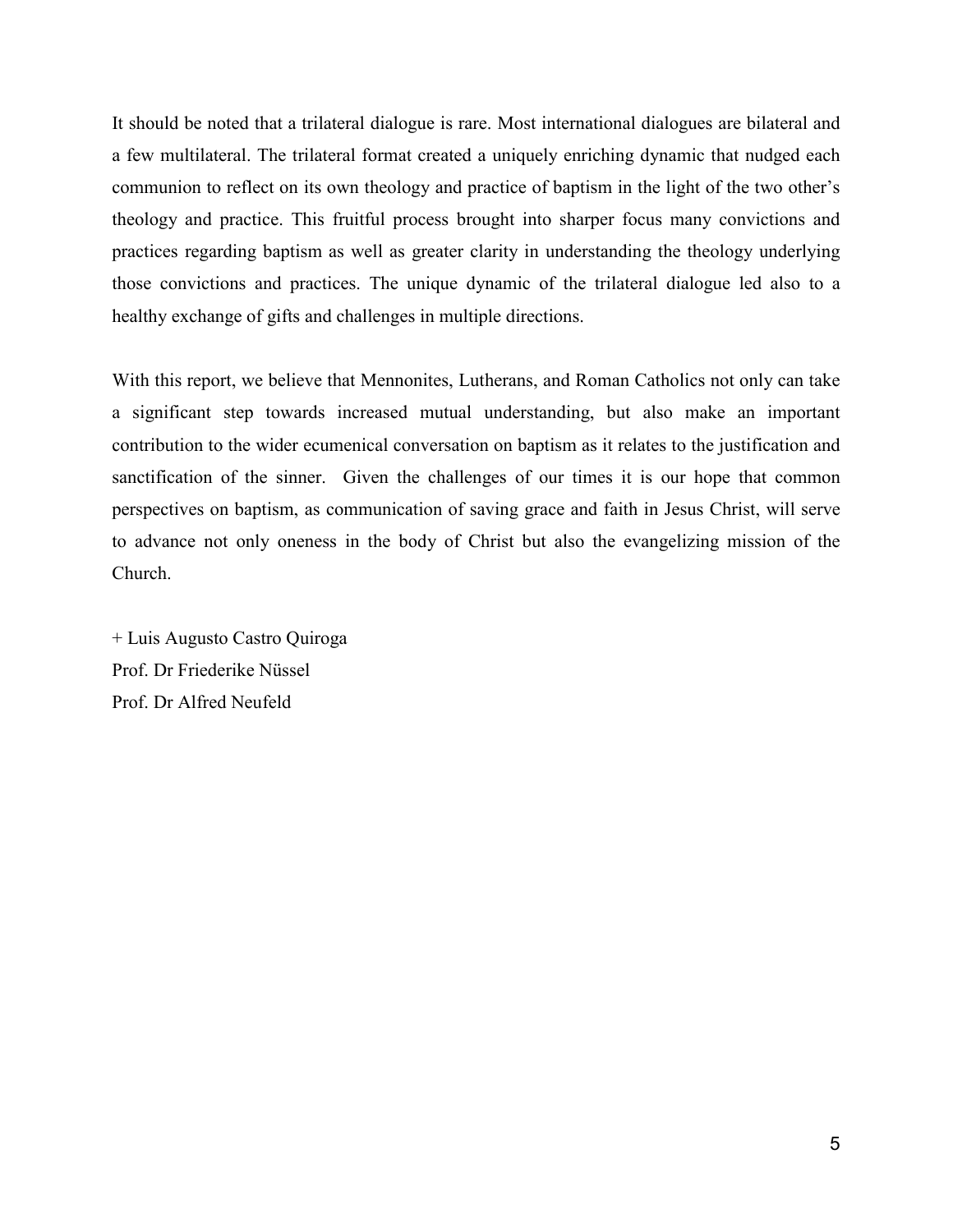It should be noted that a trilateral dialogue is rare. Most international dialogues are bilateral and a few multilateral. The trilateral format created a uniquely enriching dynamic that nudged each communion to reflect on its own theology and practice of baptism in the light of the two other's theology and practice. This fruitful process brought into sharper focus many convictions and practices regarding baptism as well as greater clarity in understanding the theology underlying those convictions and practices. The unique dynamic of the trilateral dialogue led also to a healthy exchange of gifts and challenges in multiple directions.

With this report, we believe that Mennonites, Lutherans, and Roman Catholics not only can take a significant step towards increased mutual understanding, but also make an important contribution to the wider ecumenical conversation on baptism as it relates to the justification and sanctification of the sinner. Given the challenges of our times it is our hope that common perspectives on baptism, as communication of saving grace and faith in Jesus Christ, will serve to advance not only oneness in the body of Christ but also the evangelizing mission of the Church.

+ Luis Augusto Castro Quiroga
Prof. Dr Friederike Nüssel
Prof. Dr Alfred Neufeld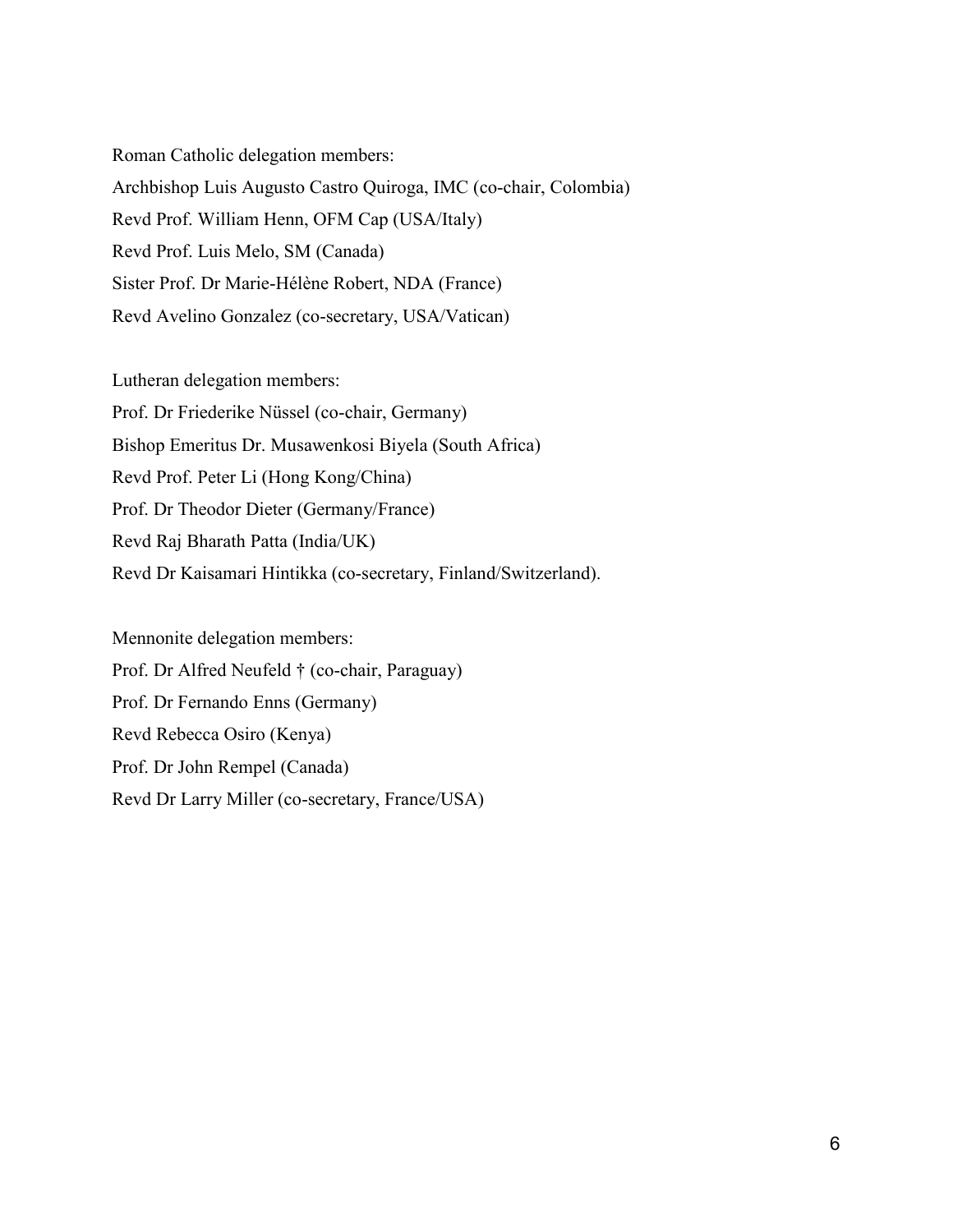Roman Catholic delegation members:

Archbishop Luis Augusto Castro Quiroga, IMC (co-chair, Colombia)

Revd Prof. William Henn, OFM Cap (USA/Italy)

Revd Prof. Luis Melo, SM (Canada)

Sister Prof. Dr Marie-Hélène Robert, NDA (France)

Revd Avelino Gonzalez (co-secretary, USA/Vatican)

Lutheran delegation members:

Prof. Dr Friederike Nüssel (co-chair, Germany)

Bishop Emeritus Dr. Musawenkosi Biyela (South Africa)

Revd Prof. Peter Li (Hong Kong/China)

Prof. Dr Theodor Dieter (Germany/France)

Revd Raj Bharath Patta (India/UK)

Revd Dr Kaisamari Hintikka (co-secretary, Finland/Switzerland).

Mennonite delegation members:

Prof. Dr Alfred Neufeld † (co-chair, Paraguay)

Prof. Dr Fernando Enns (Germany)

Revd Rebecca Osiro (Kenya)

Prof. Dr John Rempel (Canada)

Revd Dr Larry Miller (co-secretary, France/USA)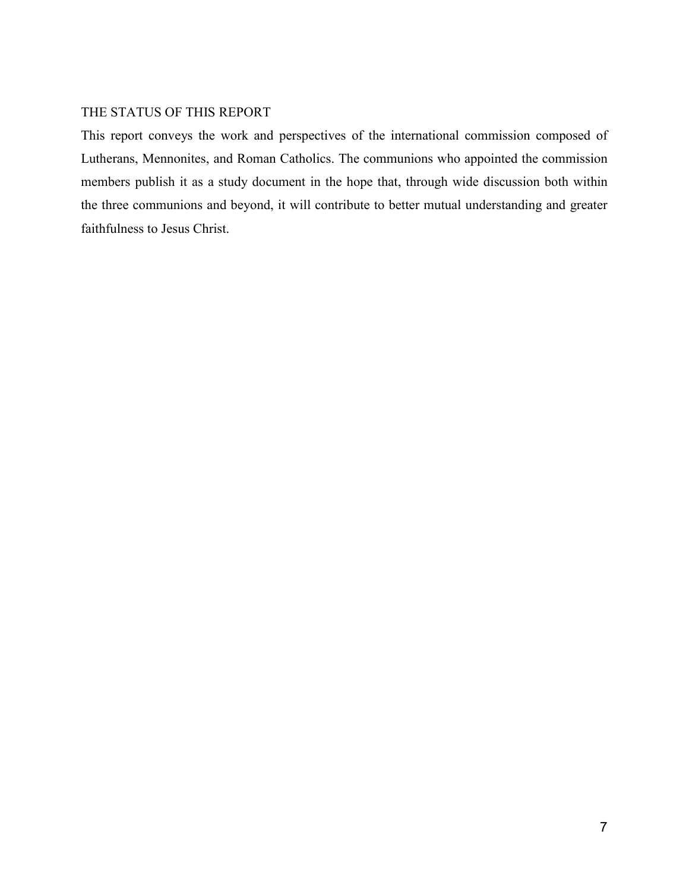## THE STATUS OF THIS REPORT

This report conveys the work and perspectives of the international commission composed of Lutherans, Mennonites, and Roman Catholics. The communions who appointed the commission members publish it as a study document in the hope that, through wide discussion both within the three communions and beyond, it will contribute to better mutual understanding and greater faithfulness to Jesus Christ.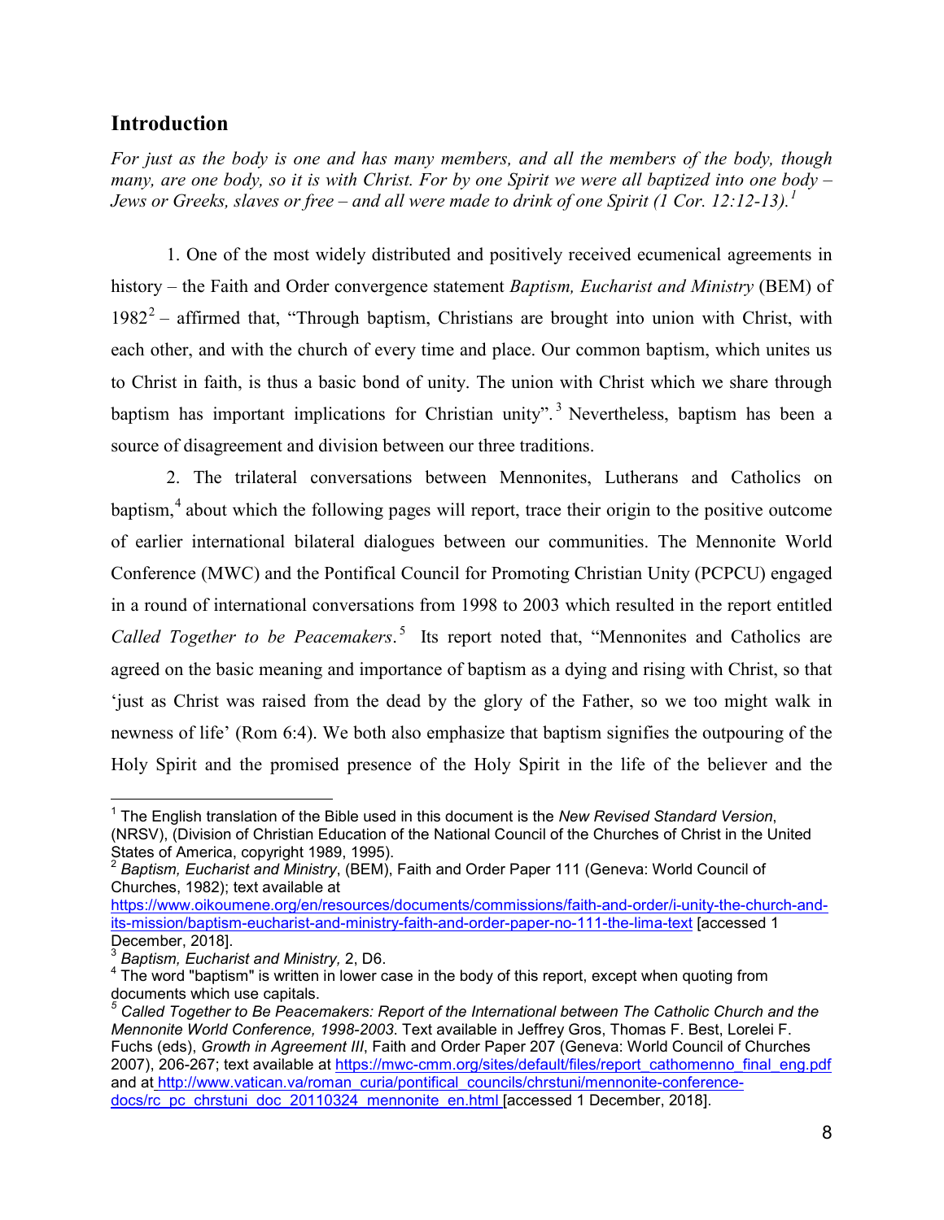## Introduction

*For just as the body is one and has many members, and all the members of the body, though many, are one body, so it is with Christ. For by one Spirit we were all baptized into one body – Jews or Greeks, slaves or free – and all were made to drink of one Spirit (1 Cor. 12:12-13).*[1]

1. One of the most widely distributed and positively received ecumenical agreements in history – the Faith and Order convergence statement *Baptism, Eucharist and Ministry* (BEM) of 1982[2] – affirmed that, "Through baptism, Christians are brought into union with Christ, with each other, and with the church of every time and place. Our common baptism, which unites us to Christ in faith, is thus a basic bond of unity. The union with Christ which we share through baptism has important implications for Christian unity".[3] Nevertheless, baptism has been a source of disagreement and division between our three traditions.

2. The trilateral conversations between Mennonites, Lutherans and Catholics on baptism,[4] about which the following pages will report, trace their origin to the positive outcome of earlier international bilateral dialogues between our communities. The Mennonite World Conference (MWC) and the Pontifical Council for Promoting Christian Unity (PCPCU) engaged in a round of international conversations from 1998 to 2003 which resulted in the report entitled *Called Together to be Peacemakers*.[5] Its report noted that, "Mennonites and Catholics are agreed on the basic meaning and importance of baptism as a dying and rising with Christ, so that 'just as Christ was raised from the dead by the glory of the Father, so we too might walk in newness of life' (Rom 6:4). We both also emphasize that baptism signifies the outpouring of the Holy Spirit and the promised presence of the Holy Spirit in the life of the believer and the

---

[1] The English translation of the Bible used in this document is the *New Revised Standard Version*, (NRSV), (Division of Christian Education of the National Council of the Churches of Christ in the United States of America, copyright 1989, 1995).

[2] *Baptism, Eucharist and Ministry*, (BEM), Faith and Order Paper 111 (Geneva: World Council of Churches, 1982); text available at https://www.oikoumene.org/en/resources/documents/commissions/faith-and-order/i-unity-the-church-and-its-mission/baptism-eucharist-and-ministry-faith-and-order-paper-no-111-the-lima-text [accessed 1 December, 2018].

[3] *Baptism, Eucharist and Ministry,* 2, D6.

[4] The word "baptism" is written in lower case in the body of this report, except when quoting from documents which use capitals.

[5] *Called Together to Be Peacemakers: Report of the International between The Catholic Church and the Mennonite World Conference, 1998-2003*. Text available in Jeffrey Gros, Thomas F. Best, Lorelei F. Fuchs (eds), *Growth in Agreement III*, Faith and Order Paper 207 (Geneva: World Council of Churches 2007), 206-267; text available at https://mwc-cmm.org/sites/default/files/report_cathomenno_final_eng.pdf and at http://www.vatican.va/roman_curia/pontifical_councils/chrstuni/mennonite-conference-docs/rc_pc_chrstuni_doc_20110324_mennonite_en.html [accessed 1 December, 2018].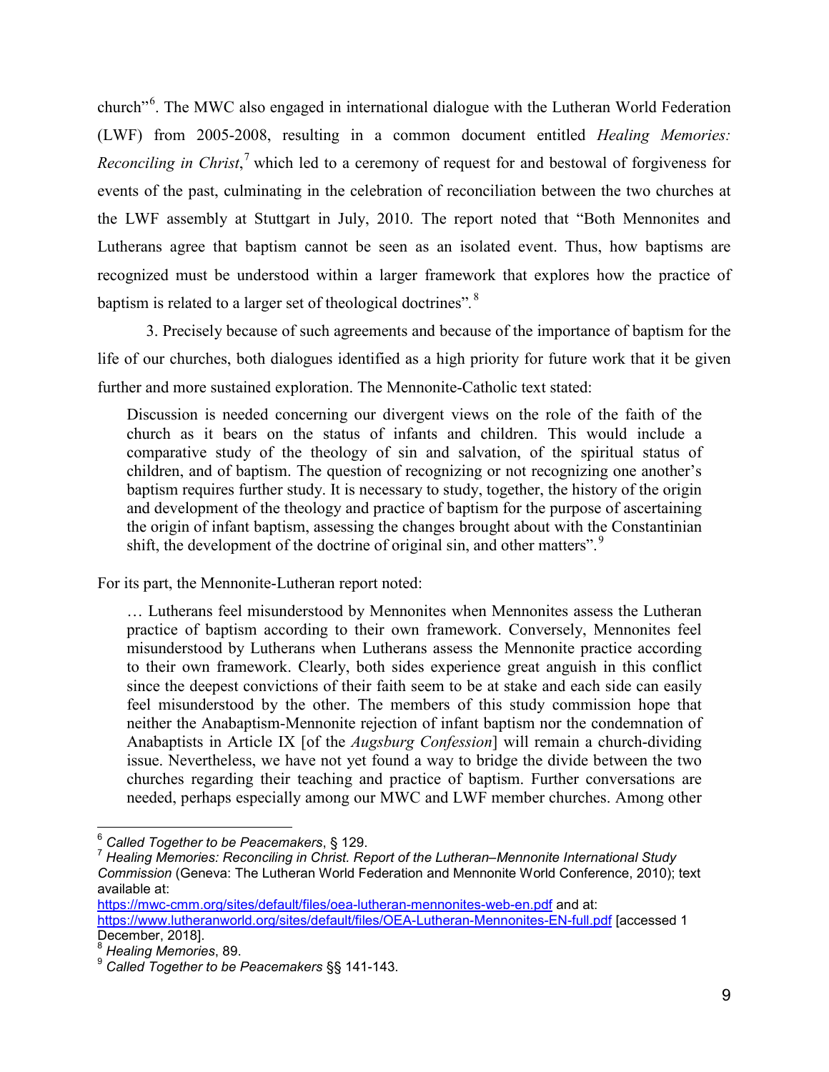church"[6]. The MWC also engaged in international dialogue with the Lutheran World Federation (LWF) from 2005-2008, resulting in a common document entitled *Healing Memories: Reconciling in Christ*,[7] which led to a ceremony of request for and bestowal of forgiveness for events of the past, culminating in the celebration of reconciliation between the two churches at the LWF assembly at Stuttgart in July, 2010. The report noted that "Both Mennonites and Lutherans agree that baptism cannot be seen as an isolated event. Thus, how baptisms are recognized must be understood within a larger framework that explores how the practice of baptism is related to a larger set of theological doctrines".[8]

3. Precisely because of such agreements and because of the importance of baptism for the life of our churches, both dialogues identified as a high priority for future work that it be given further and more sustained exploration. The Mennonite-Catholic text stated:

> Discussion is needed concerning our divergent views on the role of the faith of the church as it bears on the status of infants and children. This would include a comparative study of the theology of sin and salvation, of the spiritual status of children, and of baptism. The question of recognizing or not recognizing one another's baptism requires further study. It is necessary to study, together, the history of the origin and development of the theology and practice of baptism for the purpose of ascertaining the origin of infant baptism, assessing the changes brought about with the Constantinian shift, the development of the doctrine of original sin, and other matters".[9]

For its part, the Mennonite-Lutheran report noted:

> … Lutherans feel misunderstood by Mennonites when Mennonites assess the Lutheran practice of baptism according to their own framework. Conversely, Mennonites feel misunderstood by Lutherans when Lutherans assess the Mennonite practice according to their own framework. Clearly, both sides experience great anguish in this conflict since the deepest convictions of their faith seem to be at stake and each side can easily feel misunderstood by the other. The members of this study commission hope that neither the Anabaptism-Mennonite rejection of infant baptism nor the condemnation of Anabaptists in Article IX [of the *Augsburg Confession*] will remain a church-dividing issue. Nevertheless, we have not yet found a way to bridge the divide between the two churches regarding their teaching and practice of baptism. Further conversations are needed, perhaps especially among our MWC and LWF member churches. Among other

---

[6] *Called Together to be Peacemakers*, § 129.

[7] *Healing Memories: Reconciling in Christ. Report of the Lutheran–Mennonite International Study Commission* (Geneva: The Lutheran World Federation and Mennonite World Conference, 2010); text available at: https://mwc-cmm.org/sites/default/files/oea-lutheran-mennonites-web-en.pdf and at: https://www.lutheranworld.org/sites/default/files/OEA-Lutheran-Mennonites-EN-full.pdf [accessed 1 December, 2018].

[8] *Healing Memories*, 89.

[9] *Called Together to be Peacemakers* §§ 141-143.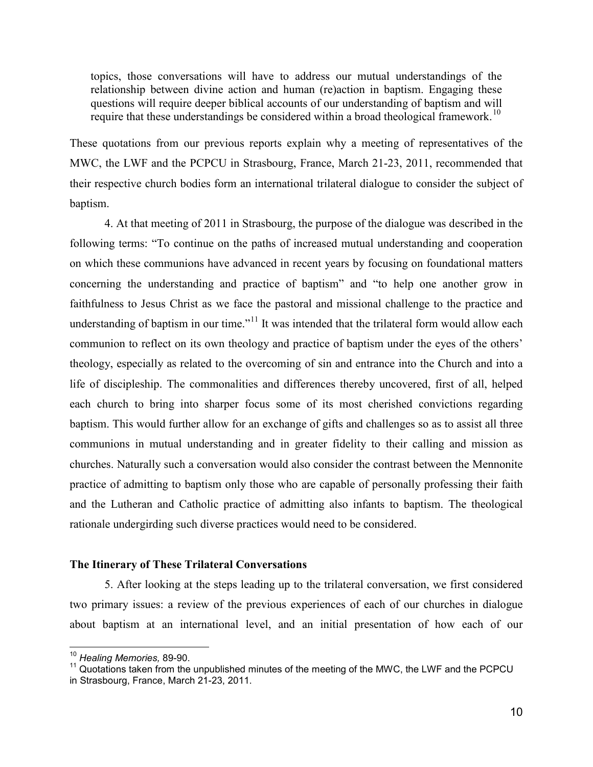> topics, those conversations will have to address our mutual understandings of the relationship between divine action and human (re)action in baptism. Engaging these questions will require deeper biblical accounts of our understanding of baptism and will require that these understandings be considered within a broad theological framework.[10]

These quotations from our previous reports explain why a meeting of representatives of the MWC, the LWF and the PCPCU in Strasbourg, France, March 21-23, 2011, recommended that their respective church bodies form an international trilateral dialogue to consider the subject of baptism.

4. At that meeting of 2011 in Strasbourg, the purpose of the dialogue was described in the following terms: "To continue on the paths of increased mutual understanding and cooperation on which these communions have advanced in recent years by focusing on foundational matters concerning the understanding and practice of baptism" and "to help one another grow in faithfulness to Jesus Christ as we face the pastoral and missional challenge to the practice and understanding of baptism in our time."[11] It was intended that the trilateral form would allow each communion to reflect on its own theology and practice of baptism under the eyes of the others' theology, especially as related to the overcoming of sin and entrance into the Church and into a life of discipleship. The commonalities and differences thereby uncovered, first of all, helped each church to bring into sharper focus some of its most cherished convictions regarding baptism. This would further allow for an exchange of gifts and challenges so as to assist all three communions in mutual understanding and in greater fidelity to their calling and mission as churches. Naturally such a conversation would also consider the contrast between the Mennonite practice of admitting to baptism only those who are capable of personally professing their faith and the Lutheran and Catholic practice of admitting also infants to baptism. The theological rationale undergirding such diverse practices would need to be considered.

### The Itinerary of These Trilateral Conversations

5. After looking at the steps leading up to the trilateral conversation, we first considered two primary issues: a review of the previous experiences of each of our churches in dialogue about baptism at an international level, and an initial presentation of how each of our

---

[10] *Healing Memories,* 89-90.

[11] Quotations taken from the unpublished minutes of the meeting of the MWC, the LWF and the PCPCU in Strasbourg, France, March 21-23, 2011.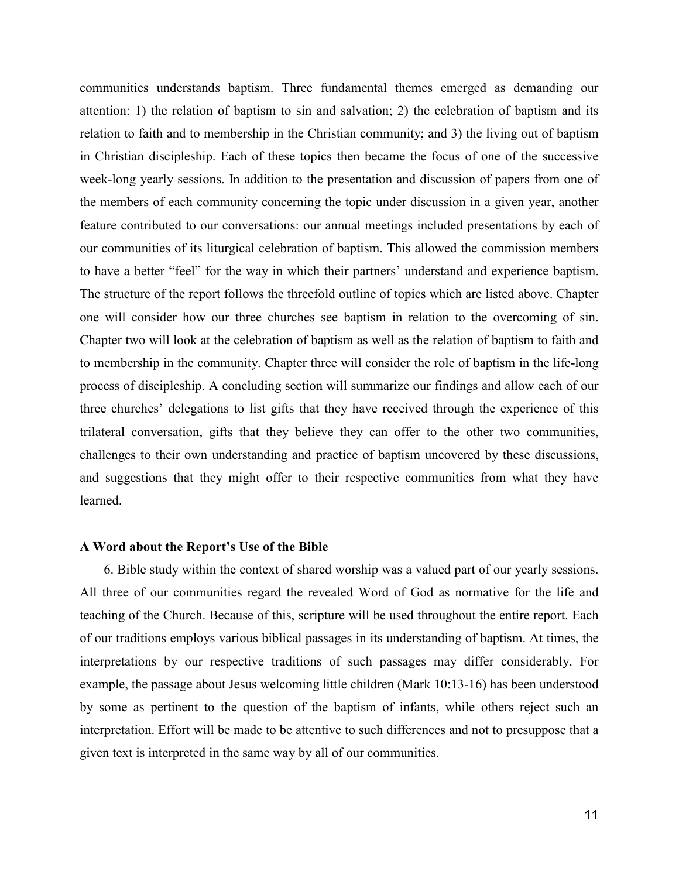communities understands baptism. Three fundamental themes emerged as demanding our attention: 1) the relation of baptism to sin and salvation; 2) the celebration of baptism and its relation to faith and to membership in the Christian community; and 3) the living out of baptism in Christian discipleship. Each of these topics then became the focus of one of the successive week-long yearly sessions. In addition to the presentation and discussion of papers from one of the members of each community concerning the topic under discussion in a given year, another feature contributed to our conversations: our annual meetings included presentations by each of our communities of its liturgical celebration of baptism. This allowed the commission members to have a better "feel" for the way in which their partners' understand and experience baptism. The structure of the report follows the threefold outline of topics which are listed above. Chapter one will consider how our three churches see baptism in relation to the overcoming of sin. Chapter two will look at the celebration of baptism as well as the relation of baptism to faith and to membership in the community. Chapter three will consider the role of baptism in the life-long process of discipleship. A concluding section will summarize our findings and allow each of our three churches' delegations to list gifts that they have received through the experience of this trilateral conversation, gifts that they believe they can offer to the other two communities, challenges to their own understanding and practice of baptism uncovered by these discussions, and suggestions that they might offer to their respective communities from what they have learned.

**A Word about the Report's Use of the Bible**

6. Bible study within the context of shared worship was a valued part of our yearly sessions. All three of our communities regard the revealed Word of God as normative for the life and teaching of the Church. Because of this, scripture will be used throughout the entire report. Each of our traditions employs various biblical passages in its understanding of baptism. At times, the interpretations by our respective traditions of such passages may differ considerably. For example, the passage about Jesus welcoming little children (Mark 10:13-16) has been understood by some as pertinent to the question of the baptism of infants, while others reject such an interpretation. Effort will be made to be attentive to such differences and not to presuppose that a given text is interpreted in the same way by all of our communities.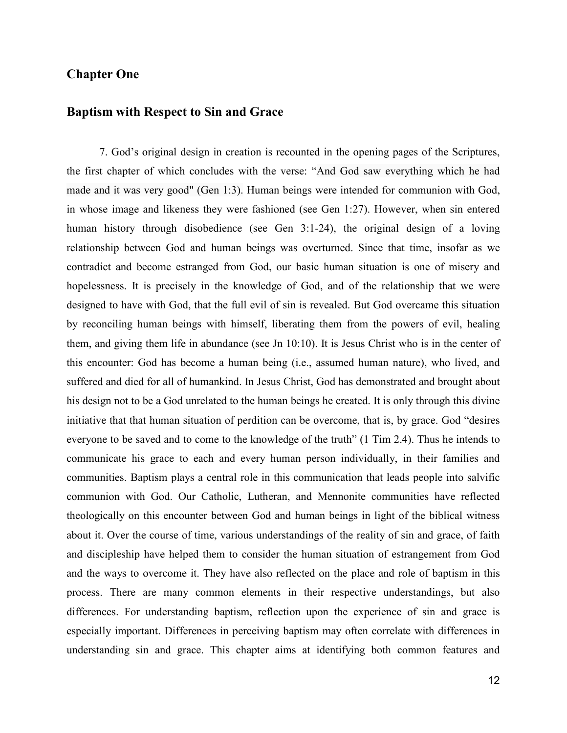## Chapter One

## Baptism with Respect to Sin and Grace

7. God's original design in creation is recounted in the opening pages of the Scriptures, the first chapter of which concludes with the verse: "And God saw everything which he had made and it was very good" (Gen 1:3). Human beings were intended for communion with God, in whose image and likeness they were fashioned (see Gen 1:27). However, when sin entered human history through disobedience (see Gen 3:1-24), the original design of a loving relationship between God and human beings was overturned. Since that time, insofar as we contradict and become estranged from God, our basic human situation is one of misery and hopelessness. It is precisely in the knowledge of God, and of the relationship that we were designed to have with God, that the full evil of sin is revealed. But God overcame this situation by reconciling human beings with himself, liberating them from the powers of evil, healing them, and giving them life in abundance (see Jn 10:10). It is Jesus Christ who is in the center of this encounter: God has become a human being (i.e., assumed human nature), who lived, and suffered and died for all of humankind. In Jesus Christ, God has demonstrated and brought about his design not to be a God unrelated to the human beings he created. It is only through this divine initiative that that human situation of perdition can be overcome, that is, by grace. God "desires everyone to be saved and to come to the knowledge of the truth" (1 Tim 2.4). Thus he intends to communicate his grace to each and every human person individually, in their families and communities. Baptism plays a central role in this communication that leads people into salvific communion with God. Our Catholic, Lutheran, and Mennonite communities have reflected theologically on this encounter between God and human beings in light of the biblical witness about it. Over the course of time, various understandings of the reality of sin and grace, of faith and discipleship have helped them to consider the human situation of estrangement from God and the ways to overcome it. They have also reflected on the place and role of baptism in this process. There are many common elements in their respective understandings, but also differences. For understanding baptism, reflection upon the experience of sin and grace is especially important. Differences in perceiving baptism may often correlate with differences in understanding sin and grace. This chapter aims at identifying both common features and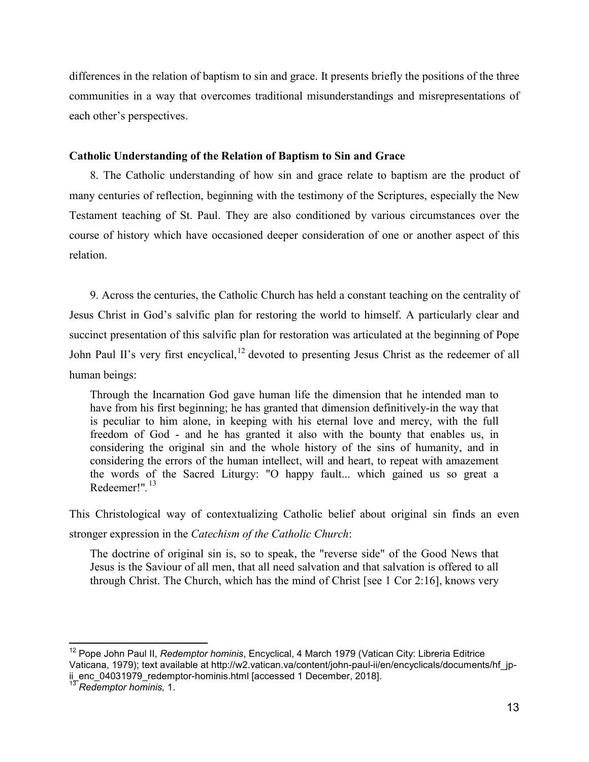differences in the relation of baptism to sin and grace. It presents briefly the positions of the three communities in a way that overcomes traditional misunderstandings and misrepresentations of each other's perspectives.

**Catholic Understanding of the Relation of Baptism to Sin and Grace**

8. The Catholic understanding of how sin and grace relate to baptism are the product of many centuries of reflection, beginning with the testimony of the Scriptures, especially the New Testament teaching of St. Paul. They are also conditioned by various circumstances over the course of history which have occasioned deeper consideration of one or another aspect of this relation.

9. Across the centuries, the Catholic Church has held a constant teaching on the centrality of Jesus Christ in God's salvific plan for restoring the world to himself. A particularly clear and succinct presentation of this salvific plan for restoration was articulated at the beginning of Pope John Paul II's very first encyclical,[12] devoted to presenting Jesus Christ as the redeemer of all human beings:

> Through the Incarnation God gave human life the dimension that he intended man to have from his first beginning; he has granted that dimension definitively-in the way that is peculiar to him alone, in keeping with his eternal love and mercy, with the full freedom of God - and he has granted it also with the bounty that enables us, in considering the original sin and the whole history of the sins of humanity, and in considering the errors of the human intellect, will and heart, to repeat with amazement the words of the Sacred Liturgy: "O happy fault... which gained us so great a Redeemer!".[13]

This Christological way of contextualizing Catholic belief about original sin finds an even stronger expression in the *Catechism of the Catholic Church*:

> The doctrine of original sin is, so to speak, the "reverse side" of the Good News that Jesus is the Saviour of all men, that all need salvation and that salvation is offered to all through Christ. The Church, which has the mind of Christ [see 1 Cor 2:16], knows very

---

[12] Pope John Paul II, *Redemptor hominis*, Encyclical, 4 March 1979 (Vatican City: Libreria Editrice Vaticana, 1979); text available at http://w2.vatican.va/content/john-paul-ii/en/encyclicals/documents/hf_jp-ii_enc_04031979_redemptor-hominis.html [accessed 1 December, 2018].

[13] *Redemptor hominis,* 1.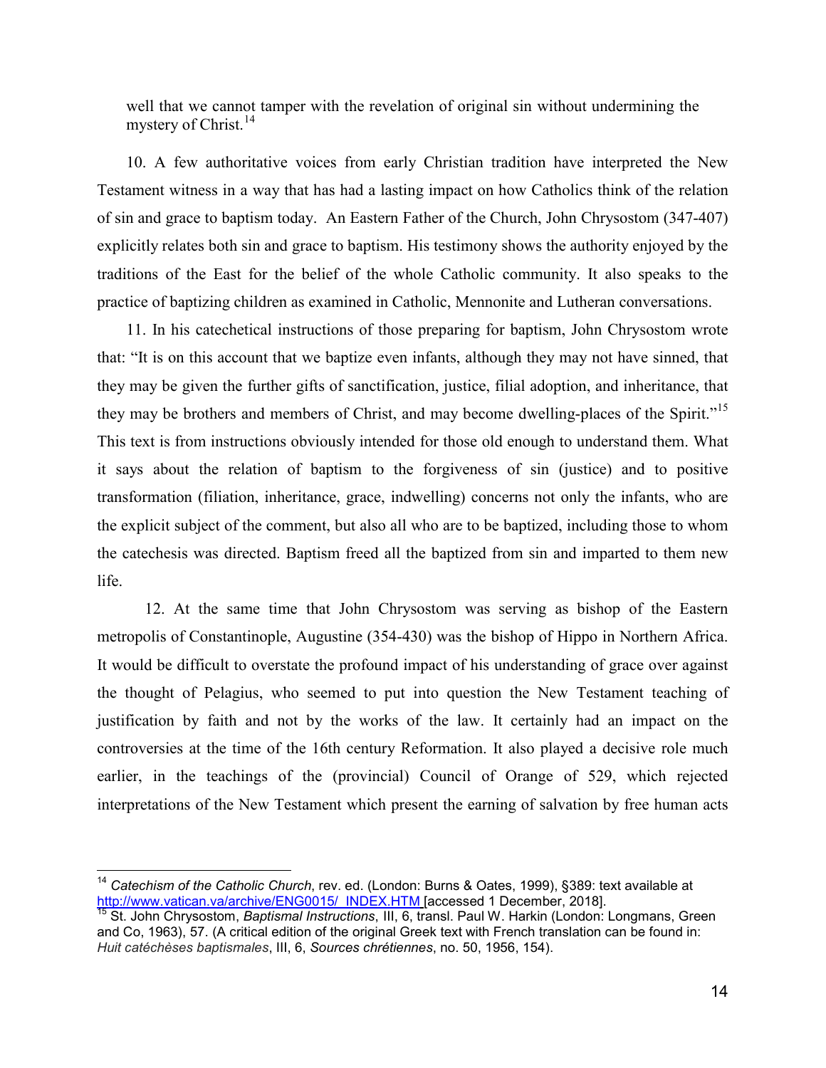well that we cannot tamper with the revelation of original sin without undermining the mystery of Christ.[14]

10. A few authoritative voices from early Christian tradition have interpreted the New Testament witness in a way that has had a lasting impact on how Catholics think of the relation of sin and grace to baptism today. An Eastern Father of the Church, John Chrysostom (347-407) explicitly relates both sin and grace to baptism. His testimony shows the authority enjoyed by the traditions of the East for the belief of the whole Catholic community. It also speaks to the practice of baptizing children as examined in Catholic, Mennonite and Lutheran conversations.

11. In his catechetical instructions of those preparing for baptism, John Chrysostom wrote that: "It is on this account that we baptize even infants, although they may not have sinned, that they may be given the further gifts of sanctification, justice, filial adoption, and inheritance, that they may be brothers and members of Christ, and may become dwelling-places of the Spirit."[15] This text is from instructions obviously intended for those old enough to understand them. What it says about the relation of baptism to the forgiveness of sin (justice) and to positive transformation (filiation, inheritance, grace, indwelling) concerns not only the infants, who are the explicit subject of the comment, but also all who are to be baptized, including those to whom the catechesis was directed. Baptism freed all the baptized from sin and imparted to them new life.

12. At the same time that John Chrysostom was serving as bishop of the Eastern metropolis of Constantinople, Augustine (354-430) was the bishop of Hippo in Northern Africa. It would be difficult to overstate the profound impact of his understanding of grace over against the thought of Pelagius, who seemed to put into question the New Testament teaching of justification by faith and not by the works of the law. It certainly had an impact on the controversies at the time of the 16th century Reformation. It also played a decisive role much earlier, in the teachings of the (provincial) Council of Orange of 529, which rejected interpretations of the New Testament which present the earning of salvation by free human acts

---

[14] *Catechism of the Catholic Church*, rev. ed. (London: Burns & Oates, 1999), §389: text available at http://www.vatican.va/archive/ENG0015/_INDEX.HTM [accessed 1 December, 2018].

[15] St. John Chrysostom, *Baptismal Instructions*, III, 6, transl. Paul W. Harkin (London: Longmans, Green and Co, 1963), 57. (A critical edition of the original Greek text with French translation can be found in: *Huit catéchèses baptismales*, III, 6, *Sources chrétiennes*, no. 50, 1956, 154).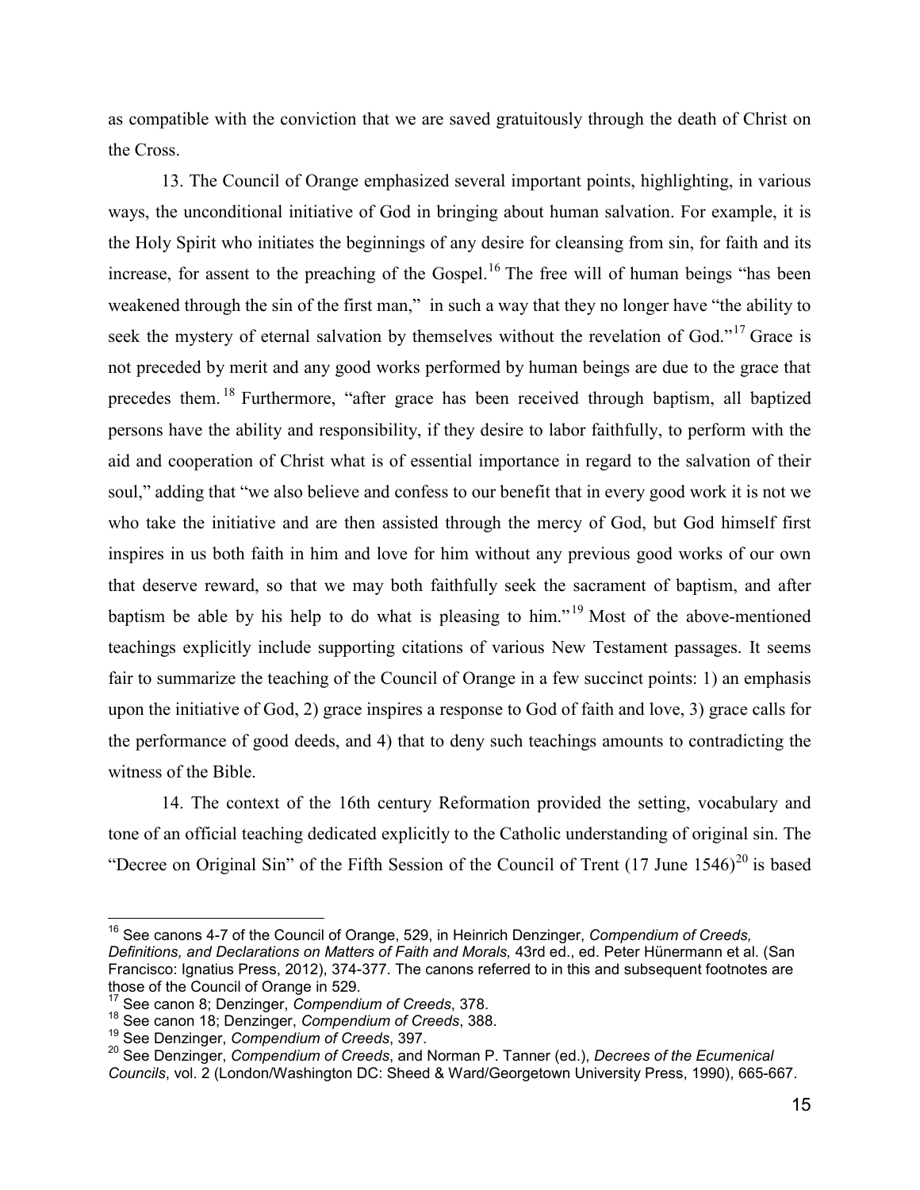as compatible with the conviction that we are saved gratuitously through the death of Christ on the Cross.

13. The Council of Orange emphasized several important points, highlighting, in various ways, the unconditional initiative of God in bringing about human salvation. For example, it is the Holy Spirit who initiates the beginnings of any desire for cleansing from sin, for faith and its increase, for assent to the preaching of the Gospel.[16] The free will of human beings "has been weakened through the sin of the first man," in such a way that they no longer have "the ability to seek the mystery of eternal salvation by themselves without the revelation of God."[17] Grace is not preceded by merit and any good works performed by human beings are due to the grace that precedes them.[18] Furthermore, "after grace has been received through baptism, all baptized persons have the ability and responsibility, if they desire to labor faithfully, to perform with the aid and cooperation of Christ what is of essential importance in regard to the salvation of their soul," adding that "we also believe and confess to our benefit that in every good work it is not we who take the initiative and are then assisted through the mercy of God, but God himself first inspires in us both faith in him and love for him without any previous good works of our own that deserve reward, so that we may both faithfully seek the sacrament of baptism, and after baptism be able by his help to do what is pleasing to him."[19] Most of the above-mentioned teachings explicitly include supporting citations of various New Testament passages. It seems fair to summarize the teaching of the Council of Orange in a few succinct points: 1) an emphasis upon the initiative of God, 2) grace inspires a response to God of faith and love, 3) grace calls for the performance of good deeds, and 4) that to deny such teachings amounts to contradicting the witness of the Bible.

14. The context of the 16th century Reformation provided the setting, vocabulary and tone of an official teaching dedicated explicitly to the Catholic understanding of original sin. The "Decree on Original Sin" of the Fifth Session of the Council of Trent (17 June 1546)[20] is based

---

[16] See canons 4-7 of the Council of Orange, 529, in Heinrich Denzinger, *Compendium of Creeds, Definitions, and Declarations on Matters of Faith and Morals,* 43rd ed., ed. Peter Hünermann et al. (San Francisco: Ignatius Press, 2012), 374-377. The canons referred to in this and subsequent footnotes are those of the Council of Orange in 529.

[17] See canon 8; Denzinger, *Compendium of Creeds*, 378.

[18] See canon 18; Denzinger, *Compendium of Creeds*, 388.

[19] See Denzinger, *Compendium of Creeds*, 397.

[20] See Denzinger, *Compendium of Creeds*, and Norman P. Tanner (ed.), *Decrees of the Ecumenical Councils*, vol. 2 (London/Washington DC: Sheed & Ward/Georgetown University Press, 1990), 665-667.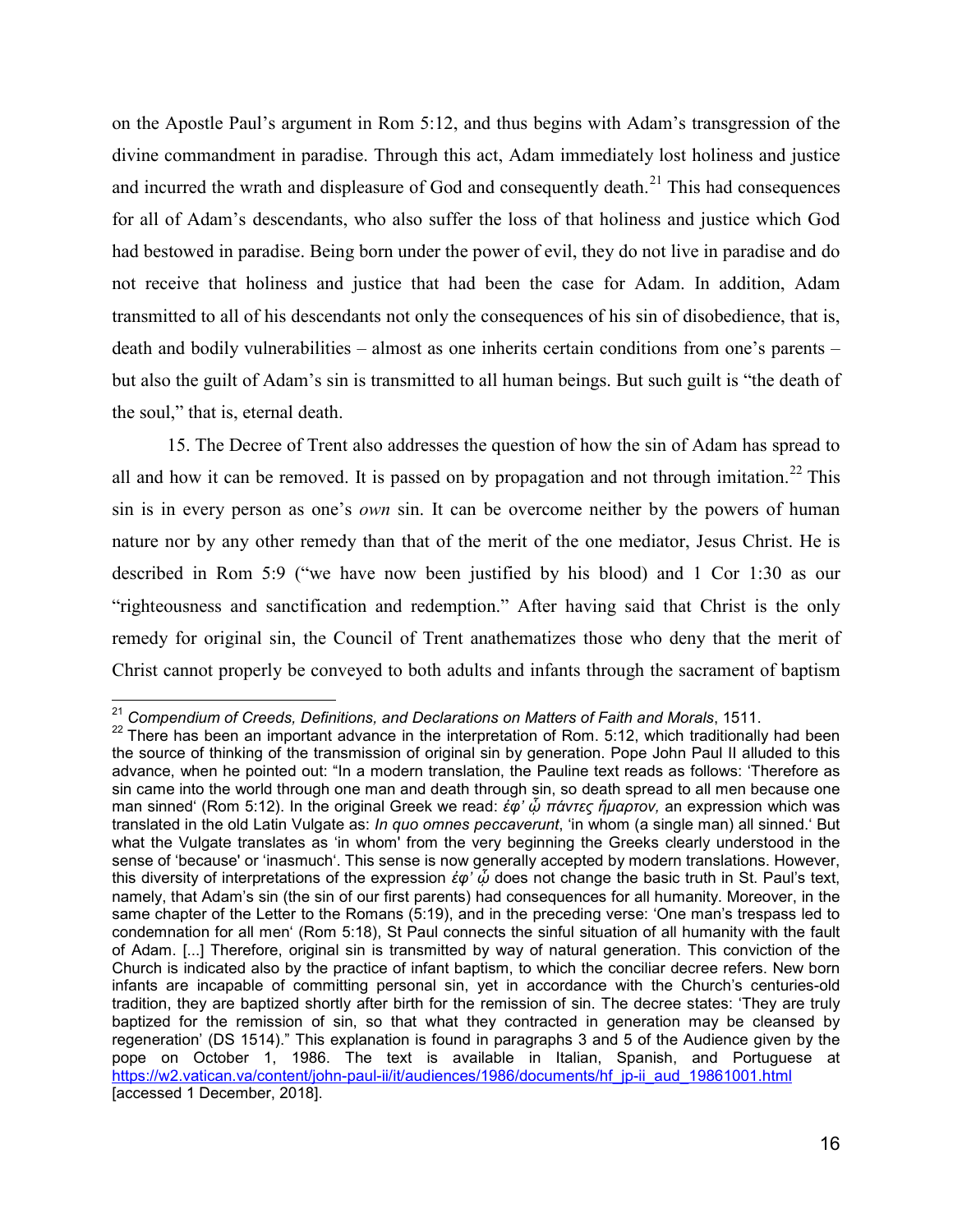on the Apostle Paul's argument in Rom 5:12, and thus begins with Adam's transgression of the divine commandment in paradise. Through this act, Adam immediately lost holiness and justice and incurred the wrath and displeasure of God and consequently death.[21] This had consequences for all of Adam's descendants, who also suffer the loss of that holiness and justice which God had bestowed in paradise. Being born under the power of evil, they do not live in paradise and do not receive that holiness and justice that had been the case for Adam. In addition, Adam transmitted to all of his descendants not only the consequences of his sin of disobedience, that is, death and bodily vulnerabilities – almost as one inherits certain conditions from one's parents – but also the guilt of Adam's sin is transmitted to all human beings. But such guilt is "the death of the soul," that is, eternal death.

15. The Decree of Trent also addresses the question of how the sin of Adam has spread to all and how it can be removed. It is passed on by propagation and not through imitation.[22] This sin is in every person as one's *own* sin. It can be overcome neither by the powers of human nature nor by any other remedy than that of the merit of the one mediator, Jesus Christ. He is described in Rom 5:9 ("we have now been justified by his blood) and 1 Cor 1:30 as our "righteousness and sanctification and redemption." After having said that Christ is the only remedy for original sin, the Council of Trent anathematizes those who deny that the merit of Christ cannot properly be conveyed to both adults and infants through the sacrament of baptism

---

[21] *Compendium of Creeds, Definitions, and Declarations on Matters of Faith and Morals*, 1511.

[22] There has been an important advance in the interpretation of Rom. 5:12, which traditionally had been the source of thinking of the transmission of original sin by generation. Pope John Paul II alluded to this advance, when he pointed out: "In a modern translation, the Pauline text reads as follows: 'Therefore as sin came into the world through one man and death through sin, so death spread to all men because one man sinned' (Rom 5:12). In the original Greek we read: *ἐφ' ᾧ πάντες ἥμαρτον,* an expression which was translated in the old Latin Vulgate as: *In quo omnes peccaverunt*, 'in whom (a single man) all sinned.' But what the Vulgate translates as 'in whom' from the very beginning the Greeks clearly understood in the sense of 'because' or 'inasmuch'. This sense is now generally accepted by modern translations. However, this diversity of interpretations of the expression *ἐφ' ᾧ* does not change the basic truth in St. Paul's text, namely, that Adam's sin (the sin of our first parents) had consequences for all humanity. Moreover, in the same chapter of the Letter to the Romans (5:19), and in the preceding verse: 'One man's trespass led to condemnation for all men' (Rom 5:18), St Paul connects the sinful situation of all humanity with the fault of Adam. [...] Therefore, original sin is transmitted by way of natural generation. This conviction of the Church is indicated also by the practice of infant baptism, to which the conciliar decree refers. New born infants are incapable of committing personal sin, yet in accordance with the Church's centuries-old tradition, they are baptized shortly after birth for the remission of sin. The decree states: 'They are truly baptized for the remission of sin, so that what they contracted in generation may be cleansed by regeneration' (DS 1514)." This explanation is found in paragraphs 3 and 5 of the Audience given by the pope on October 1, 1986. The text is available in Italian, Spanish, and Portuguese at https://w2.vatican.va/content/john-paul-ii/it/audiences/1986/documents/hf_jp-ii_aud_19861001.html [accessed 1 December, 2018].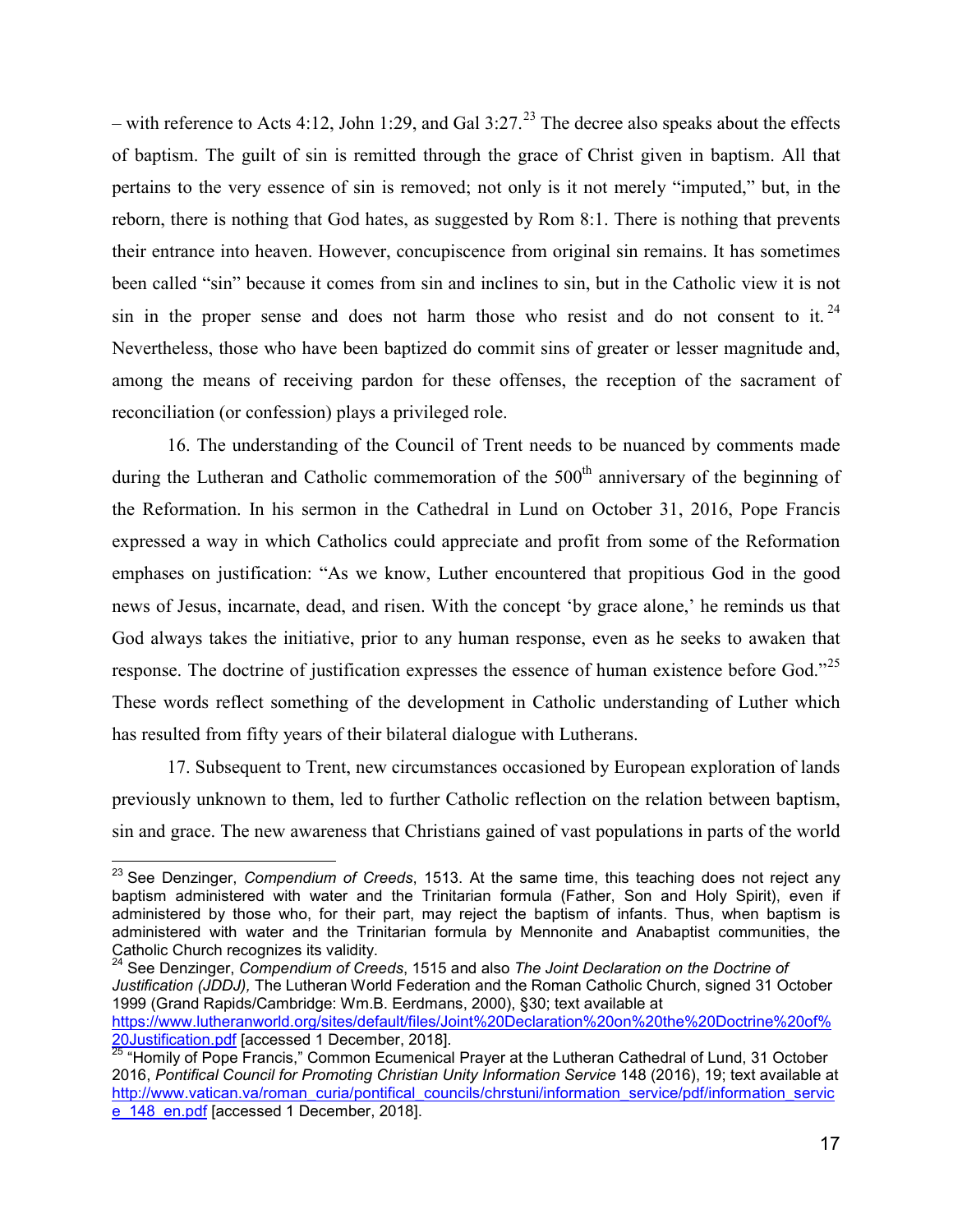– with reference to Acts 4:12, John 1:29, and Gal 3:27.[23] The decree also speaks about the effects of baptism. The guilt of sin is remitted through the grace of Christ given in baptism. All that pertains to the very essence of sin is removed; not only is it not merely "imputed," but, in the reborn, there is nothing that God hates, as suggested by Rom 8:1. There is nothing that prevents their entrance into heaven. However, concupiscence from original sin remains. It has sometimes been called "sin" because it comes from sin and inclines to sin, but in the Catholic view it is not sin in the proper sense and does not harm those who resist and do not consent to it.[24] Nevertheless, those who have been baptized do commit sins of greater or lesser magnitude and, among the means of receiving pardon for these offenses, the reception of the sacrament of reconciliation (or confession) plays a privileged role.

16. The understanding of the Council of Trent needs to be nuanced by comments made during the Lutheran and Catholic commemoration of the 500th anniversary of the beginning of the Reformation. In his sermon in the Cathedral in Lund on October 31, 2016, Pope Francis expressed a way in which Catholics could appreciate and profit from some of the Reformation emphases on justification: "As we know, Luther encountered that propitious God in the good news of Jesus, incarnate, dead, and risen. With the concept 'by grace alone,' he reminds us that God always takes the initiative, prior to any human response, even as he seeks to awaken that response. The doctrine of justification expresses the essence of human existence before God."[25] These words reflect something of the development in Catholic understanding of Luther which has resulted from fifty years of their bilateral dialogue with Lutherans.

17. Subsequent to Trent, new circumstances occasioned by European exploration of lands previously unknown to them, led to further Catholic reflection on the relation between baptism, sin and grace. The new awareness that Christians gained of vast populations in parts of the world

---

[23] See Denzinger, *Compendium of Creeds*, 1513. At the same time, this teaching does not reject any baptism administered with water and the Trinitarian formula (Father, Son and Holy Spirit), even if administered by those who, for their part, may reject the baptism of infants. Thus, when baptism is administered with water and the Trinitarian formula by Mennonite and Anabaptist communities, the Catholic Church recognizes its validity.

[24] See Denzinger, *Compendium of Creeds*, 1515 and also *The Joint Declaration on the Doctrine of Justification (JDDJ),* The Lutheran World Federation and the Roman Catholic Church, signed 31 October 1999 (Grand Rapids/Cambridge: Wm.B. Eerdmans, 2000), §30; text available at https://www.lutheranworld.org/sites/default/files/Joint%20Declaration%20on%20the%20Doctrine%20of%20Justification.pdf [accessed 1 December, 2018].

[25] "Homily of Pope Francis," Common Ecumenical Prayer at the Lutheran Cathedral of Lund, 31 October 2016, *Pontifical Council for Promoting Christian Unity Information Service* 148 (2016), 19; text available at http://www.vatican.va/roman_curia/pontifical_councils/chrstuni/information_service/pdf/information_service_148_en.pdf [accessed 1 December, 2018].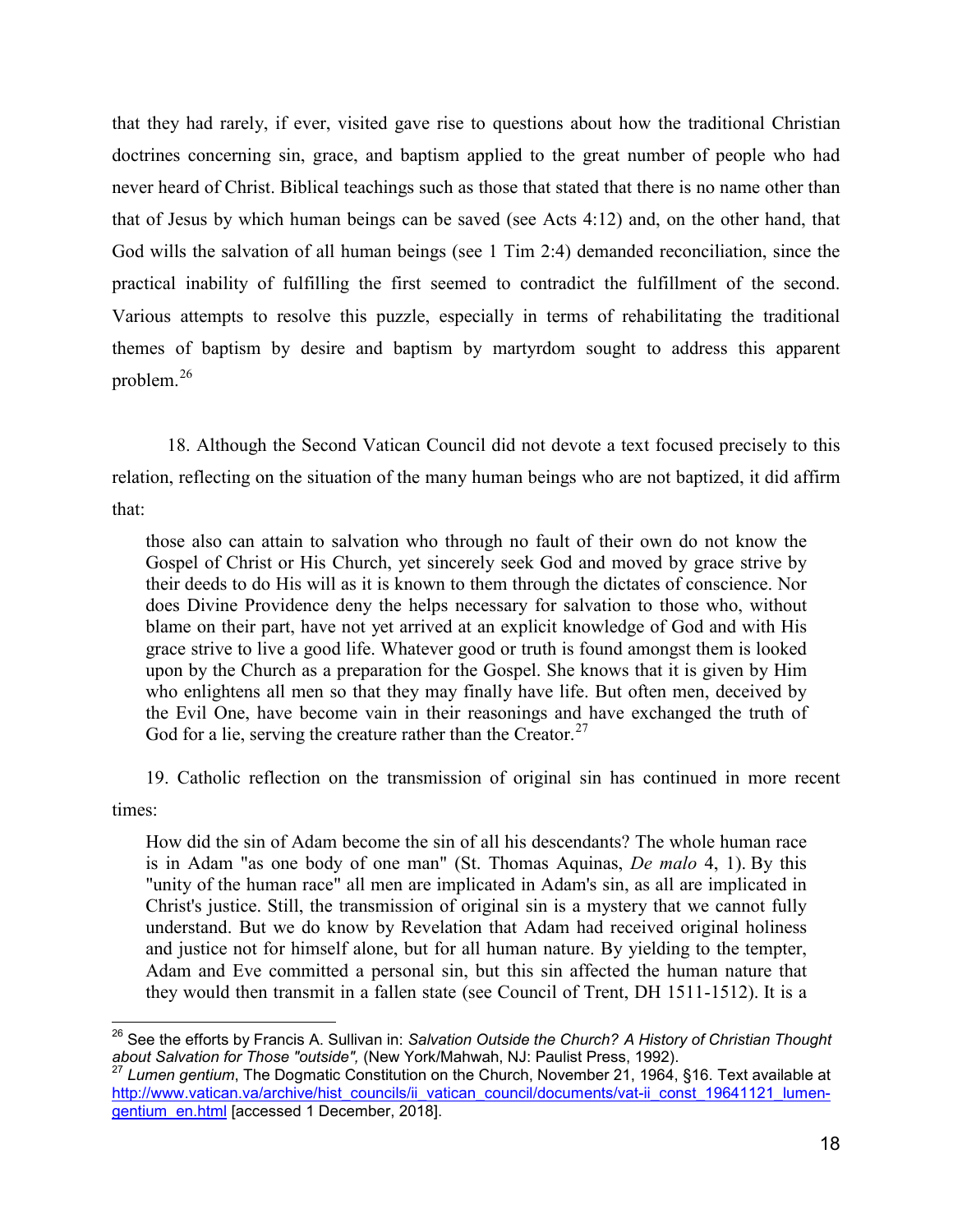that they had rarely, if ever, visited gave rise to questions about how the traditional Christian doctrines concerning sin, grace, and baptism applied to the great number of people who had never heard of Christ. Biblical teachings such as those that stated that there is no name other than that of Jesus by which human beings can be saved (see Acts 4:12) and, on the other hand, that God wills the salvation of all human beings (see 1 Tim 2:4) demanded reconciliation, since the practical inability of fulfilling the first seemed to contradict the fulfillment of the second. Various attempts to resolve this puzzle, especially in terms of rehabilitating the traditional themes of baptism by desire and baptism by martyrdom sought to address this apparent problem.[26]

18. Although the Second Vatican Council did not devote a text focused precisely to this relation, reflecting on the situation of the many human beings who are not baptized, it did affirm that:

> those also can attain to salvation who through no fault of their own do not know the Gospel of Christ or His Church, yet sincerely seek God and moved by grace strive by their deeds to do His will as it is known to them through the dictates of conscience. Nor does Divine Providence deny the helps necessary for salvation to those who, without blame on their part, have not yet arrived at an explicit knowledge of God and with His grace strive to live a good life. Whatever good or truth is found amongst them is looked upon by the Church as a preparation for the Gospel. She knows that it is given by Him who enlightens all men so that they may finally have life. But often men, deceived by the Evil One, have become vain in their reasonings and have exchanged the truth of God for a lie, serving the creature rather than the Creator.[27]

19. Catholic reflection on the transmission of original sin has continued in more recent times:

> How did the sin of Adam become the sin of all his descendants? The whole human race is in Adam "as one body of one man" (St. Thomas Aquinas, *De malo* 4, 1). By this "unity of the human race" all men are implicated in Adam's sin, as all are implicated in Christ's justice. Still, the transmission of original sin is a mystery that we cannot fully understand. But we do know by Revelation that Adam had received original holiness and justice not for himself alone, but for all human nature. By yielding to the tempter, Adam and Eve committed a personal sin, but this sin affected the human nature that they would then transmit in a fallen state (see Council of Trent, DH 1511-1512). It is a

---

[26] See the efforts by Francis A. Sullivan in: *Salvation Outside the Church? A History of Christian Thought about Salvation for Those "outside",* (New York/Mahwah, NJ: Paulist Press, 1992).

[27] *Lumen gentium*, The Dogmatic Constitution on the Church, November 21, 1964, §16. Text available at http://www.vatican.va/archive/hist_councils/ii_vatican_council/documents/vat-ii_const_19641121_lumen-gentium_en.html [accessed 1 December, 2018].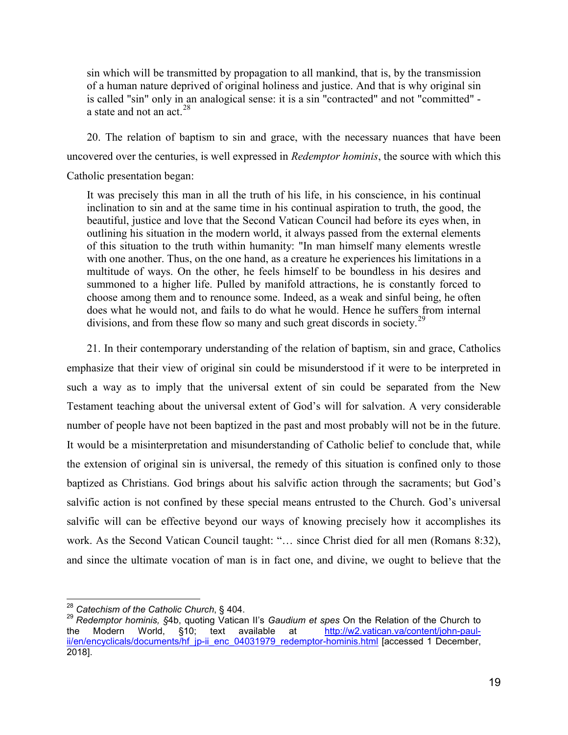> sin which will be transmitted by propagation to all mankind, that is, by the transmission of a human nature deprived of original holiness and justice. And that is why original sin is called "sin" only in an analogical sense: it is a sin "contracted" and not "committed" - a state and not an act.[28]

20. The relation of baptism to sin and grace, with the necessary nuances that have been uncovered over the centuries, is well expressed in *Redemptor hominis*, the source with which this Catholic presentation began:

> It was precisely this man in all the truth of his life, in his conscience, in his continual inclination to sin and at the same time in his continual aspiration to truth, the good, the beautiful, justice and love that the Second Vatican Council had before its eyes when, in outlining his situation in the modern world, it always passed from the external elements of this situation to the truth within humanity: "In man himself many elements wrestle with one another. Thus, on the one hand, as a creature he experiences his limitations in a multitude of ways. On the other, he feels himself to be boundless in his desires and summoned to a higher life. Pulled by manifold attractions, he is constantly forced to choose among them and to renounce some. Indeed, as a weak and sinful being, he often does what he would not, and fails to do what he would. Hence he suffers from internal divisions, and from these flow so many and such great discords in society.[29]

21. In their contemporary understanding of the relation of baptism, sin and grace, Catholics emphasize that their view of original sin could be misunderstood if it were to be interpreted in such a way as to imply that the universal extent of sin could be separated from the New Testament teaching about the universal extent of God's will for salvation. A very considerable number of people have not been baptized in the past and most probably will not be in the future. It would be a misinterpretation and misunderstanding of Catholic belief to conclude that, while the extension of original sin is universal, the remedy of this situation is confined only to those baptized as Christians. God brings about his salvific action through the sacraments; but God's salvific action is not confined by these special means entrusted to the Church. God's universal salvific will can be effective beyond our ways of knowing precisely how it accomplishes its work. As the Second Vatican Council taught: "… since Christ died for all men (Romans 8:32), and since the ultimate vocation of man is in fact one, and divine, we ought to believe that the

---

[28] *Catechism of the Catholic Church*, § 404.

[29] *Redemptor hominis, §*4b, quoting Vatican II's *Gaudium et spes* On the Relation of the Church to the Modern World, §10; text available at http://w2.vatican.va/content/john-paul-ii/en/encyclicals/documents/hf_jp-ii_enc_04031979_redemptor-hominis.html [accessed 1 December, 2018].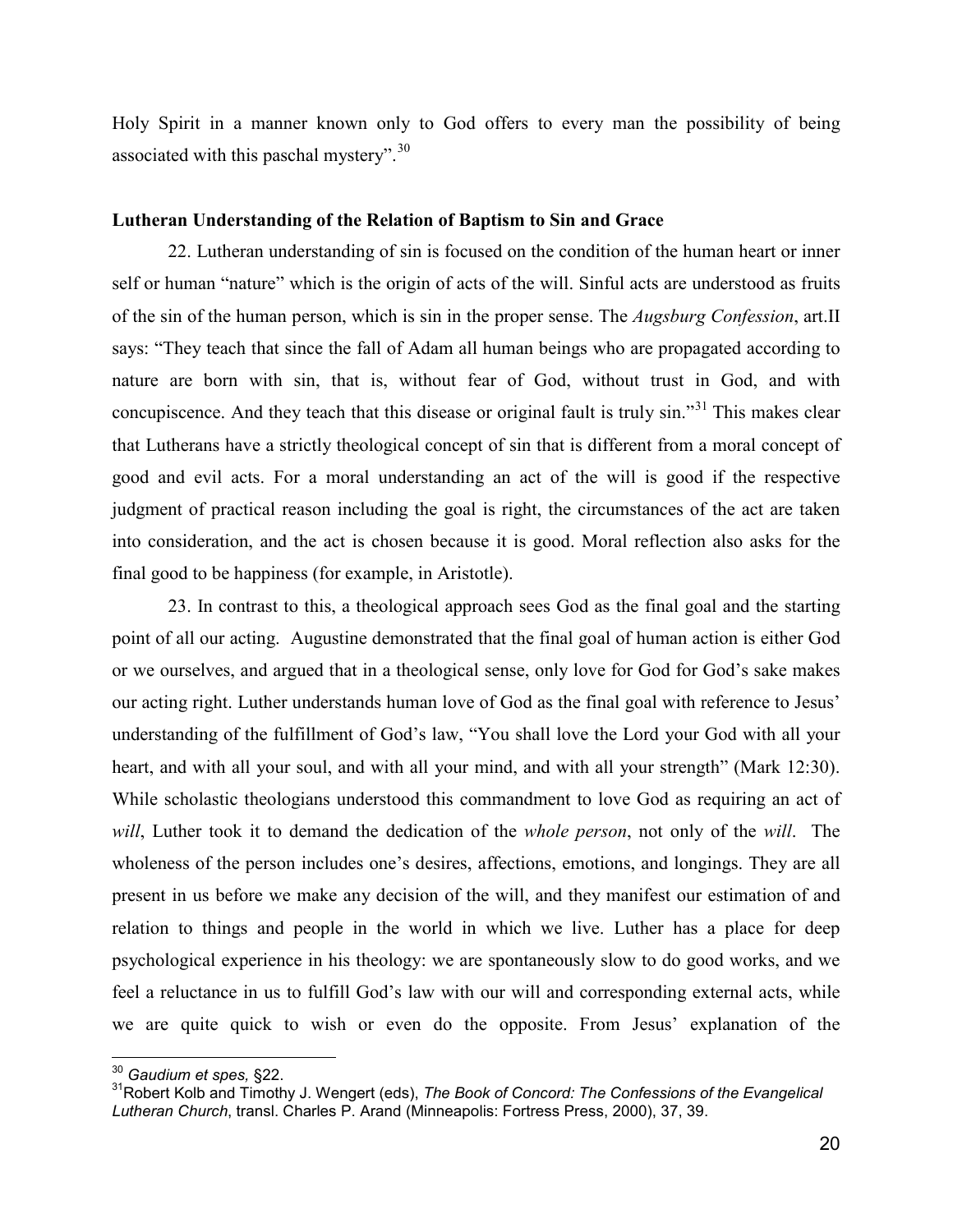Holy Spirit in a manner known only to God offers to every man the possibility of being associated with this paschal mystery".[30]

## Lutheran Understanding of the Relation of Baptism to Sin and Grace

22. Lutheran understanding of sin is focused on the condition of the human heart or inner self or human "nature" which is the origin of acts of the will. Sinful acts are understood as fruits of the sin of the human person, which is sin in the proper sense. The *Augsburg Confession*, art.II says: "They teach that since the fall of Adam all human beings who are propagated according to nature are born with sin, that is, without fear of God, without trust in God, and with concupiscence. And they teach that this disease or original fault is truly sin."[31] This makes clear that Lutherans have a strictly theological concept of sin that is different from a moral concept of good and evil acts. For a moral understanding an act of the will is good if the respective judgment of practical reason including the goal is right, the circumstances of the act are taken into consideration, and the act is chosen because it is good. Moral reflection also asks for the final good to be happiness (for example, in Aristotle).

23. In contrast to this, a theological approach sees God as the final goal and the starting point of all our acting. Augustine demonstrated that the final goal of human action is either God or we ourselves, and argued that in a theological sense, only love for God for God's sake makes our acting right. Luther understands human love of God as the final goal with reference to Jesus' understanding of the fulfillment of God's law, "You shall love the Lord your God with all your heart, and with all your soul, and with all your mind, and with all your strength" (Mark 12:30). While scholastic theologians understood this commandment to love God as requiring an act of *will*, Luther took it to demand the dedication of the *whole person*, not only of the *will*. The wholeness of the person includes one's desires, affections, emotions, and longings. They are all present in us before we make any decision of the will, and they manifest our estimation of and relation to things and people in the world in which we live. Luther has a place for deep psychological experience in his theology: we are spontaneously slow to do good works, and we feel a reluctance in us to fulfill God's law with our will and corresponding external acts, while we are quite quick to wish or even do the opposite. From Jesus' explanation of the

---

[30] *Gaudium et spes,* §22.

[31] Robert Kolb and Timothy J. Wengert (eds), *The Book of Concord: The Confessions of the Evangelical Lutheran Church*, transl. Charles P. Arand (Minneapolis: Fortress Press, 2000), 37, 39.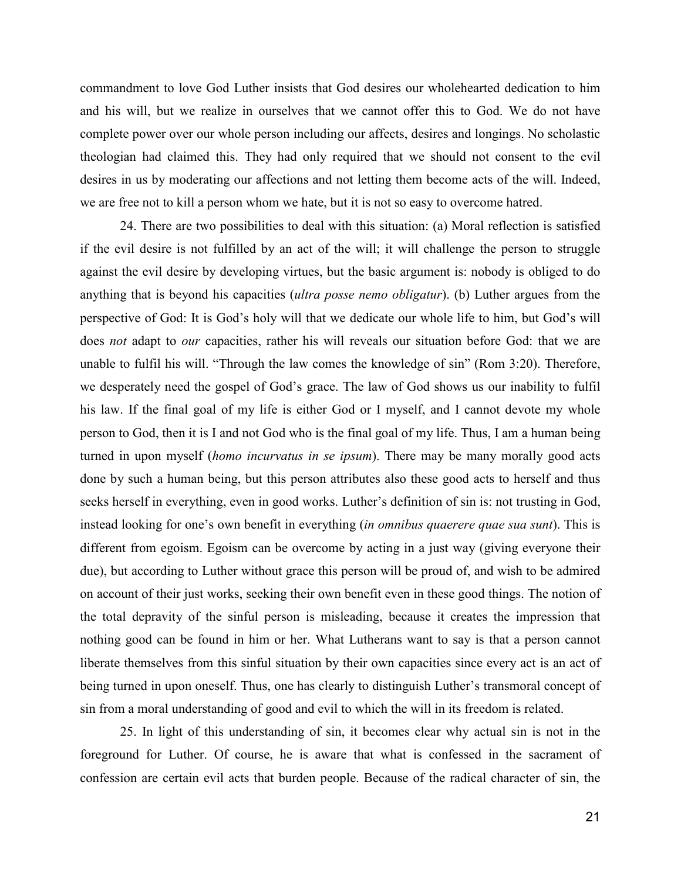commandment to love God Luther insists that God desires our wholehearted dedication to him and his will, but we realize in ourselves that we cannot offer this to God. We do not have complete power over our whole person including our affects, desires and longings. No scholastic theologian had claimed this. They had only required that we should not consent to the evil desires in us by moderating our affections and not letting them become acts of the will. Indeed, we are free not to kill a person whom we hate, but it is not so easy to overcome hatred.

24. There are two possibilities to deal with this situation: (a) Moral reflection is satisfied if the evil desire is not fulfilled by an act of the will; it will challenge the person to struggle against the evil desire by developing virtues, but the basic argument is: nobody is obliged to do anything that is beyond his capacities (*ultra posse nemo obligatur*). (b) Luther argues from the perspective of God: It is God's holy will that we dedicate our whole life to him, but God's will does *not* adapt to *our* capacities, rather his will reveals our situation before God: that we are unable to fulfil his will. "Through the law comes the knowledge of sin" (Rom 3:20). Therefore, we desperately need the gospel of God's grace. The law of God shows us our inability to fulfil his law. If the final goal of my life is either God or I myself, and I cannot devote my whole person to God, then it is I and not God who is the final goal of my life. Thus, I am a human being turned in upon myself (*homo incurvatus in se ipsum*). There may be many morally good acts done by such a human being, but this person attributes also these good acts to herself and thus seeks herself in everything, even in good works. Luther's definition of sin is: not trusting in God, instead looking for one's own benefit in everything (*in omnibus quaerere quae sua sunt*). This is different from egoism. Egoism can be overcome by acting in a just way (giving everyone their due), but according to Luther without grace this person will be proud of, and wish to be admired on account of their just works, seeking their own benefit even in these good things. The notion of the total depravity of the sinful person is misleading, because it creates the impression that nothing good can be found in him or her. What Lutherans want to say is that a person cannot liberate themselves from this sinful situation by their own capacities since every act is an act of being turned in upon oneself. Thus, one has clearly to distinguish Luther's transmoral concept of sin from a moral understanding of good and evil to which the will in its freedom is related.

25. In light of this understanding of sin, it becomes clear why actual sin is not in the foreground for Luther. Of course, he is aware that what is confessed in the sacrament of confession are certain evil acts that burden people. Because of the radical character of sin, the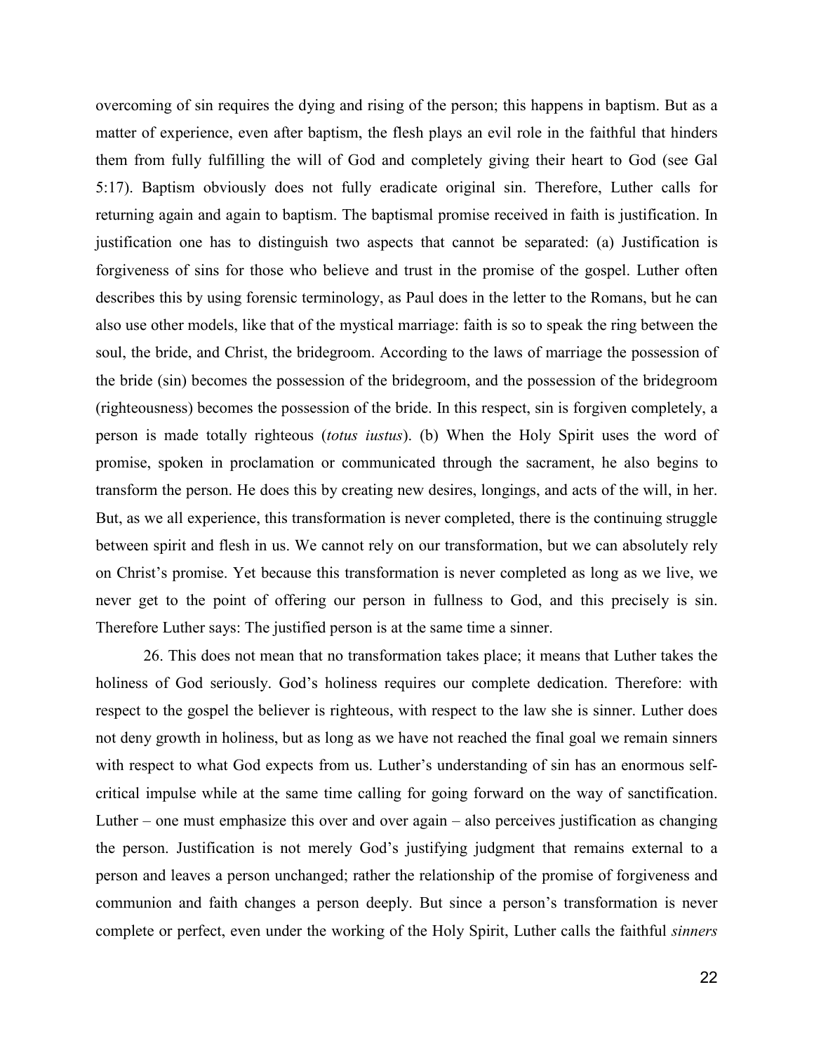overcoming of sin requires the dying and rising of the person; this happens in baptism. But as a matter of experience, even after baptism, the flesh plays an evil role in the faithful that hinders them from fully fulfilling the will of God and completely giving their heart to God (see Gal 5:17). Baptism obviously does not fully eradicate original sin. Therefore, Luther calls for returning again and again to baptism. The baptismal promise received in faith is justification. In justification one has to distinguish two aspects that cannot be separated: (a) Justification is forgiveness of sins for those who believe and trust in the promise of the gospel. Luther often describes this by using forensic terminology, as Paul does in the letter to the Romans, but he can also use other models, like that of the mystical marriage: faith is so to speak the ring between the soul, the bride, and Christ, the bridegroom. According to the laws of marriage the possession of the bride (sin) becomes the possession of the bridegroom, and the possession of the bridegroom (righteousness) becomes the possession of the bride. In this respect, sin is forgiven completely, a person is made totally righteous (*totus iustus*). (b) When the Holy Spirit uses the word of promise, spoken in proclamation or communicated through the sacrament, he also begins to transform the person. He does this by creating new desires, longings, and acts of the will, in her. But, as we all experience, this transformation is never completed, there is the continuing struggle between spirit and flesh in us. We cannot rely on our transformation, but we can absolutely rely on Christ's promise. Yet because this transformation is never completed as long as we live, we never get to the point of offering our person in fullness to God, and this precisely is sin. Therefore Luther says: The justified person is at the same time a sinner.

26. This does not mean that no transformation takes place; it means that Luther takes the holiness of God seriously. God's holiness requires our complete dedication. Therefore: with respect to the gospel the believer is righteous, with respect to the law she is sinner. Luther does not deny growth in holiness, but as long as we have not reached the final goal we remain sinners with respect to what God expects from us. Luther's understanding of sin has an enormous self-critical impulse while at the same time calling for going forward on the way of sanctification. Luther – one must emphasize this over and over again – also perceives justification as changing the person. Justification is not merely God's justifying judgment that remains external to a person and leaves a person unchanged; rather the relationship of the promise of forgiveness and communion and faith changes a person deeply. But since a person's transformation is never complete or perfect, even under the working of the Holy Spirit, Luther calls the faithful *sinners*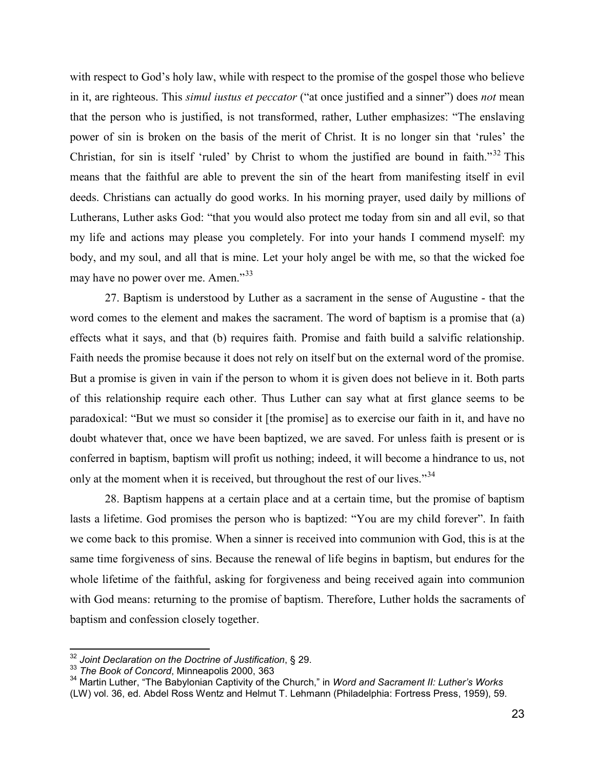with respect to God's holy law, while with respect to the promise of the gospel those who believe in it, are righteous. This *simul iustus et peccator* ("at once justified and a sinner") does *not* mean that the person who is justified, is not transformed, rather, Luther emphasizes: "The enslaving power of sin is broken on the basis of the merit of Christ. It is no longer sin that 'rules' the Christian, for sin is itself 'ruled' by Christ to whom the justified are bound in faith."[32] This means that the faithful are able to prevent the sin of the heart from manifesting itself in evil deeds. Christians can actually do good works. In his morning prayer, used daily by millions of Lutherans, Luther asks God: "that you would also protect me today from sin and all evil, so that my life and actions may please you completely. For into your hands I commend myself: my body, and my soul, and all that is mine. Let your holy angel be with me, so that the wicked foe may have no power over me. Amen."[33]

27. Baptism is understood by Luther as a sacrament in the sense of Augustine - that the word comes to the element and makes the sacrament. The word of baptism is a promise that (a) effects what it says, and that (b) requires faith. Promise and faith build a salvific relationship. Faith needs the promise because it does not rely on itself but on the external word of the promise. But a promise is given in vain if the person to whom it is given does not believe in it. Both parts of this relationship require each other. Thus Luther can say what at first glance seems to be paradoxical: "But we must so consider it [the promise] as to exercise our faith in it, and have no doubt whatever that, once we have been baptized, we are saved. For unless faith is present or is conferred in baptism, baptism will profit us nothing; indeed, it will become a hindrance to us, not only at the moment when it is received, but throughout the rest of our lives."[34]

28. Baptism happens at a certain place and at a certain time, but the promise of baptism lasts a lifetime. God promises the person who is baptized: "You are my child forever". In faith we come back to this promise. When a sinner is received into communion with God, this is at the same time forgiveness of sins. Because the renewal of life begins in baptism, but endures for the whole lifetime of the faithful, asking for forgiveness and being received again into communion with God means: returning to the promise of baptism. Therefore, Luther holds the sacraments of baptism and confession closely together.

---

[32] *Joint Declaration on the Doctrine of Justification*, § 29.

[33] *The Book of Concord*, Minneapolis 2000, 363

[34] Martin Luther, "The Babylonian Captivity of the Church," in *Word and Sacrament II: Luther's Works* (LW) vol. 36, ed. Abdel Ross Wentz and Helmut T. Lehmann (Philadelphia: Fortress Press, 1959), 59.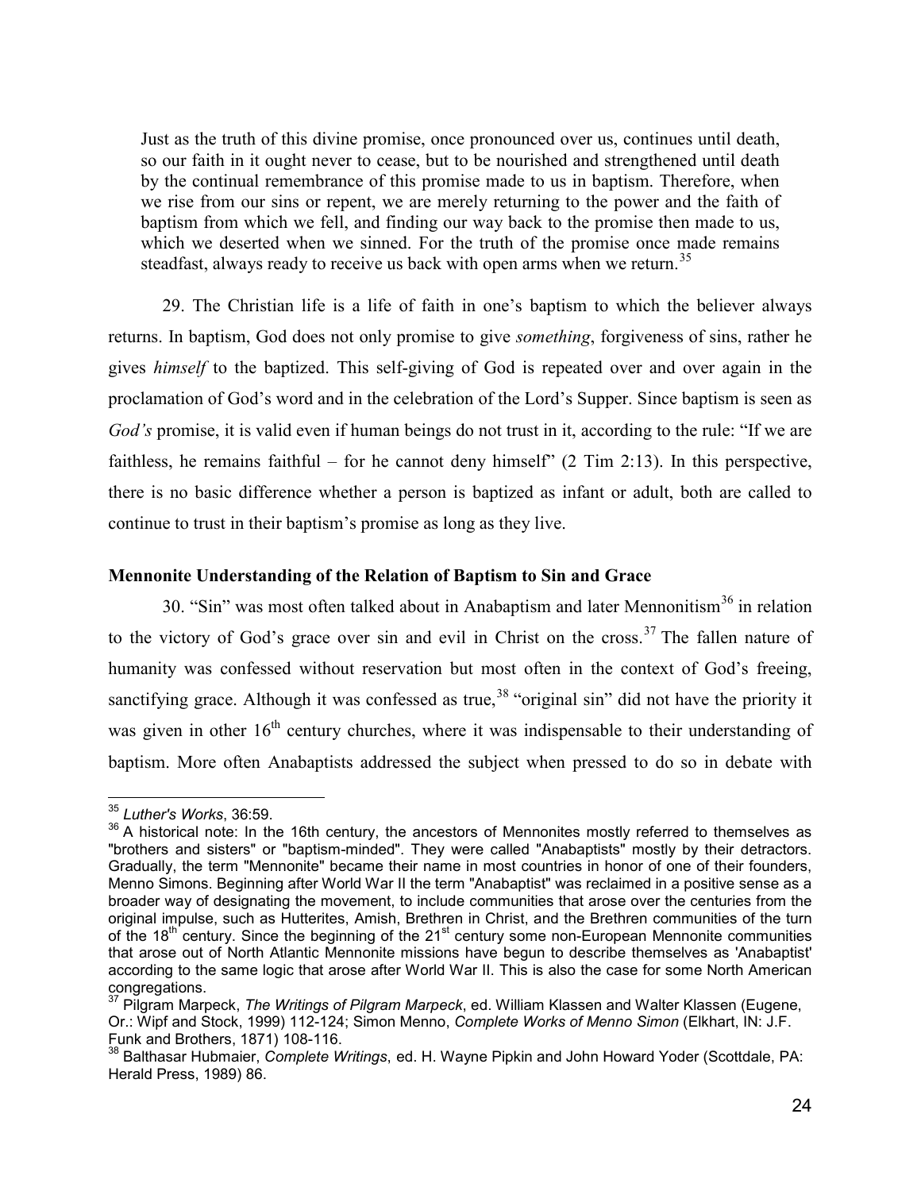> Just as the truth of this divine promise, once pronounced over us, continues until death, so our faith in it ought never to cease, but to be nourished and strengthened until death by the continual remembrance of this promise made to us in baptism. Therefore, when we rise from our sins or repent, we are merely returning to the power and the faith of baptism from which we fell, and finding our way back to the promise then made to us, which we deserted when we sinned. For the truth of the promise once made remains steadfast, always ready to receive us back with open arms when we return.[35]

29. The Christian life is a life of faith in one's baptism to which the believer always returns. In baptism, God does not only promise to give *something*, forgiveness of sins, rather he gives *himself* to the baptized. This self-giving of God is repeated over and over again in the proclamation of God's word and in the celebration of the Lord's Supper. Since baptism is seen as *God's* promise, it is valid even if human beings do not trust in it, according to the rule: "If we are faithless, he remains faithful – for he cannot deny himself" (2 Tim 2:13). In this perspective, there is no basic difference whether a person is baptized as infant or adult, both are called to continue to trust in their baptism's promise as long as they live.

### Mennonite Understanding of the Relation of Baptism to Sin and Grace

30. "Sin" was most often talked about in Anabaptism and later Mennonitism[36] in relation to the victory of God's grace over sin and evil in Christ on the cross.[37] The fallen nature of humanity was confessed without reservation but most often in the context of God's freeing, sanctifying grace. Although it was confessed as true,[38] "original sin" did not have the priority it was given in other 16th century churches, where it was indispensable to their understanding of baptism. More often Anabaptists addressed the subject when pressed to do so in debate with

---

[35] *Luther's Works*, 36:59.

[36] A historical note: In the 16th century, the ancestors of Mennonites mostly referred to themselves as "brothers and sisters" or "baptism-minded". They were called "Anabaptists" mostly by their detractors. Gradually, the term "Mennonite" became their name in most countries in honor of one of their founders, Menno Simons. Beginning after World War II the term "Anabaptist" was reclaimed in a positive sense as a broader way of designating the movement, to include communities that arose over the centuries from the original impulse, such as Hutterites, Amish, Brethren in Christ, and the Brethren communities of the turn of the 18th century. Since the beginning of the 21st century some non-European Mennonite communities that arose out of North Atlantic Mennonite missions have begun to describe themselves as 'Anabaptist' according to the same logic that arose after World War II. This is also the case for some North American congregations.

[37] Pilgram Marpeck, *The Writings of Pilgram Marpeck*, ed. William Klassen and Walter Klassen (Eugene, Or.: Wipf and Stock, 1999) 112-124; Simon Menno, *Complete Works of Menno Simon* (Elkhart, IN: J.F. Funk and Brothers, 1871) 108-116.

[38] Balthasar Hubmaier, *Complete Writings*, ed. H. Wayne Pipkin and John Howard Yoder (Scottdale, PA: Herald Press, 1989) 86.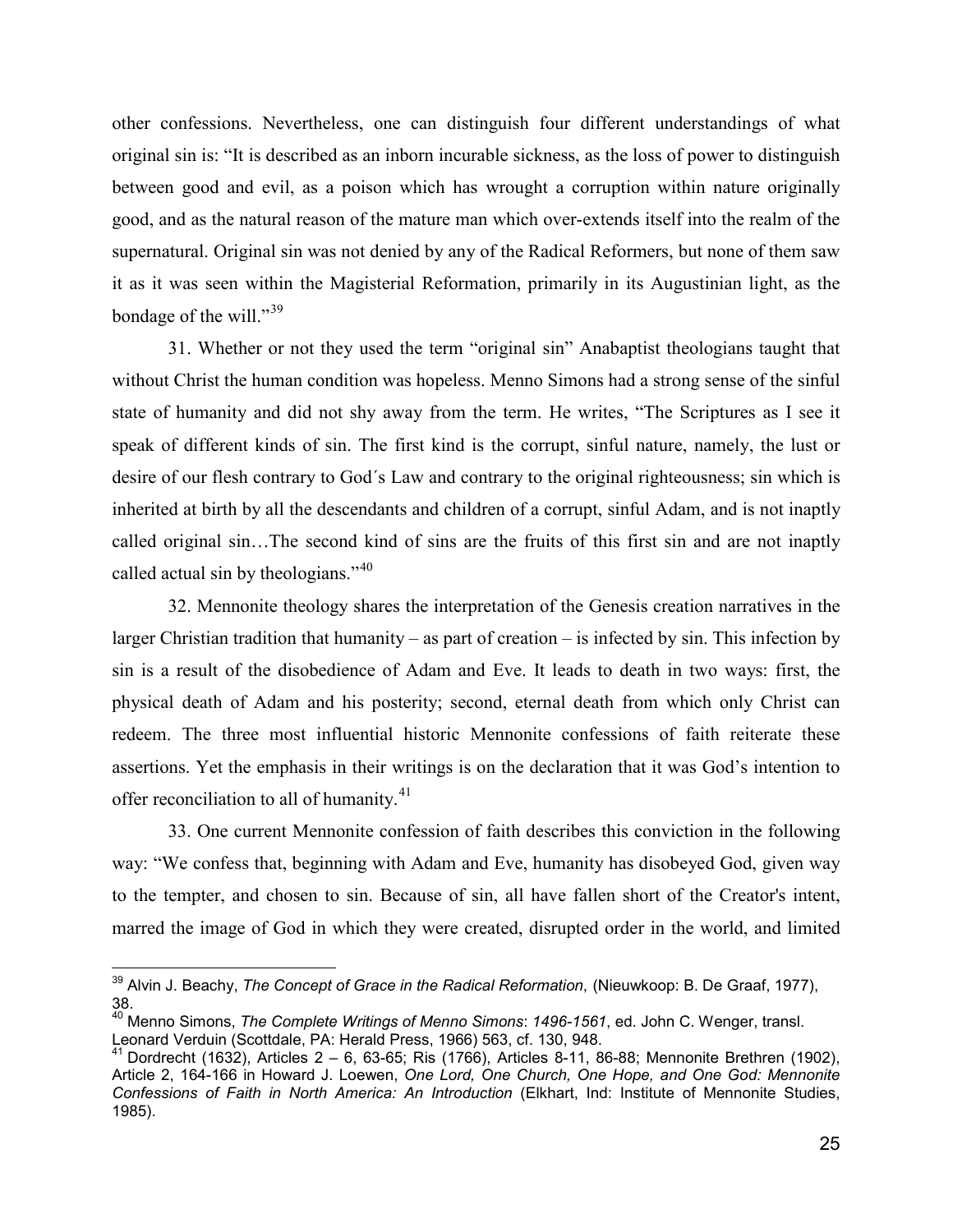other confessions. Nevertheless, one can distinguish four different understandings of what original sin is: "It is described as an inborn incurable sickness, as the loss of power to distinguish between good and evil, as a poison which has wrought a corruption within nature originally good, and as the natural reason of the mature man which over-extends itself into the realm of the supernatural. Original sin was not denied by any of the Radical Reformers, but none of them saw it as it was seen within the Magisterial Reformation, primarily in its Augustinian light, as the bondage of the will."[39]

31. Whether or not they used the term "original sin" Anabaptist theologians taught that without Christ the human condition was hopeless. Menno Simons had a strong sense of the sinful state of humanity and did not shy away from the term. He writes, "The Scriptures as I see it speak of different kinds of sin. The first kind is the corrupt, sinful nature, namely, the lust or desire of our flesh contrary to God´s Law and contrary to the original righteousness; sin which is inherited at birth by all the descendants and children of a corrupt, sinful Adam, and is not inaptly called original sin…The second kind of sins are the fruits of this first sin and are not inaptly called actual sin by theologians."[40]

32. Mennonite theology shares the interpretation of the Genesis creation narratives in the larger Christian tradition that humanity – as part of creation – is infected by sin. This infection by sin is a result of the disobedience of Adam and Eve. It leads to death in two ways: first, the physical death of Adam and his posterity; second, eternal death from which only Christ can redeem. The three most influential historic Mennonite confessions of faith reiterate these assertions. Yet the emphasis in their writings is on the declaration that it was God's intention to offer reconciliation to all of humanity.[41]

33. One current Mennonite confession of faith describes this conviction in the following way: "We confess that, beginning with Adam and Eve, humanity has disobeyed God, given way to the tempter, and chosen to sin. Because of sin, all have fallen short of the Creator's intent, marred the image of God in which they were created, disrupted order in the world, and limited

---

[39] Alvin J. Beachy, *The Concept of Grace in the Radical Reformation*, (Nieuwkoop: B. De Graaf, 1977), 38.

[40] Menno Simons, *The Complete Writings of Menno Simons*: *1496-1561*, ed. John C. Wenger, transl. Leonard Verduin (Scottdale, PA: Herald Press, 1966) 563, cf. 130, 948.

[41] Dordrecht (1632), Articles 2 – 6, 63-65; Ris (1766), Articles 8-11, 86-88; Mennonite Brethren (1902), Article 2, 164-166 in Howard J. Loewen, *One Lord, One Church, One Hope, and One God: Mennonite Confessions of Faith in North America: An Introduction* (Elkhart, Ind: Institute of Mennonite Studies, 1985).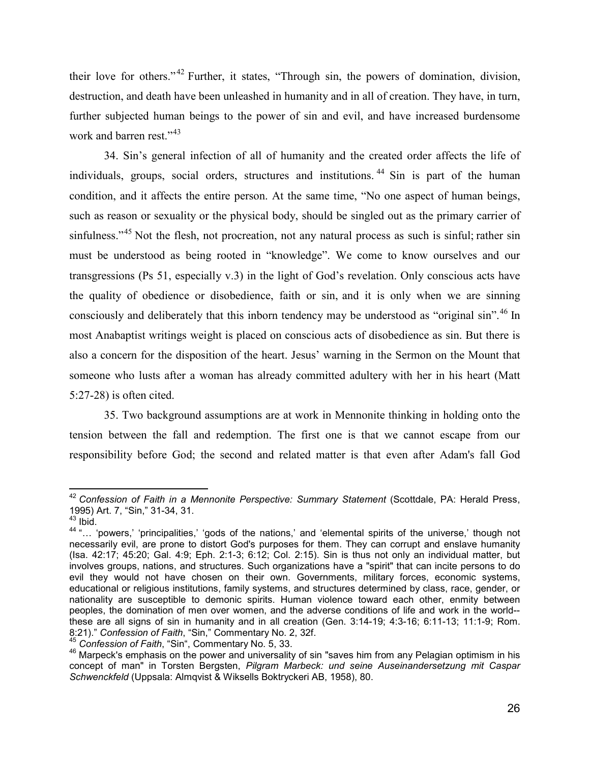their love for others."[42] Further, it states, "Through sin, the powers of domination, division, destruction, and death have been unleashed in humanity and in all of creation. They have, in turn, further subjected human beings to the power of sin and evil, and have increased burdensome work and barren rest."[43]

34. Sin's general infection of all of humanity and the created order affects the life of individuals, groups, social orders, structures and institutions.[44] Sin is part of the human condition, and it affects the entire person. At the same time, "No one aspect of human beings, such as reason or sexuality or the physical body, should be singled out as the primary carrier of sinfulness."[45] Not the flesh, not procreation, not any natural process as such is sinful; rather sin must be understood as being rooted in "knowledge". We come to know ourselves and our transgressions (Ps 51, especially v.3) in the light of God's revelation. Only conscious acts have the quality of obedience or disobedience, faith or sin, and it is only when we are sinning consciously and deliberately that this inborn tendency may be understood as "original sin".[46] In most Anabaptist writings weight is placed on conscious acts of disobedience as sin. But there is also a concern for the disposition of the heart. Jesus' warning in the Sermon on the Mount that someone who lusts after a woman has already committed adultery with her in his heart (Matt 5:27-28) is often cited.

35. Two background assumptions are at work in Mennonite thinking in holding onto the tension between the fall and redemption. The first one is that we cannot escape from our responsibility before God; the second and related matter is that even after Adam's fall God

---

[42] *Confession of Faith in a Mennonite Perspective: Summary Statement* (Scottdale, PA: Herald Press, 1995) Art. 7, "Sin," 31-34, 31.

[43] Ibid.

[44] "… 'powers,' 'principalities,' 'gods of the nations,' and 'elemental spirits of the universe,' though not necessarily evil, are prone to distort God's purposes for them. They can corrupt and enslave humanity (Isa. 42:17; 45:20; Gal. 4:9; Eph. 2:1-3; 6:12; Col. 2:15). Sin is thus not only an individual matter, but involves groups, nations, and structures. Such organizations have a "spirit" that can incite persons to do evil they would not have chosen on their own. Governments, military forces, economic systems, educational or religious institutions, family systems, and structures determined by class, race, gender, or nationality are susceptible to demonic spirits. Human violence toward each other, enmity between peoples, the domination of men over women, and the adverse conditions of life and work in the world--these are all signs of sin in humanity and in all creation (Gen. 3:14-19; 4:3-16; 6:11-13; 11:1-9; Rom. 8:21)." *Confession of Faith*, "Sin," Commentary No. 2, 32f.

[45] *Confession of Faith*, "Sin", Commentary No. 5, 33.

[46] Marpeck's emphasis on the power and universality of sin "saves him from any Pelagian optimism in his concept of man" in Torsten Bergsten, *Pilgram Marbeck: und seine Auseinandersetzung mit Caspar Schwenckfeld* (Uppsala: Almqvist & Wiksells Boktryckeri AB, 1958), 80.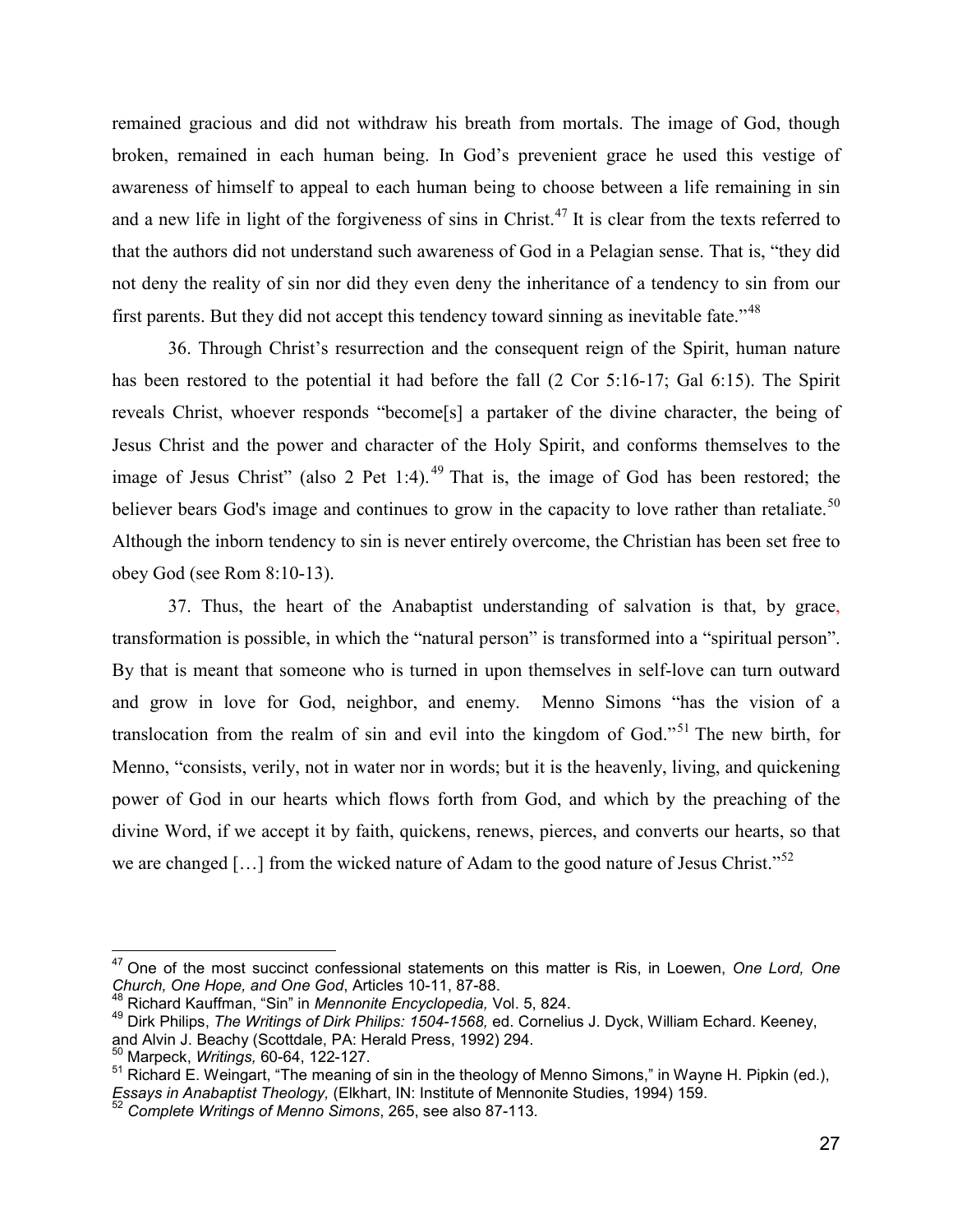remained gracious and did not withdraw his breath from mortals. The image of God, though broken, remained in each human being. In God's prevenient grace he used this vestige of awareness of himself to appeal to each human being to choose between a life remaining in sin and a new life in light of the forgiveness of sins in Christ.[47] It is clear from the texts referred to that the authors did not understand such awareness of God in a Pelagian sense. That is, "they did not deny the reality of sin nor did they even deny the inheritance of a tendency to sin from our first parents. But they did not accept this tendency toward sinning as inevitable fate."[48]

36. Through Christ's resurrection and the consequent reign of the Spirit, human nature has been restored to the potential it had before the fall (2 Cor 5:16-17; Gal 6:15). The Spirit reveals Christ, whoever responds "become[s] a partaker of the divine character, the being of Jesus Christ and the power and character of the Holy Spirit, and conforms themselves to the image of Jesus Christ" (also 2 Pet 1:4).[49] That is, the image of God has been restored; the believer bears God's image and continues to grow in the capacity to love rather than retaliate.[50] Although the inborn tendency to sin is never entirely overcome, the Christian has been set free to obey God (see Rom 8:10-13).

37. Thus, the heart of the Anabaptist understanding of salvation is that, by grace, transformation is possible, in which the "natural person" is transformed into a "spiritual person". By that is meant that someone who is turned in upon themselves in self-love can turn outward and grow in love for God, neighbor, and enemy. Menno Simons "has the vision of a translocation from the realm of sin and evil into the kingdom of God."[51] The new birth, for Menno, "consists, verily, not in water nor in words; but it is the heavenly, living, and quickening power of God in our hearts which flows forth from God, and which by the preaching of the divine Word, if we accept it by faith, quickens, renews, pierces, and converts our hearts, so that we are changed […] from the wicked nature of Adam to the good nature of Jesus Christ."[52]

---

[47] One of the most succinct confessional statements on this matter is Ris, in Loewen, *One Lord, One Church, One Hope, and One God*, Articles 10-11, 87-88.

[48] Richard Kauffman, "Sin" in *Mennonite Encyclopedia,* Vol. 5, 824.

[49] Dirk Philips, *The Writings of Dirk Philips: 1504-1568,* ed. Cornelius J. Dyck, William Echard. Keeney, and Alvin J. Beachy (Scottdale, PA: Herald Press, 1992) 294.

[50] Marpeck, *Writings,* 60-64, 122-127.

[51] Richard E. Weingart, "The meaning of sin in the theology of Menno Simons," in Wayne H. Pipkin (ed.), *Essays in Anabaptist Theology,* (Elkhart, IN: Institute of Mennonite Studies, 1994) 159.

[52] *Complete Writings of Menno Simons*, 265, see also 87-113.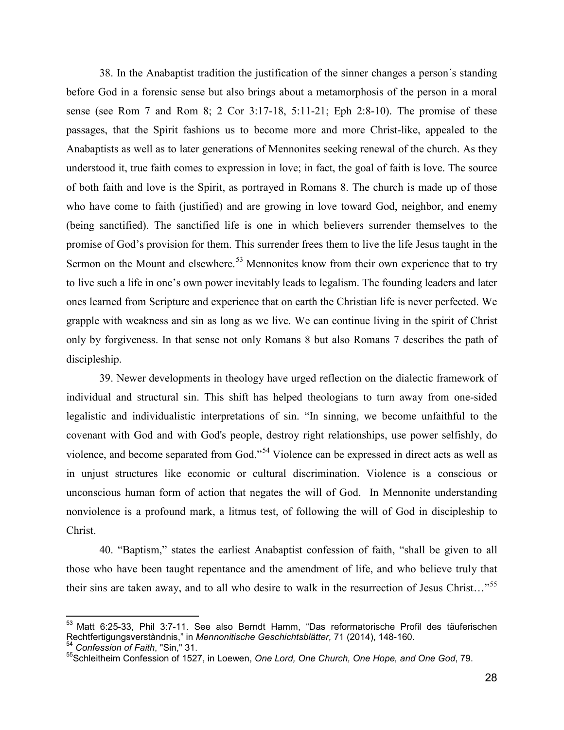38. In the Anabaptist tradition the justification of the sinner changes a person´s standing before God in a forensic sense but also brings about a metamorphosis of the person in a moral sense (see Rom 7 and Rom 8; 2 Cor 3:17-18, 5:11-21; Eph 2:8-10). The promise of these passages, that the Spirit fashions us to become more and more Christ-like, appealed to the Anabaptists as well as to later generations of Mennonites seeking renewal of the church. As they understood it, true faith comes to expression in love; in fact, the goal of faith is love. The source of both faith and love is the Spirit, as portrayed in Romans 8. The church is made up of those who have come to faith (justified) and are growing in love toward God, neighbor, and enemy (being sanctified). The sanctified life is one in which believers surrender themselves to the promise of God's provision for them. This surrender frees them to live the life Jesus taught in the Sermon on the Mount and elsewhere.[53] Mennonites know from their own experience that to try to live such a life in one's own power inevitably leads to legalism. The founding leaders and later ones learned from Scripture and experience that on earth the Christian life is never perfected. We grapple with weakness and sin as long as we live. We can continue living in the spirit of Christ only by forgiveness. In that sense not only Romans 8 but also Romans 7 describes the path of discipleship.

39. Newer developments in theology have urged reflection on the dialectic framework of individual and structural sin. This shift has helped theologians to turn away from one-sided legalistic and individualistic interpretations of sin. "In sinning, we become unfaithful to the covenant with God and with God's people, destroy right relationships, use power selfishly, do violence, and become separated from God."[54] Violence can be expressed in direct acts as well as in unjust structures like economic or cultural discrimination. Violence is a conscious or unconscious human form of action that negates the will of God. In Mennonite understanding nonviolence is a profound mark, a litmus test, of following the will of God in discipleship to Christ.

40. "Baptism," states the earliest Anabaptist confession of faith, "shall be given to all those who have been taught repentance and the amendment of life, and who believe truly that their sins are taken away, and to all who desire to walk in the resurrection of Jesus Christ…"[55]

---

[53] Matt 6:25-33, Phil 3:7-11. See also Berndt Hamm, "Das reformatorische Profil des täuferischen Rechtfertigungsverstàndnis," in *Mennonitische Geschichtsblätter,* 71 (2014), 148-160.

[54] *Confession of Faith*, "Sin," 31.

[55] Schleitheim Confession of 1527, in Loewen, *One Lord, One Church, One Hope, and One God*, 79.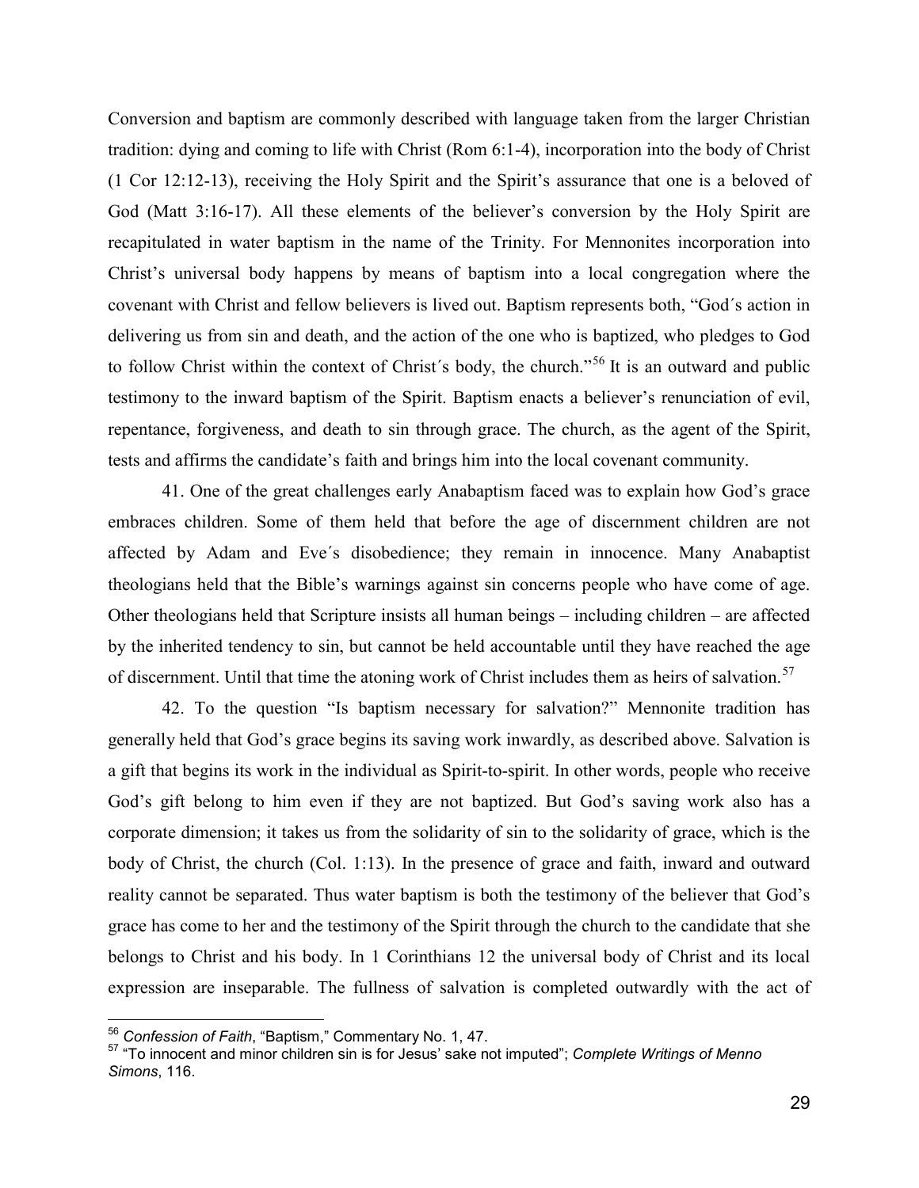Conversion and baptism are commonly described with language taken from the larger Christian tradition: dying and coming to life with Christ (Rom 6:1-4), incorporation into the body of Christ (1 Cor 12:12-13), receiving the Holy Spirit and the Spirit's assurance that one is a beloved of God (Matt 3:16-17). All these elements of the believer's conversion by the Holy Spirit are recapitulated in water baptism in the name of the Trinity. For Mennonites incorporation into Christ's universal body happens by means of baptism into a local congregation where the covenant with Christ and fellow believers is lived out. Baptism represents both, "God´s action in delivering us from sin and death, and the action of the one who is baptized, who pledges to God to follow Christ within the context of Christ´s body, the church."[56] It is an outward and public testimony to the inward baptism of the Spirit. Baptism enacts a believer's renunciation of evil, repentance, forgiveness, and death to sin through grace. The church, as the agent of the Spirit, tests and affirms the candidate's faith and brings him into the local covenant community.

41. One of the great challenges early Anabaptism faced was to explain how God's grace embraces children. Some of them held that before the age of discernment children are not affected by Adam and Eve´s disobedience; they remain in innocence. Many Anabaptist theologians held that the Bible's warnings against sin concerns people who have come of age. Other theologians held that Scripture insists all human beings – including children – are affected by the inherited tendency to sin, but cannot be held accountable until they have reached the age of discernment. Until that time the atoning work of Christ includes them as heirs of salvation.[57]

42. To the question "Is baptism necessary for salvation?" Mennonite tradition has generally held that God's grace begins its saving work inwardly, as described above. Salvation is a gift that begins its work in the individual as Spirit-to-spirit. In other words, people who receive God's gift belong to him even if they are not baptized. But God's saving work also has a corporate dimension; it takes us from the solidarity of sin to the solidarity of grace, which is the body of Christ, the church (Col. 1:13). In the presence of grace and faith, inward and outward reality cannot be separated. Thus water baptism is both the testimony of the believer that God's grace has come to her and the testimony of the Spirit through the church to the candidate that she belongs to Christ and his body. In 1 Corinthians 12 the universal body of Christ and its local expression are inseparable. The fullness of salvation is completed outwardly with the act of

---

[56] *Confession of Faith*, "Baptism," Commentary No. 1, 47.

[57] "To innocent and minor children sin is for Jesus' sake not imputed"; *Complete Writings of Menno Simons*, 116.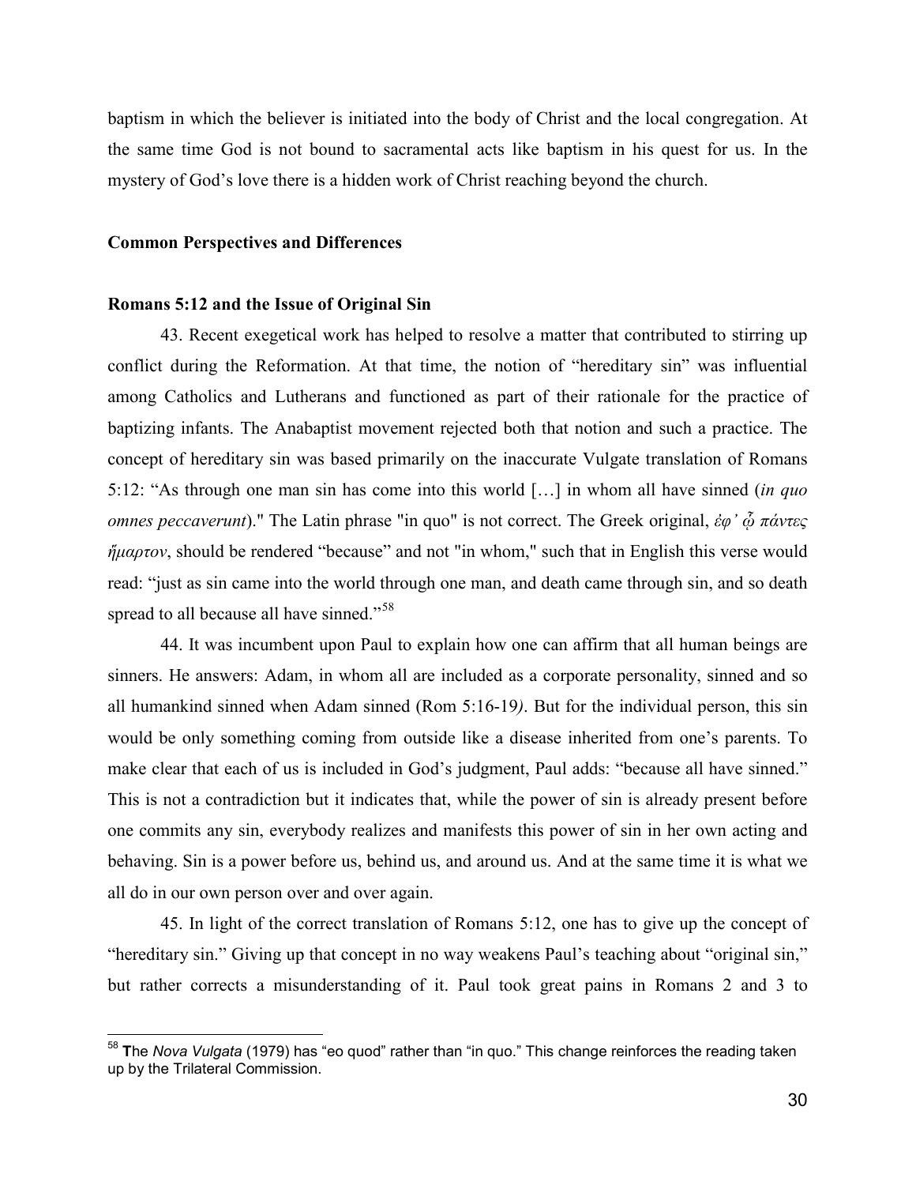baptism in which the believer is initiated into the body of Christ and the local congregation. At the same time God is not bound to sacramental acts like baptism in his quest for us. In the mystery of God's love there is a hidden work of Christ reaching beyond the church.

### Common Perspectives and Differences

### Romans 5:12 and the Issue of Original Sin

43. Recent exegetical work has helped to resolve a matter that contributed to stirring up conflict during the Reformation. At that time, the notion of "hereditary sin" was influential among Catholics and Lutherans and functioned as part of their rationale for the practice of baptizing infants. The Anabaptist movement rejected both that notion and such a practice. The concept of hereditary sin was based primarily on the inaccurate Vulgate translation of Romans 5:12: "As through one man sin has come into this world […] in whom all have sinned (*in quo omnes peccaverunt*)." The Latin phrase "in quo" is not correct. The Greek original, *ἐφ' ᾧ πάντες ἥμαρτον*, should be rendered "because" and not "in whom," such that in English this verse would read: "just as sin came into the world through one man, and death came through sin, and so death spread to all because all have sinned."[58]

44. It was incumbent upon Paul to explain how one can affirm that all human beings are sinners. He answers: Adam, in whom all are included as a corporate personality, sinned and so all humankind sinned when Adam sinned (Rom 5:16-19*)*. But for the individual person, this sin would be only something coming from outside like a disease inherited from one's parents. To make clear that each of us is included in God's judgment, Paul adds: "because all have sinned." This is not a contradiction but it indicates that, while the power of sin is already present before one commits any sin, everybody realizes and manifests this power of sin in her own acting and behaving. Sin is a power before us, behind us, and around us. And at the same time it is what we all do in our own person over and over again.

45. In light of the correct translation of Romans 5:12, one has to give up the concept of "hereditary sin." Giving up that concept in no way weakens Paul's teaching about "original sin," but rather corrects a misunderstanding of it. Paul took great pains in Romans 2 and 3 to

---

[58] **T**he *Nova Vulgata* (1979) has "eo quod" rather than "in quo." This change reinforces the reading taken up by the Trilateral Commission.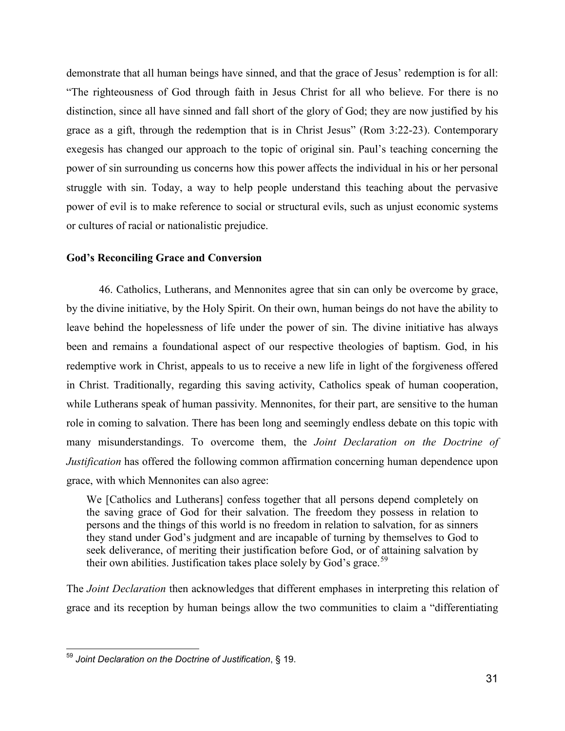demonstrate that all human beings have sinned, and that the grace of Jesus' redemption is for all: "The righteousness of God through faith in Jesus Christ for all who believe. For there is no distinction, since all have sinned and fall short of the glory of God; they are now justified by his grace as a gift, through the redemption that is in Christ Jesus" (Rom 3:22-23). Contemporary exegesis has changed our approach to the topic of original sin. Paul's teaching concerning the power of sin surrounding us concerns how this power affects the individual in his or her personal struggle with sin. Today, a way to help people understand this teaching about the pervasive power of evil is to make reference to social or structural evils, such as unjust economic systems or cultures of racial or nationalistic prejudice.

**God's Reconciling Grace and Conversion**

46. Catholics, Lutherans, and Mennonites agree that sin can only be overcome by grace, by the divine initiative, by the Holy Spirit. On their own, human beings do not have the ability to leave behind the hopelessness of life under the power of sin. The divine initiative has always been and remains a foundational aspect of our respective theologies of baptism. God, in his redemptive work in Christ, appeals to us to receive a new life in light of the forgiveness offered in Christ. Traditionally, regarding this saving activity, Catholics speak of human cooperation, while Lutherans speak of human passivity. Mennonites, for their part, are sensitive to the human role in coming to salvation. There has been long and seemingly endless debate on this topic with many misunderstandings. To overcome them, the *Joint Declaration on the Doctrine of Justification* has offered the following common affirmation concerning human dependence upon grace, with which Mennonites can also agree:

> We [Catholics and Lutherans] confess together that all persons depend completely on the saving grace of God for their salvation. The freedom they possess in relation to persons and the things of this world is no freedom in relation to salvation, for as sinners they stand under God's judgment and are incapable of turning by themselves to God to seek deliverance, of meriting their justification before God, or of attaining salvation by their own abilities. Justification takes place solely by God's grace.[59]

The *Joint Declaration* then acknowledges that different emphases in interpreting this relation of grace and its reception by human beings allow the two communities to claim a "differentiating

---

[59] *Joint Declaration on the Doctrine of Justification*, § 19.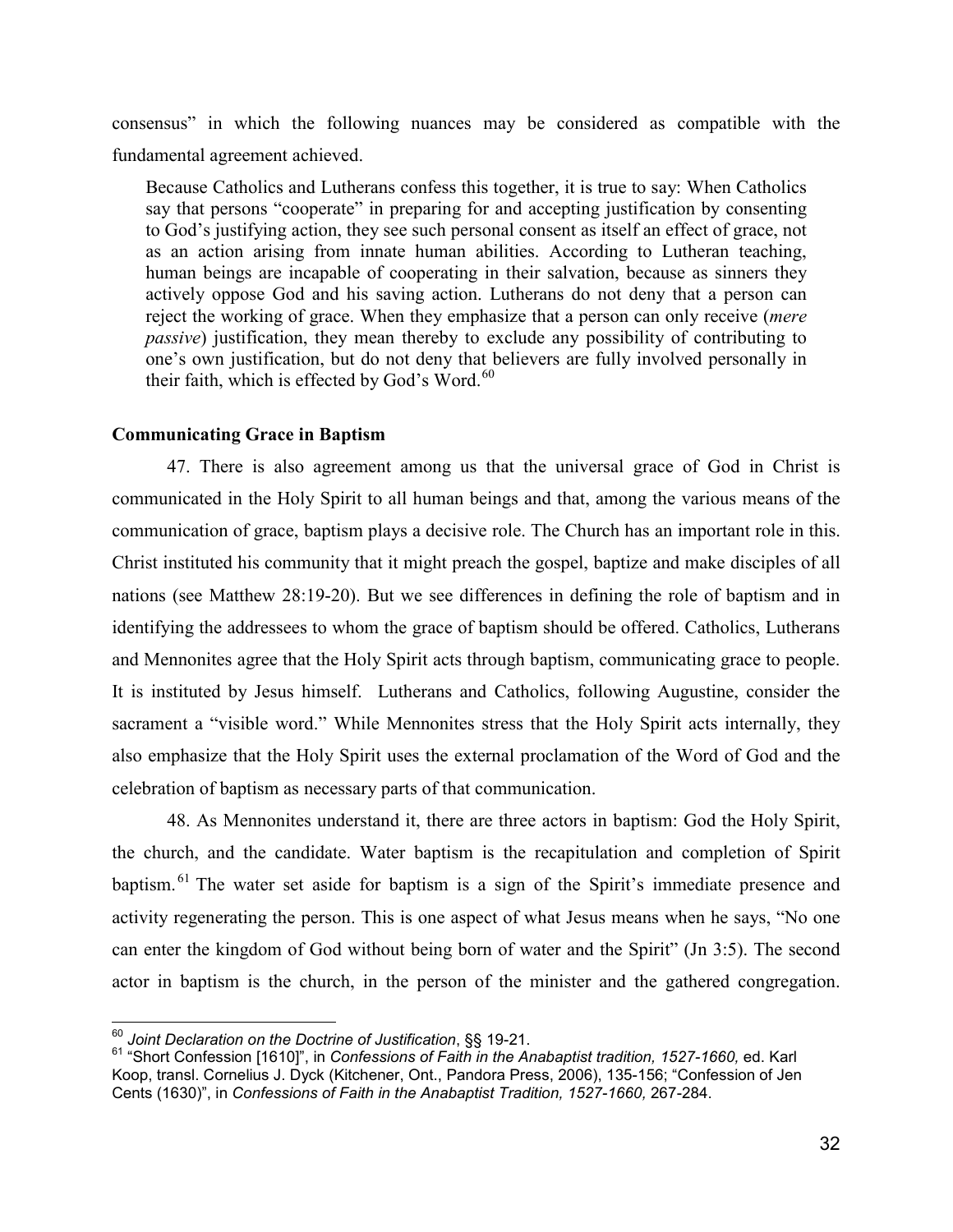consensus" in which the following nuances may be considered as compatible with the fundamental agreement achieved.

> Because Catholics and Lutherans confess this together, it is true to say: When Catholics say that persons "cooperate" in preparing for and accepting justification by consenting to God's justifying action, they see such personal consent as itself an effect of grace, not as an action arising from innate human abilities. According to Lutheran teaching, human beings are incapable of cooperating in their salvation, because as sinners they actively oppose God and his saving action. Lutherans do not deny that a person can reject the working of grace. When they emphasize that a person can only receive (*mere passive*) justification, they mean thereby to exclude any possibility of contributing to one's own justification, but do not deny that believers are fully involved personally in their faith, which is effected by God's Word.[60]

**Communicating Grace in Baptism**

47. There is also agreement among us that the universal grace of God in Christ is communicated in the Holy Spirit to all human beings and that, among the various means of the communication of grace, baptism plays a decisive role. The Church has an important role in this. Christ instituted his community that it might preach the gospel, baptize and make disciples of all nations (see Matthew 28:19-20). But we see differences in defining the role of baptism and in identifying the addressees to whom the grace of baptism should be offered. Catholics, Lutherans and Mennonites agree that the Holy Spirit acts through baptism, communicating grace to people. It is instituted by Jesus himself. Lutherans and Catholics, following Augustine, consider the sacrament a "visible word." While Mennonites stress that the Holy Spirit acts internally, they also emphasize that the Holy Spirit uses the external proclamation of the Word of God and the celebration of baptism as necessary parts of that communication.

48. As Mennonites understand it, there are three actors in baptism: God the Holy Spirit, the church, and the candidate. Water baptism is the recapitulation and completion of Spirit baptism.[61] The water set aside for baptism is a sign of the Spirit's immediate presence and activity regenerating the person. This is one aspect of what Jesus means when he says, "No one can enter the kingdom of God without being born of water and the Spirit" (Jn 3:5). The second actor in baptism is the church, in the person of the minister and the gathered congregation.

---

[60] *Joint Declaration on the Doctrine of Justification*, §§ 19-21.

[61] "Short Confession [1610]", in *Confessions of Faith in the Anabaptist tradition, 1527-1660,* ed. Karl Koop, transl. Cornelius J. Dyck (Kitchener, Ont., Pandora Press, 2006), 135-156; "Confession of Jen Cents (1630)", in *Confessions of Faith in the Anabaptist Tradition, 1527-1660,* 267-284.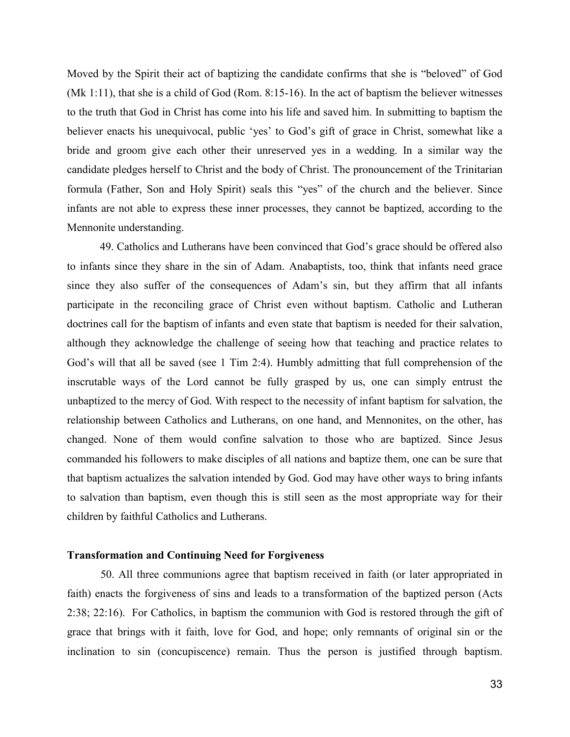Moved by the Spirit their act of baptizing the candidate confirms that she is "beloved" of God (Mk 1:11), that she is a child of God (Rom. 8:15-16). In the act of baptism the believer witnesses to the truth that God in Christ has come into his life and saved him. In submitting to baptism the believer enacts his unequivocal, public 'yes' to God's gift of grace in Christ, somewhat like a bride and groom give each other their unreserved yes in a wedding. In a similar way the candidate pledges herself to Christ and the body of Christ. The pronouncement of the Trinitarian formula (Father, Son and Holy Spirit) seals this "yes" of the church and the believer. Since infants are not able to express these inner processes, they cannot be baptized, according to the Mennonite understanding.

49. Catholics and Lutherans have been convinced that God's grace should be offered also to infants since they share in the sin of Adam. Anabaptists, too, think that infants need grace since they also suffer of the consequences of Adam's sin, but they affirm that all infants participate in the reconciling grace of Christ even without baptism. Catholic and Lutheran doctrines call for the baptism of infants and even state that baptism is needed for their salvation, although they acknowledge the challenge of seeing how that teaching and practice relates to God's will that all be saved (see 1 Tim 2:4). Humbly admitting that full comprehension of the inscrutable ways of the Lord cannot be fully grasped by us, one can simply entrust the unbaptized to the mercy of God. With respect to the necessity of infant baptism for salvation, the relationship between Catholics and Lutherans, on one hand, and Mennonites, on the other, has changed. None of them would confine salvation to those who are baptized. Since Jesus commanded his followers to make disciples of all nations and baptize them, one can be sure that that baptism actualizes the salvation intended by God. God may have other ways to bring infants to salvation than baptism, even though this is still seen as the most appropriate way for their children by faithful Catholics and Lutherans.

### Transformation and Continuing Need for Forgiveness

50. All three communions agree that baptism received in faith (or later appropriated in faith) enacts the forgiveness of sins and leads to a transformation of the baptized person (Acts 2:38; 22:16). For Catholics, in baptism the communion with God is restored through the gift of grace that brings with it faith, love for God, and hope; only remnants of original sin or the inclination to sin (concupiscence) remain. Thus the person is justified through baptism.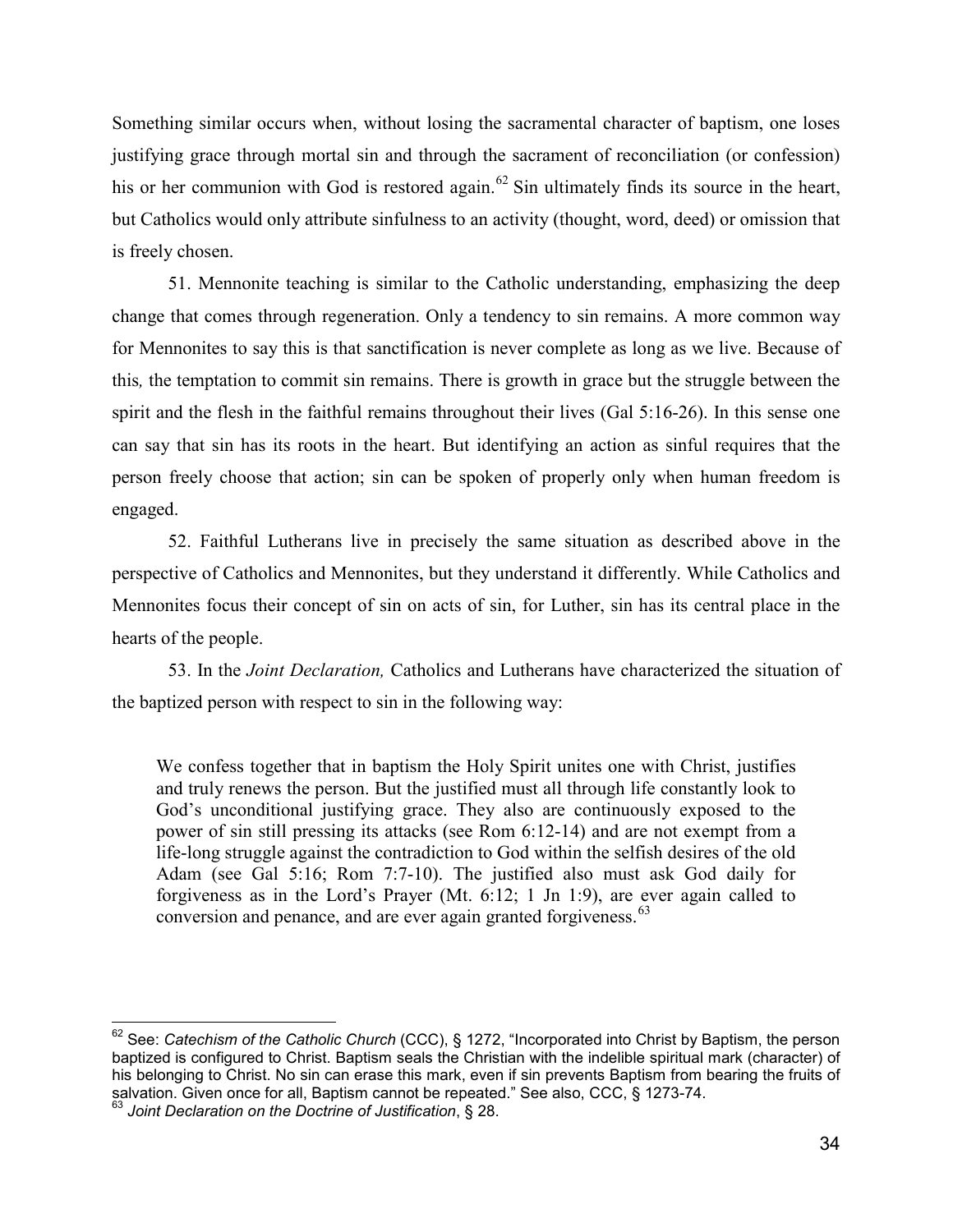Something similar occurs when, without losing the sacramental character of baptism, one loses justifying grace through mortal sin and through the sacrament of reconciliation (or confession) his or her communion with God is restored again.[62] Sin ultimately finds its source in the heart, but Catholics would only attribute sinfulness to an activity (thought, word, deed) or omission that is freely chosen.

51. Mennonite teaching is similar to the Catholic understanding, emphasizing the deep change that comes through regeneration. Only a tendency to sin remains. A more common way for Mennonites to say this is that sanctification is never complete as long as we live. Because of this, the temptation to commit sin remains. There is growth in grace but the struggle between the spirit and the flesh in the faithful remains throughout their lives (Gal 5:16-26). In this sense one can say that sin has its roots in the heart. But identifying an action as sinful requires that the person freely choose that action; sin can be spoken of properly only when human freedom is engaged.

52. Faithful Lutherans live in precisely the same situation as described above in the perspective of Catholics and Mennonites, but they understand it differently. While Catholics and Mennonites focus their concept of sin on acts of sin, for Luther, sin has its central place in the hearts of the people.

53. In the *Joint Declaration,* Catholics and Lutherans have characterized the situation of the baptized person with respect to sin in the following way:

> We confess together that in baptism the Holy Spirit unites one with Christ, justifies and truly renews the person. But the justified must all through life constantly look to God's unconditional justifying grace. They also are continuously exposed to the power of sin still pressing its attacks (see Rom 6:12-14) and are not exempt from a life-long struggle against the contradiction to God within the selfish desires of the old Adam (see Gal 5:16; Rom 7:7-10). The justified also must ask God daily for forgiveness as in the Lord's Prayer (Mt. 6:12; 1 Jn 1:9), are ever again called to conversion and penance, and are ever again granted forgiveness.[63]

---

[62] See: *Catechism of the Catholic Church* (CCC), § 1272, "Incorporated into Christ by Baptism, the person baptized is configured to Christ. Baptism seals the Christian with the indelible spiritual mark (character) of his belonging to Christ. No sin can erase this mark, even if sin prevents Baptism from bearing the fruits of salvation. Given once for all, Baptism cannot be repeated." See also, CCC, § 1273-74.

[63] *Joint Declaration on the Doctrine of Justification*, § 28.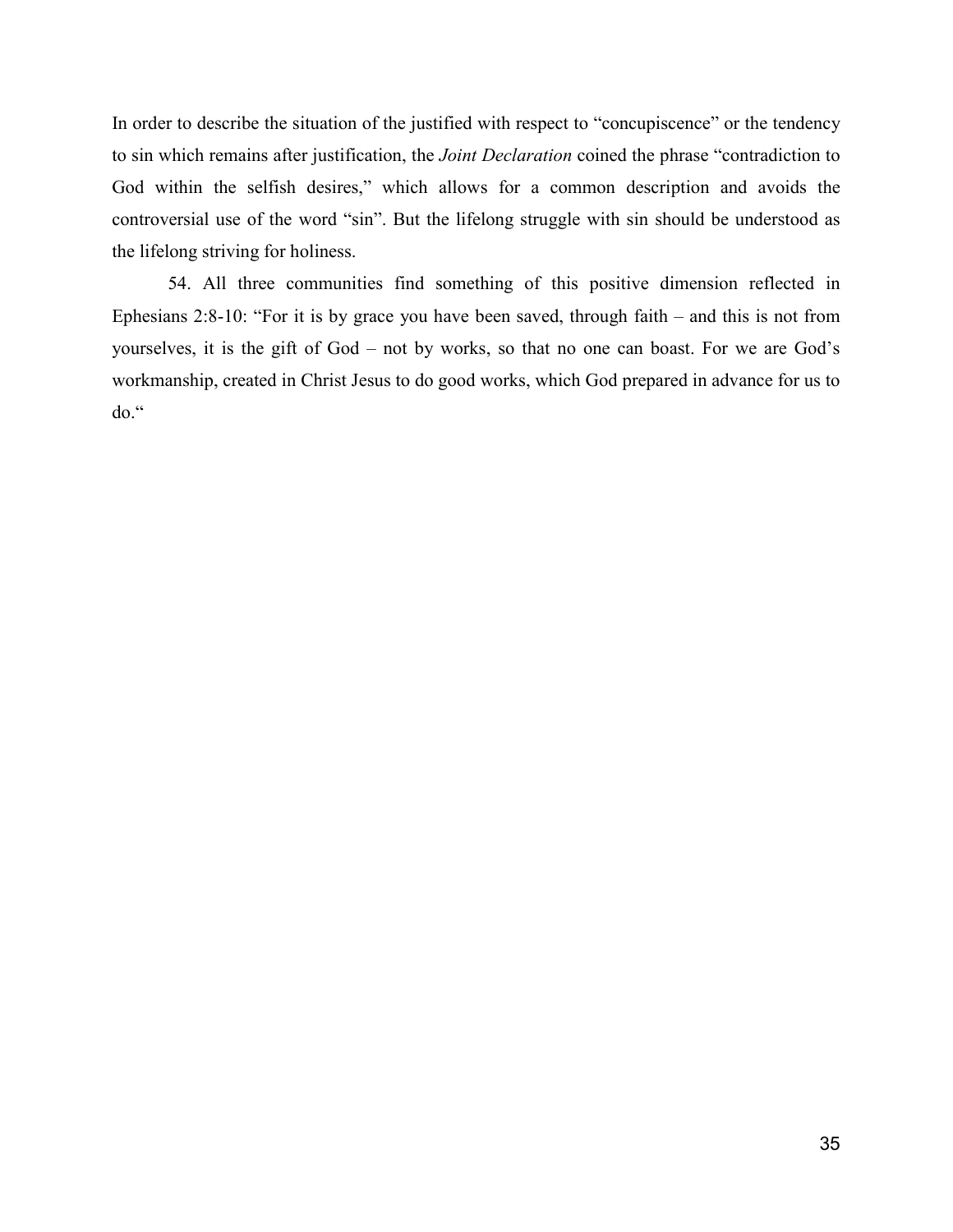In order to describe the situation of the justified with respect to "concupiscence" or the tendency to sin which remains after justification, the *Joint Declaration* coined the phrase "contradiction to God within the selfish desires," which allows for a common description and avoids the controversial use of the word "sin". But the lifelong struggle with sin should be understood as the lifelong striving for holiness.

54. All three communities find something of this positive dimension reflected in Ephesians 2:8-10: "For it is by grace you have been saved, through faith – and this is not from yourselves, it is the gift of God – not by works, so that no one can boast. For we are God's workmanship, created in Christ Jesus to do good works, which God prepared in advance for us to do."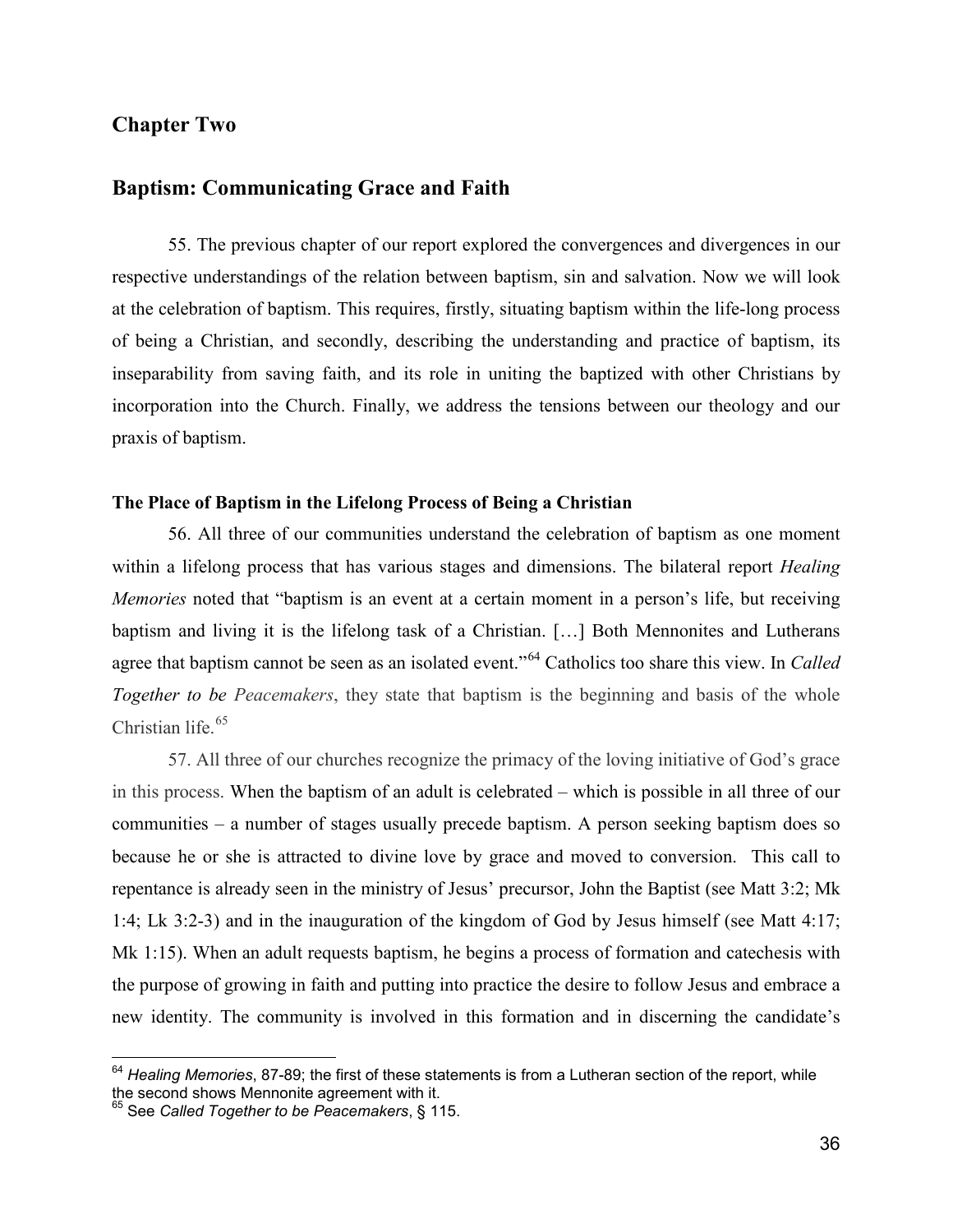## Chapter Two

## Baptism: Communicating Grace and Faith

55. The previous chapter of our report explored the convergences and divergences in our respective understandings of the relation between baptism, sin and salvation. Now we will look at the celebration of baptism. This requires, firstly, situating baptism within the life-long process of being a Christian, and secondly, describing the understanding and practice of baptism, its inseparability from saving faith, and its role in uniting the baptized with other Christians by incorporation into the Church. Finally, we address the tensions between our theology and our praxis of baptism.

### The Place of Baptism in the Lifelong Process of Being a Christian

56. All three of our communities understand the celebration of baptism as one moment within a lifelong process that has various stages and dimensions. The bilateral report *Healing Memories* noted that "baptism is an event at a certain moment in a person's life, but receiving baptism and living it is the lifelong task of a Christian. […] Both Mennonites and Lutherans agree that baptism cannot be seen as an isolated event."[64] Catholics too share this view. In *Called Together to be Peacemakers*, they state that baptism is the beginning and basis of the whole Christian life.[65]

57. All three of our churches recognize the primacy of the loving initiative of God's grace in this process. When the baptism of an adult is celebrated – which is possible in all three of our communities – a number of stages usually precede baptism. A person seeking baptism does so because he or she is attracted to divine love by grace and moved to conversion. This call to repentance is already seen in the ministry of Jesus' precursor, John the Baptist (see Matt 3:2; Mk 1:4; Lk 3:2-3) and in the inauguration of the kingdom of God by Jesus himself (see Matt 4:17; Mk 1:15). When an adult requests baptism, he begins a process of formation and catechesis with the purpose of growing in faith and putting into practice the desire to follow Jesus and embrace a new identity. The community is involved in this formation and in discerning the candidate's

[64] *Healing Memories*, 87-89; the first of these statements is from a Lutheran section of the report, while the second shows Mennonite agreement with it.

[65] See *Called Together to be Peacemakers*, § 115.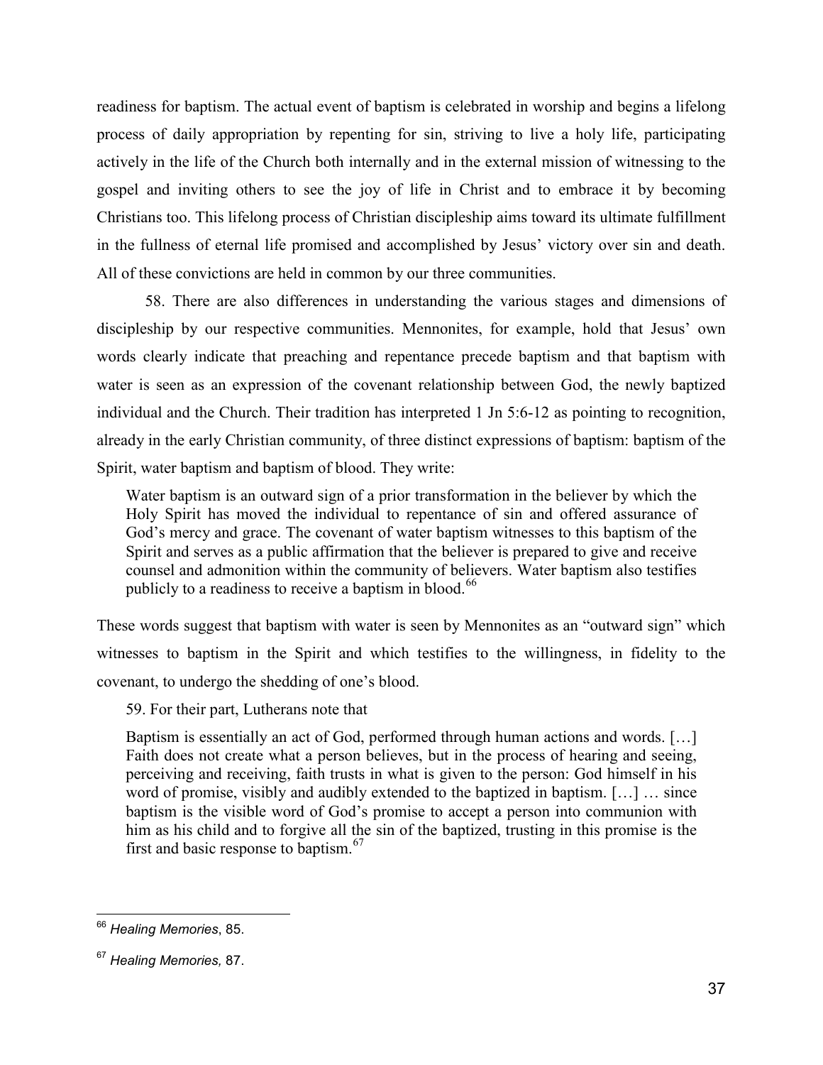readiness for baptism. The actual event of baptism is celebrated in worship and begins a lifelong process of daily appropriation by repenting for sin, striving to live a holy life, participating actively in the life of the Church both internally and in the external mission of witnessing to the gospel and inviting others to see the joy of life in Christ and to embrace it by becoming Christians too. This lifelong process of Christian discipleship aims toward its ultimate fulfillment in the fullness of eternal life promised and accomplished by Jesus' victory over sin and death. All of these convictions are held in common by our three communities.

58. There are also differences in understanding the various stages and dimensions of discipleship by our respective communities. Mennonites, for example, hold that Jesus' own words clearly indicate that preaching and repentance precede baptism and that baptism with water is seen as an expression of the covenant relationship between God, the newly baptized individual and the Church. Their tradition has interpreted 1 Jn 5:6-12 as pointing to recognition, already in the early Christian community, of three distinct expressions of baptism: baptism of the Spirit, water baptism and baptism of blood. They write:

> Water baptism is an outward sign of a prior transformation in the believer by which the Holy Spirit has moved the individual to repentance of sin and offered assurance of God's mercy and grace. The covenant of water baptism witnesses to this baptism of the Spirit and serves as a public affirmation that the believer is prepared to give and receive counsel and admonition within the community of believers. Water baptism also testifies publicly to a readiness to receive a baptism in blood.[66]

These words suggest that baptism with water is seen by Mennonites as an "outward sign" which witnesses to baptism in the Spirit and which testifies to the willingness, in fidelity to the covenant, to undergo the shedding of one's blood.

59. For their part, Lutherans note that

> Baptism is essentially an act of God, performed through human actions and words. […] Faith does not create what a person believes, but in the process of hearing and seeing, perceiving and receiving, faith trusts in what is given to the person: God himself in his word of promise, visibly and audibly extended to the baptized in baptism. […] … since baptism is the visible word of God's promise to accept a person into communion with him as his child and to forgive all the sin of the baptized, trusting in this promise is the first and basic response to baptism.[67]

---

[66] *Healing Memories*, 85.

[67] *Healing Memories,* 87.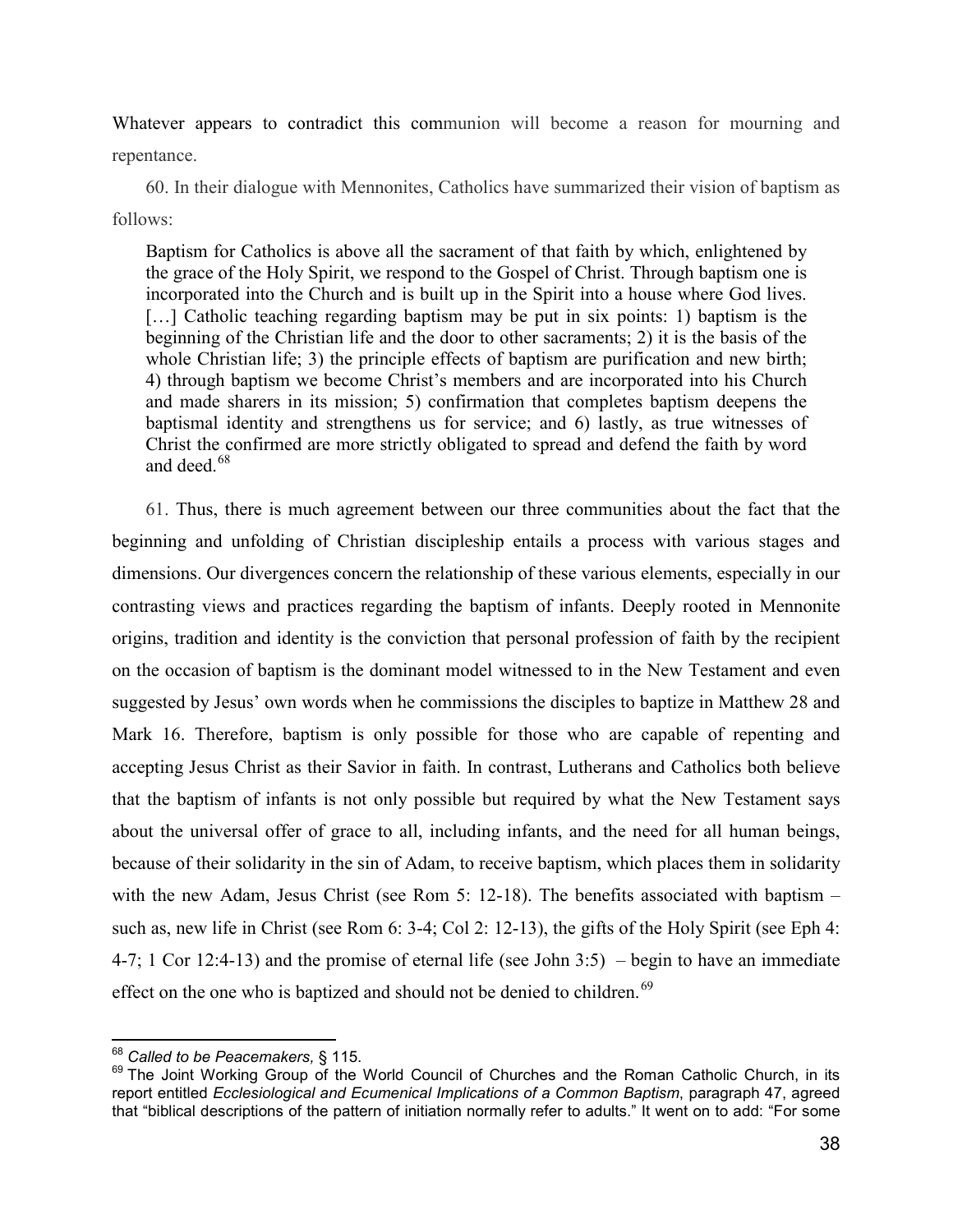Whatever appears to contradict this communion will become a reason for mourning and repentance.

60. In their dialogue with Mennonites, Catholics have summarized their vision of baptism as follows:

> Baptism for Catholics is above all the sacrament of that faith by which, enlightened by the grace of the Holy Spirit, we respond to the Gospel of Christ. Through baptism one is incorporated into the Church and is built up in the Spirit into a house where God lives. […] Catholic teaching regarding baptism may be put in six points: 1) baptism is the beginning of the Christian life and the door to other sacraments; 2) it is the basis of the whole Christian life; 3) the principle effects of baptism are purification and new birth; 4) through baptism we become Christ's members and are incorporated into his Church and made sharers in its mission; 5) confirmation that completes baptism deepens the baptismal identity and strengthens us for service; and 6) lastly, as true witnesses of Christ the confirmed are more strictly obligated to spread and defend the faith by word and deed.[68]

61. Thus, there is much agreement between our three communities about the fact that the beginning and unfolding of Christian discipleship entails a process with various stages and dimensions. Our divergences concern the relationship of these various elements, especially in our contrasting views and practices regarding the baptism of infants. Deeply rooted in Mennonite origins, tradition and identity is the conviction that personal profession of faith by the recipient on the occasion of baptism is the dominant model witnessed to in the New Testament and even suggested by Jesus' own words when he commissions the disciples to baptize in Matthew 28 and Mark 16. Therefore, baptism is only possible for those who are capable of repenting and accepting Jesus Christ as their Savior in faith. In contrast, Lutherans and Catholics both believe that the baptism of infants is not only possible but required by what the New Testament says about the universal offer of grace to all, including infants, and the need for all human beings, because of their solidarity in the sin of Adam, to receive baptism, which places them in solidarity with the new Adam, Jesus Christ (see Rom 5: 12-18). The benefits associated with baptism – such as, new life in Christ (see Rom 6: 3-4; Col 2: 12-13), the gifts of the Holy Spirit (see Eph 4: 4-7; 1 Cor 12:4-13) and the promise of eternal life (see John 3:5) – begin to have an immediate effect on the one who is baptized and should not be denied to children.[69]

---

[68] *Called to be Peacemakers,* § 115.

[69] The Joint Working Group of the World Council of Churches and the Roman Catholic Church, in its report entitled *Ecclesiological and Ecumenical Implications of a Common Baptism*, paragraph 47, agreed that "biblical descriptions of the pattern of initiation normally refer to adults." It went on to add: "For some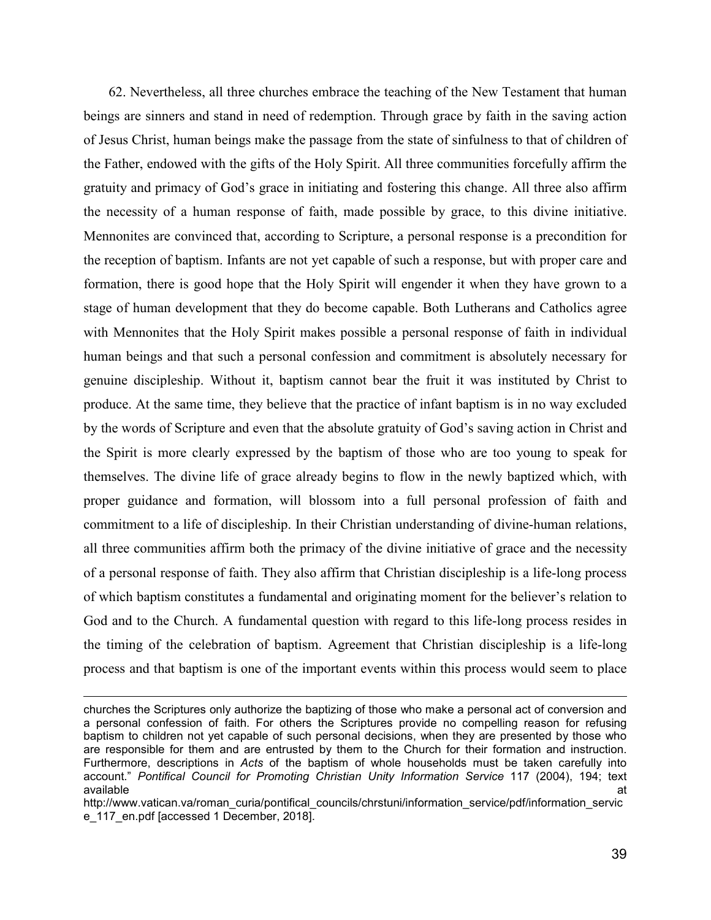62. Nevertheless, all three churches embrace the teaching of the New Testament that human beings are sinners and stand in need of redemption. Through grace by faith in the saving action of Jesus Christ, human beings make the passage from the state of sinfulness to that of children of the Father, endowed with the gifts of the Holy Spirit. All three communities forcefully affirm the gratuity and primacy of God's grace in initiating and fostering this change. All three also affirm the necessity of a human response of faith, made possible by grace, to this divine initiative. Mennonites are convinced that, according to Scripture, a personal response is a precondition for the reception of baptism. Infants are not yet capable of such a response, but with proper care and formation, there is good hope that the Holy Spirit will engender it when they have grown to a stage of human development that they do become capable. Both Lutherans and Catholics agree with Mennonites that the Holy Spirit makes possible a personal response of faith in individual human beings and that such a personal confession and commitment is absolutely necessary for genuine discipleship. Without it, baptism cannot bear the fruit it was instituted by Christ to produce. At the same time, they believe that the practice of infant baptism is in no way excluded by the words of Scripture and even that the absolute gratuity of God's saving action in Christ and the Spirit is more clearly expressed by the baptism of those who are too young to speak for themselves. The divine life of grace already begins to flow in the newly baptized which, with proper guidance and formation, will blossom into a full personal profession of faith and commitment to a life of discipleship. In their Christian understanding of divine-human relations, all three communities affirm both the primacy of the divine initiative of grace and the necessity of a personal response of faith. They also affirm that Christian discipleship is a life-long process of which baptism constitutes a fundamental and originating moment for the believer's relation to God and to the Church. A fundamental question with regard to this life-long process resides in the timing of the celebration of baptism. Agreement that Christian discipleship is a life-long process and that baptism is one of the important events within this process would seem to place

---

churches the Scriptures only authorize the baptizing of those who make a personal act of conversion and a personal confession of faith. For others the Scriptures provide no compelling reason for refusing baptism to children not yet capable of such personal decisions, when they are presented by those who are responsible for them and are entrusted by them to the Church for their formation and instruction. Furthermore, descriptions in *Acts* of the baptism of whole households must be taken carefully into account." *Pontifical Council for Promoting Christian Unity Information Service* 117 (2004), 194; text available at http://www.vatican.va/roman_curia/pontifical_councils/chrstuni/information_service/pdf/information_service_117_en.pdf [accessed 1 December, 2018].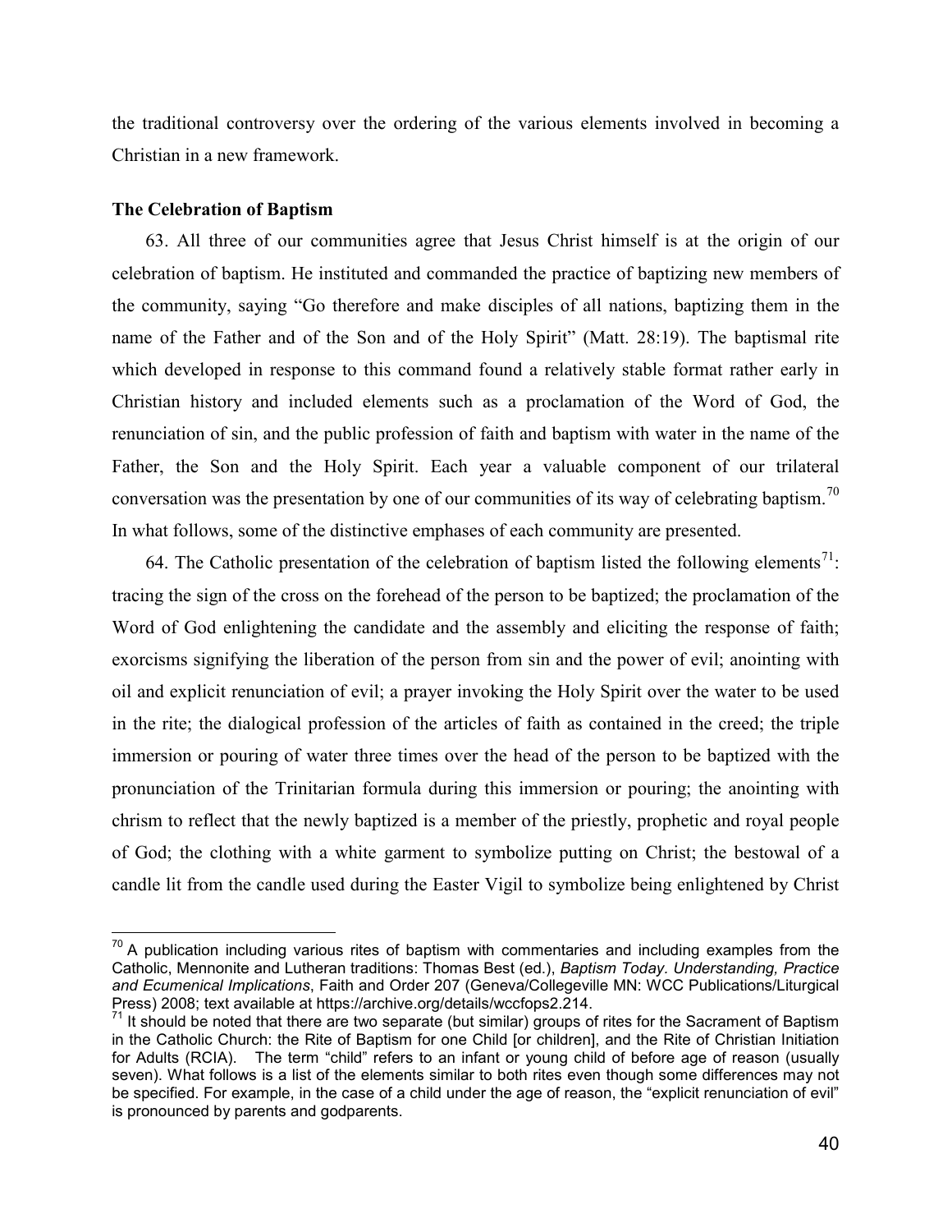the traditional controversy over the ordering of the various elements involved in becoming a Christian in a new framework.

**The Celebration of Baptism**

63. All three of our communities agree that Jesus Christ himself is at the origin of our celebration of baptism. He instituted and commanded the practice of baptizing new members of the community, saying "Go therefore and make disciples of all nations, baptizing them in the name of the Father and of the Son and of the Holy Spirit" (Matt. 28:19). The baptismal rite which developed in response to this command found a relatively stable format rather early in Christian history and included elements such as a proclamation of the Word of God, the renunciation of sin, and the public profession of faith and baptism with water in the name of the Father, the Son and the Holy Spirit. Each year a valuable component of our trilateral conversation was the presentation by one of our communities of its way of celebrating baptism.[70] In what follows, some of the distinctive emphases of each community are presented.

64. The Catholic presentation of the celebration of baptism listed the following elements[71]: tracing the sign of the cross on the forehead of the person to be baptized; the proclamation of the Word of God enlightening the candidate and the assembly and eliciting the response of faith; exorcisms signifying the liberation of the person from sin and the power of evil; anointing with oil and explicit renunciation of evil; a prayer invoking the Holy Spirit over the water to be used in the rite; the dialogical profession of the articles of faith as contained in the creed; the triple immersion or pouring of water three times over the head of the person to be baptized with the pronunciation of the Trinitarian formula during this immersion or pouring; the anointing with chrism to reflect that the newly baptized is a member of the priestly, prophetic and royal people of God; the clothing with a white garment to symbolize putting on Christ; the bestowal of a candle lit from the candle used during the Easter Vigil to symbolize being enlightened by Christ

---

[70] A publication including various rites of baptism with commentaries and including examples from the Catholic, Mennonite and Lutheran traditions: Thomas Best (ed.), *Baptism Today. Understanding, Practice and Ecumenical Implications*, Faith and Order 207 (Geneva/Collegeville MN: WCC Publications/Liturgical Press) 2008; text available at https://archive.org/details/wccfops2.214.

[71] It should be noted that there are two separate (but similar) groups of rites for the Sacrament of Baptism in the Catholic Church: the Rite of Baptism for one Child [or children], and the Rite of Christian Initiation for Adults (RCIA). The term "child" refers to an infant or young child of before age of reason (usually seven). What follows is a list of the elements similar to both rites even though some differences may not be specified. For example, in the case of a child under the age of reason, the "explicit renunciation of evil" is pronounced by parents and godparents.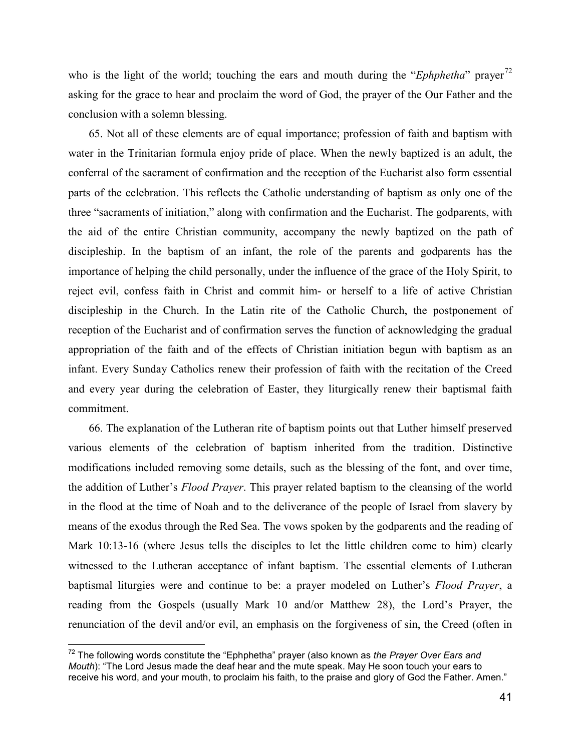who is the light of the world; touching the ears and mouth during the "*Ephphetha*" prayer[72] asking for the grace to hear and proclaim the word of God, the prayer of the Our Father and the conclusion with a solemn blessing.

65. Not all of these elements are of equal importance; profession of faith and baptism with water in the Trinitarian formula enjoy pride of place. When the newly baptized is an adult, the conferral of the sacrament of confirmation and the reception of the Eucharist also form essential parts of the celebration. This reflects the Catholic understanding of baptism as only one of the three "sacraments of initiation," along with confirmation and the Eucharist. The godparents, with the aid of the entire Christian community, accompany the newly baptized on the path of discipleship. In the baptism of an infant, the role of the parents and godparents has the importance of helping the child personally, under the influence of the grace of the Holy Spirit, to reject evil, confess faith in Christ and commit him- or herself to a life of active Christian discipleship in the Church. In the Latin rite of the Catholic Church, the postponement of reception of the Eucharist and of confirmation serves the function of acknowledging the gradual appropriation of the faith and of the effects of Christian initiation begun with baptism as an infant. Every Sunday Catholics renew their profession of faith with the recitation of the Creed and every year during the celebration of Easter, they liturgically renew their baptismal faith commitment.

66. The explanation of the Lutheran rite of baptism points out that Luther himself preserved various elements of the celebration of baptism inherited from the tradition. Distinctive modifications included removing some details, such as the blessing of the font, and over time, the addition of Luther's *Flood Prayer*. This prayer related baptism to the cleansing of the world in the flood at the time of Noah and to the deliverance of the people of Israel from slavery by means of the exodus through the Red Sea. The vows spoken by the godparents and the reading of Mark 10:13-16 (where Jesus tells the disciples to let the little children come to him) clearly witnessed to the Lutheran acceptance of infant baptism. The essential elements of Lutheran baptismal liturgies were and continue to be: a prayer modeled on Luther's *Flood Prayer*, a reading from the Gospels (usually Mark 10 and/or Matthew 28), the Lord's Prayer, the renunciation of the devil and/or evil, an emphasis on the forgiveness of sin, the Creed (often in

---

[72] The following words constitute the "Ephphetha" prayer (also known as *the Prayer Over Ears and Mouth*): "The Lord Jesus made the deaf hear and the mute speak. May He soon touch your ears to receive his word, and your mouth, to proclaim his faith, to the praise and glory of God the Father. Amen."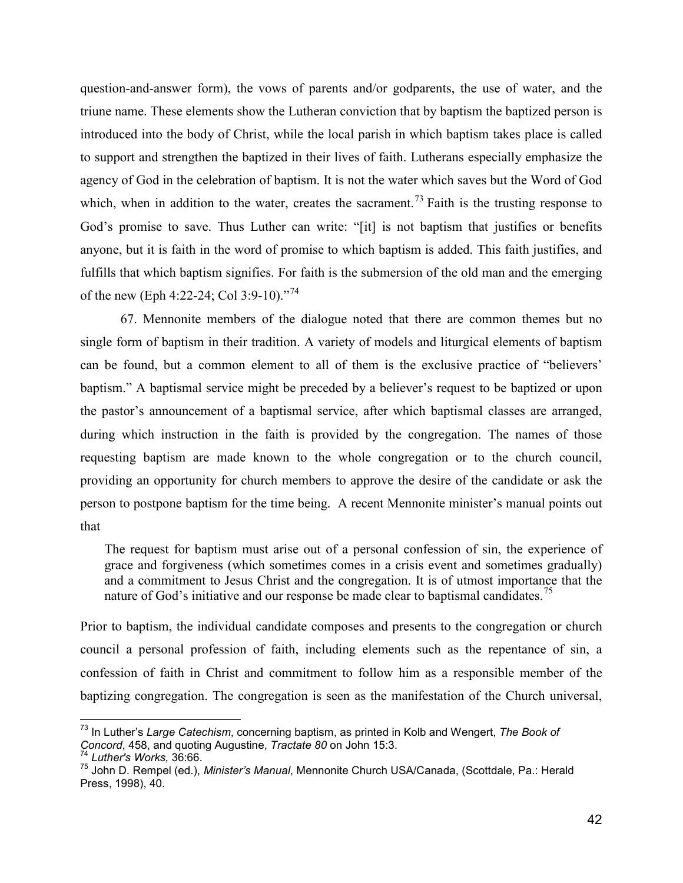question-and-answer form), the vows of parents and/or godparents, the use of water, and the triune name. These elements show the Lutheran conviction that by baptism the baptized person is introduced into the body of Christ, while the local parish in which baptism takes place is called to support and strengthen the baptized in their lives of faith. Lutherans especially emphasize the agency of God in the celebration of baptism. It is not the water which saves but the Word of God which, when in addition to the water, creates the sacrament.[73] Faith is the trusting response to God's promise to save. Thus Luther can write: "[it] is not baptism that justifies or benefits anyone, but it is faith in the word of promise to which baptism is added. This faith justifies, and fulfills that which baptism signifies. For faith is the submersion of the old man and the emerging of the new (Eph 4:22-24; Col 3:9-10)."[74]

67. Mennonite members of the dialogue noted that there are common themes but no single form of baptism in their tradition. A variety of models and liturgical elements of baptism can be found, but a common element to all of them is the exclusive practice of "believers' baptism." A baptismal service might be preceded by a believer's request to be baptized or upon the pastor's announcement of a baptismal service, after which baptismal classes are arranged, during which instruction in the faith is provided by the congregation. The names of those requesting baptism are made known to the whole congregation or to the church council, providing an opportunity for church members to approve the desire of the candidate or ask the person to postpone baptism for the time being. A recent Mennonite minister's manual points out that

> The request for baptism must arise out of a personal confession of sin, the experience of grace and forgiveness (which sometimes comes in a crisis event and sometimes gradually) and a commitment to Jesus Christ and the congregation. It is of utmost importance that the nature of God's initiative and our response be made clear to baptismal candidates.[75]

Prior to baptism, the individual candidate composes and presents to the congregation or church council a personal profession of faith, including elements such as the repentance of sin, a confession of faith in Christ and commitment to follow him as a responsible member of the baptizing congregation. The congregation is seen as the manifestation of the Church universal,

---

[73] In Luther's *Large Catechism*, concerning baptism, as printed in Kolb and Wengert, *The Book of Concord*, 458, and quoting Augustine, *Tractate 80* on John 15:3.

[74] *Luther's Works,* 36:66.

[75] John D. Rempel (ed.), *Minister's Manual*, Mennonite Church USA/Canada, (Scottdale, Pa.: Herald Press, 1998), 40.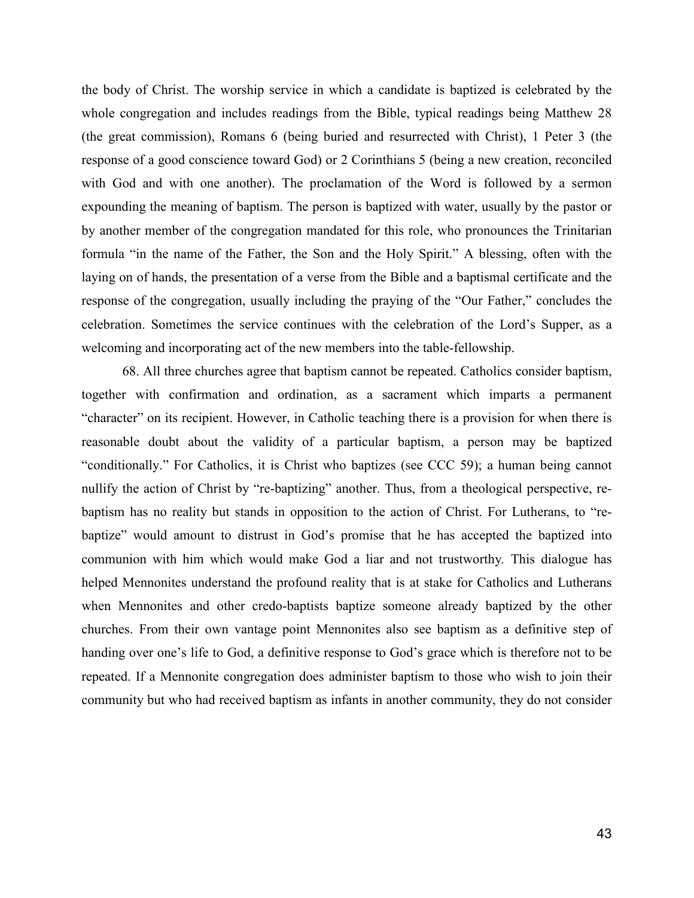the body of Christ. The worship service in which a candidate is baptized is celebrated by the whole congregation and includes readings from the Bible, typical readings being Matthew 28 (the great commission), Romans 6 (being buried and resurrected with Christ), 1 Peter 3 (the response of a good conscience toward God) or 2 Corinthians 5 (being a new creation, reconciled with God and with one another). The proclamation of the Word is followed by a sermon expounding the meaning of baptism. The person is baptized with water, usually by the pastor or by another member of the congregation mandated for this role, who pronounces the Trinitarian formula "in the name of the Father, the Son and the Holy Spirit." A blessing, often with the laying on of hands, the presentation of a verse from the Bible and a baptismal certificate and the response of the congregation, usually including the praying of the "Our Father," concludes the celebration. Sometimes the service continues with the celebration of the Lord's Supper, as a welcoming and incorporating act of the new members into the table-fellowship.

68. All three churches agree that baptism cannot be repeated. Catholics consider baptism, together with confirmation and ordination, as a sacrament which imparts a permanent "character" on its recipient. However, in Catholic teaching there is a provision for when there is reasonable doubt about the validity of a particular baptism, a person may be baptized "conditionally." For Catholics, it is Christ who baptizes (see CCC 59); a human being cannot nullify the action of Christ by "re-baptizing" another. Thus, from a theological perspective, re-baptism has no reality but stands in opposition to the action of Christ. For Lutherans, to "re-baptize" would amount to distrust in God's promise that he has accepted the baptized into communion with him which would make God a liar and not trustworthy. This dialogue has helped Mennonites understand the profound reality that is at stake for Catholics and Lutherans when Mennonites and other credo-baptists baptize someone already baptized by the other churches. From their own vantage point Mennonites also see baptism as a definitive step of handing over one's life to God, a definitive response to God's grace which is therefore not to be repeated. If a Mennonite congregation does administer baptism to those who wish to join their community but who had received baptism as infants in another community, they do not consider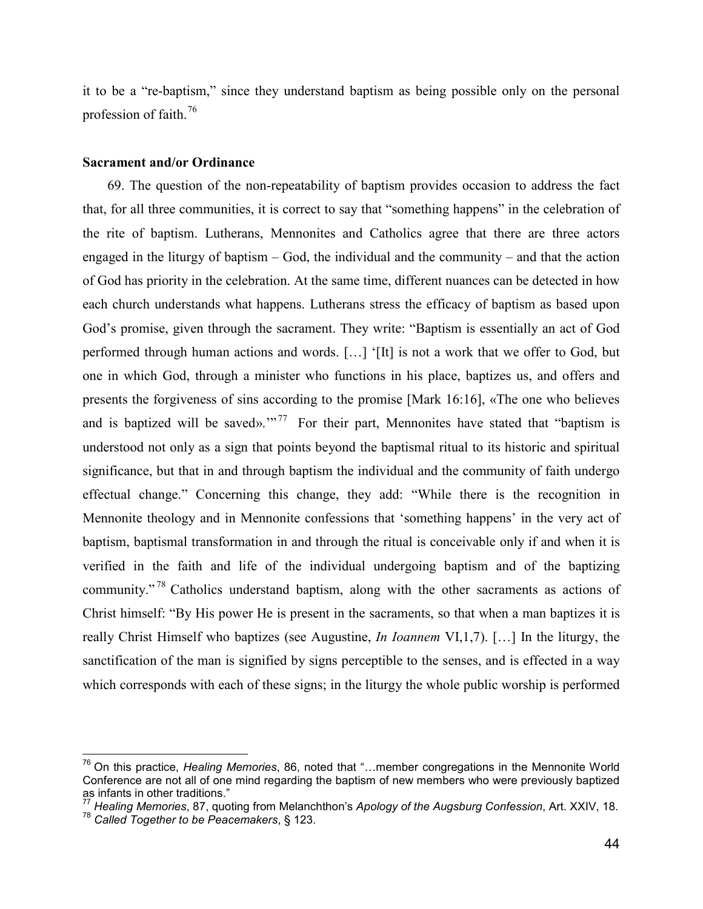it to be a "re-baptism," since they understand baptism as being possible only on the personal profession of faith.[76]

### Sacrament and/or Ordinance

69. The question of the non-repeatability of baptism provides occasion to address the fact that, for all three communities, it is correct to say that "something happens" in the celebration of the rite of baptism. Lutherans, Mennonites and Catholics agree that there are three actors engaged in the liturgy of baptism – God, the individual and the community – and that the action of God has priority in the celebration. At the same time, different nuances can be detected in how each church understands what happens. Lutherans stress the efficacy of baptism as based upon God's promise, given through the sacrament. They write: "Baptism is essentially an act of God performed through human actions and words. […] '[It] is not a work that we offer to God, but one in which God, through a minister who functions in his place, baptizes us, and offers and presents the forgiveness of sins according to the promise [Mark 16:16], «The one who believes and is baptized will be saved».'"[77] For their part, Mennonites have stated that "baptism is understood not only as a sign that points beyond the baptismal ritual to its historic and spiritual significance, but that in and through baptism the individual and the community of faith undergo effectual change." Concerning this change, they add: "While there is the recognition in Mennonite theology and in Mennonite confessions that 'something happens' in the very act of baptism, baptismal transformation in and through the ritual is conceivable only if and when it is verified in the faith and life of the individual undergoing baptism and of the baptizing community."[78] Catholics understand baptism, along with the other sacraments as actions of Christ himself: "By His power He is present in the sacraments, so that when a man baptizes it is really Christ Himself who baptizes (see Augustine, *In Ioannem* VI,1,7). […] In the liturgy, the sanctification of the man is signified by signs perceptible to the senses, and is effected in a way which corresponds with each of these signs; in the liturgy the whole public worship is performed

---

[76] On this practice, *Healing Memories*, 86, noted that "…member congregations in the Mennonite World Conference are not all of one mind regarding the baptism of new members who were previously baptized as infants in other traditions."

[77] *Healing Memories*, 87, quoting from Melanchthon's *Apology of the Augsburg Confession*, Art. XXIV, 18.

[78] *Called Together to be Peacemakers*, § 123.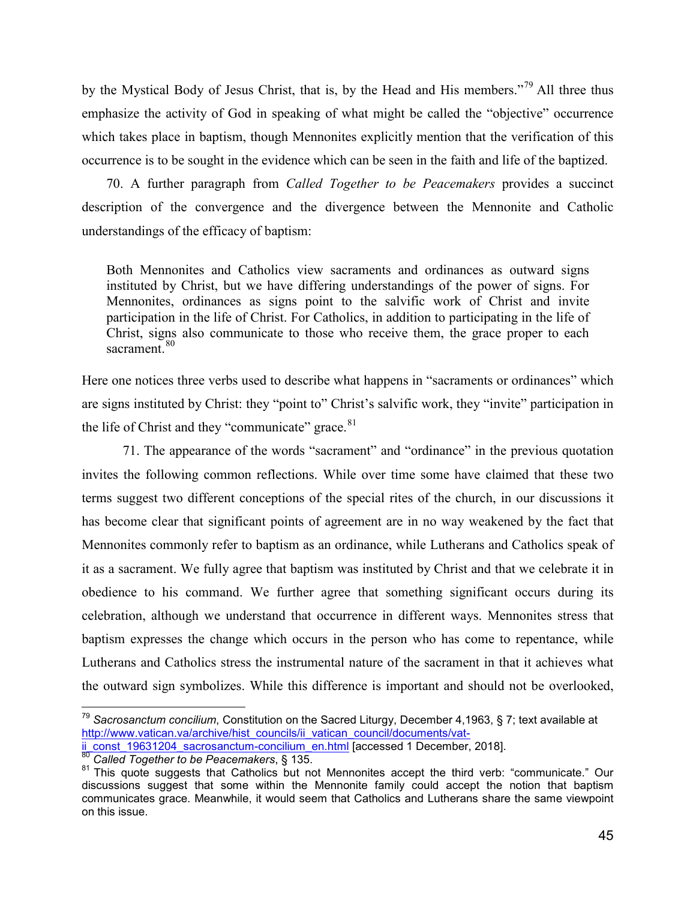by the Mystical Body of Jesus Christ, that is, by the Head and His members."[79] All three thus emphasize the activity of God in speaking of what might be called the "objective" occurrence which takes place in baptism, though Mennonites explicitly mention that the verification of this occurrence is to be sought in the evidence which can be seen in the faith and life of the baptized.

70. A further paragraph from *Called Together to be Peacemakers* provides a succinct description of the convergence and the divergence between the Mennonite and Catholic understandings of the efficacy of baptism:

> Both Mennonites and Catholics view sacraments and ordinances as outward signs instituted by Christ, but we have differing understandings of the power of signs. For Mennonites, ordinances as signs point to the salvific work of Christ and invite participation in the life of Christ. For Catholics, in addition to participating in the life of Christ, signs also communicate to those who receive them, the grace proper to each sacrament.[80]

Here one notices three verbs used to describe what happens in "sacraments or ordinances" which are signs instituted by Christ: they "point to" Christ's salvific work, they "invite" participation in the life of Christ and they "communicate" grace.[81]

71. The appearance of the words "sacrament" and "ordinance" in the previous quotation invites the following common reflections. While over time some have claimed that these two terms suggest two different conceptions of the special rites of the church, in our discussions it has become clear that significant points of agreement are in no way weakened by the fact that Mennonites commonly refer to baptism as an ordinance, while Lutherans and Catholics speak of it as a sacrament. We fully agree that baptism was instituted by Christ and that we celebrate it in obedience to his command. We further agree that something significant occurs during its celebration, although we understand that occurrence in different ways. Mennonites stress that baptism expresses the change which occurs in the person who has come to repentance, while Lutherans and Catholics stress the instrumental nature of the sacrament in that it achieves what the outward sign symbolizes. While this difference is important and should not be overlooked,

---

[79] *Sacrosanctum concilium*, Constitution on the Sacred Liturgy, December 4,1963, § 7; text available at http://www.vatican.va/archive/hist_councils/ii_vatican_council/documents/vat-ii_const_19631204_sacrosanctum-concilium_en.html [accessed 1 December, 2018].

[80] *Called Together to be Peacemakers*, § 135.

[81] This quote suggests that Catholics but not Mennonites accept the third verb: "communicate." Our discussions suggest that some within the Mennonite family could accept the notion that baptism communicates grace. Meanwhile, it would seem that Catholics and Lutherans share the same viewpoint on this issue.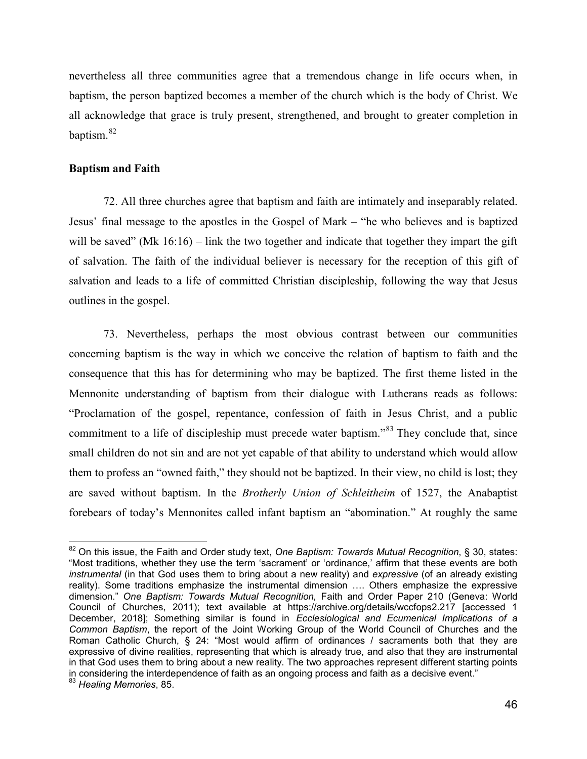nevertheless all three communities agree that a tremendous change in life occurs when, in baptism, the person baptized becomes a member of the church which is the body of Christ. We all acknowledge that grace is truly present, strengthened, and brought to greater completion in baptism.[82]

**Baptism and Faith**

72. All three churches agree that baptism and faith are intimately and inseparably related. Jesus' final message to the apostles in the Gospel of Mark – "he who believes and is baptized will be saved" (Mk 16:16) – link the two together and indicate that together they impart the gift of salvation. The faith of the individual believer is necessary for the reception of this gift of salvation and leads to a life of committed Christian discipleship, following the way that Jesus outlines in the gospel.

73. Nevertheless, perhaps the most obvious contrast between our communities concerning baptism is the way in which we conceive the relation of baptism to faith and the consequence that this has for determining who may be baptized. The first theme listed in the Mennonite understanding of baptism from their dialogue with Lutherans reads as follows: "Proclamation of the gospel, repentance, confession of faith in Jesus Christ, and a public commitment to a life of discipleship must precede water baptism."[83] They conclude that, since small children do not sin and are not yet capable of that ability to understand which would allow them to profess an "owned faith," they should not be baptized. In their view, no child is lost; they are saved without baptism. In the *Brotherly Union of Schleitheim* of 1527, the Anabaptist forebears of today's Mennonites called infant baptism an "abomination." At roughly the same

---

[82] On this issue, the Faith and Order study text, *One Baptism: Towards Mutual Recognition*, § 30, states: "Most traditions, whether they use the term 'sacrament' or 'ordinance,' affirm that these events are both *instrumental* (in that God uses them to bring about a new reality) and *expressive* (of an already existing reality). Some traditions emphasize the instrumental dimension …. Others emphasize the expressive dimension." *One Baptism: Towards Mutual Recognition,* Faith and Order Paper 210 (Geneva: World Council of Churches, 2011); text available at https://archive.org/details/wccfops2.217 [accessed 1 December, 2018]; Something similar is found in *Ecclesiological and Ecumenical Implications of a Common Baptism*, the report of the Joint Working Group of the World Council of Churches and the Roman Catholic Church, § 24: "Most would affirm of ordinances / sacraments both that they are expressive of divine realities, representing that which is already true, and also that they are instrumental in that God uses them to bring about a new reality. The two approaches represent different starting points in considering the interdependence of faith as an ongoing process and faith as a decisive event."

[83] *Healing Memories*, 85.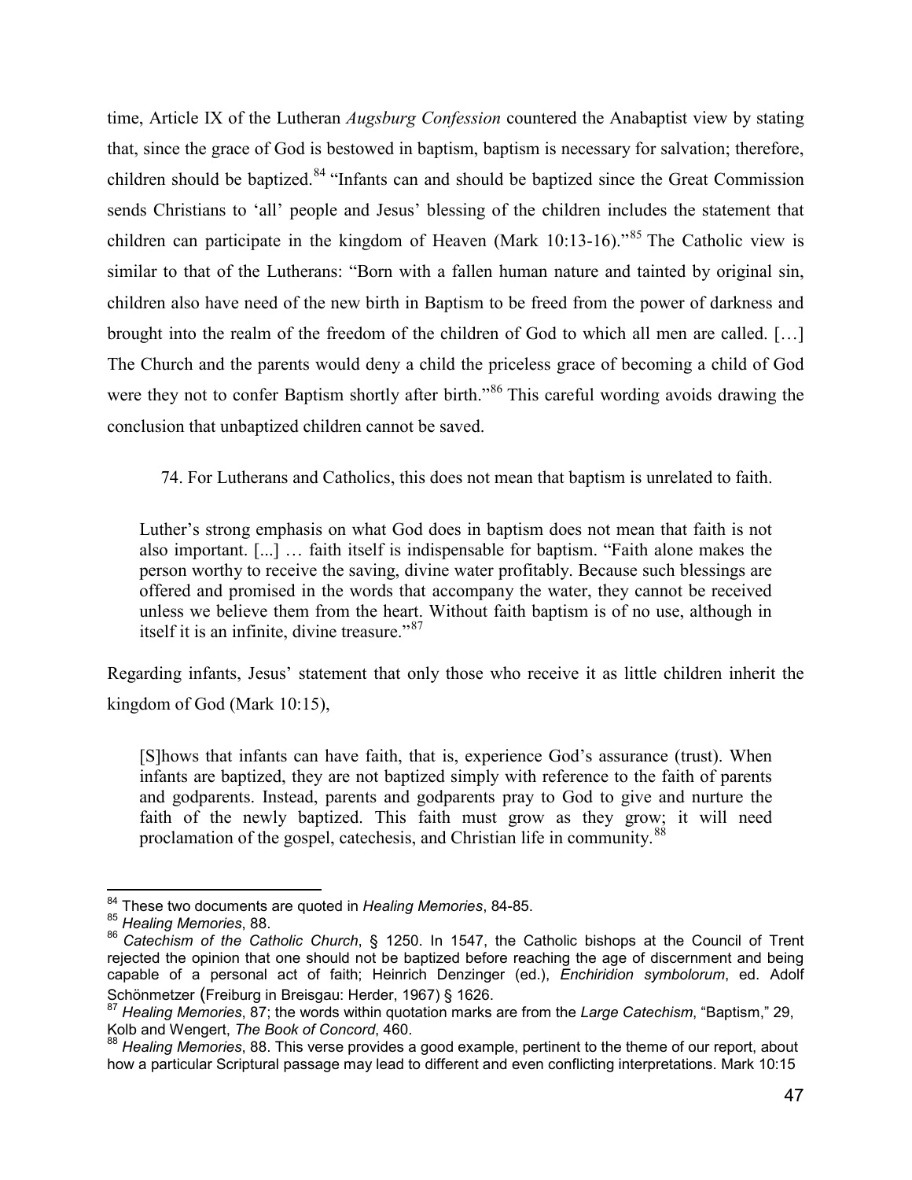time, Article IX of the Lutheran *Augsburg Confession* countered the Anabaptist view by stating that, since the grace of God is bestowed in baptism, baptism is necessary for salvation; therefore, children should be baptized.[84] "Infants can and should be baptized since the Great Commission sends Christians to 'all' people and Jesus' blessing of the children includes the statement that children can participate in the kingdom of Heaven (Mark 10:13-16)."[85] The Catholic view is similar to that of the Lutherans: "Born with a fallen human nature and tainted by original sin, children also have need of the new birth in Baptism to be freed from the power of darkness and brought into the realm of the freedom of the children of God to which all men are called. […] The Church and the parents would deny a child the priceless grace of becoming a child of God were they not to confer Baptism shortly after birth."[86] This careful wording avoids drawing the conclusion that unbaptized children cannot be saved.

74. For Lutherans and Catholics, this does not mean that baptism is unrelated to faith.

> Luther's strong emphasis on what God does in baptism does not mean that faith is not also important. [...] … faith itself is indispensable for baptism. "Faith alone makes the person worthy to receive the saving, divine water profitably. Because such blessings are offered and promised in the words that accompany the water, they cannot be received unless we believe them from the heart. Without faith baptism is of no use, although in itself it is an infinite, divine treasure."[87]

Regarding infants, Jesus' statement that only those who receive it as little children inherit the kingdom of God (Mark 10:15),

> [S]hows that infants can have faith, that is, experience God's assurance (trust). When infants are baptized, they are not baptized simply with reference to the faith of parents and godparents. Instead, parents and godparents pray to God to give and nurture the faith of the newly baptized. This faith must grow as they grow; it will need proclamation of the gospel, catechesis, and Christian life in community.[88]

---

[84] These two documents are quoted in *Healing Memories*, 84-85.

[85] *Healing Memories*, 88.

[86] *Catechism of the Catholic Church*, § 1250. In 1547, the Catholic bishops at the Council of Trent rejected the opinion that one should not be baptized before reaching the age of discernment and being capable of a personal act of faith; Heinrich Denzinger (ed.), *Enchiridion symbolorum*, ed. Adolf Schönmetzer (Freiburg in Breisgau: Herder, 1967) § 1626.

[87] *Healing Memories*, 87; the words within quotation marks are from the *Large Catechism*, "Baptism," 29, Kolb and Wengert, *The Book of Concord*, 460.

[88] *Healing Memories*, 88. This verse provides a good example, pertinent to the theme of our report, about how a particular Scriptural passage may lead to different and even conflicting interpretations. Mark 10:15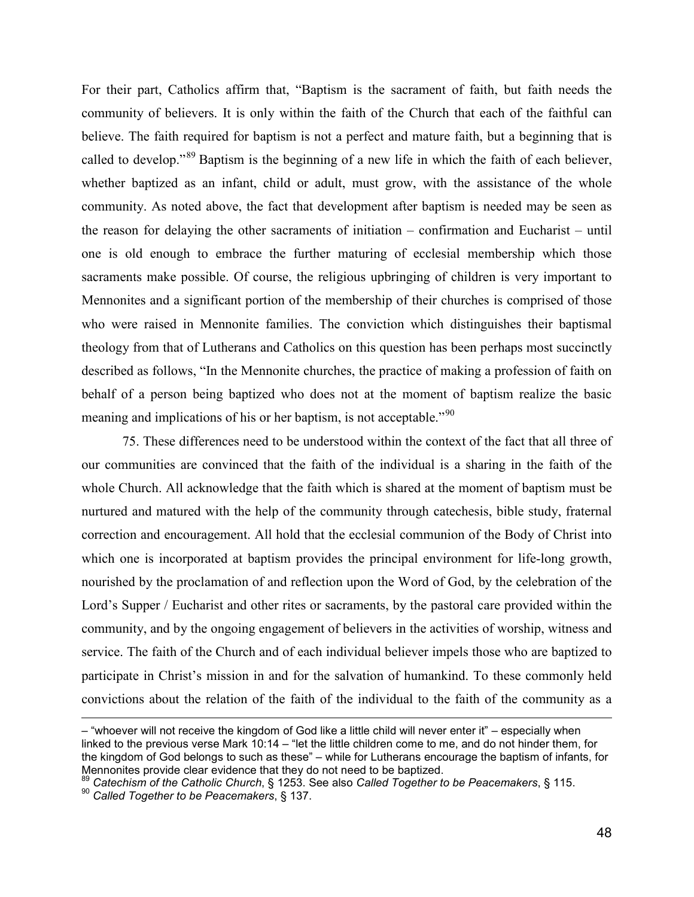For their part, Catholics affirm that, "Baptism is the sacrament of faith, but faith needs the community of believers. It is only within the faith of the Church that each of the faithful can believe. The faith required for baptism is not a perfect and mature faith, but a beginning that is called to develop."[89] Baptism is the beginning of a new life in which the faith of each believer, whether baptized as an infant, child or adult, must grow, with the assistance of the whole community. As noted above, the fact that development after baptism is needed may be seen as the reason for delaying the other sacraments of initiation – confirmation and Eucharist – until one is old enough to embrace the further maturing of ecclesial membership which those sacraments make possible. Of course, the religious upbringing of children is very important to Mennonites and a significant portion of the membership of their churches is comprised of those who were raised in Mennonite families. The conviction which distinguishes their baptismal theology from that of Lutherans and Catholics on this question has been perhaps most succinctly described as follows, "In the Mennonite churches, the practice of making a profession of faith on behalf of a person being baptized who does not at the moment of baptism realize the basic meaning and implications of his or her baptism, is not acceptable."[90]

75. These differences need to be understood within the context of the fact that all three of our communities are convinced that the faith of the individual is a sharing in the faith of the whole Church. All acknowledge that the faith which is shared at the moment of baptism must be nurtured and matured with the help of the community through catechesis, bible study, fraternal correction and encouragement. All hold that the ecclesial communion of the Body of Christ into which one is incorporated at baptism provides the principal environment for life-long growth, nourished by the proclamation of and reflection upon the Word of God, by the celebration of the Lord's Supper / Eucharist and other rites or sacraments, by the pastoral care provided within the community, and by the ongoing engagement of believers in the activities of worship, witness and service. The faith of the Church and of each individual believer impels those who are baptized to participate in Christ's mission in and for the salvation of humankind. To these commonly held convictions about the relation of the faith of the individual to the faith of the community as a

---

– "whoever will not receive the kingdom of God like a little child will never enter it" – especially when linked to the previous verse Mark 10:14 – "let the little children come to me, and do not hinder them, for the kingdom of God belongs to such as these" – while for Lutherans encourage the baptism of infants, for Mennonites provide clear evidence that they do not need to be baptized.

[89] *Catechism of the Catholic Church*, § 1253. See also *Called Together to be Peacemakers*, § 115.

[90] *Called Together to be Peacemakers*, § 137.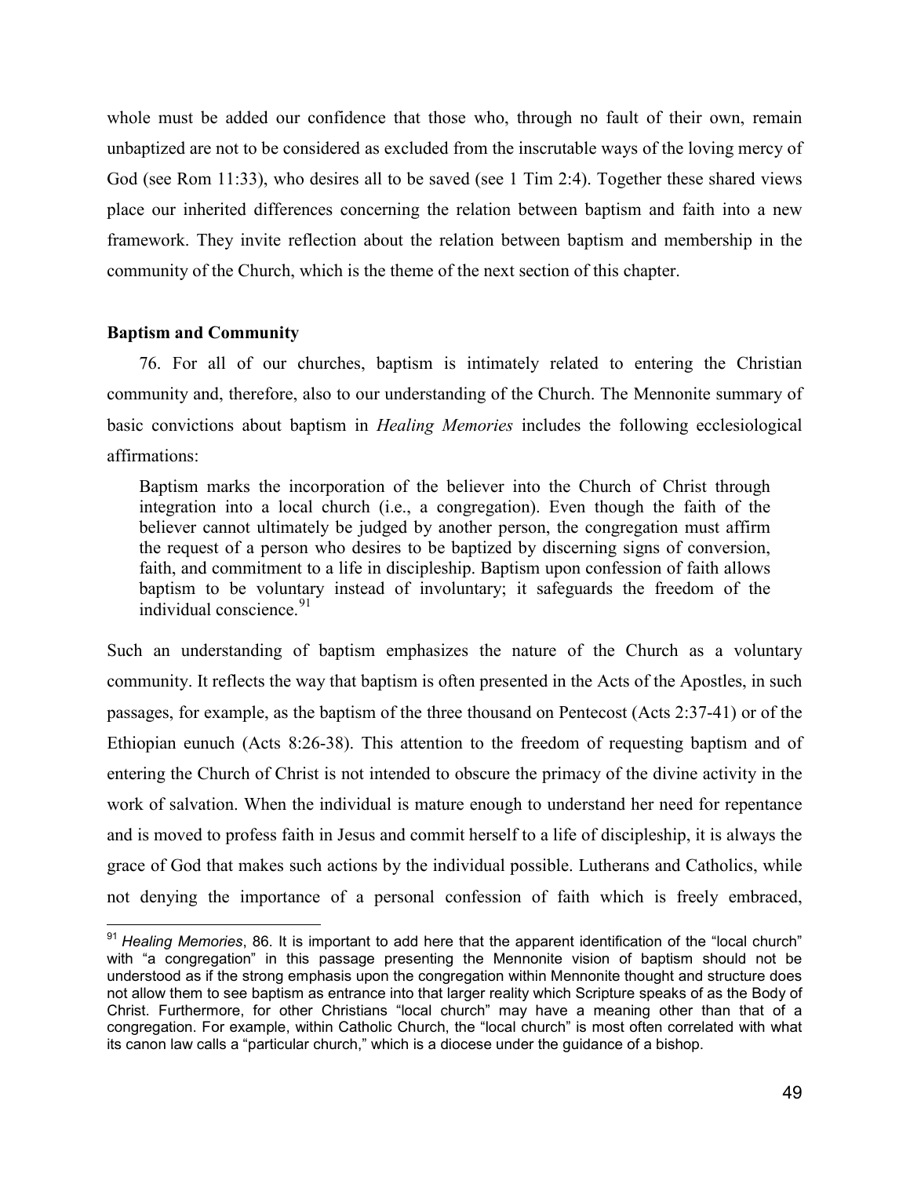whole must be added our confidence that those who, through no fault of their own, remain unbaptized are not to be considered as excluded from the inscrutable ways of the loving mercy of God (see Rom 11:33), who desires all to be saved (see 1 Tim 2:4). Together these shared views place our inherited differences concerning the relation between baptism and faith into a new framework. They invite reflection about the relation between baptism and membership in the community of the Church, which is the theme of the next section of this chapter.

### Baptism and Community

76. For all of our churches, baptism is intimately related to entering the Christian community and, therefore, also to our understanding of the Church. The Mennonite summary of basic convictions about baptism in *Healing Memories* includes the following ecclesiological affirmations:

> Baptism marks the incorporation of the believer into the Church of Christ through integration into a local church (i.e., a congregation). Even though the faith of the believer cannot ultimately be judged by another person, the congregation must affirm the request of a person who desires to be baptized by discerning signs of conversion, faith, and commitment to a life in discipleship. Baptism upon confession of faith allows baptism to be voluntary instead of involuntary; it safeguards the freedom of the individual conscience.[91]

Such an understanding of baptism emphasizes the nature of the Church as a voluntary community. It reflects the way that baptism is often presented in the Acts of the Apostles, in such passages, for example, as the baptism of the three thousand on Pentecost (Acts 2:37-41) or of the Ethiopian eunuch (Acts 8:26-38). This attention to the freedom of requesting baptism and of entering the Church of Christ is not intended to obscure the primacy of the divine activity in the work of salvation. When the individual is mature enough to understand her need for repentance and is moved to profess faith in Jesus and commit herself to a life of discipleship, it is always the grace of God that makes such actions by the individual possible. Lutherans and Catholics, while not denying the importance of a personal confession of faith which is freely embraced,

---

[91] *Healing Memories*, 86. It is important to add here that the apparent identification of the "local church" with "a congregation" in this passage presenting the Mennonite vision of baptism should not be understood as if the strong emphasis upon the congregation within Mennonite thought and structure does not allow them to see baptism as entrance into that larger reality which Scripture speaks of as the Body of Christ. Furthermore, for other Christians "local church" may have a meaning other than that of a congregation. For example, within Catholic Church, the "local church" is most often correlated with what its canon law calls a "particular church," which is a diocese under the guidance of a bishop.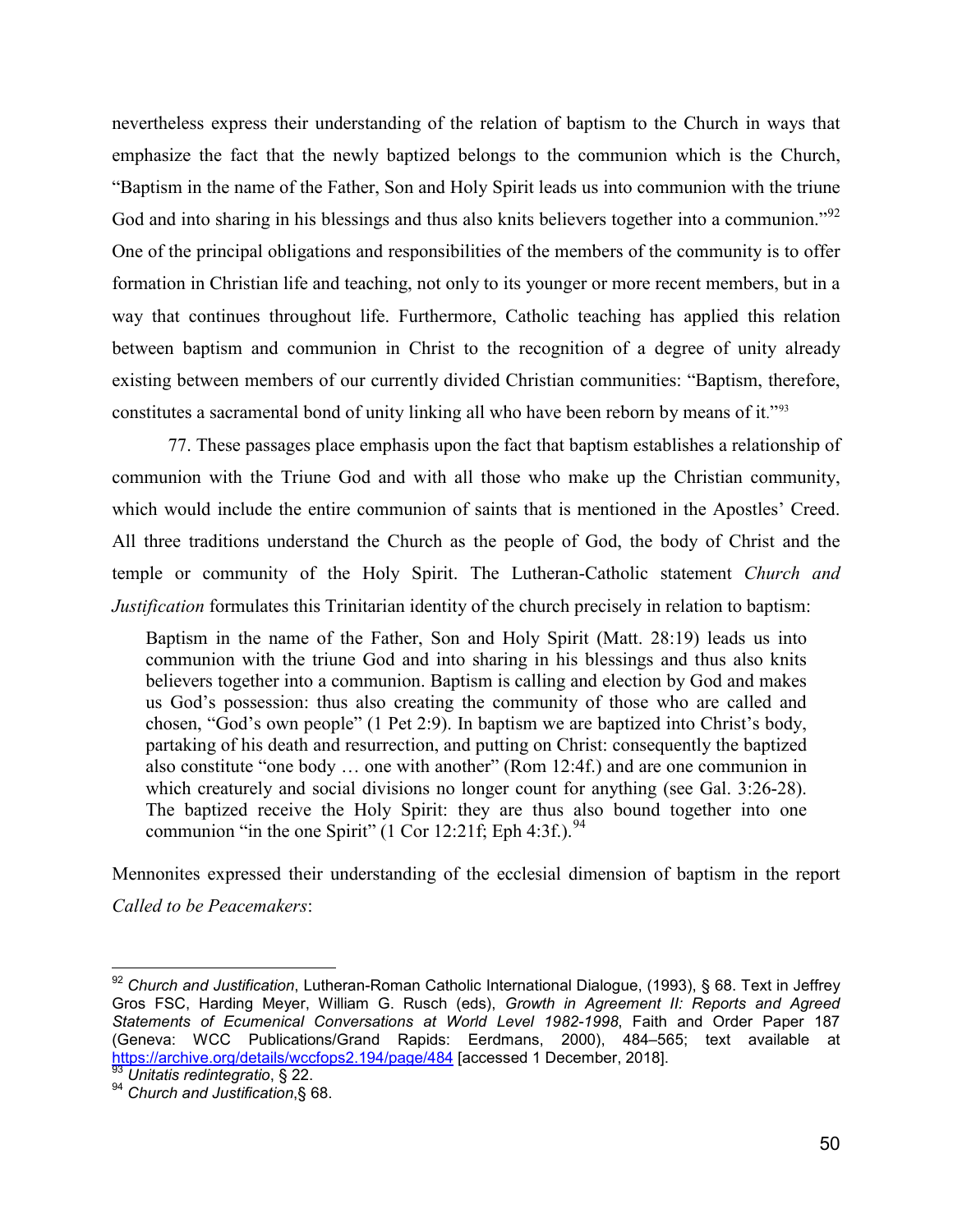nevertheless express their understanding of the relation of baptism to the Church in ways that emphasize the fact that the newly baptized belongs to the communion which is the Church, "Baptism in the name of the Father, Son and Holy Spirit leads us into communion with the triune God and into sharing in his blessings and thus also knits believers together into a communion."[92] One of the principal obligations and responsibilities of the members of the community is to offer formation in Christian life and teaching, not only to its younger or more recent members, but in a way that continues throughout life. Furthermore, Catholic teaching has applied this relation between baptism and communion in Christ to the recognition of a degree of unity already existing between members of our currently divided Christian communities: "Baptism, therefore, constitutes a sacramental bond of unity linking all who have been reborn by means of it."[93]

77. These passages place emphasis upon the fact that baptism establishes a relationship of communion with the Triune God and with all those who make up the Christian community, which would include the entire communion of saints that is mentioned in the Apostles' Creed. All three traditions understand the Church as the people of God, the body of Christ and the temple or community of the Holy Spirit. The Lutheran-Catholic statement *Church and Justification* formulates this Trinitarian identity of the church precisely in relation to baptism:

> Baptism in the name of the Father, Son and Holy Spirit (Matt. 28:19) leads us into communion with the triune God and into sharing in his blessings and thus also knits believers together into a communion. Baptism is calling and election by God and makes us God's possession: thus also creating the community of those who are called and chosen, "God's own people" (1 Pet 2:9). In baptism we are baptized into Christ's body, partaking of his death and resurrection, and putting on Christ: consequently the baptized also constitute "one body … one with another" (Rom 12:4f.) and are one communion in which creaturely and social divisions no longer count for anything (see Gal. 3:26-28). The baptized receive the Holy Spirit: they are thus also bound together into one communion "in the one Spirit" (1 Cor 12:21f; Eph 4:3f.).[94]

Mennonites expressed their understanding of the ecclesial dimension of baptism in the report *Called to be Peacemakers*:

---

[92] *Church and Justification*, Lutheran-Roman Catholic International Dialogue, (1993), § 68. Text in Jeffrey Gros FSC, Harding Meyer, William G. Rusch (eds), *Growth in Agreement II: Reports and Agreed Statements of Ecumenical Conversations at World Level 1982-1998*, Faith and Order Paper 187 (Geneva: WCC Publications/Grand Rapids: Eerdmans, 2000), 484–565; text available at https://archive.org/details/wccfops2.194/page/484 [accessed 1 December, 2018].

[93] *Unitatis redintegratio*, § 22.

[94] *Church and Justification*,§ 68.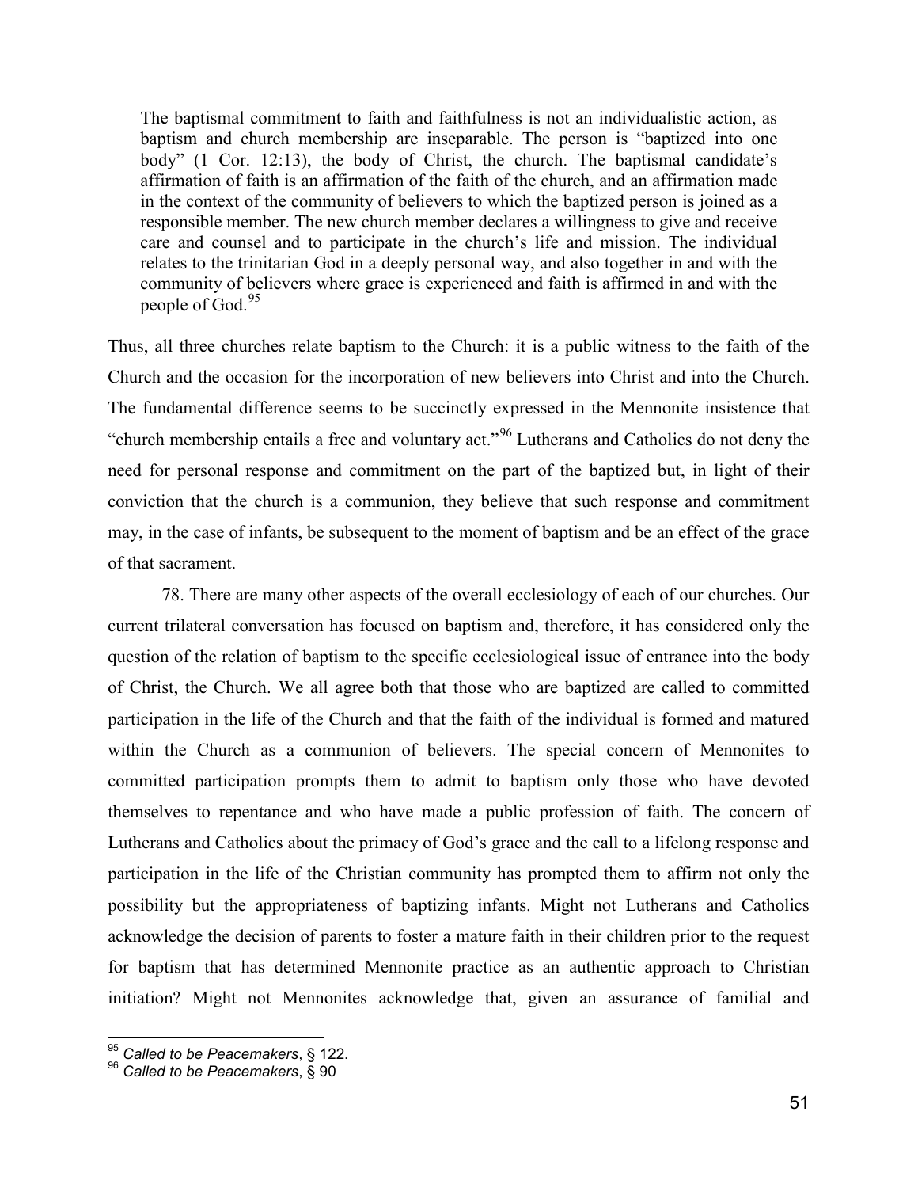> The baptismal commitment to faith and faithfulness is not an individualistic action, as baptism and church membership are inseparable. The person is "baptized into one body" (1 Cor. 12:13), the body of Christ, the church. The baptismal candidate's affirmation of faith is an affirmation of the faith of the church, and an affirmation made in the context of the community of believers to which the baptized person is joined as a responsible member. The new church member declares a willingness to give and receive care and counsel and to participate in the church's life and mission. The individual relates to the trinitarian God in a deeply personal way, and also together in and with the community of believers where grace is experienced and faith is affirmed in and with the people of God.[95]

Thus, all three churches relate baptism to the Church: it is a public witness to the faith of the Church and the occasion for the incorporation of new believers into Christ and into the Church. The fundamental difference seems to be succinctly expressed in the Mennonite insistence that "church membership entails a free and voluntary act."[96] Lutherans and Catholics do not deny the need for personal response and commitment on the part of the baptized but, in light of their conviction that the church is a communion, they believe that such response and commitment may, in the case of infants, be subsequent to the moment of baptism and be an effect of the grace of that sacrament.

78. There are many other aspects of the overall ecclesiology of each of our churches. Our current trilateral conversation has focused on baptism and, therefore, it has considered only the question of the relation of baptism to the specific ecclesiological issue of entrance into the body of Christ, the Church. We all agree both that those who are baptized are called to committed participation in the life of the Church and that the faith of the individual is formed and matured within the Church as a communion of believers. The special concern of Mennonites to committed participation prompts them to admit to baptism only those who have devoted themselves to repentance and who have made a public profession of faith. The concern of Lutherans and Catholics about the primacy of God's grace and the call to a lifelong response and participation in the life of the Christian community has prompted them to affirm not only the possibility but the appropriateness of baptizing infants. Might not Lutherans and Catholics acknowledge the decision of parents to foster a mature faith in their children prior to the request for baptism that has determined Mennonite practice as an authentic approach to Christian initiation? Might not Mennonites acknowledge that, given an assurance of familial and

---

[95] *Called to be Peacemakers*, § 122.

[96] *Called to be Peacemakers*, § 90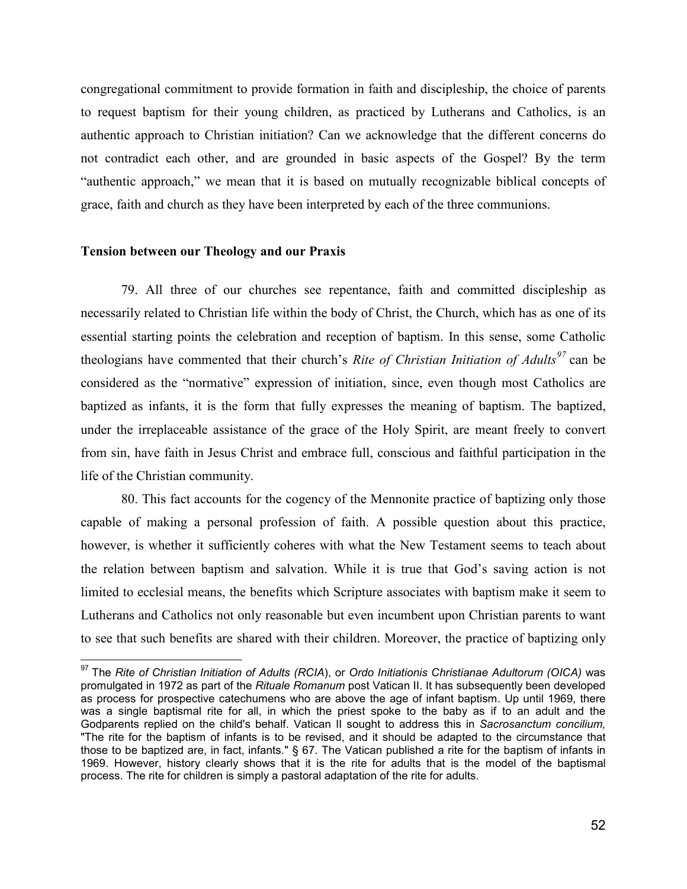congregational commitment to provide formation in faith and discipleship, the choice of parents to request baptism for their young children, as practiced by Lutherans and Catholics, is an authentic approach to Christian initiation? Can we acknowledge that the different concerns do not contradict each other, and are grounded in basic aspects of the Gospel? By the term "authentic approach," we mean that it is based on mutually recognizable biblical concepts of grace, faith and church as they have been interpreted by each of the three communions.

### Tension between our Theology and our Praxis

79. All three of our churches see repentance, faith and committed discipleship as necessarily related to Christian life within the body of Christ, the Church, which has as one of its essential starting points the celebration and reception of baptism. In this sense, some Catholic theologians have commented that their church's *Rite of Christian Initiation of Adults*[97] can be considered as the "normative" expression of initiation, since, even though most Catholics are baptized as infants, it is the form that fully expresses the meaning of baptism. The baptized, under the irreplaceable assistance of the grace of the Holy Spirit, are meant freely to convert from sin, have faith in Jesus Christ and embrace full, conscious and faithful participation in the life of the Christian community.

80. This fact accounts for the cogency of the Mennonite practice of baptizing only those capable of making a personal profession of faith. A possible question about this practice, however, is whether it sufficiently coheres with what the New Testament seems to teach about the relation between baptism and salvation. While it is true that God's saving action is not limited to ecclesial means, the benefits which Scripture associates with baptism make it seem to Lutherans and Catholics not only reasonable but even incumbent upon Christian parents to want to see that such benefits are shared with their children. Moreover, the practice of baptizing only

---

[97] The *Rite of Christian Initiation of Adults (RCIA*), or *Ordo Initiationis Christianae Adultorum (OICA)* was promulgated in 1972 as part of the *Rituale Romanum* post Vatican II. It has subsequently been developed as process for prospective catechumens who are above the age of infant baptism. Up until 1969, there was a single baptismal rite for all, in which the priest spoke to the baby as if to an adult and the Godparents replied on the child's behalf. Vatican II sought to address this in *Sacrosanctum concilium,* "The rite for the baptism of infants is to be revised, and it should be adapted to the circumstance that those to be baptized are, in fact, infants." § 67. The Vatican published a rite for the baptism of infants in 1969. However, history clearly shows that it is the rite for adults that is the model of the baptismal process. The rite for children is simply a pastoral adaptation of the rite for adults.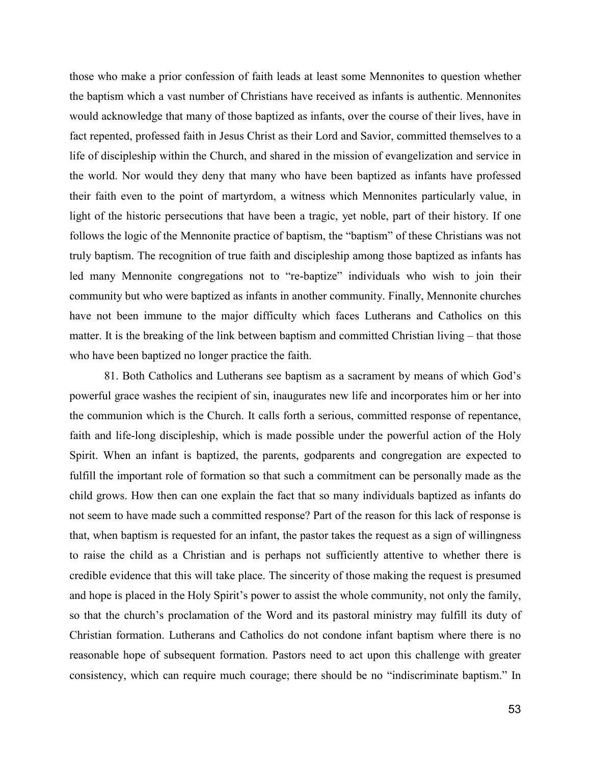those who make a prior confession of faith leads at least some Mennonites to question whether the baptism which a vast number of Christians have received as infants is authentic. Mennonites would acknowledge that many of those baptized as infants, over the course of their lives, have in fact repented, professed faith in Jesus Christ as their Lord and Savior, committed themselves to a life of discipleship within the Church, and shared in the mission of evangelization and service in the world. Nor would they deny that many who have been baptized as infants have professed their faith even to the point of martyrdom, a witness which Mennonites particularly value, in light of the historic persecutions that have been a tragic, yet noble, part of their history. If one follows the logic of the Mennonite practice of baptism, the "baptism" of these Christians was not truly baptism. The recognition of true faith and discipleship among those baptized as infants has led many Mennonite congregations not to "re-baptize" individuals who wish to join their community but who were baptized as infants in another community. Finally, Mennonite churches have not been immune to the major difficulty which faces Lutherans and Catholics on this matter. It is the breaking of the link between baptism and committed Christian living – that those who have been baptized no longer practice the faith.

81. Both Catholics and Lutherans see baptism as a sacrament by means of which God's powerful grace washes the recipient of sin, inaugurates new life and incorporates him or her into the communion which is the Church. It calls forth a serious, committed response of repentance, faith and life-long discipleship, which is made possible under the powerful action of the Holy Spirit. When an infant is baptized, the parents, godparents and congregation are expected to fulfill the important role of formation so that such a commitment can be personally made as the child grows. How then can one explain the fact that so many individuals baptized as infants do not seem to have made such a committed response? Part of the reason for this lack of response is that, when baptism is requested for an infant, the pastor takes the request as a sign of willingness to raise the child as a Christian and is perhaps not sufficiently attentive to whether there is credible evidence that this will take place. The sincerity of those making the request is presumed and hope is placed in the Holy Spirit's power to assist the whole community, not only the family, so that the church's proclamation of the Word and its pastoral ministry may fulfill its duty of Christian formation. Lutherans and Catholics do not condone infant baptism where there is no reasonable hope of subsequent formation. Pastors need to act upon this challenge with greater consistency, which can require much courage; there should be no "indiscriminate baptism." In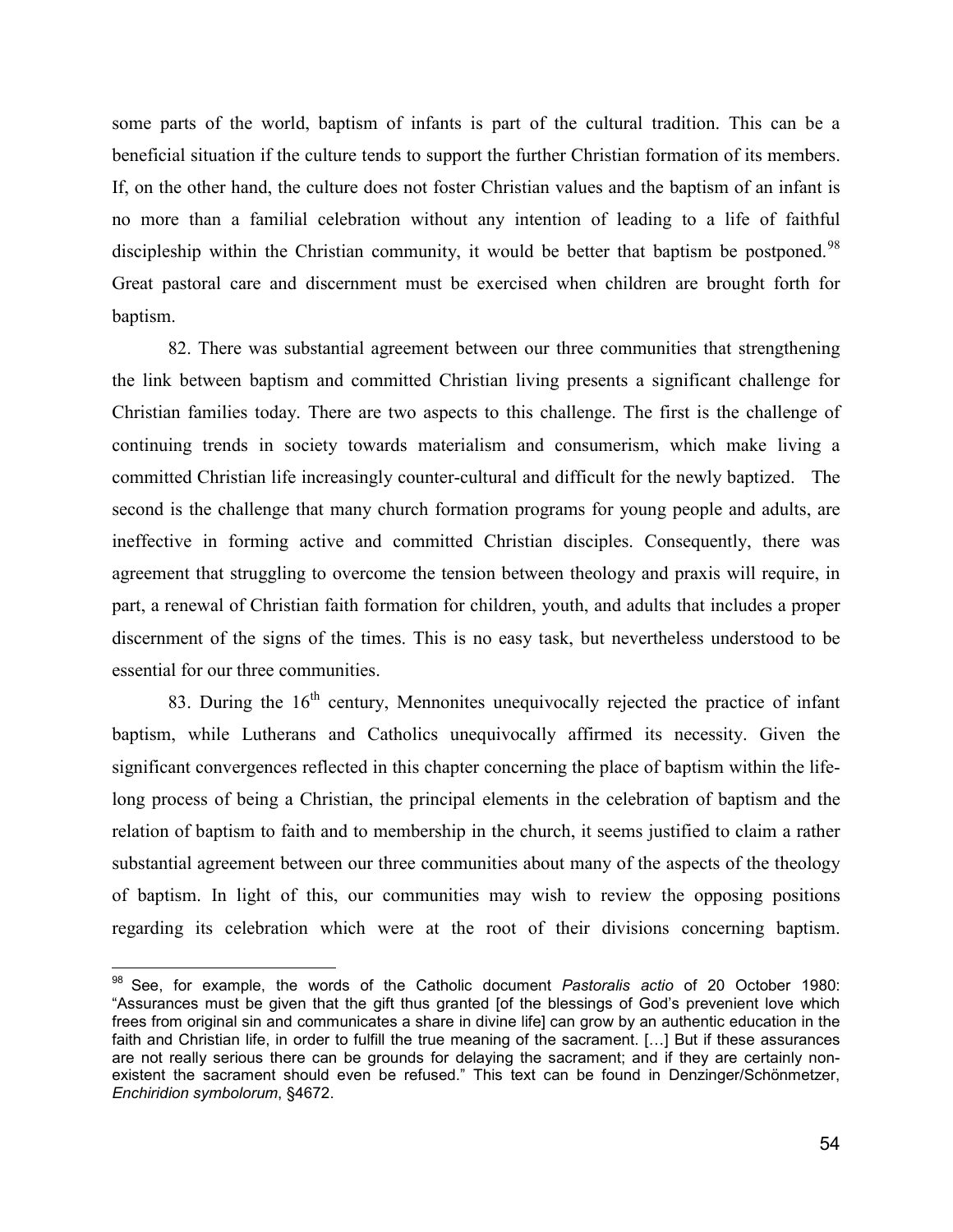some parts of the world, baptism of infants is part of the cultural tradition. This can be a beneficial situation if the culture tends to support the further Christian formation of its members. If, on the other hand, the culture does not foster Christian values and the baptism of an infant is no more than a familial celebration without any intention of leading to a life of faithful discipleship within the Christian community, it would be better that baptism be postponed.[98] Great pastoral care and discernment must be exercised when children are brought forth for baptism.

82. There was substantial agreement between our three communities that strengthening the link between baptism and committed Christian living presents a significant challenge for Christian families today. There are two aspects to this challenge. The first is the challenge of continuing trends in society towards materialism and consumerism, which make living a committed Christian life increasingly counter-cultural and difficult for the newly baptized. The second is the challenge that many church formation programs for young people and adults, are ineffective in forming active and committed Christian disciples. Consequently, there was agreement that struggling to overcome the tension between theology and praxis will require, in part, a renewal of Christian faith formation for children, youth, and adults that includes a proper discernment of the signs of the times. This is no easy task, but nevertheless understood to be essential for our three communities.

83. During the 16th century, Mennonites unequivocally rejected the practice of infant baptism, while Lutherans and Catholics unequivocally affirmed its necessity. Given the significant convergences reflected in this chapter concerning the place of baptism within the life-long process of being a Christian, the principal elements in the celebration of baptism and the relation of baptism to faith and to membership in the church, it seems justified to claim a rather substantial agreement between our three communities about many of the aspects of the theology of baptism. In light of this, our communities may wish to review the opposing positions regarding its celebration which were at the root of their divisions concerning baptism.

---

[98] See, for example, the words of the Catholic document *Pastoralis actio* of 20 October 1980: "Assurances must be given that the gift thus granted [of the blessings of God's prevenient love which frees from original sin and communicates a share in divine life] can grow by an authentic education in the faith and Christian life, in order to fulfill the true meaning of the sacrament. […] But if these assurances are not really serious there can be grounds for delaying the sacrament; and if they are certainly non-existent the sacrament should even be refused." This text can be found in Denzinger/Schönmetzer, *Enchiridion symbolorum*, §4672.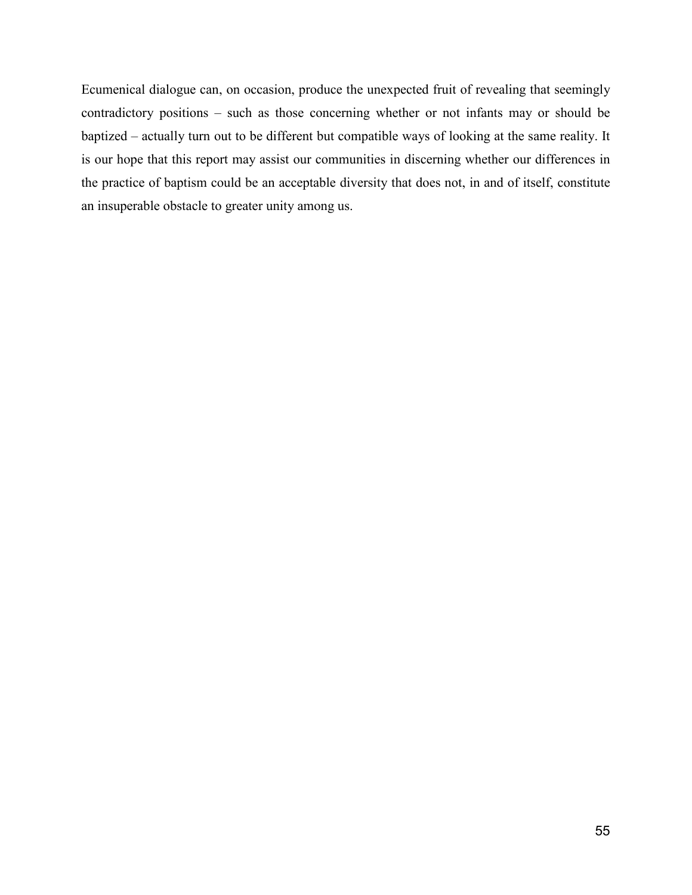Ecumenical dialogue can, on occasion, produce the unexpected fruit of revealing that seemingly contradictory positions – such as those concerning whether or not infants may or should be baptized – actually turn out to be different but compatible ways of looking at the same reality. It is our hope that this report may assist our communities in discerning whether our differences in the practice of baptism could be an acceptable diversity that does not, in and of itself, constitute an insuperable obstacle to greater unity among us.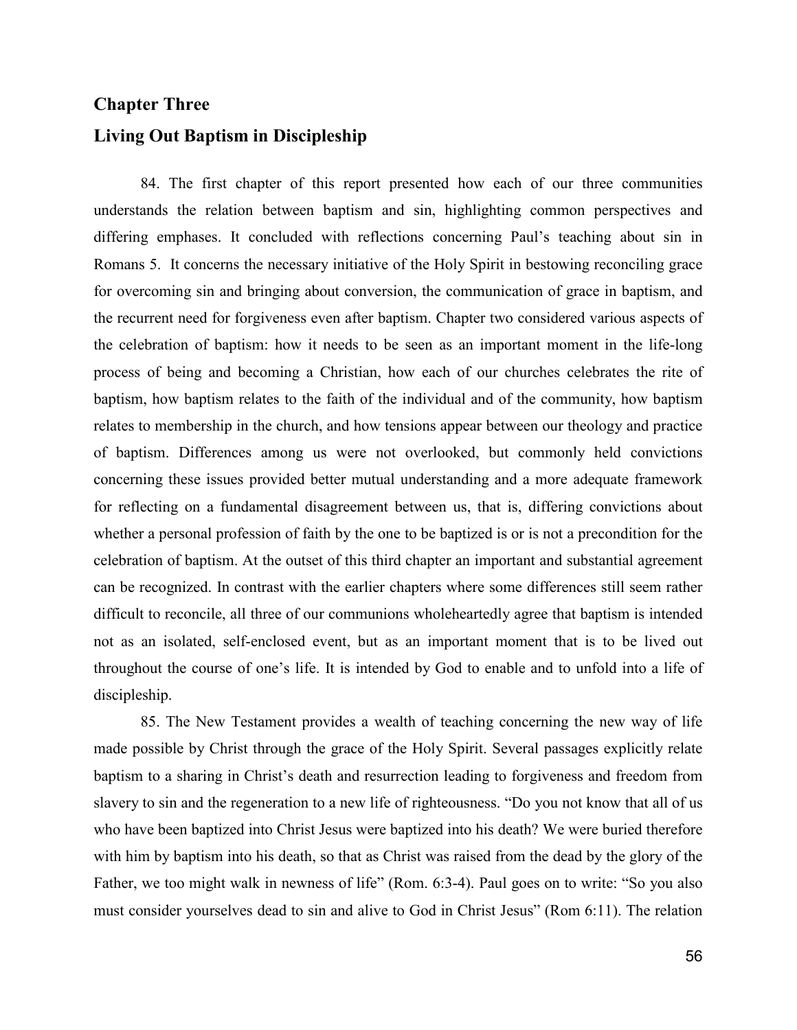## Chapter Three

## Living Out Baptism in Discipleship

84. The first chapter of this report presented how each of our three communities understands the relation between baptism and sin, highlighting common perspectives and differing emphases. It concluded with reflections concerning Paul's teaching about sin in Romans 5. It concerns the necessary initiative of the Holy Spirit in bestowing reconciling grace for overcoming sin and bringing about conversion, the communication of grace in baptism, and the recurrent need for forgiveness even after baptism. Chapter two considered various aspects of the celebration of baptism: how it needs to be seen as an important moment in the life-long process of being and becoming a Christian, how each of our churches celebrates the rite of baptism, how baptism relates to the faith of the individual and of the community, how baptism relates to membership in the church, and how tensions appear between our theology and practice of baptism. Differences among us were not overlooked, but commonly held convictions concerning these issues provided better mutual understanding and a more adequate framework for reflecting on a fundamental disagreement between us, that is, differing convictions about whether a personal profession of faith by the one to be baptized is or is not a precondition for the celebration of baptism. At the outset of this third chapter an important and substantial agreement can be recognized. In contrast with the earlier chapters where some differences still seem rather difficult to reconcile, all three of our communions wholeheartedly agree that baptism is intended not as an isolated, self-enclosed event, but as an important moment that is to be lived out throughout the course of one's life. It is intended by God to enable and to unfold into a life of discipleship.

85. The New Testament provides a wealth of teaching concerning the new way of life made possible by Christ through the grace of the Holy Spirit. Several passages explicitly relate baptism to a sharing in Christ's death and resurrection leading to forgiveness and freedom from slavery to sin and the regeneration to a new life of righteousness. "Do you not know that all of us who have been baptized into Christ Jesus were baptized into his death? We were buried therefore with him by baptism into his death, so that as Christ was raised from the dead by the glory of the Father, we too might walk in newness of life" (Rom. 6:3-4). Paul goes on to write: "So you also must consider yourselves dead to sin and alive to God in Christ Jesus" (Rom 6:11). The relation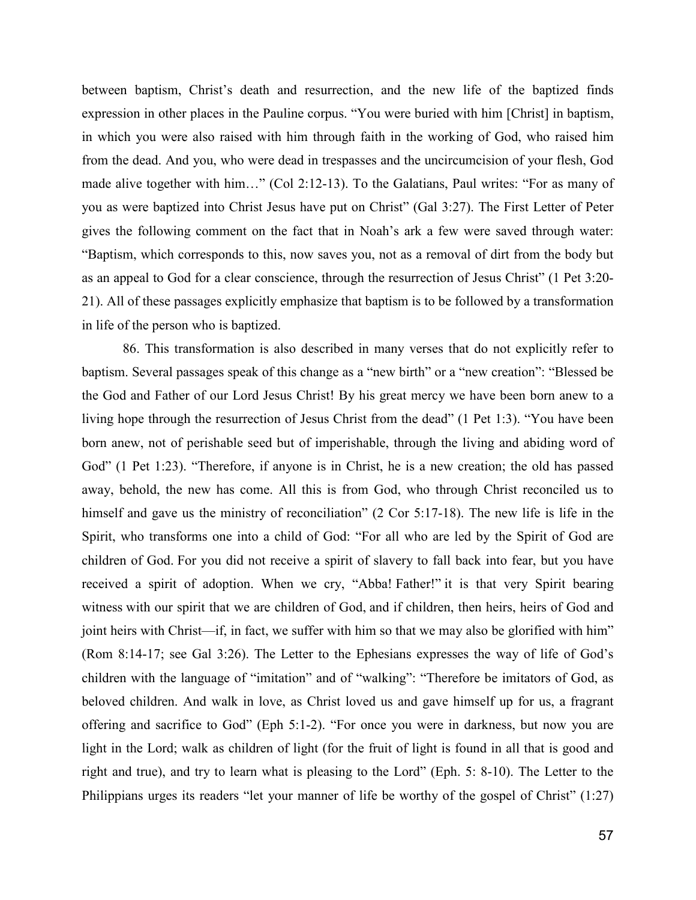between baptism, Christ's death and resurrection, and the new life of the baptized finds expression in other places in the Pauline corpus. "You were buried with him [Christ] in baptism, in which you were also raised with him through faith in the working of God, who raised him from the dead. And you, who were dead in trespasses and the uncircumcision of your flesh, God made alive together with him…" (Col 2:12-13). To the Galatians, Paul writes: "For as many of you as were baptized into Christ Jesus have put on Christ" (Gal 3:27). The First Letter of Peter gives the following comment on the fact that in Noah's ark a few were saved through water: "Baptism, which corresponds to this, now saves you, not as a removal of dirt from the body but as an appeal to God for a clear conscience, through the resurrection of Jesus Christ" (1 Pet 3:20-21). All of these passages explicitly emphasize that baptism is to be followed by a transformation in life of the person who is baptized.

86. This transformation is also described in many verses that do not explicitly refer to baptism. Several passages speak of this change as a "new birth" or a "new creation": "Blessed be the God and Father of our Lord Jesus Christ! By his great mercy we have been born anew to a living hope through the resurrection of Jesus Christ from the dead" (1 Pet 1:3). "You have been born anew, not of perishable seed but of imperishable, through the living and abiding word of God" (1 Pet 1:23). "Therefore, if anyone is in Christ, he is a new creation; the old has passed away, behold, the new has come. All this is from God, who through Christ reconciled us to himself and gave us the ministry of reconciliation" (2 Cor 5:17-18). The new life is life in the Spirit, who transforms one into a child of God: "For all who are led by the Spirit of God are children of God. For you did not receive a spirit of slavery to fall back into fear, but you have received a spirit of adoption. When we cry, "Abba! Father!" it is that very Spirit bearing witness with our spirit that we are children of God, and if children, then heirs, heirs of God and joint heirs with Christ—if, in fact, we suffer with him so that we may also be glorified with him" (Rom 8:14-17; see Gal 3:26). The Letter to the Ephesians expresses the way of life of God's children with the language of "imitation" and of "walking": "Therefore be imitators of God, as beloved children. And walk in love, as Christ loved us and gave himself up for us, a fragrant offering and sacrifice to God" (Eph 5:1-2). "For once you were in darkness, but now you are light in the Lord; walk as children of light (for the fruit of light is found in all that is good and right and true), and try to learn what is pleasing to the Lord" (Eph. 5: 8-10). The Letter to the Philippians urges its readers "let your manner of life be worthy of the gospel of Christ" (1:27)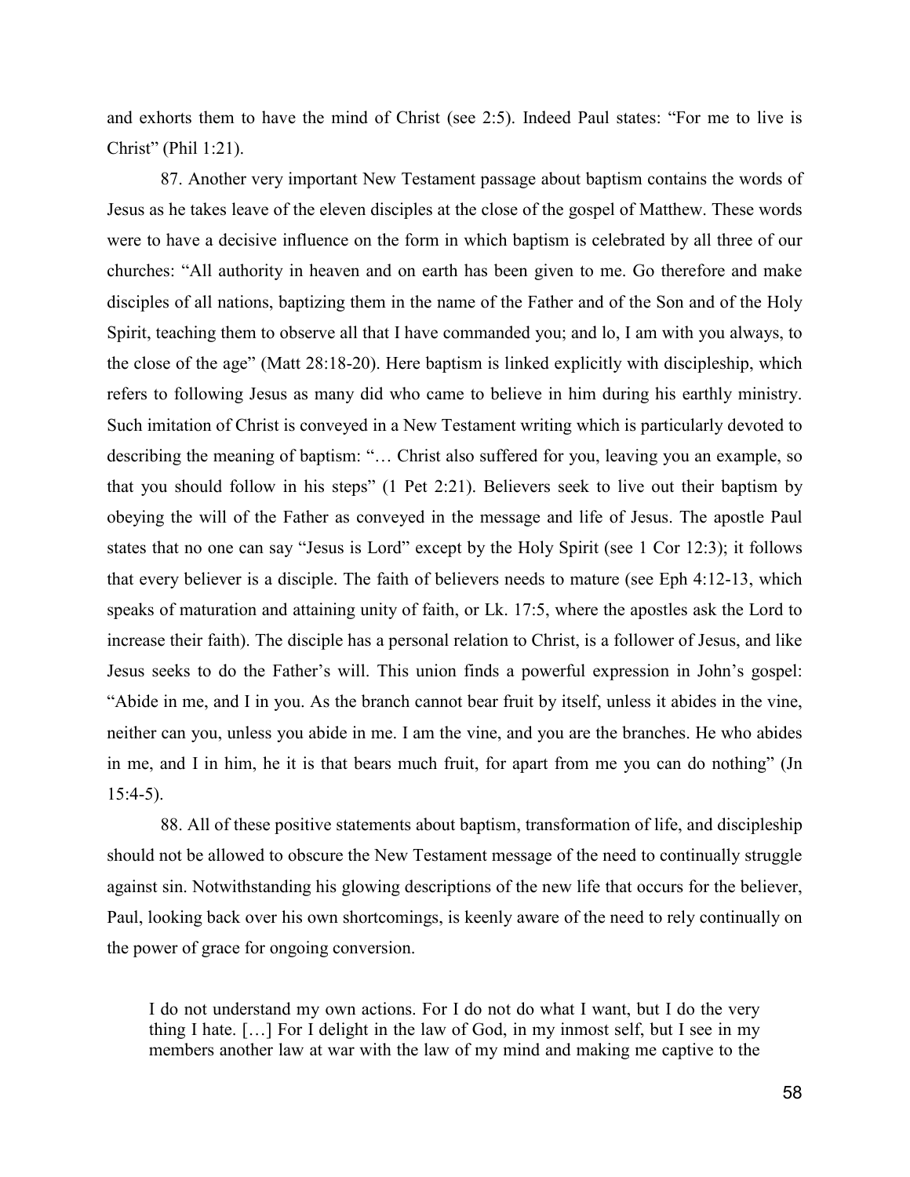and exhorts them to have the mind of Christ (see 2:5). Indeed Paul states: "For me to live is Christ" (Phil 1:21).

87. Another very important New Testament passage about baptism contains the words of Jesus as he takes leave of the eleven disciples at the close of the gospel of Matthew. These words were to have a decisive influence on the form in which baptism is celebrated by all three of our churches: "All authority in heaven and on earth has been given to me. Go therefore and make disciples of all nations, baptizing them in the name of the Father and of the Son and of the Holy Spirit, teaching them to observe all that I have commanded you; and lo, I am with you always, to the close of the age" (Matt 28:18-20). Here baptism is linked explicitly with discipleship, which refers to following Jesus as many did who came to believe in him during his earthly ministry. Such imitation of Christ is conveyed in a New Testament writing which is particularly devoted to describing the meaning of baptism: "… Christ also suffered for you, leaving you an example, so that you should follow in his steps" (1 Pet 2:21). Believers seek to live out their baptism by obeying the will of the Father as conveyed in the message and life of Jesus. The apostle Paul states that no one can say "Jesus is Lord" except by the Holy Spirit (see 1 Cor 12:3); it follows that every believer is a disciple. The faith of believers needs to mature (see Eph 4:12-13, which speaks of maturation and attaining unity of faith, or Lk. 17:5, where the apostles ask the Lord to increase their faith). The disciple has a personal relation to Christ, is a follower of Jesus, and like Jesus seeks to do the Father's will. This union finds a powerful expression in John's gospel: "Abide in me, and I in you. As the branch cannot bear fruit by itself, unless it abides in the vine, neither can you, unless you abide in me. I am the vine, and you are the branches. He who abides in me, and I in him, he it is that bears much fruit, for apart from me you can do nothing" (Jn 15:4-5).

88. All of these positive statements about baptism, transformation of life, and discipleship should not be allowed to obscure the New Testament message of the need to continually struggle against sin. Notwithstanding his glowing descriptions of the new life that occurs for the believer, Paul, looking back over his own shortcomings, is keenly aware of the need to rely continually on the power of grace for ongoing conversion.

> I do not understand my own actions. For I do not do what I want, but I do the very thing I hate. […] For I delight in the law of God, in my inmost self, but I see in my members another law at war with the law of my mind and making me captive to the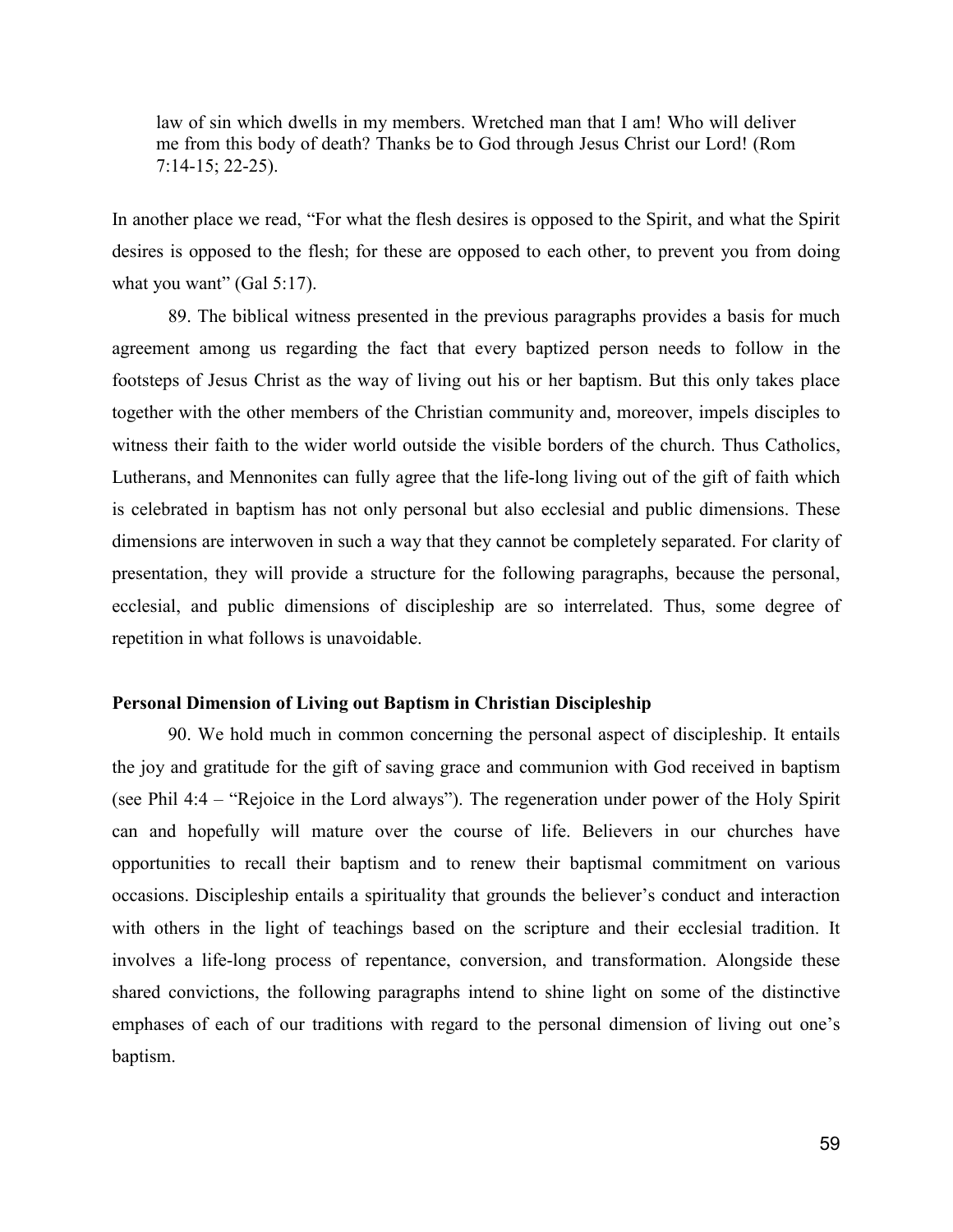> law of sin which dwells in my members. Wretched man that I am! Who will deliver me from this body of death? Thanks be to God through Jesus Christ our Lord! (Rom 7:14-15; 22-25).

In another place we read, "For what the flesh desires is opposed to the Spirit, and what the Spirit desires is opposed to the flesh; for these are opposed to each other, to prevent you from doing what you want" (Gal 5:17).

89. The biblical witness presented in the previous paragraphs provides a basis for much agreement among us regarding the fact that every baptized person needs to follow in the footsteps of Jesus Christ as the way of living out his or her baptism. But this only takes place together with the other members of the Christian community and, moreover, impels disciples to witness their faith to the wider world outside the visible borders of the church. Thus Catholics, Lutherans, and Mennonites can fully agree that the life-long living out of the gift of faith which is celebrated in baptism has not only personal but also ecclesial and public dimensions. These dimensions are interwoven in such a way that they cannot be completely separated. For clarity of presentation, they will provide a structure for the following paragraphs, because the personal, ecclesial, and public dimensions of discipleship are so interrelated. Thus, some degree of repetition in what follows is unavoidable.

**Personal Dimension of Living out Baptism in Christian Discipleship**

90. We hold much in common concerning the personal aspect of discipleship. It entails the joy and gratitude for the gift of saving grace and communion with God received in baptism (see Phil 4:4 – "Rejoice in the Lord always"). The regeneration under power of the Holy Spirit can and hopefully will mature over the course of life. Believers in our churches have opportunities to recall their baptism and to renew their baptismal commitment on various occasions. Discipleship entails a spirituality that grounds the believer's conduct and interaction with others in the light of teachings based on the scripture and their ecclesial tradition. It involves a life-long process of repentance, conversion, and transformation. Alongside these shared convictions, the following paragraphs intend to shine light on some of the distinctive emphases of each of our traditions with regard to the personal dimension of living out one's baptism.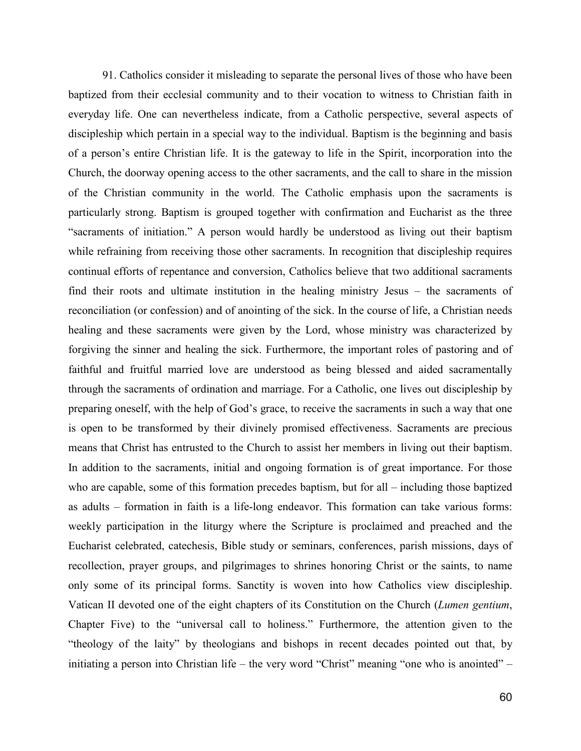91. Catholics consider it misleading to separate the personal lives of those who have been baptized from their ecclesial community and to their vocation to witness to Christian faith in everyday life. One can nevertheless indicate, from a Catholic perspective, several aspects of discipleship which pertain in a special way to the individual. Baptism is the beginning and basis of a person's entire Christian life. It is the gateway to life in the Spirit, incorporation into the Church, the doorway opening access to the other sacraments, and the call to share in the mission of the Christian community in the world. The Catholic emphasis upon the sacraments is particularly strong. Baptism is grouped together with confirmation and Eucharist as the three "sacraments of initiation." A person would hardly be understood as living out their baptism while refraining from receiving those other sacraments. In recognition that discipleship requires continual efforts of repentance and conversion, Catholics believe that two additional sacraments find their roots and ultimate institution in the healing ministry Jesus – the sacraments of reconciliation (or confession) and of anointing of the sick. In the course of life, a Christian needs healing and these sacraments were given by the Lord, whose ministry was characterized by forgiving the sinner and healing the sick. Furthermore, the important roles of pastoring and of faithful and fruitful married love are understood as being blessed and aided sacramentally through the sacraments of ordination and marriage. For a Catholic, one lives out discipleship by preparing oneself, with the help of God's grace, to receive the sacraments in such a way that one is open to be transformed by their divinely promised effectiveness. Sacraments are precious means that Christ has entrusted to the Church to assist her members in living out their baptism. In addition to the sacraments, initial and ongoing formation is of great importance. For those who are capable, some of this formation precedes baptism, but for all – including those baptized as adults – formation in faith is a life-long endeavor. This formation can take various forms: weekly participation in the liturgy where the Scripture is proclaimed and preached and the Eucharist celebrated, catechesis, Bible study or seminars, conferences, parish missions, days of recollection, prayer groups, and pilgrimages to shrines honoring Christ or the saints, to name only some of its principal forms. Sanctity is woven into how Catholics view discipleship. Vatican II devoted one of the eight chapters of its Constitution on the Church (*Lumen gentium*, Chapter Five) to the "universal call to holiness." Furthermore, the attention given to the "theology of the laity" by theologians and bishops in recent decades pointed out that, by initiating a person into Christian life – the very word "Christ" meaning "one who is anointed" –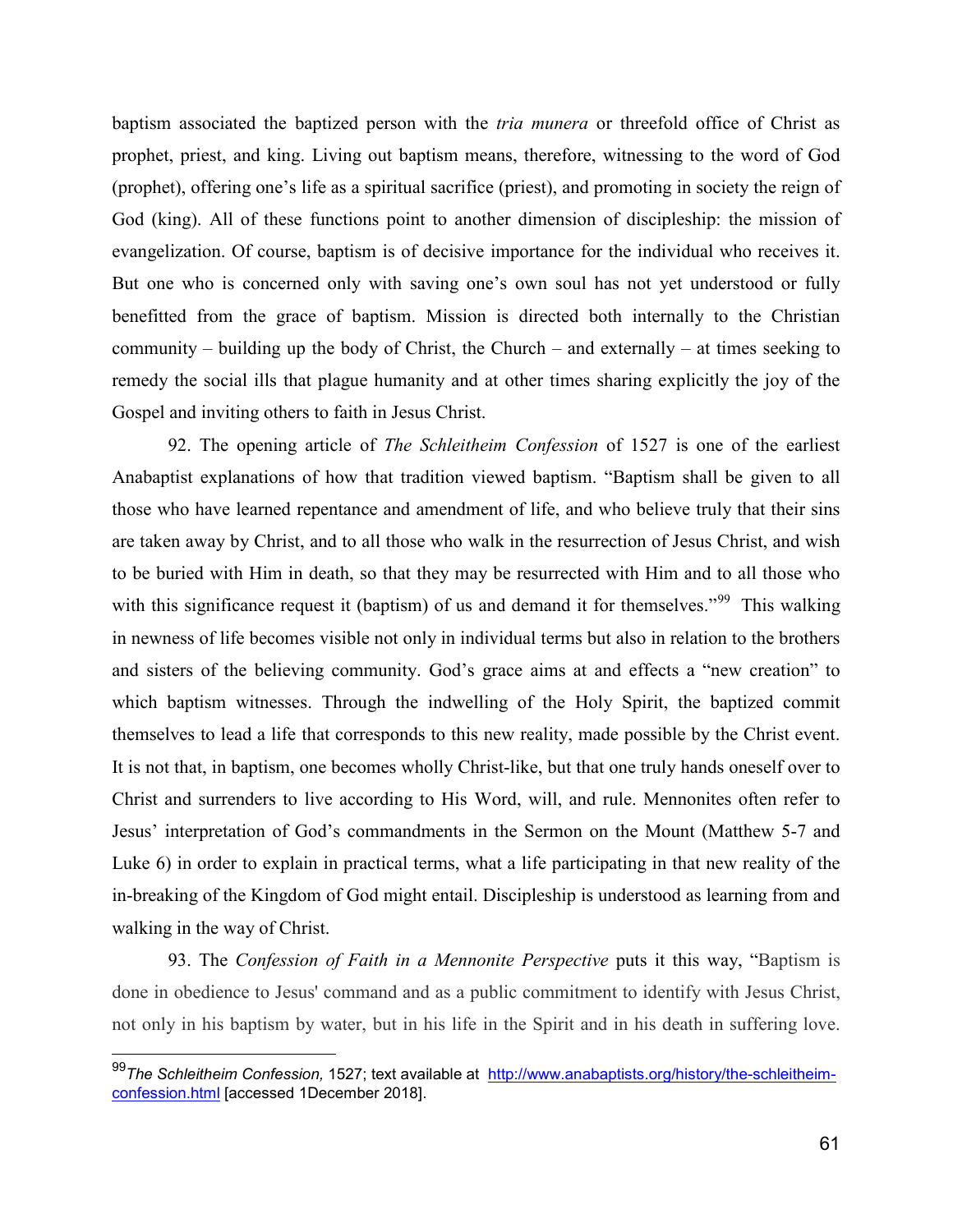baptism associated the baptized person with the *tria munera* or threefold office of Christ as prophet, priest, and king. Living out baptism means, therefore, witnessing to the word of God (prophet), offering one's life as a spiritual sacrifice (priest), and promoting in society the reign of God (king). All of these functions point to another dimension of discipleship: the mission of evangelization. Of course, baptism is of decisive importance for the individual who receives it. But one who is concerned only with saving one's own soul has not yet understood or fully benefitted from the grace of baptism. Mission is directed both internally to the Christian community – building up the body of Christ, the Church – and externally – at times seeking to remedy the social ills that plague humanity and at other times sharing explicitly the joy of the Gospel and inviting others to faith in Jesus Christ.

92. The opening article of *The Schleitheim Confession* of 1527 is one of the earliest Anabaptist explanations of how that tradition viewed baptism. "Baptism shall be given to all those who have learned repentance and amendment of life, and who believe truly that their sins are taken away by Christ, and to all those who walk in the resurrection of Jesus Christ, and wish to be buried with Him in death, so that they may be resurrected with Him and to all those who with this significance request it (baptism) of us and demand it for themselves."[99] This walking in newness of life becomes visible not only in individual terms but also in relation to the brothers and sisters of the believing community. God's grace aims at and effects a "new creation" to which baptism witnesses. Through the indwelling of the Holy Spirit, the baptized commit themselves to lead a life that corresponds to this new reality, made possible by the Christ event. It is not that, in baptism, one becomes wholly Christ-like, but that one truly hands oneself over to Christ and surrenders to live according to His Word, will, and rule. Mennonites often refer to Jesus' interpretation of God's commandments in the Sermon on the Mount (Matthew 5-7 and Luke 6) in order to explain in practical terms, what a life participating in that new reality of the in-breaking of the Kingdom of God might entail. Discipleship is understood as learning from and walking in the way of Christ.

93. The *Confession of Faith in a Mennonite Perspective* puts it this way, "Baptism is done in obedience to Jesus' command and as a public commitment to identify with Jesus Christ, not only in his baptism by water, but in his life in the Spirit and in his death in suffering love.

---

[99] *The Schleitheim Confession,* 1527; text available at http://www.anabaptists.org/history/the-schleitheim-confession.html [accessed 1December 2018].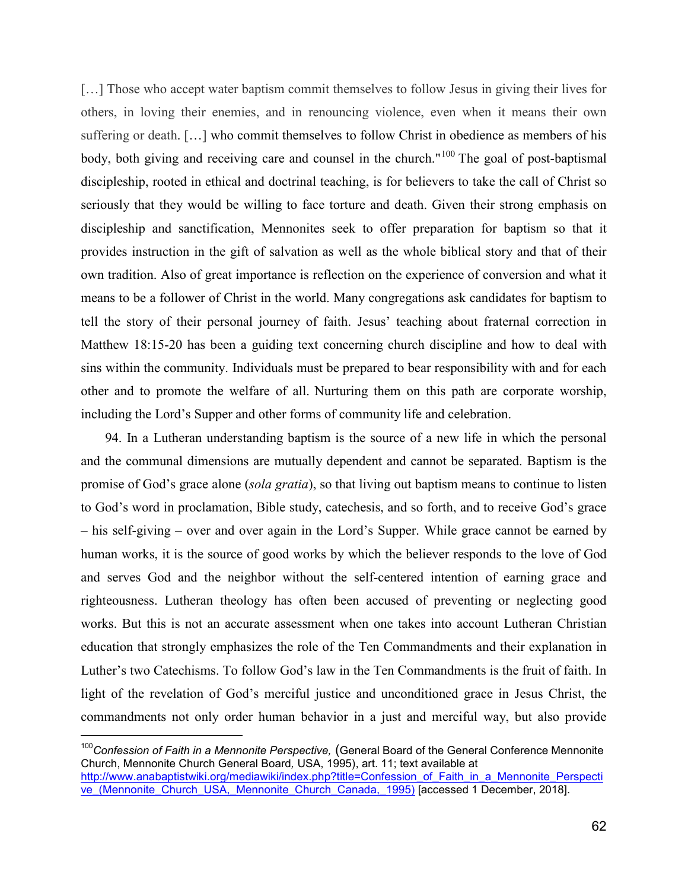[…] Those who accept water baptism commit themselves to follow Jesus in giving their lives for others, in loving their enemies, and in renouncing violence, even when it means their own suffering or death. […] who commit themselves to follow Christ in obedience as members of his body, both giving and receiving care and counsel in the church."[100] The goal of post-baptismal discipleship, rooted in ethical and doctrinal teaching, is for believers to take the call of Christ so seriously that they would be willing to face torture and death. Given their strong emphasis on discipleship and sanctification, Mennonites seek to offer preparation for baptism so that it provides instruction in the gift of salvation as well as the whole biblical story and that of their own tradition. Also of great importance is reflection on the experience of conversion and what it means to be a follower of Christ in the world. Many congregations ask candidates for baptism to tell the story of their personal journey of faith. Jesus' teaching about fraternal correction in Matthew 18:15-20 has been a guiding text concerning church discipline and how to deal with sins within the community. Individuals must be prepared to bear responsibility with and for each other and to promote the welfare of all. Nurturing them on this path are corporate worship, including the Lord's Supper and other forms of community life and celebration.

94. In a Lutheran understanding baptism is the source of a new life in which the personal and the communal dimensions are mutually dependent and cannot be separated. Baptism is the promise of God's grace alone (*sola gratia*), so that living out baptism means to continue to listen to God's word in proclamation, Bible study, catechesis, and so forth, and to receive God's grace – his self-giving – over and over again in the Lord's Supper. While grace cannot be earned by human works, it is the source of good works by which the believer responds to the love of God and serves God and the neighbor without the self-centered intention of earning grace and righteousness. Lutheran theology has often been accused of preventing or neglecting good works. But this is not an accurate assessment when one takes into account Lutheran Christian education that strongly emphasizes the role of the Ten Commandments and their explanation in Luther's two Catechisms. To follow God's law in the Ten Commandments is the fruit of faith. In light of the revelation of God's merciful justice and unconditioned grace in Jesus Christ, the commandments not only order human behavior in a just and merciful way, but also provide

---

[100] *Confession of Faith in a Mennonite Perspective,* (General Board of the General Conference Mennonite Church, Mennonite Church General Board, USA, 1995), art. 11; text available at http://www.anabaptistwiki.org/mediawiki/index.php?title=Confession_of_Faith_in_a_Mennonite_Perspective_(Mennonite_Church_USA,_Mennonite_Church_Canada,_1995) [accessed 1 December, 2018].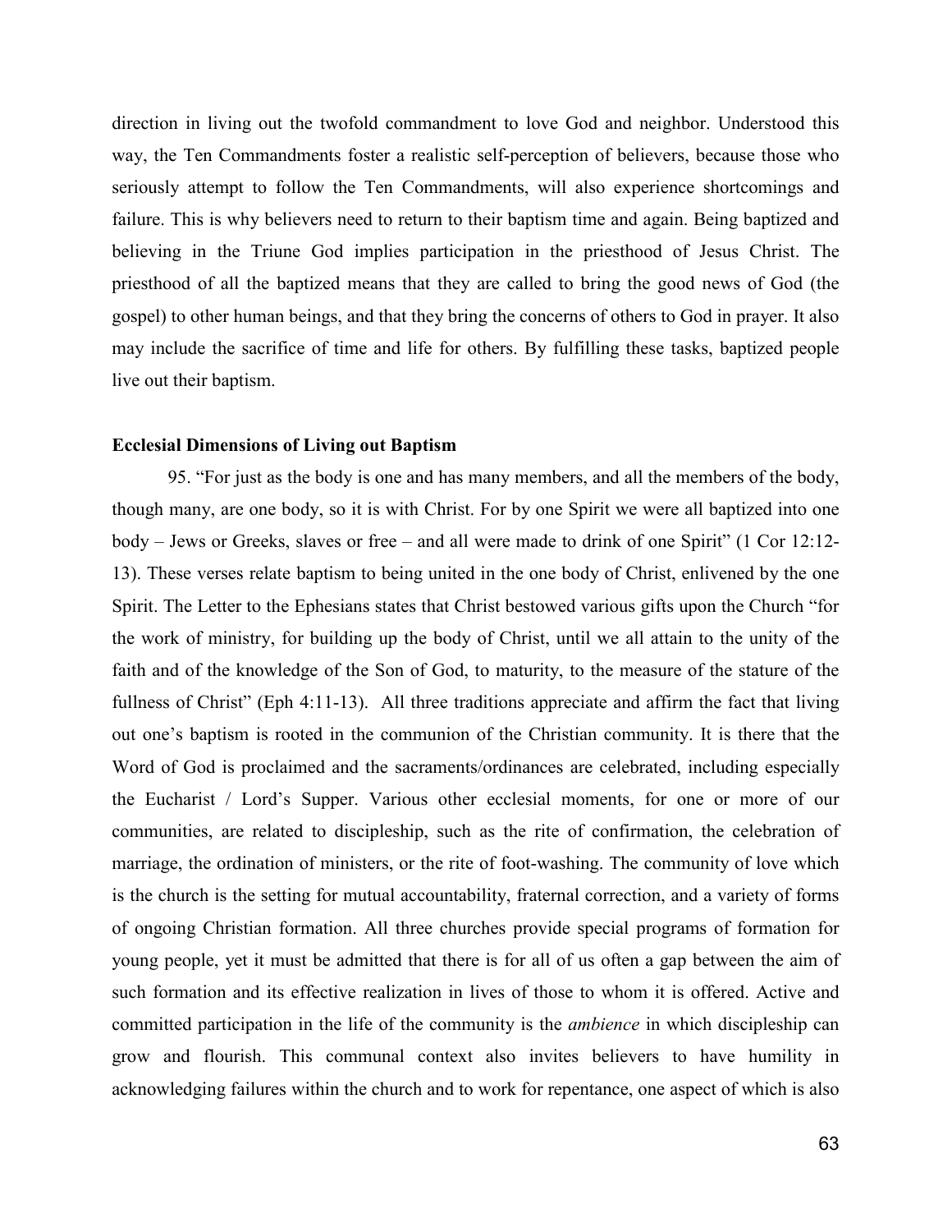direction in living out the twofold commandment to love God and neighbor. Understood this way, the Ten Commandments foster a realistic self-perception of believers, because those who seriously attempt to follow the Ten Commandments, will also experience shortcomings and failure. This is why believers need to return to their baptism time and again. Being baptized and believing in the Triune God implies participation in the priesthood of Jesus Christ. The priesthood of all the baptized means that they are called to bring the good news of God (the gospel) to other human beings, and that they bring the concerns of others to God in prayer. It also may include the sacrifice of time and life for others. By fulfilling these tasks, baptized people live out their baptism.

### Ecclesial Dimensions of Living out Baptism

95. "For just as the body is one and has many members, and all the members of the body, though many, are one body, so it is with Christ. For by one Spirit we were all baptized into one body – Jews or Greeks, slaves or free – and all were made to drink of one Spirit" (1 Cor 12:12-13). These verses relate baptism to being united in the one body of Christ, enlivened by the one Spirit. The Letter to the Ephesians states that Christ bestowed various gifts upon the Church "for the work of ministry, for building up the body of Christ, until we all attain to the unity of the faith and of the knowledge of the Son of God, to maturity, to the measure of the stature of the fullness of Christ" (Eph 4:11-13). All three traditions appreciate and affirm the fact that living out one's baptism is rooted in the communion of the Christian community. It is there that the Word of God is proclaimed and the sacraments/ordinances are celebrated, including especially the Eucharist / Lord's Supper. Various other ecclesial moments, for one or more of our communities, are related to discipleship, such as the rite of confirmation, the celebration of marriage, the ordination of ministers, or the rite of foot-washing. The community of love which is the church is the setting for mutual accountability, fraternal correction, and a variety of forms of ongoing Christian formation. All three churches provide special programs of formation for young people, yet it must be admitted that there is for all of us often a gap between the aim of such formation and its effective realization in lives of those to whom it is offered. Active and committed participation in the life of the community is the *ambience* in which discipleship can grow and flourish. This communal context also invites believers to have humility in acknowledging failures within the church and to work for repentance, one aspect of which is also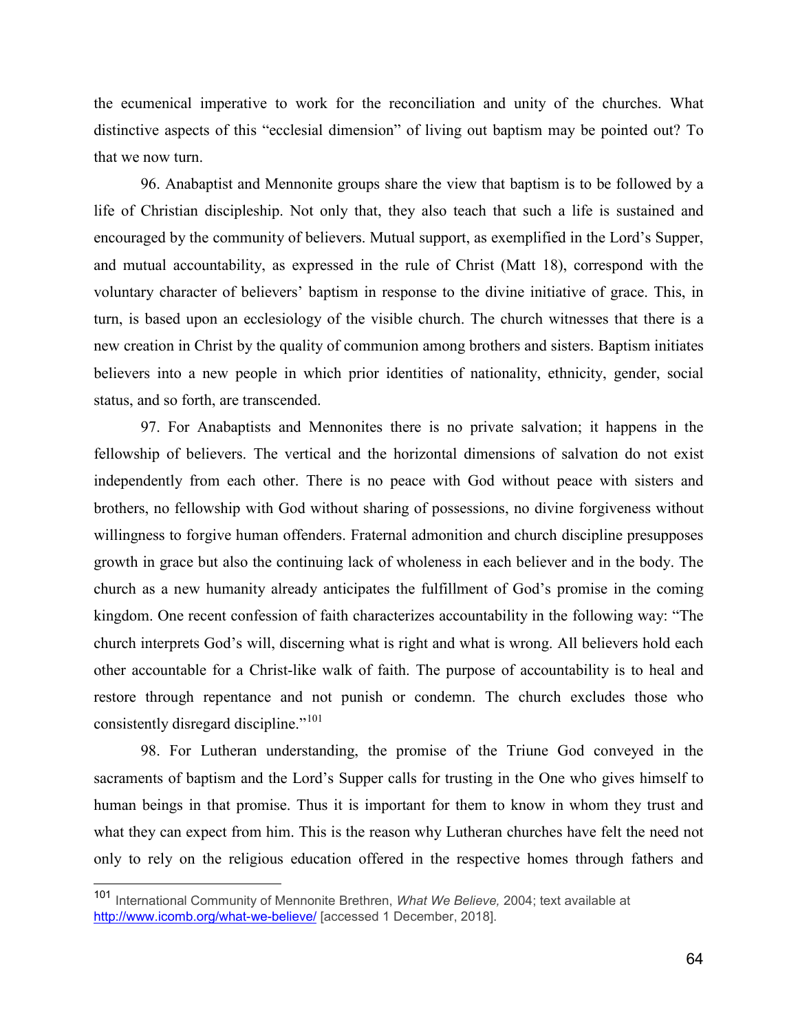the ecumenical imperative to work for the reconciliation and unity of the churches. What distinctive aspects of this "ecclesial dimension" of living out baptism may be pointed out? To that we now turn.

96. Anabaptist and Mennonite groups share the view that baptism is to be followed by a life of Christian discipleship. Not only that, they also teach that such a life is sustained and encouraged by the community of believers. Mutual support, as exemplified in the Lord's Supper, and mutual accountability, as expressed in the rule of Christ (Matt 18), correspond with the voluntary character of believers' baptism in response to the divine initiative of grace. This, in turn, is based upon an ecclesiology of the visible church. The church witnesses that there is a new creation in Christ by the quality of communion among brothers and sisters. Baptism initiates believers into a new people in which prior identities of nationality, ethnicity, gender, social status, and so forth, are transcended.

97. For Anabaptists and Mennonites there is no private salvation; it happens in the fellowship of believers. The vertical and the horizontal dimensions of salvation do not exist independently from each other. There is no peace with God without peace with sisters and brothers, no fellowship with God without sharing of possessions, no divine forgiveness without willingness to forgive human offenders. Fraternal admonition and church discipline presupposes growth in grace but also the continuing lack of wholeness in each believer and in the body. The church as a new humanity already anticipates the fulfillment of God's promise in the coming kingdom. One recent confession of faith characterizes accountability in the following way: "The church interprets God's will, discerning what is right and what is wrong. All believers hold each other accountable for a Christ-like walk of faith. The purpose of accountability is to heal and restore through repentance and not punish or condemn. The church excludes those who consistently disregard discipline."[101]

98. For Lutheran understanding, the promise of the Triune God conveyed in the sacraments of baptism and the Lord's Supper calls for trusting in the One who gives himself to human beings in that promise. Thus it is important for them to know in whom they trust and what they can expect from him. This is the reason why Lutheran churches have felt the need not only to rely on the religious education offered in the respective homes through fathers and

---

[101] International Community of Mennonite Brethren, *What We Believe,* 2004; text available at http://www.icomb.org/what-we-believe/ [accessed 1 December, 2018].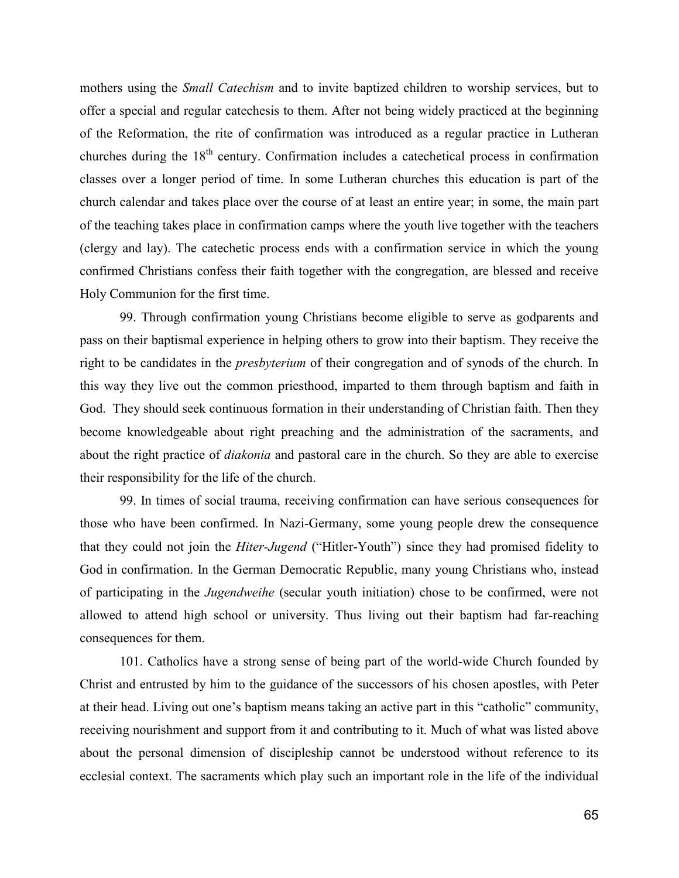mothers using the *Small Catechism* and to invite baptized children to worship services, but to offer a special and regular catechesis to them. After not being widely practiced at the beginning of the Reformation, the rite of confirmation was introduced as a regular practice in Lutheran churches during the 18th century. Confirmation includes a catechetical process in confirmation classes over a longer period of time. In some Lutheran churches this education is part of the church calendar and takes place over the course of at least an entire year; in some, the main part of the teaching takes place in confirmation camps where the youth live together with the teachers (clergy and lay). The catechetic process ends with a confirmation service in which the young confirmed Christians confess their faith together with the congregation, are blessed and receive Holy Communion for the first time.

99. Through confirmation young Christians become eligible to serve as godparents and pass on their baptismal experience in helping others to grow into their baptism. They receive the right to be candidates in the *presbyterium* of their congregation and of synods of the church. In this way they live out the common priesthood, imparted to them through baptism and faith in God. They should seek continuous formation in their understanding of Christian faith. Then they become knowledgeable about right preaching and the administration of the sacraments, and about the right practice of *diakonia* and pastoral care in the church. So they are able to exercise their responsibility for the life of the church.

99. In times of social trauma, receiving confirmation can have serious consequences for those who have been confirmed. In Nazi-Germany, some young people drew the consequence that they could not join the *Hiter-Jugend* ("Hitler-Youth") since they had promised fidelity to God in confirmation. In the German Democratic Republic, many young Christians who, instead of participating in the *Jugendweihe* (secular youth initiation) chose to be confirmed, were not allowed to attend high school or university. Thus living out their baptism had far-reaching consequences for them.

101. Catholics have a strong sense of being part of the world-wide Church founded by Christ and entrusted by him to the guidance of the successors of his chosen apostles, with Peter at their head. Living out one's baptism means taking an active part in this "catholic" community, receiving nourishment and support from it and contributing to it. Much of what was listed above about the personal dimension of discipleship cannot be understood without reference to its ecclesial context. The sacraments which play such an important role in the life of the individual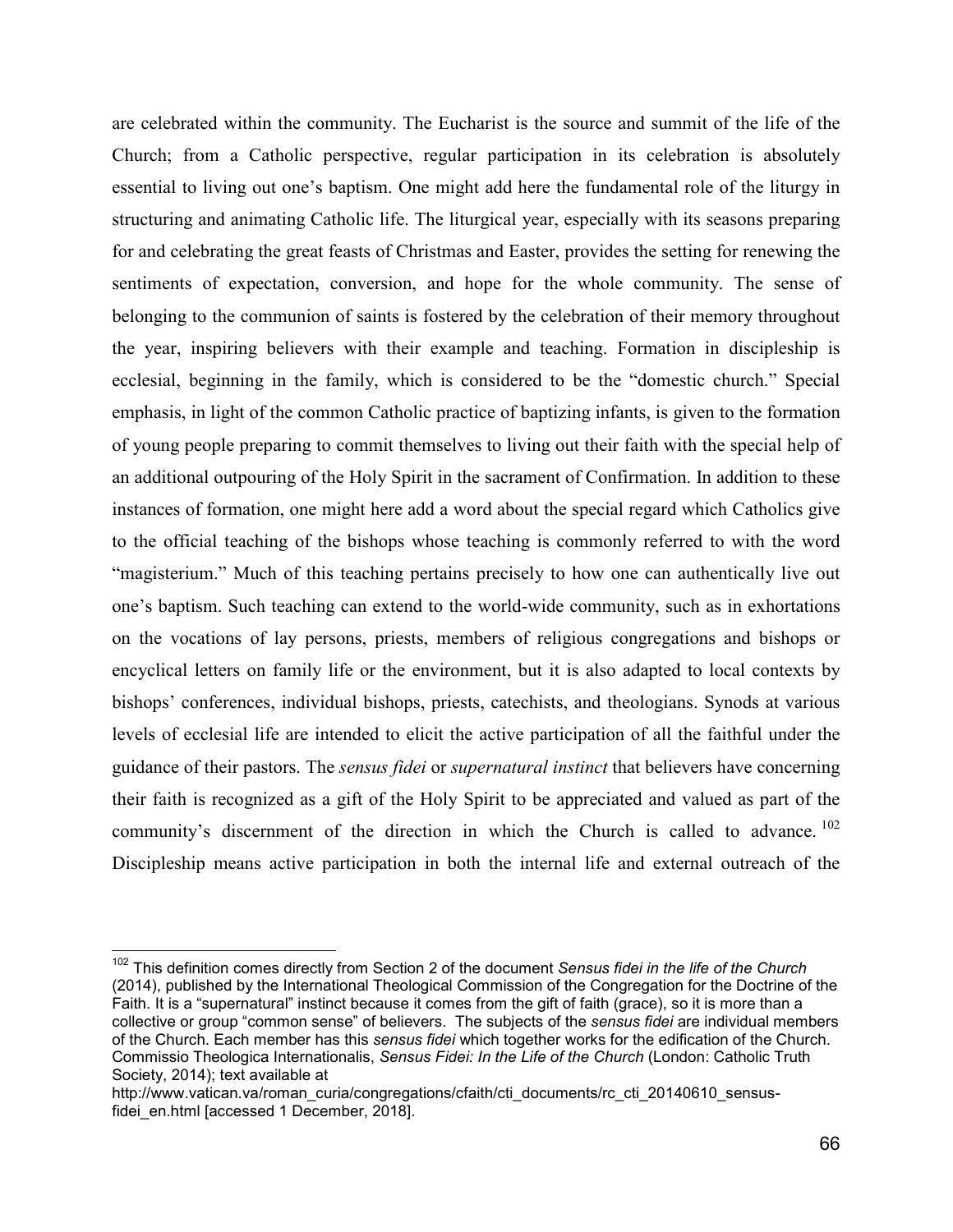are celebrated within the community. The Eucharist is the source and summit of the life of the Church; from a Catholic perspective, regular participation in its celebration is absolutely essential to living out one's baptism. One might add here the fundamental role of the liturgy in structuring and animating Catholic life. The liturgical year, especially with its seasons preparing for and celebrating the great feasts of Christmas and Easter, provides the setting for renewing the sentiments of expectation, conversion, and hope for the whole community. The sense of belonging to the communion of saints is fostered by the celebration of their memory throughout the year, inspiring believers with their example and teaching. Formation in discipleship is ecclesial, beginning in the family, which is considered to be the "domestic church." Special emphasis, in light of the common Catholic practice of baptizing infants, is given to the formation of young people preparing to commit themselves to living out their faith with the special help of an additional outpouring of the Holy Spirit in the sacrament of Confirmation. In addition to these instances of formation, one might here add a word about the special regard which Catholics give to the official teaching of the bishops whose teaching is commonly referred to with the word "magisterium." Much of this teaching pertains precisely to how one can authentically live out one's baptism. Such teaching can extend to the world-wide community, such as in exhortations on the vocations of lay persons, priests, members of religious congregations and bishops or encyclical letters on family life or the environment, but it is also adapted to local contexts by bishops' conferences, individual bishops, priests, catechists, and theologians. Synods at various levels of ecclesial life are intended to elicit the active participation of all the faithful under the guidance of their pastors. The *sensus fidei* or *supernatural instinct* that believers have concerning their faith is recognized as a gift of the Holy Spirit to be appreciated and valued as part of the community's discernment of the direction in which the Church is called to advance.[102] Discipleship means active participation in both the internal life and external outreach of the

---

[102] This definition comes directly from Section 2 of the document *Sensus fidei in the life of the Church* (2014), published by the International Theological Commission of the Congregation for the Doctrine of the Faith. It is a "supernatural" instinct because it comes from the gift of faith (grace), so it is more than a collective or group "common sense" of believers. The subjects of the *sensus fidei* are individual members of the Church. Each member has this *sensus fidei* which together works for the edification of the Church. Commissio Theologica Internationalis, *Sensus Fidei: In the Life of the Church* (London: Catholic Truth Society, 2014); text available at http://www.vatican.va/roman_curia/congregations/cfaith/cti_documents/rc_cti_20140610_sensus-fidei_en.html [accessed 1 December, 2018].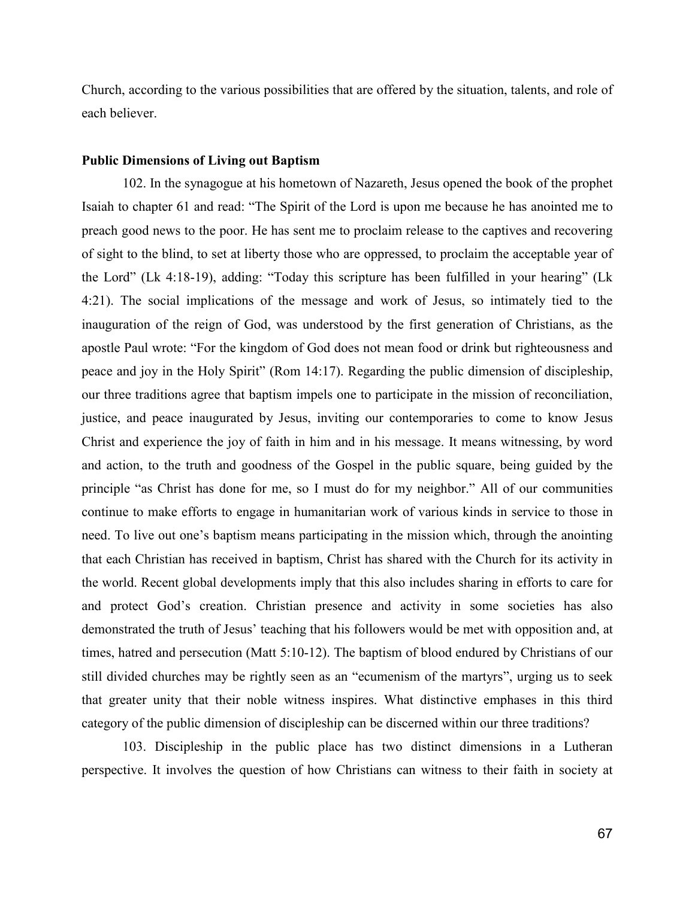Church, according to the various possibilities that are offered by the situation, talents, and role of each believer.

**Public Dimensions of Living out Baptism**

102. In the synagogue at his hometown of Nazareth, Jesus opened the book of the prophet Isaiah to chapter 61 and read: "The Spirit of the Lord is upon me because he has anointed me to preach good news to the poor. He has sent me to proclaim release to the captives and recovering of sight to the blind, to set at liberty those who are oppressed, to proclaim the acceptable year of the Lord" (Lk 4:18-19), adding: "Today this scripture has been fulfilled in your hearing" (Lk 4:21). The social implications of the message and work of Jesus, so intimately tied to the inauguration of the reign of God, was understood by the first generation of Christians, as the apostle Paul wrote: "For the kingdom of God does not mean food or drink but righteousness and peace and joy in the Holy Spirit" (Rom 14:17). Regarding the public dimension of discipleship, our three traditions agree that baptism impels one to participate in the mission of reconciliation, justice, and peace inaugurated by Jesus, inviting our contemporaries to come to know Jesus Christ and experience the joy of faith in him and in his message. It means witnessing, by word and action, to the truth and goodness of the Gospel in the public square, being guided by the principle "as Christ has done for me, so I must do for my neighbor." All of our communities continue to make efforts to engage in humanitarian work of various kinds in service to those in need. To live out one's baptism means participating in the mission which, through the anointing that each Christian has received in baptism, Christ has shared with the Church for its activity in the world. Recent global developments imply that this also includes sharing in efforts to care for and protect God's creation. Christian presence and activity in some societies has also demonstrated the truth of Jesus' teaching that his followers would be met with opposition and, at times, hatred and persecution (Matt 5:10-12). The baptism of blood endured by Christians of our still divided churches may be rightly seen as an "ecumenism of the martyrs", urging us to seek that greater unity that their noble witness inspires. What distinctive emphases in this third category of the public dimension of discipleship can be discerned within our three traditions?

103. Discipleship in the public place has two distinct dimensions in a Lutheran perspective. It involves the question of how Christians can witness to their faith in society at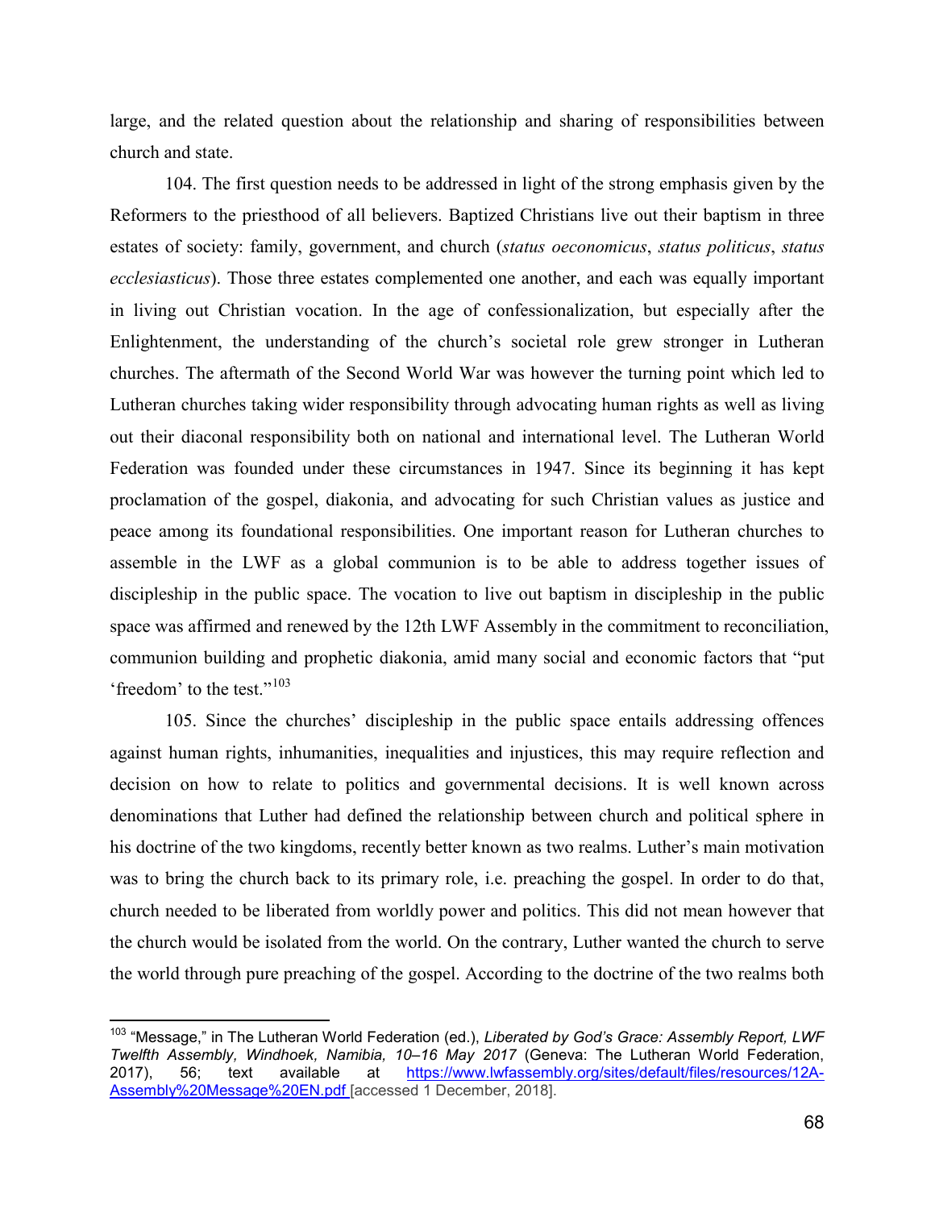large, and the related question about the relationship and sharing of responsibilities between church and state.

104. The first question needs to be addressed in light of the strong emphasis given by the Reformers to the priesthood of all believers. Baptized Christians live out their baptism in three estates of society: family, government, and church (*status oeconomicus*, *status politicus*, *status ecclesiasticus*). Those three estates complemented one another, and each was equally important in living out Christian vocation. In the age of confessionalization, but especially after the Enlightenment, the understanding of the church's societal role grew stronger in Lutheran churches. The aftermath of the Second World War was however the turning point which led to Lutheran churches taking wider responsibility through advocating human rights as well as living out their diaconal responsibility both on national and international level. The Lutheran World Federation was founded under these circumstances in 1947. Since its beginning it has kept proclamation of the gospel, diakonia, and advocating for such Christian values as justice and peace among its foundational responsibilities. One important reason for Lutheran churches to assemble in the LWF as a global communion is to be able to address together issues of discipleship in the public space. The vocation to live out baptism in discipleship in the public space was affirmed and renewed by the 12th LWF Assembly in the commitment to reconciliation, communion building and prophetic diakonia, amid many social and economic factors that "put 'freedom' to the test."[103]

105. Since the churches' discipleship in the public space entails addressing offences against human rights, inhumanities, inequalities and injustices, this may require reflection and decision on how to relate to politics and governmental decisions. It is well known across denominations that Luther had defined the relationship between church and political sphere in his doctrine of the two kingdoms, recently better known as two realms. Luther's main motivation was to bring the church back to its primary role, i.e. preaching the gospel. In order to do that, church needed to be liberated from worldly power and politics. This did not mean however that the church would be isolated from the world. On the contrary, Luther wanted the church to serve the world through pure preaching of the gospel. According to the doctrine of the two realms both

---

[103] "Message," in The Lutheran World Federation (ed.), *Liberated by God's Grace: Assembly Report, LWF Twelfth Assembly, Windhoek, Namibia, 10–16 May 2017* (Geneva: The Lutheran World Federation, 2017), 56; text available at https://www.lwfassembly.org/sites/default/files/resources/12A-Assembly%20Message%20EN.pdf [accessed 1 December, 2018].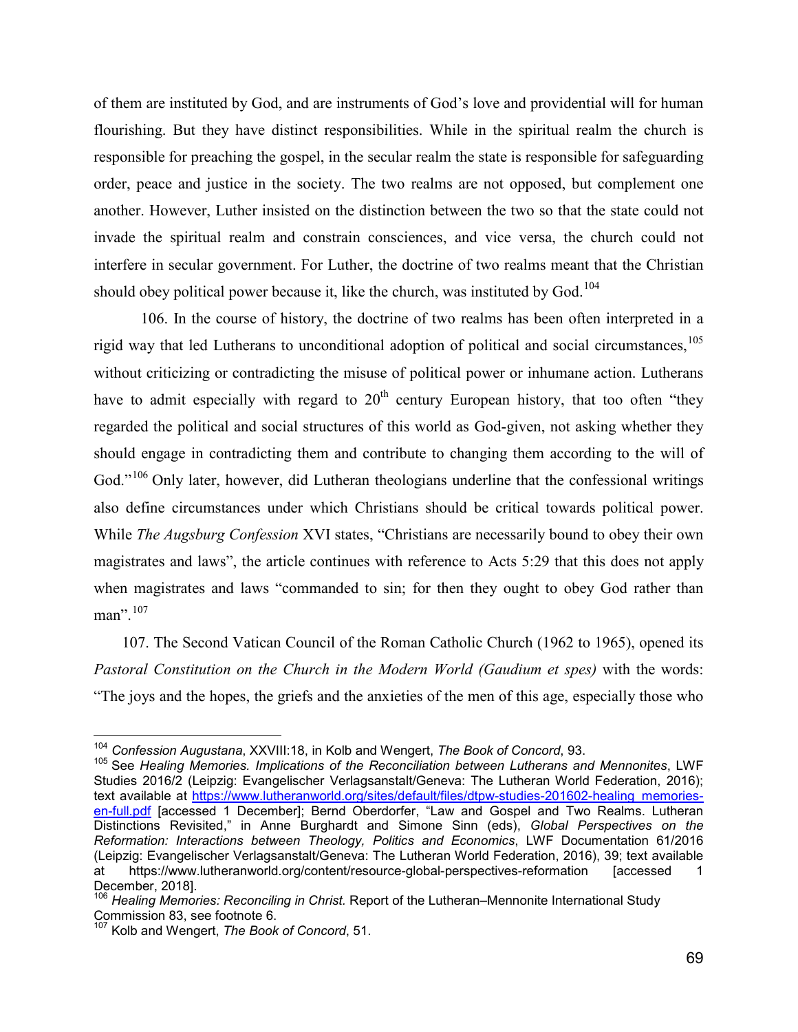of them are instituted by God, and are instruments of God's love and providential will for human flourishing. But they have distinct responsibilities. While in the spiritual realm the church is responsible for preaching the gospel, in the secular realm the state is responsible for safeguarding order, peace and justice in the society. The two realms are not opposed, but complement one another. However, Luther insisted on the distinction between the two so that the state could not invade the spiritual realm and constrain consciences, and vice versa, the church could not interfere in secular government. For Luther, the doctrine of two realms meant that the Christian should obey political power because it, like the church, was instituted by God.[104]

106. In the course of history, the doctrine of two realms has been often interpreted in a rigid way that led Lutherans to unconditional adoption of political and social circumstances,[105] without criticizing or contradicting the misuse of political power or inhumane action. Lutherans have to admit especially with regard to 20th century European history, that too often "they regarded the political and social structures of this world as God-given, not asking whether they should engage in contradicting them and contribute to changing them according to the will of God."[106] Only later, however, did Lutheran theologians underline that the confessional writings also define circumstances under which Christians should be critical towards political power. While *The Augsburg Confession* XVI states, "Christians are necessarily bound to obey their own magistrates and laws", the article continues with reference to Acts 5:29 that this does not apply when magistrates and laws "commanded to sin; for then they ought to obey God rather than man".[107]

107. The Second Vatican Council of the Roman Catholic Church (1962 to 1965), opened its *Pastoral Constitution on the Church in the Modern World (Gaudium et spes)* with the words: "The joys and the hopes, the griefs and the anxieties of the men of this age, especially those who

---

[104] *Confession Augustana*, XXVIII:18, in Kolb and Wengert, *The Book of Concord*, 93.

[105] See *Healing Memories. Implications of the Reconciliation between Lutherans and Mennonites*, LWF Studies 2016/2 (Leipzig: Evangelischer Verlagsanstalt/Geneva: The Lutheran World Federation, 2016); text available at https://www.lutheranworld.org/sites/default/files/dtpw-studies-201602-healing_memories-en-full.pdf [accessed 1 December]; Bernd Oberdorfer, "Law and Gospel and Two Realms. Lutheran Distinctions Revisited," in Anne Burghardt and Simone Sinn (eds), *Global Perspectives on the Reformation: Interactions between Theology, Politics and Economics*, LWF Documentation 61/2016 (Leipzig: Evangelischer Verlagsanstalt/Geneva: The Lutheran World Federation, 2016), 39; text available at https://www.lutheranworld.org/content/resource-global-perspectives-reformation [accessed 1 December, 2018].

[106] *Healing Memories: Reconciling in Christ.* Report of the Lutheran–Mennonite International Study Commission 83, see footnote 6.

[107] Kolb and Wengert, *The Book of Concord*, 51.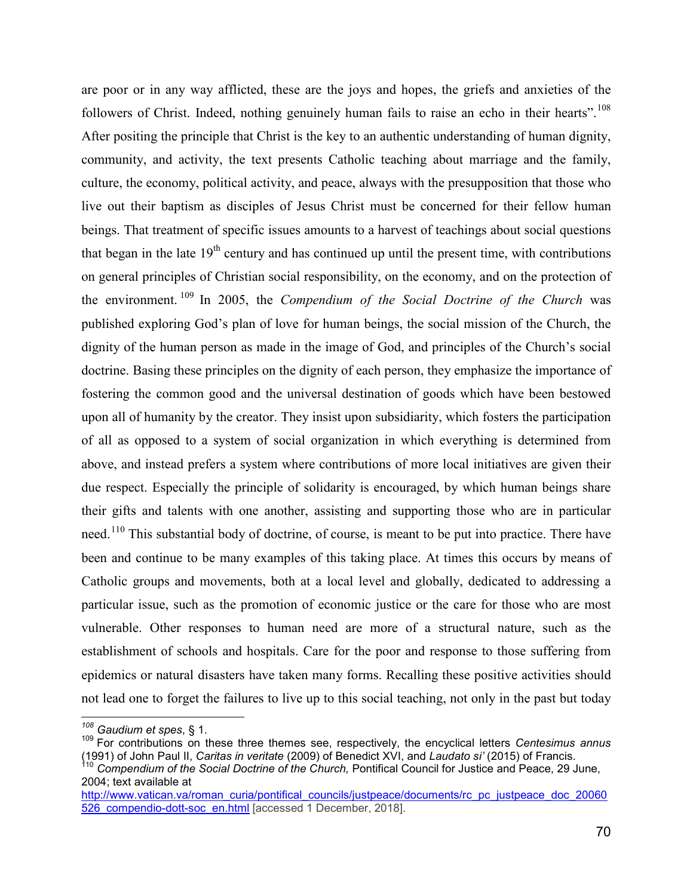are poor or in any way afflicted, these are the joys and hopes, the griefs and anxieties of the followers of Christ. Indeed, nothing genuinely human fails to raise an echo in their hearts".[108] After positing the principle that Christ is the key to an authentic understanding of human dignity, community, and activity, the text presents Catholic teaching about marriage and the family, culture, the economy, political activity, and peace, always with the presupposition that those who live out their baptism as disciples of Jesus Christ must be concerned for their fellow human beings. That treatment of specific issues amounts to a harvest of teachings about social questions that began in the late 19th century and has continued up until the present time, with contributions on general principles of Christian social responsibility, on the economy, and on the protection of the environment.[109] In 2005, the *Compendium of the Social Doctrine of the Church* was published exploring God's plan of love for human beings, the social mission of the Church, the dignity of the human person as made in the image of God, and principles of the Church's social doctrine. Basing these principles on the dignity of each person, they emphasize the importance of fostering the common good and the universal destination of goods which have been bestowed upon all of humanity by the creator. They insist upon subsidiarity, which fosters the participation of all as opposed to a system of social organization in which everything is determined from above, and instead prefers a system where contributions of more local initiatives are given their due respect. Especially the principle of solidarity is encouraged, by which human beings share their gifts and talents with one another, assisting and supporting those who are in particular need.[110] This substantial body of doctrine, of course, is meant to be put into practice. There have been and continue to be many examples of this taking place. At times this occurs by means of Catholic groups and movements, both at a local level and globally, dedicated to addressing a particular issue, such as the promotion of economic justice or the care for those who are most vulnerable. Other responses to human need are more of a structural nature, such as the establishment of schools and hospitals. Care for the poor and response to those suffering from epidemics or natural disasters have taken many forms. Recalling these positive activities should not lead one to forget the failures to live up to this social teaching, not only in the past but today

---

[108] *Gaudium et spes*, § 1.

[109] For contributions on these three themes see, respectively, the encyclical letters *Centesimus annus* (1991) of John Paul II, *Caritas in veritate* (2009) of Benedict XVI, and *Laudato si'* (2015) of Francis.

[110] *Compendium of the Social Doctrine of the Church,* Pontifical Council for Justice and Peace, 29 June, 2004; text available at http://www.vatican.va/roman_curia/pontifical_councils/justpeace/documents/rc_pc_justpeace_doc_20060526_compendio-dott-soc_en.html [accessed 1 December, 2018].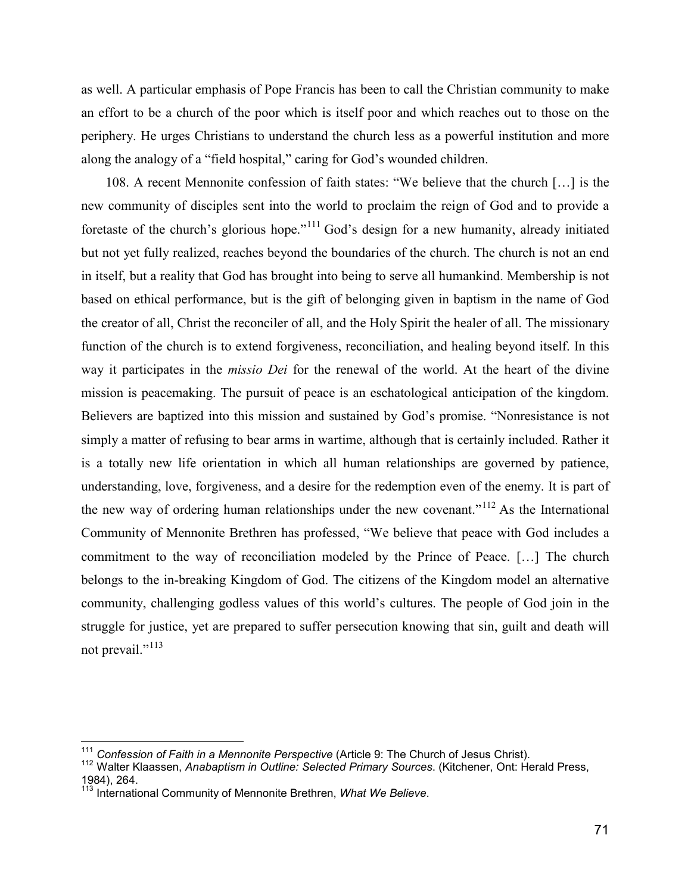as well. A particular emphasis of Pope Francis has been to call the Christian community to make an effort to be a church of the poor which is itself poor and which reaches out to those on the periphery. He urges Christians to understand the church less as a powerful institution and more along the analogy of a "field hospital," caring for God's wounded children.

108. A recent Mennonite confession of faith states: "We believe that the church […] is the new community of disciples sent into the world to proclaim the reign of God and to provide a foretaste of the church's glorious hope."[111] God's design for a new humanity, already initiated but not yet fully realized, reaches beyond the boundaries of the church. The church is not an end in itself, but a reality that God has brought into being to serve all humankind. Membership is not based on ethical performance, but is the gift of belonging given in baptism in the name of God the creator of all, Christ the reconciler of all, and the Holy Spirit the healer of all. The missionary function of the church is to extend forgiveness, reconciliation, and healing beyond itself. In this way it participates in the *missio Dei* for the renewal of the world. At the heart of the divine mission is peacemaking. The pursuit of peace is an eschatological anticipation of the kingdom. Believers are baptized into this mission and sustained by God's promise. "Nonresistance is not simply a matter of refusing to bear arms in wartime, although that is certainly included. Rather it is a totally new life orientation in which all human relationships are governed by patience, understanding, love, forgiveness, and a desire for the redemption even of the enemy. It is part of the new way of ordering human relationships under the new covenant."[112] As the International Community of Mennonite Brethren has professed, "We believe that peace with God includes a commitment to the way of reconciliation modeled by the Prince of Peace. […] The church belongs to the in-breaking Kingdom of God. The citizens of the Kingdom model an alternative community, challenging godless values of this world's cultures. The people of God join in the struggle for justice, yet are prepared to suffer persecution knowing that sin, guilt and death will not prevail."[113]

---

[111] *Confession of Faith in a Mennonite Perspective* (Article 9: The Church of Jesus Christ).

[112] Walter Klaassen, *Anabaptism in Outline: Selected Primary Sources*. (Kitchener, Ont: Herald Press, 1984), 264.

[113] International Community of Mennonite Brethren, *What We Believe*.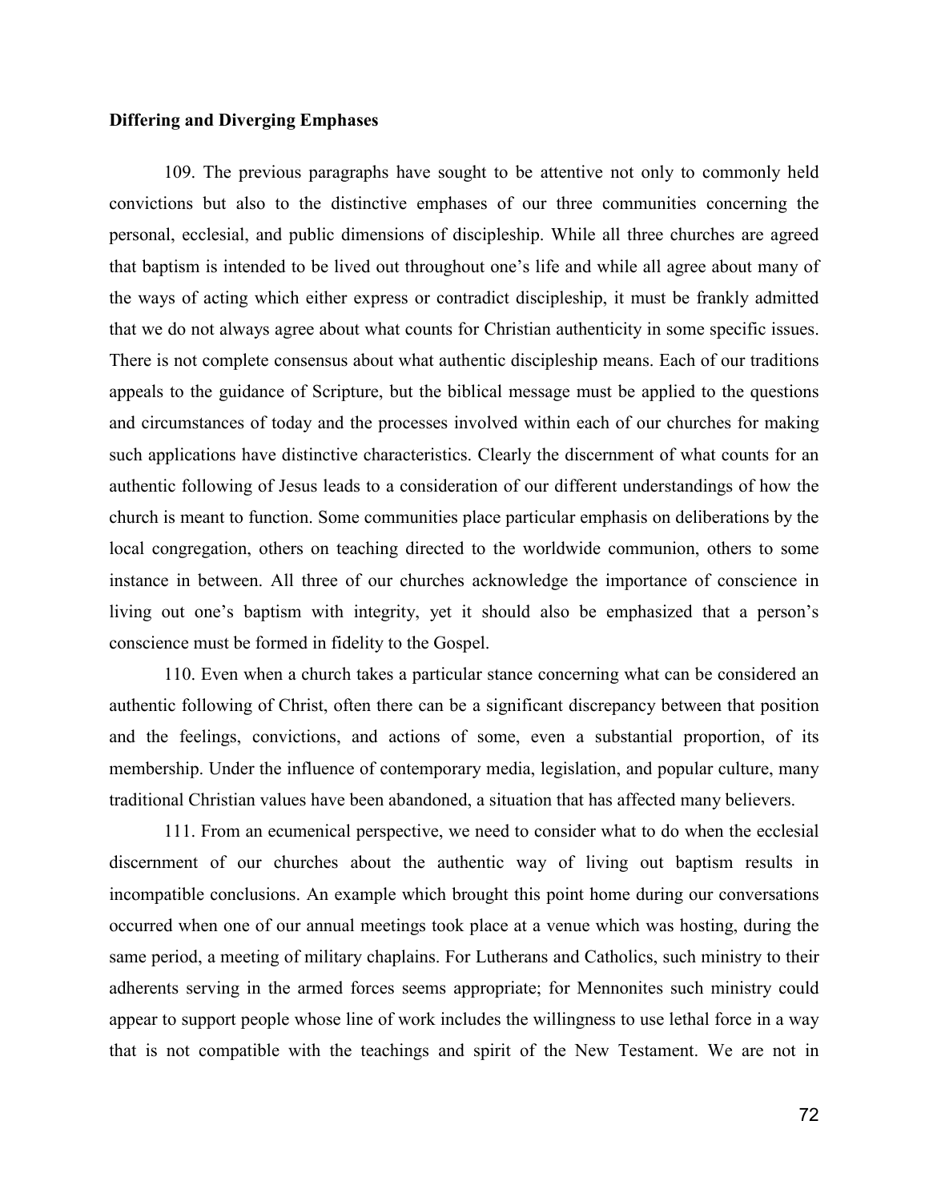**Differing and Diverging Emphases**

109. The previous paragraphs have sought to be attentive not only to commonly held convictions but also to the distinctive emphases of our three communities concerning the personal, ecclesial, and public dimensions of discipleship. While all three churches are agreed that baptism is intended to be lived out throughout one's life and while all agree about many of the ways of acting which either express or contradict discipleship, it must be frankly admitted that we do not always agree about what counts for Christian authenticity in some specific issues. There is not complete consensus about what authentic discipleship means. Each of our traditions appeals to the guidance of Scripture, but the biblical message must be applied to the questions and circumstances of today and the processes involved within each of our churches for making such applications have distinctive characteristics. Clearly the discernment of what counts for an authentic following of Jesus leads to a consideration of our different understandings of how the church is meant to function. Some communities place particular emphasis on deliberations by the local congregation, others on teaching directed to the worldwide communion, others to some instance in between. All three of our churches acknowledge the importance of conscience in living out one's baptism with integrity, yet it should also be emphasized that a person's conscience must be formed in fidelity to the Gospel.

110. Even when a church takes a particular stance concerning what can be considered an authentic following of Christ, often there can be a significant discrepancy between that position and the feelings, convictions, and actions of some, even a substantial proportion, of its membership. Under the influence of contemporary media, legislation, and popular culture, many traditional Christian values have been abandoned, a situation that has affected many believers.

111. From an ecumenical perspective, we need to consider what to do when the ecclesial discernment of our churches about the authentic way of living out baptism results in incompatible conclusions. An example which brought this point home during our conversations occurred when one of our annual meetings took place at a venue which was hosting, during the same period, a meeting of military chaplains. For Lutherans and Catholics, such ministry to their adherents serving in the armed forces seems appropriate; for Mennonites such ministry could appear to support people whose line of work includes the willingness to use lethal force in a way that is not compatible with the teachings and spirit of the New Testament. We are not in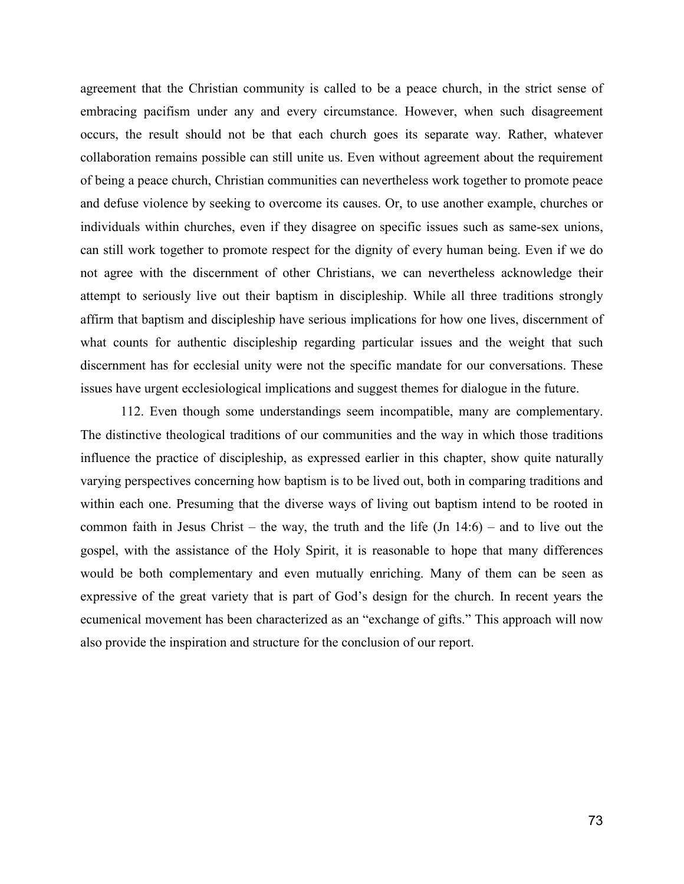agreement that the Christian community is called to be a peace church, in the strict sense of embracing pacifism under any and every circumstance. However, when such disagreement occurs, the result should not be that each church goes its separate way. Rather, whatever collaboration remains possible can still unite us. Even without agreement about the requirement of being a peace church, Christian communities can nevertheless work together to promote peace and defuse violence by seeking to overcome its causes. Or, to use another example, churches or individuals within churches, even if they disagree on specific issues such as same-sex unions, can still work together to promote respect for the dignity of every human being. Even if we do not agree with the discernment of other Christians, we can nevertheless acknowledge their attempt to seriously live out their baptism in discipleship. While all three traditions strongly affirm that baptism and discipleship have serious implications for how one lives, discernment of what counts for authentic discipleship regarding particular issues and the weight that such discernment has for ecclesial unity were not the specific mandate for our conversations. These issues have urgent ecclesiological implications and suggest themes for dialogue in the future.

112. Even though some understandings seem incompatible, many are complementary. The distinctive theological traditions of our communities and the way in which those traditions influence the practice of discipleship, as expressed earlier in this chapter, show quite naturally varying perspectives concerning how baptism is to be lived out, both in comparing traditions and within each one. Presuming that the diverse ways of living out baptism intend to be rooted in common faith in Jesus Christ – the way, the truth and the life (Jn 14:6) – and to live out the gospel, with the assistance of the Holy Spirit, it is reasonable to hope that many differences would be both complementary and even mutually enriching. Many of them can be seen as expressive of the great variety that is part of God's design for the church. In recent years the ecumenical movement has been characterized as an "exchange of gifts." This approach will now also provide the inspiration and structure for the conclusion of our report.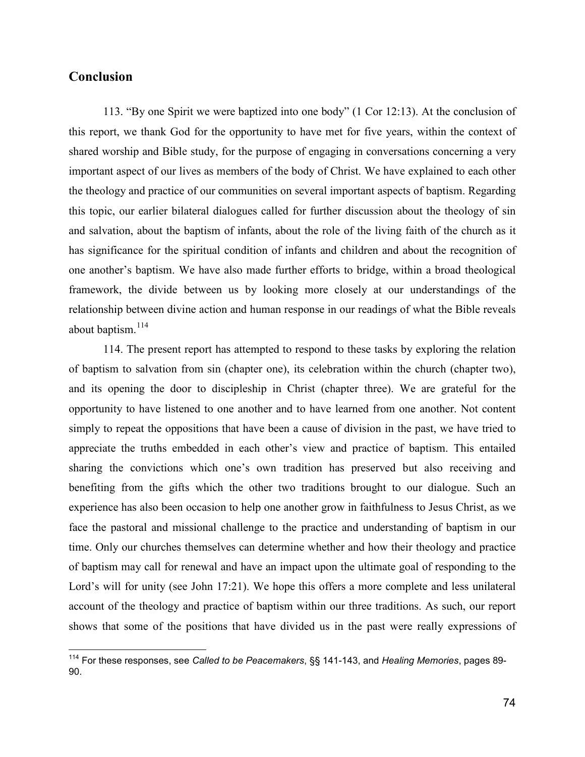## Conclusion

113. "By one Spirit we were baptized into one body" (1 Cor 12:13). At the conclusion of this report, we thank God for the opportunity to have met for five years, within the context of shared worship and Bible study, for the purpose of engaging in conversations concerning a very important aspect of our lives as members of the body of Christ. We have explained to each other the theology and practice of our communities on several important aspects of baptism. Regarding this topic, our earlier bilateral dialogues called for further discussion about the theology of sin and salvation, about the baptism of infants, about the role of the living faith of the church as it has significance for the spiritual condition of infants and children and about the recognition of one another's baptism. We have also made further efforts to bridge, within a broad theological framework, the divide between us by looking more closely at our understandings of the relationship between divine action and human response in our readings of what the Bible reveals about baptism.[114]

114. The present report has attempted to respond to these tasks by exploring the relation of baptism to salvation from sin (chapter one), its celebration within the church (chapter two), and its opening the door to discipleship in Christ (chapter three). We are grateful for the opportunity to have listened to one another and to have learned from one another. Not content simply to repeat the oppositions that have been a cause of division in the past, we have tried to appreciate the truths embedded in each other's view and practice of baptism. This entailed sharing the convictions which one's own tradition has preserved but also receiving and benefiting from the gifts which the other two traditions brought to our dialogue. Such an experience has also been occasion to help one another grow in faithfulness to Jesus Christ, as we face the pastoral and missional challenge to the practice and understanding of baptism in our time. Only our churches themselves can determine whether and how their theology and practice of baptism may call for renewal and have an impact upon the ultimate goal of responding to the Lord's will for unity (see John 17:21). We hope this offers a more complete and less unilateral account of the theology and practice of baptism within our three traditions. As such, our report shows that some of the positions that have divided us in the past were really expressions of

[114] For these responses, see *Called to be Peacemakers*, §§ 141-143, and *Healing Memories*, pages 89-90.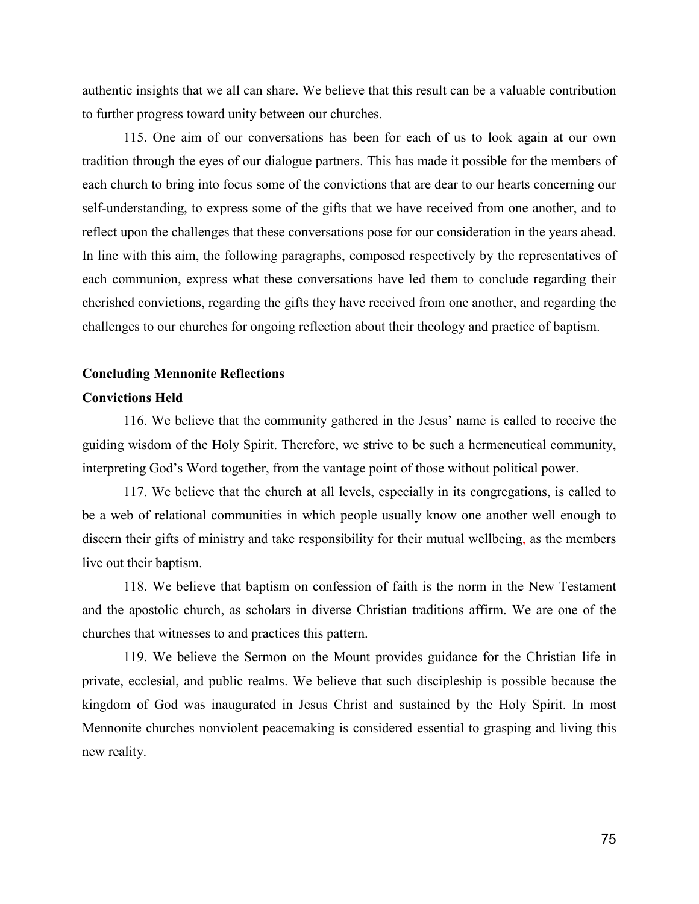authentic insights that we all can share. We believe that this result can be a valuable contribution to further progress toward unity between our churches.

115. One aim of our conversations has been for each of us to look again at our own tradition through the eyes of our dialogue partners. This has made it possible for the members of each church to bring into focus some of the convictions that are dear to our hearts concerning our self-understanding, to express some of the gifts that we have received from one another, and to reflect upon the challenges that these conversations pose for our consideration in the years ahead. In line with this aim, the following paragraphs, composed respectively by the representatives of each communion, express what these conversations have led them to conclude regarding their cherished convictions, regarding the gifts they have received from one another, and regarding the challenges to our churches for ongoing reflection about their theology and practice of baptism.

**Concluding Mennonite Reflections**

**Convictions Held**

116. We believe that the community gathered in the Jesus' name is called to receive the guiding wisdom of the Holy Spirit. Therefore, we strive to be such a hermeneutical community, interpreting God's Word together, from the vantage point of those without political power.

117. We believe that the church at all levels, especially in its congregations, is called to be a web of relational communities in which people usually know one another well enough to discern their gifts of ministry and take responsibility for their mutual wellbeing, as the members live out their baptism.

118. We believe that baptism on confession of faith is the norm in the New Testament and the apostolic church, as scholars in diverse Christian traditions affirm. We are one of the churches that witnesses to and practices this pattern.

119. We believe the Sermon on the Mount provides guidance for the Christian life in private, ecclesial, and public realms. We believe that such discipleship is possible because the kingdom of God was inaugurated in Jesus Christ and sustained by the Holy Spirit. In most Mennonite churches nonviolent peacemaking is considered essential to grasping and living this new reality.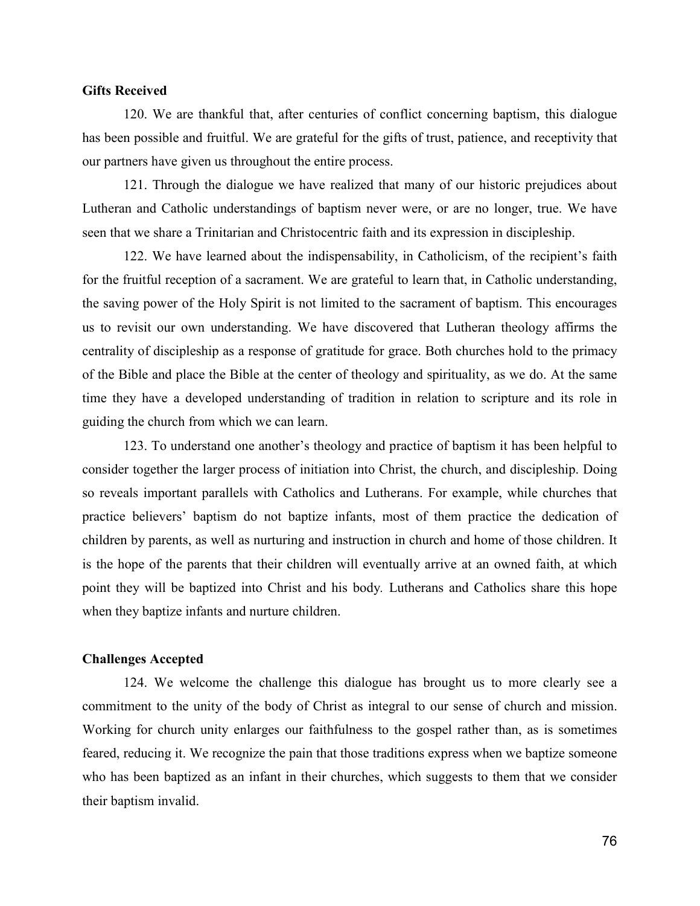**Gifts Received**

120. We are thankful that, after centuries of conflict concerning baptism, this dialogue has been possible and fruitful. We are grateful for the gifts of trust, patience, and receptivity that our partners have given us throughout the entire process.

121. Through the dialogue we have realized that many of our historic prejudices about Lutheran and Catholic understandings of baptism never were, or are no longer, true. We have seen that we share a Trinitarian and Christocentric faith and its expression in discipleship.

122. We have learned about the indispensability, in Catholicism, of the recipient's faith for the fruitful reception of a sacrament. We are grateful to learn that, in Catholic understanding, the saving power of the Holy Spirit is not limited to the sacrament of baptism. This encourages us to revisit our own understanding. We have discovered that Lutheran theology affirms the centrality of discipleship as a response of gratitude for grace. Both churches hold to the primacy of the Bible and place the Bible at the center of theology and spirituality, as we do. At the same time they have a developed understanding of tradition in relation to scripture and its role in guiding the church from which we can learn.

123. To understand one another's theology and practice of baptism it has been helpful to consider together the larger process of initiation into Christ, the church, and discipleship. Doing so reveals important parallels with Catholics and Lutherans. For example, while churches that practice believers' baptism do not baptize infants, most of them practice the dedication of children by parents, as well as nurturing and instruction in church and home of those children. It is the hope of the parents that their children will eventually arrive at an owned faith, at which point they will be baptized into Christ and his body. Lutherans and Catholics share this hope when they baptize infants and nurture children.

**Challenges Accepted**

124. We welcome the challenge this dialogue has brought us to more clearly see a commitment to the unity of the body of Christ as integral to our sense of church and mission. Working for church unity enlarges our faithfulness to the gospel rather than, as is sometimes feared, reducing it. We recognize the pain that those traditions express when we baptize someone who has been baptized as an infant in their churches, which suggests to them that we consider their baptism invalid.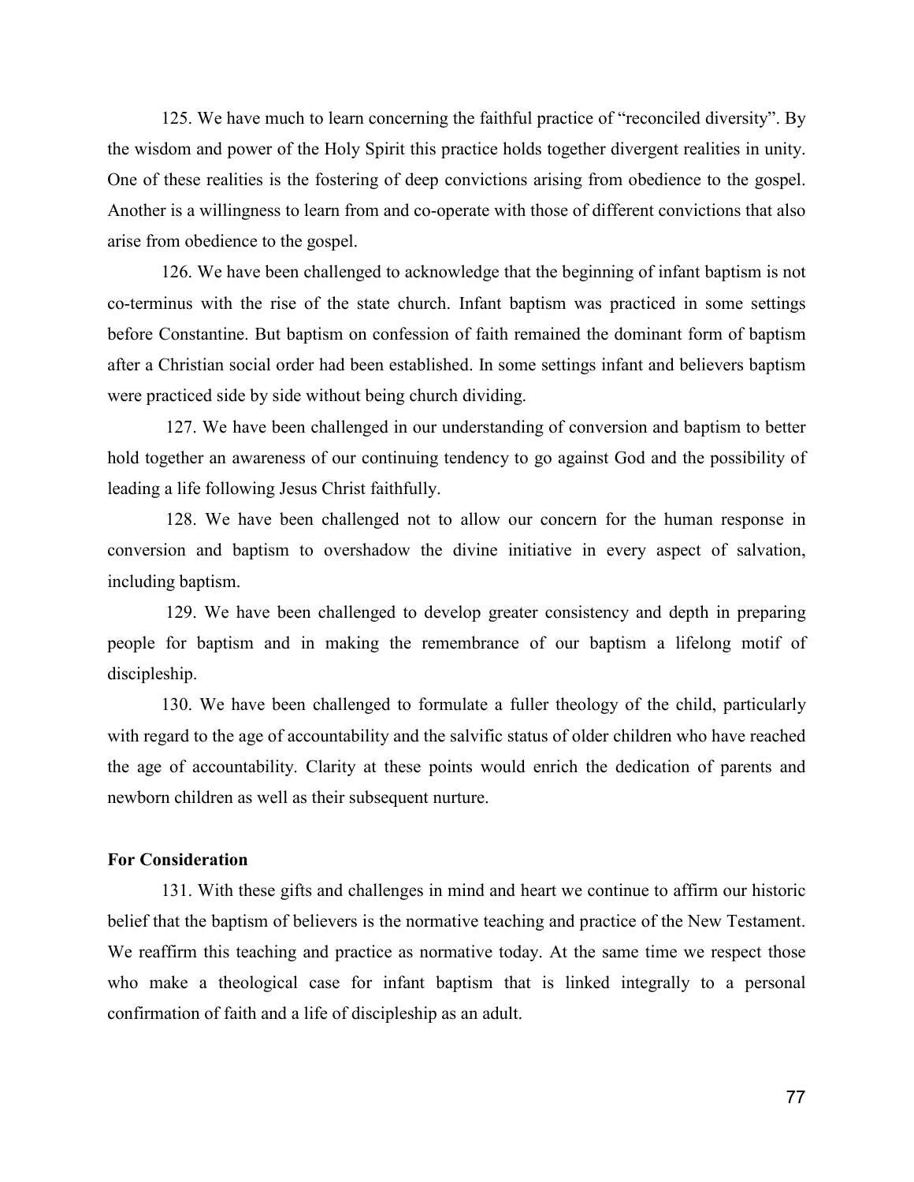125. We have much to learn concerning the faithful practice of "reconciled diversity". By the wisdom and power of the Holy Spirit this practice holds together divergent realities in unity. One of these realities is the fostering of deep convictions arising from obedience to the gospel. Another is a willingness to learn from and co-operate with those of different convictions that also arise from obedience to the gospel.

126. We have been challenged to acknowledge that the beginning of infant baptism is not co-terminus with the rise of the state church. Infant baptism was practiced in some settings before Constantine. But baptism on confession of faith remained the dominant form of baptism after a Christian social order had been established. In some settings infant and believers baptism were practiced side by side without being church dividing.

127. We have been challenged in our understanding of conversion and baptism to better hold together an awareness of our continuing tendency to go against God and the possibility of leading a life following Jesus Christ faithfully.

128. We have been challenged not to allow our concern for the human response in conversion and baptism to overshadow the divine initiative in every aspect of salvation, including baptism.

129. We have been challenged to develop greater consistency and depth in preparing people for baptism and in making the remembrance of our baptism a lifelong motif of discipleship.

130. We have been challenged to formulate a fuller theology of the child, particularly with regard to the age of accountability and the salvific status of older children who have reached the age of accountability. Clarity at these points would enrich the dedication of parents and newborn children as well as their subsequent nurture.

**For Consideration**

131. With these gifts and challenges in mind and heart we continue to affirm our historic belief that the baptism of believers is the normative teaching and practice of the New Testament. We reaffirm this teaching and practice as normative today. At the same time we respect those who make a theological case for infant baptism that is linked integrally to a personal confirmation of faith and a life of discipleship as an adult.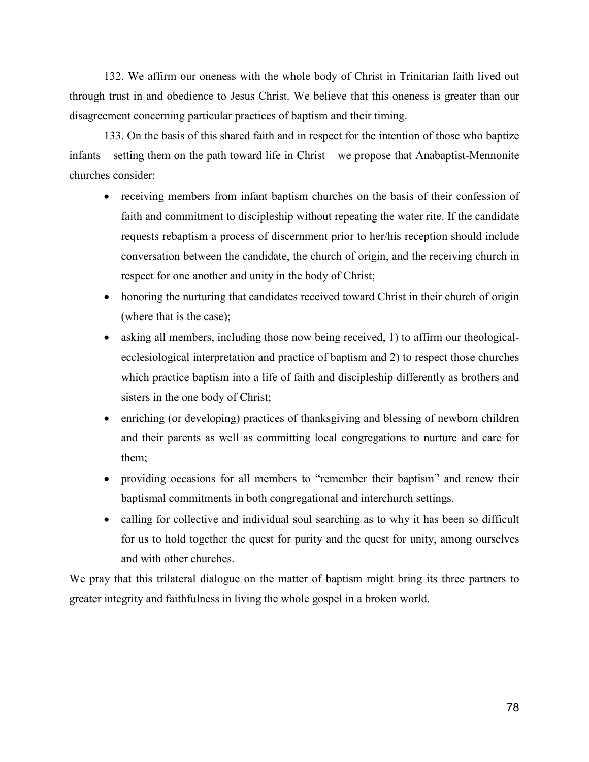132. We affirm our oneness with the whole body of Christ in Trinitarian faith lived out through trust in and obedience to Jesus Christ. We believe that this oneness is greater than our disagreement concerning particular practices of baptism and their timing.

133. On the basis of this shared faith and in respect for the intention of those who baptize infants – setting them on the path toward life in Christ – we propose that Anabaptist-Mennonite churches consider:

- receiving members from infant baptism churches on the basis of their confession of faith and commitment to discipleship without repeating the water rite. If the candidate requests rebaptism a process of discernment prior to her/his reception should include conversation between the candidate, the church of origin, and the receiving church in respect for one another and unity in the body of Christ;
- honoring the nurturing that candidates received toward Christ in their church of origin (where that is the case);
- asking all members, including those now being received, 1) to affirm our theological-ecclesiological interpretation and practice of baptism and 2) to respect those churches which practice baptism into a life of faith and discipleship differently as brothers and sisters in the one body of Christ;
- enriching (or developing) practices of thanksgiving and blessing of newborn children and their parents as well as committing local congregations to nurture and care for them;
- providing occasions for all members to "remember their baptism" and renew their baptismal commitments in both congregational and interchurch settings.
- calling for collective and individual soul searching as to why it has been so difficult for us to hold together the quest for purity and the quest for unity, among ourselves and with other churches.

We pray that this trilateral dialogue on the matter of baptism might bring its three partners to greater integrity and faithfulness in living the whole gospel in a broken world.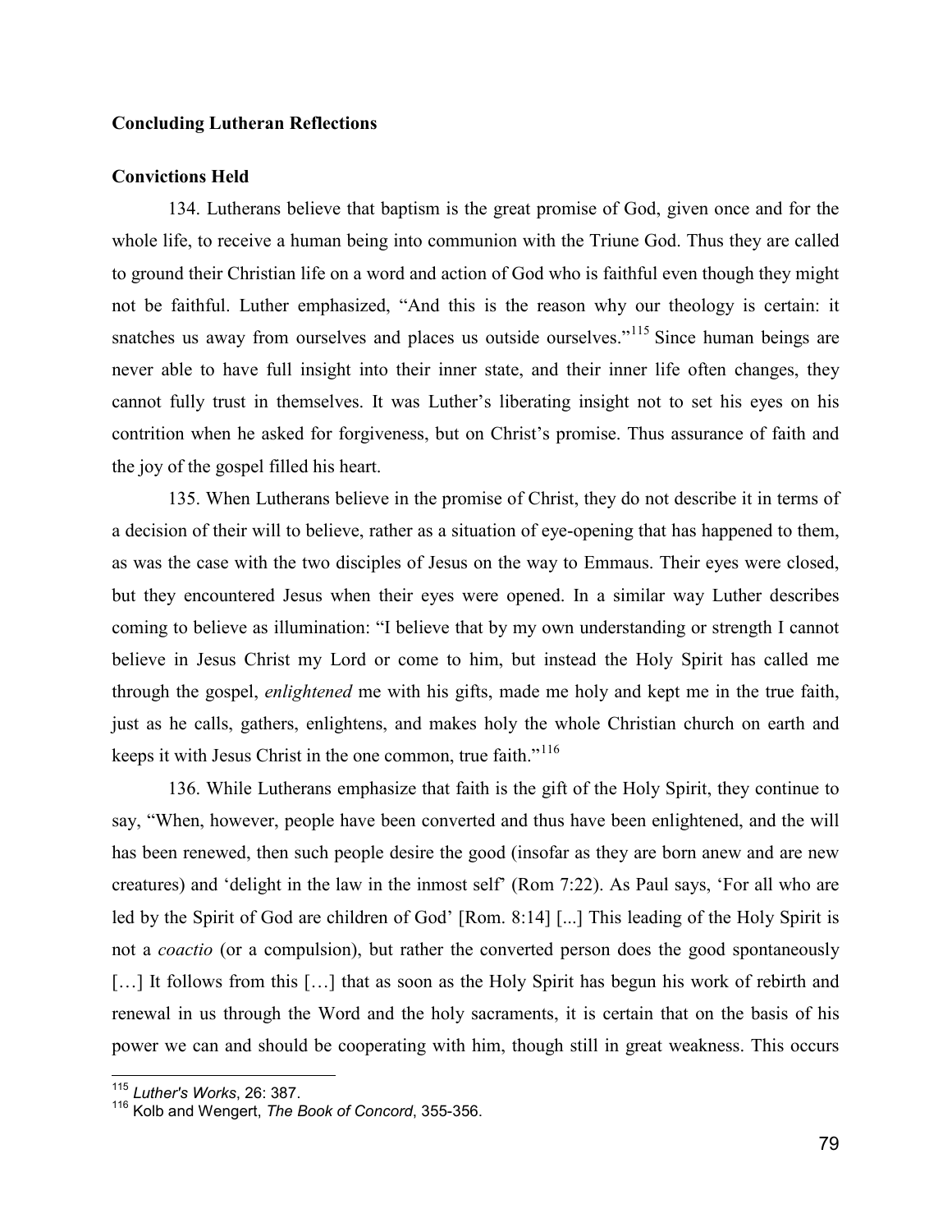## Concluding Lutheran Reflections

### Convictions Held

134. Lutherans believe that baptism is the great promise of God, given once and for the whole life, to receive a human being into communion with the Triune God. Thus they are called to ground their Christian life on a word and action of God who is faithful even though they might not be faithful. Luther emphasized, "And this is the reason why our theology is certain: it snatches us away from ourselves and places us outside ourselves."[115] Since human beings are never able to have full insight into their inner state, and their inner life often changes, they cannot fully trust in themselves. It was Luther's liberating insight not to set his eyes on his contrition when he asked for forgiveness, but on Christ's promise. Thus assurance of faith and the joy of the gospel filled his heart.

135. When Lutherans believe in the promise of Christ, they do not describe it in terms of a decision of their will to believe, rather as a situation of eye-opening that has happened to them, as was the case with the two disciples of Jesus on the way to Emmaus. Their eyes were closed, but they encountered Jesus when their eyes were opened. In a similar way Luther describes coming to believe as illumination: "I believe that by my own understanding or strength I cannot believe in Jesus Christ my Lord or come to him, but instead the Holy Spirit has called me through the gospel, *enlightened* me with his gifts, made me holy and kept me in the true faith, just as he calls, gathers, enlightens, and makes holy the whole Christian church on earth and keeps it with Jesus Christ in the one common, true faith."[116]

136. While Lutherans emphasize that faith is the gift of the Holy Spirit, they continue to say, "When, however, people have been converted and thus have been enlightened, and the will has been renewed, then such people desire the good (insofar as they are born anew and are new creatures) and 'delight in the law in the inmost self' (Rom 7:22). As Paul says, 'For all who are led by the Spirit of God are children of God' [Rom. 8:14] [...] This leading of the Holy Spirit is not a *coactio* (or a compulsion), but rather the converted person does the good spontaneously […] It follows from this […] that as soon as the Holy Spirit has begun his work of rebirth and renewal in us through the Word and the holy sacraments, it is certain that on the basis of his power we can and should be cooperating with him, though still in great weakness. This occurs

---

[115] *Luther's Works*, 26: 387.

[116] Kolb and Wengert, *The Book of Concord*, 355-356.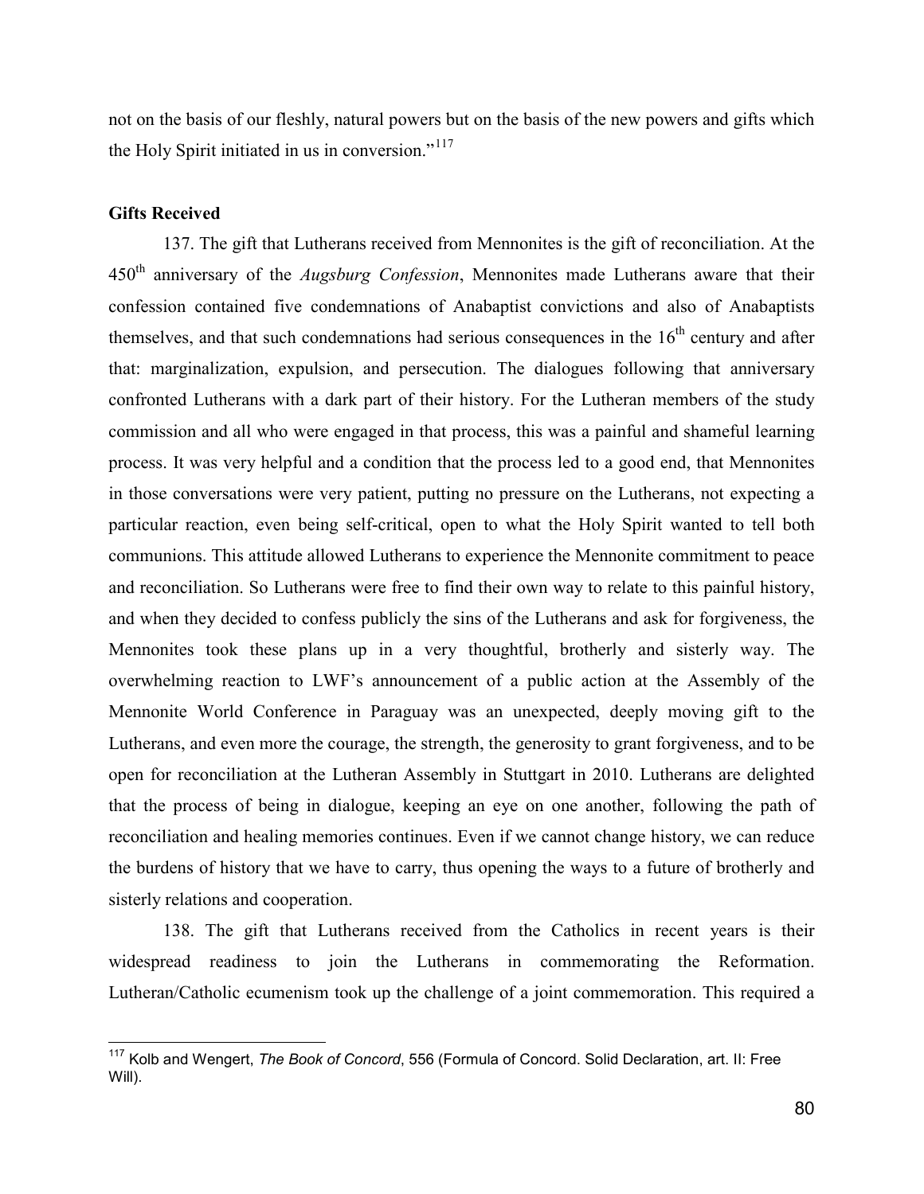not on the basis of our fleshly, natural powers but on the basis of the new powers and gifts which the Holy Spirit initiated in us in conversion."[117]

## Gifts Received

137. The gift that Lutherans received from Mennonites is the gift of reconciliation. At the 450th anniversary of the *Augsburg Confession*, Mennonites made Lutherans aware that their confession contained five condemnations of Anabaptist convictions and also of Anabaptists themselves, and that such condemnations had serious consequences in the 16th century and after that: marginalization, expulsion, and persecution. The dialogues following that anniversary confronted Lutherans with a dark part of their history. For the Lutheran members of the study commission and all who were engaged in that process, this was a painful and shameful learning process. It was very helpful and a condition that the process led to a good end, that Mennonites in those conversations were very patient, putting no pressure on the Lutherans, not expecting a particular reaction, even being self-critical, open to what the Holy Spirit wanted to tell both communions. This attitude allowed Lutherans to experience the Mennonite commitment to peace and reconciliation. So Lutherans were free to find their own way to relate to this painful history, and when they decided to confess publicly the sins of the Lutherans and ask for forgiveness, the Mennonites took these plans up in a very thoughtful, brotherly and sisterly way. The overwhelming reaction to LWF's announcement of a public action at the Assembly of the Mennonite World Conference in Paraguay was an unexpected, deeply moving gift to the Lutherans, and even more the courage, the strength, the generosity to grant forgiveness, and to be open for reconciliation at the Lutheran Assembly in Stuttgart in 2010. Lutherans are delighted that the process of being in dialogue, keeping an eye on one another, following the path of reconciliation and healing memories continues. Even if we cannot change history, we can reduce the burdens of history that we have to carry, thus opening the ways to a future of brotherly and sisterly relations and cooperation.

138. The gift that Lutherans received from the Catholics in recent years is their widespread readiness to join the Lutherans in commemorating the Reformation. Lutheran/Catholic ecumenism took up the challenge of a joint commemoration. This required a

---

[117] Kolb and Wengert, *The Book of Concord*, 556 (Formula of Concord. Solid Declaration, art. II: Free Will).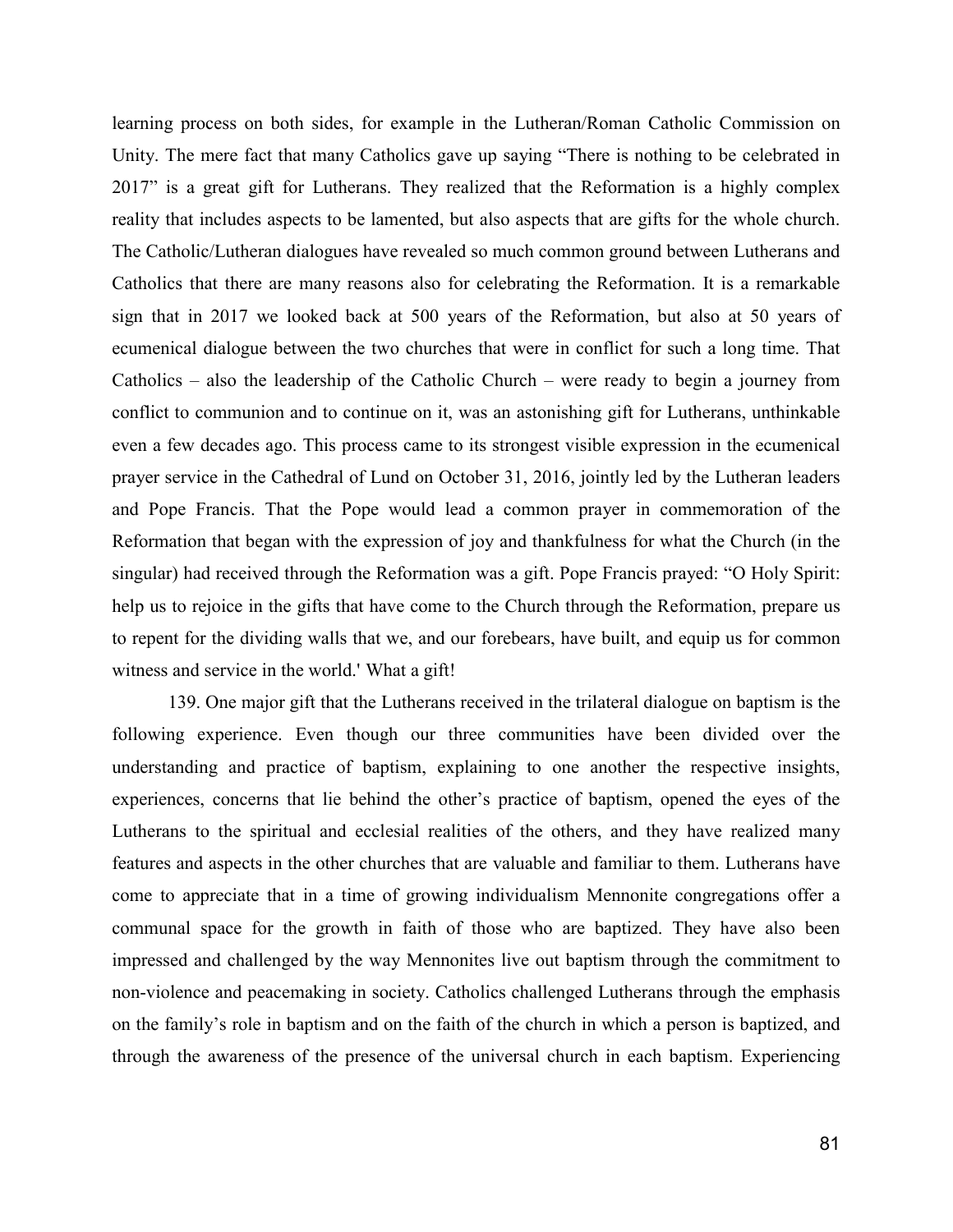learning process on both sides, for example in the Lutheran/Roman Catholic Commission on Unity. The mere fact that many Catholics gave up saying "There is nothing to be celebrated in 2017" is a great gift for Lutherans. They realized that the Reformation is a highly complex reality that includes aspects to be lamented, but also aspects that are gifts for the whole church. The Catholic/Lutheran dialogues have revealed so much common ground between Lutherans and Catholics that there are many reasons also for celebrating the Reformation. It is a remarkable sign that in 2017 we looked back at 500 years of the Reformation, but also at 50 years of ecumenical dialogue between the two churches that were in conflict for such a long time. That Catholics – also the leadership of the Catholic Church – were ready to begin a journey from conflict to communion and to continue on it, was an astonishing gift for Lutherans, unthinkable even a few decades ago. This process came to its strongest visible expression in the ecumenical prayer service in the Cathedral of Lund on October 31, 2016, jointly led by the Lutheran leaders and Pope Francis. That the Pope would lead a common prayer in commemoration of the Reformation that began with the expression of joy and thankfulness for what the Church (in the singular) had received through the Reformation was a gift. Pope Francis prayed: "O Holy Spirit: help us to rejoice in the gifts that have come to the Church through the Reformation, prepare us to repent for the dividing walls that we, and our forebears, have built, and equip us for common witness and service in the world.' What a gift!

139. One major gift that the Lutherans received in the trilateral dialogue on baptism is the following experience. Even though our three communities have been divided over the understanding and practice of baptism, explaining to one another the respective insights, experiences, concerns that lie behind the other's practice of baptism, opened the eyes of the Lutherans to the spiritual and ecclesial realities of the others, and they have realized many features and aspects in the other churches that are valuable and familiar to them. Lutherans have come to appreciate that in a time of growing individualism Mennonite congregations offer a communal space for the growth in faith of those who are baptized. They have also been impressed and challenged by the way Mennonites live out baptism through the commitment to non-violence and peacemaking in society. Catholics challenged Lutherans through the emphasis on the family's role in baptism and on the faith of the church in which a person is baptized, and through the awareness of the presence of the universal church in each baptism. Experiencing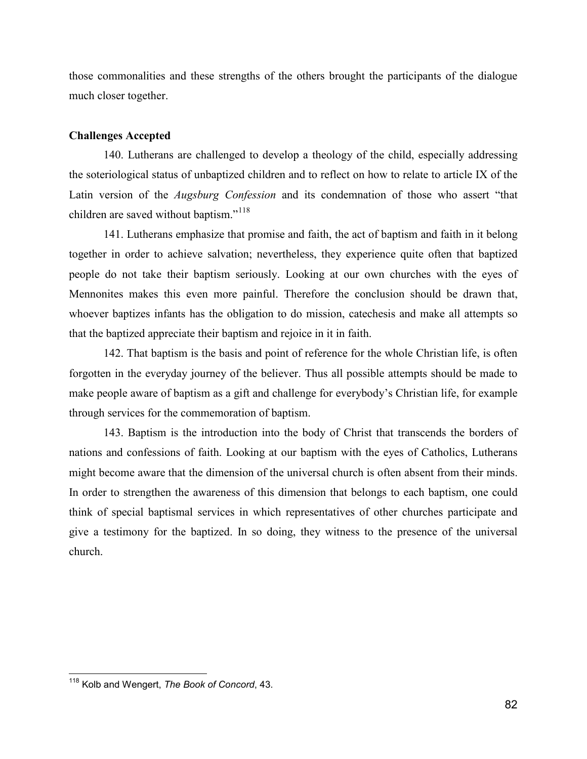those commonalities and these strengths of the others brought the participants of the dialogue much closer together.

**Challenges Accepted**

140. Lutherans are challenged to develop a theology of the child, especially addressing the soteriological status of unbaptized children and to reflect on how to relate to article IX of the Latin version of the *Augsburg Confession* and its condemnation of those who assert "that children are saved without baptism."[118]

141. Lutherans emphasize that promise and faith, the act of baptism and faith in it belong together in order to achieve salvation; nevertheless, they experience quite often that baptized people do not take their baptism seriously. Looking at our own churches with the eyes of Mennonites makes this even more painful. Therefore the conclusion should be drawn that, whoever baptizes infants has the obligation to do mission, catechesis and make all attempts so that the baptized appreciate their baptism and rejoice in it in faith.

142. That baptism is the basis and point of reference for the whole Christian life, is often forgotten in the everyday journey of the believer. Thus all possible attempts should be made to make people aware of baptism as a gift and challenge for everybody's Christian life, for example through services for the commemoration of baptism.

143. Baptism is the introduction into the body of Christ that transcends the borders of nations and confessions of faith. Looking at our baptism with the eyes of Catholics, Lutherans might become aware that the dimension of the universal church is often absent from their minds. In order to strengthen the awareness of this dimension that belongs to each baptism, one could think of special baptismal services in which representatives of other churches participate and give a testimony for the baptized. In so doing, they witness to the presence of the universal church.

[118] Kolb and Wengert, *The Book of Concord*, 43.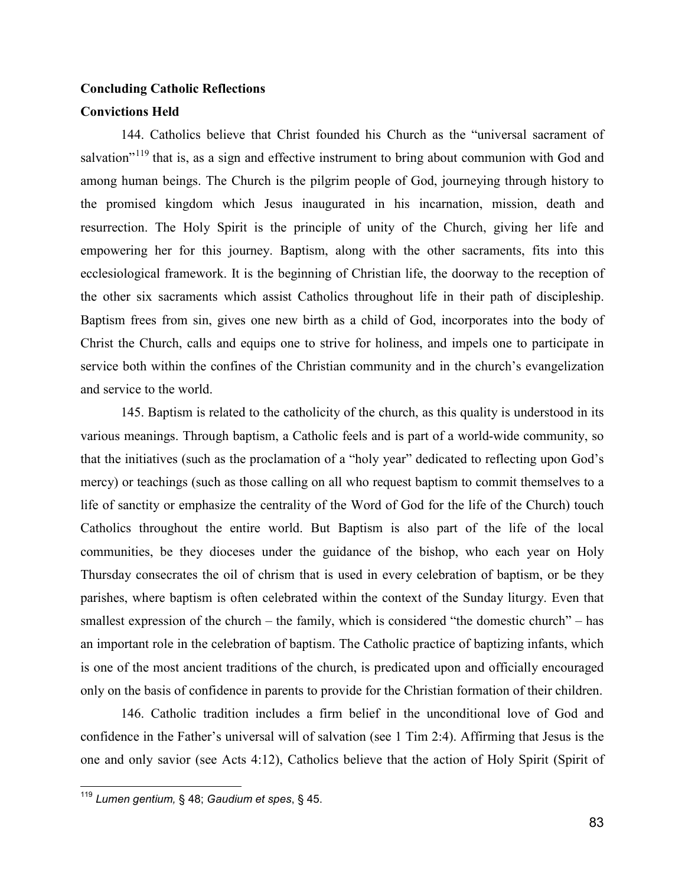**Concluding Catholic Reflections**

**Convictions Held**

144. Catholics believe that Christ founded his Church as the "universal sacrament of salvation"[119] that is, as a sign and effective instrument to bring about communion with God and among human beings. The Church is the pilgrim people of God, journeying through history to the promised kingdom which Jesus inaugurated in his incarnation, mission, death and resurrection. The Holy Spirit is the principle of unity of the Church, giving her life and empowering her for this journey. Baptism, along with the other sacraments, fits into this ecclesiological framework. It is the beginning of Christian life, the doorway to the reception of the other six sacraments which assist Catholics throughout life in their path of discipleship. Baptism frees from sin, gives one new birth as a child of God, incorporates into the body of Christ the Church, calls and equips one to strive for holiness, and impels one to participate in service both within the confines of the Christian community and in the church's evangelization and service to the world.

145. Baptism is related to the catholicity of the church, as this quality is understood in its various meanings. Through baptism, a Catholic feels and is part of a world-wide community, so that the initiatives (such as the proclamation of a "holy year" dedicated to reflecting upon God's mercy) or teachings (such as those calling on all who request baptism to commit themselves to a life of sanctity or emphasize the centrality of the Word of God for the life of the Church) touch Catholics throughout the entire world. But Baptism is also part of the life of the local communities, be they dioceses under the guidance of the bishop, who each year on Holy Thursday consecrates the oil of chrism that is used in every celebration of baptism, or be they parishes, where baptism is often celebrated within the context of the Sunday liturgy. Even that smallest expression of the church – the family, which is considered "the domestic church" – has an important role in the celebration of baptism. The Catholic practice of baptizing infants, which is one of the most ancient traditions of the church, is predicated upon and officially encouraged only on the basis of confidence in parents to provide for the Christian formation of their children.

146. Catholic tradition includes a firm belief in the unconditional love of God and confidence in the Father's universal will of salvation (see 1 Tim 2:4). Affirming that Jesus is the one and only savior (see Acts 4:12), Catholics believe that the action of Holy Spirit (Spirit of

---

[119] *Lumen gentium,* § 48; *Gaudium et spes*, § 45.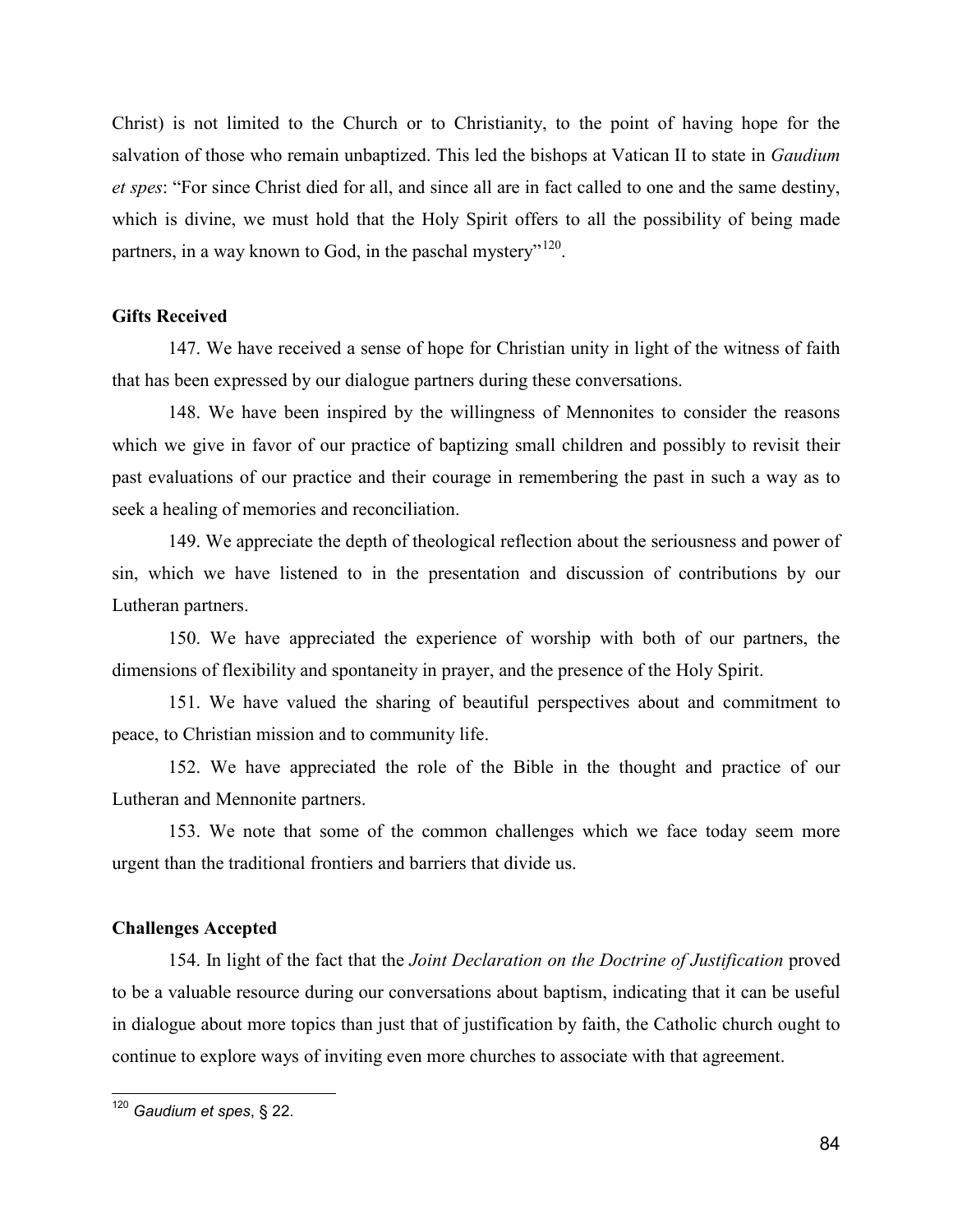Christ) is not limited to the Church or to Christianity, to the point of having hope for the salvation of those who remain unbaptized. This led the bishops at Vatican II to state in *Gaudium et spes*: "For since Christ died for all, and since all are in fact called to one and the same destiny, which is divine, we must hold that the Holy Spirit offers to all the possibility of being made partners, in a way known to God, in the paschal mystery"[120].

### Gifts Received

147. We have received a sense of hope for Christian unity in light of the witness of faith that has been expressed by our dialogue partners during these conversations.

148. We have been inspired by the willingness of Mennonites to consider the reasons which we give in favor of our practice of baptizing small children and possibly to revisit their past evaluations of our practice and their courage in remembering the past in such a way as to seek a healing of memories and reconciliation.

149. We appreciate the depth of theological reflection about the seriousness and power of sin, which we have listened to in the presentation and discussion of contributions by our Lutheran partners.

150. We have appreciated the experience of worship with both of our partners, the dimensions of flexibility and spontaneity in prayer, and the presence of the Holy Spirit.

151. We have valued the sharing of beautiful perspectives about and commitment to peace, to Christian mission and to community life.

152. We have appreciated the role of the Bible in the thought and practice of our Lutheran and Mennonite partners.

153. We note that some of the common challenges which we face today seem more urgent than the traditional frontiers and barriers that divide us.

### Challenges Accepted

154. In light of the fact that the *Joint Declaration on the Doctrine of Justification* proved to be a valuable resource during our conversations about baptism, indicating that it can be useful in dialogue about more topics than just that of justification by faith, the Catholic church ought to continue to explore ways of inviting even more churches to associate with that agreement.

---

[120] *Gaudium et spes*, § 22.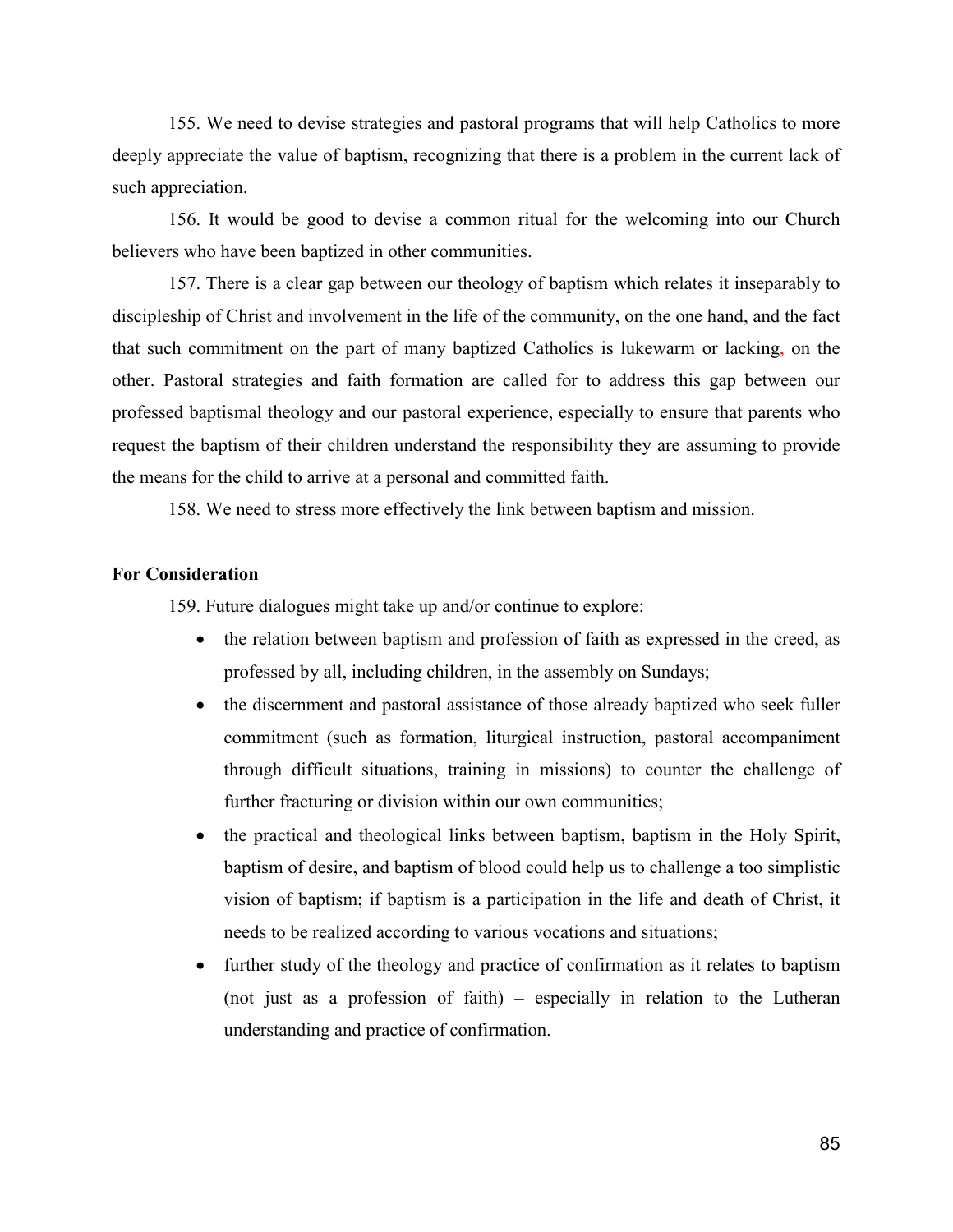155. We need to devise strategies and pastoral programs that will help Catholics to more deeply appreciate the value of baptism, recognizing that there is a problem in the current lack of such appreciation.

156. It would be good to devise a common ritual for the welcoming into our Church believers who have been baptized in other communities.

157. There is a clear gap between our theology of baptism which relates it inseparably to discipleship of Christ and involvement in the life of the community, on the one hand, and the fact that such commitment on the part of many baptized Catholics is lukewarm or lacking, on the other. Pastoral strategies and faith formation are called for to address this gap between our professed baptismal theology and our pastoral experience, especially to ensure that parents who request the baptism of their children understand the responsibility they are assuming to provide the means for the child to arrive at a personal and committed faith.

158. We need to stress more effectively the link between baptism and mission.

**For Consideration**

159. Future dialogues might take up and/or continue to explore:

- the relation between baptism and profession of faith as expressed in the creed, as professed by all, including children, in the assembly on Sundays;
- the discernment and pastoral assistance of those already baptized who seek fuller commitment (such as formation, liturgical instruction, pastoral accompaniment through difficult situations, training in missions) to counter the challenge of further fracturing or division within our own communities;
- the practical and theological links between baptism, baptism in the Holy Spirit, baptism of desire, and baptism of blood could help us to challenge a too simplistic vision of baptism; if baptism is a participation in the life and death of Christ, it needs to be realized according to various vocations and situations;
- further study of the theology and practice of confirmation as it relates to baptism (not just as a profession of faith) – especially in relation to the Lutheran understanding and practice of confirmation.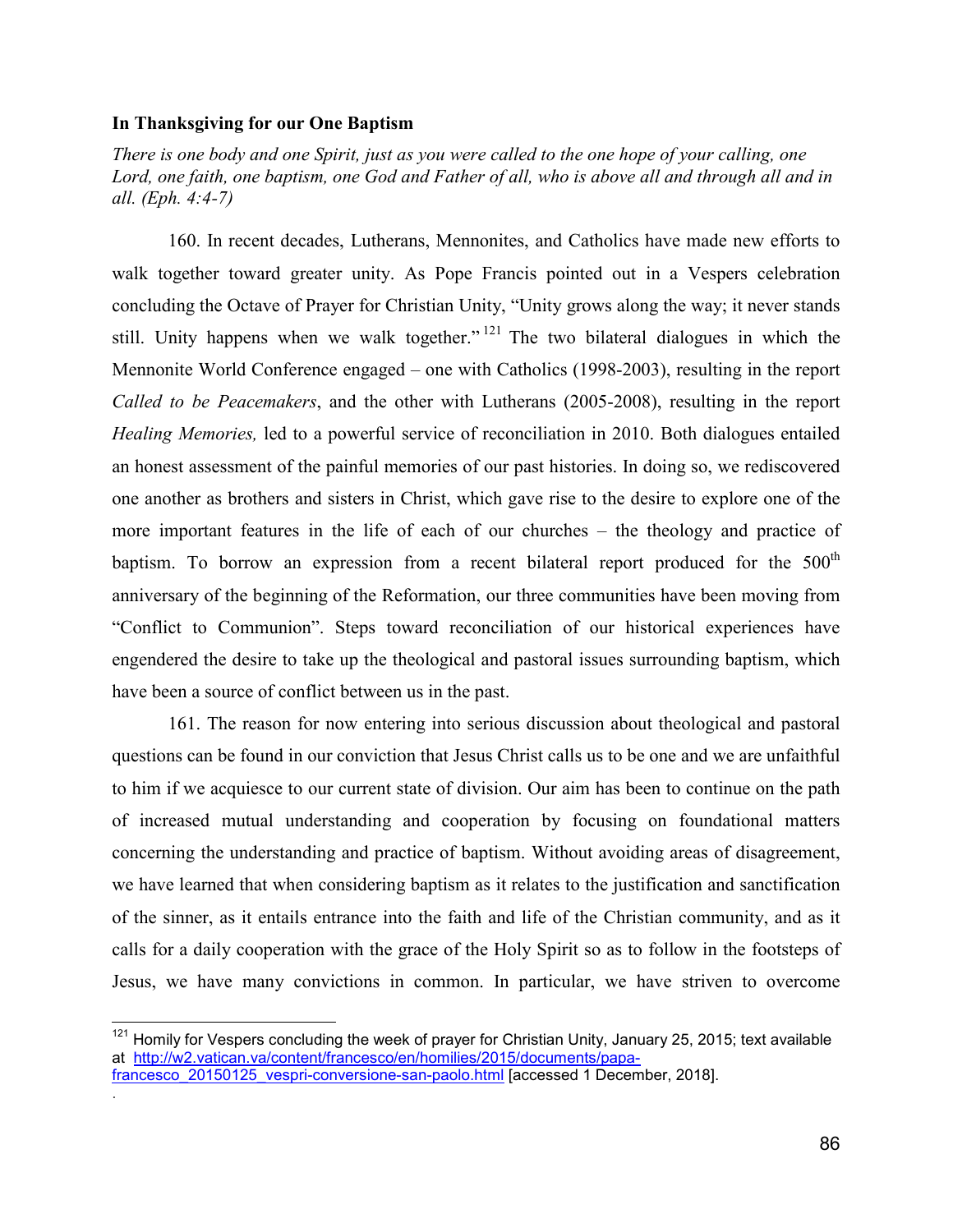### In Thanksgiving for our One Baptism

*There is one body and one Spirit, just as you were called to the one hope of your calling, one Lord, one faith, one baptism, one God and Father of all, who is above all and through all and in all. (Eph. 4:4-7)*

160. In recent decades, Lutherans, Mennonites, and Catholics have made new efforts to walk together toward greater unity. As Pope Francis pointed out in a Vespers celebration concluding the Octave of Prayer for Christian Unity, "Unity grows along the way; it never stands still. Unity happens when we walk together."[121] The two bilateral dialogues in which the Mennonite World Conference engaged – one with Catholics (1998-2003), resulting in the report *Called to be Peacemakers*, and the other with Lutherans (2005-2008), resulting in the report *Healing Memories,* led to a powerful service of reconciliation in 2010. Both dialogues entailed an honest assessment of the painful memories of our past histories. In doing so, we rediscovered one another as brothers and sisters in Christ, which gave rise to the desire to explore one of the more important features in the life of each of our churches – the theology and practice of baptism. To borrow an expression from a recent bilateral report produced for the 500th anniversary of the beginning of the Reformation, our three communities have been moving from "Conflict to Communion". Steps toward reconciliation of our historical experiences have engendered the desire to take up the theological and pastoral issues surrounding baptism, which have been a source of conflict between us in the past.

161. The reason for now entering into serious discussion about theological and pastoral questions can be found in our conviction that Jesus Christ calls us to be one and we are unfaithful to him if we acquiesce to our current state of division. Our aim has been to continue on the path of increased mutual understanding and cooperation by focusing on foundational matters concerning the understanding and practice of baptism. Without avoiding areas of disagreement, we have learned that when considering baptism as it relates to the justification and sanctification of the sinner, as it entails entrance into the faith and life of the Christian community, and as it calls for a daily cooperation with the grace of the Holy Spirit so as to follow in the footsteps of Jesus, we have many convictions in common. In particular, we have striven to overcome

---

[121] Homily for Vespers concluding the week of prayer for Christian Unity, January 25, 2015; text available at http://w2.vatican.va/content/francesco/en/homilies/2015/documents/papa-francesco_20150125_vespri-conversione-san-paolo.html [accessed 1 December, 2018].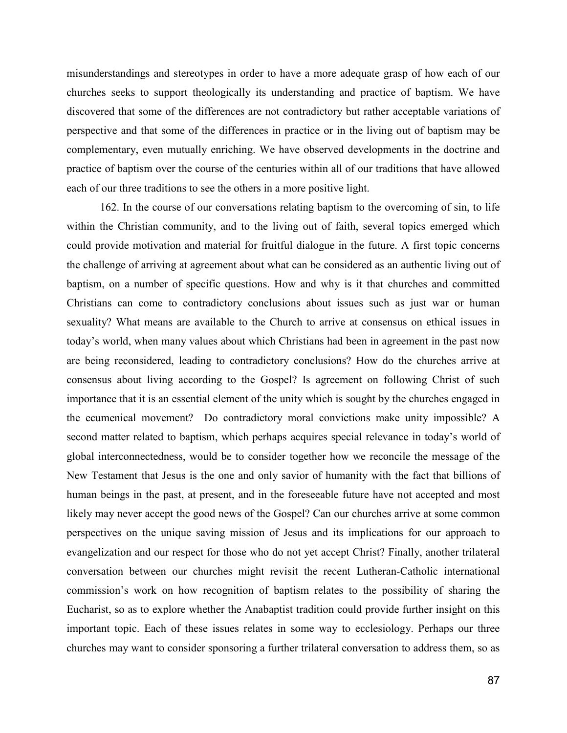misunderstandings and stereotypes in order to have a more adequate grasp of how each of our churches seeks to support theologically its understanding and practice of baptism. We have discovered that some of the differences are not contradictory but rather acceptable variations of perspective and that some of the differences in practice or in the living out of baptism may be complementary, even mutually enriching. We have observed developments in the doctrine and practice of baptism over the course of the centuries within all of our traditions that have allowed each of our three traditions to see the others in a more positive light.

162. In the course of our conversations relating baptism to the overcoming of sin, to life within the Christian community, and to the living out of faith, several topics emerged which could provide motivation and material for fruitful dialogue in the future. A first topic concerns the challenge of arriving at agreement about what can be considered as an authentic living out of baptism, on a number of specific questions. How and why is it that churches and committed Christians can come to contradictory conclusions about issues such as just war or human sexuality? What means are available to the Church to arrive at consensus on ethical issues in today's world, when many values about which Christians had been in agreement in the past now are being reconsidered, leading to contradictory conclusions? How do the churches arrive at consensus about living according to the Gospel? Is agreement on following Christ of such importance that it is an essential element of the unity which is sought by the churches engaged in the ecumenical movement? Do contradictory moral convictions make unity impossible? A second matter related to baptism, which perhaps acquires special relevance in today's world of global interconnectedness, would be to consider together how we reconcile the message of the New Testament that Jesus is the one and only savior of humanity with the fact that billions of human beings in the past, at present, and in the foreseeable future have not accepted and most likely may never accept the good news of the Gospel? Can our churches arrive at some common perspectives on the unique saving mission of Jesus and its implications for our approach to evangelization and our respect for those who do not yet accept Christ? Finally, another trilateral conversation between our churches might revisit the recent Lutheran-Catholic international commission's work on how recognition of baptism relates to the possibility of sharing the Eucharist, so as to explore whether the Anabaptist tradition could provide further insight on this important topic. Each of these issues relates in some way to ecclesiology. Perhaps our three churches may want to consider sponsoring a further trilateral conversation to address them, so as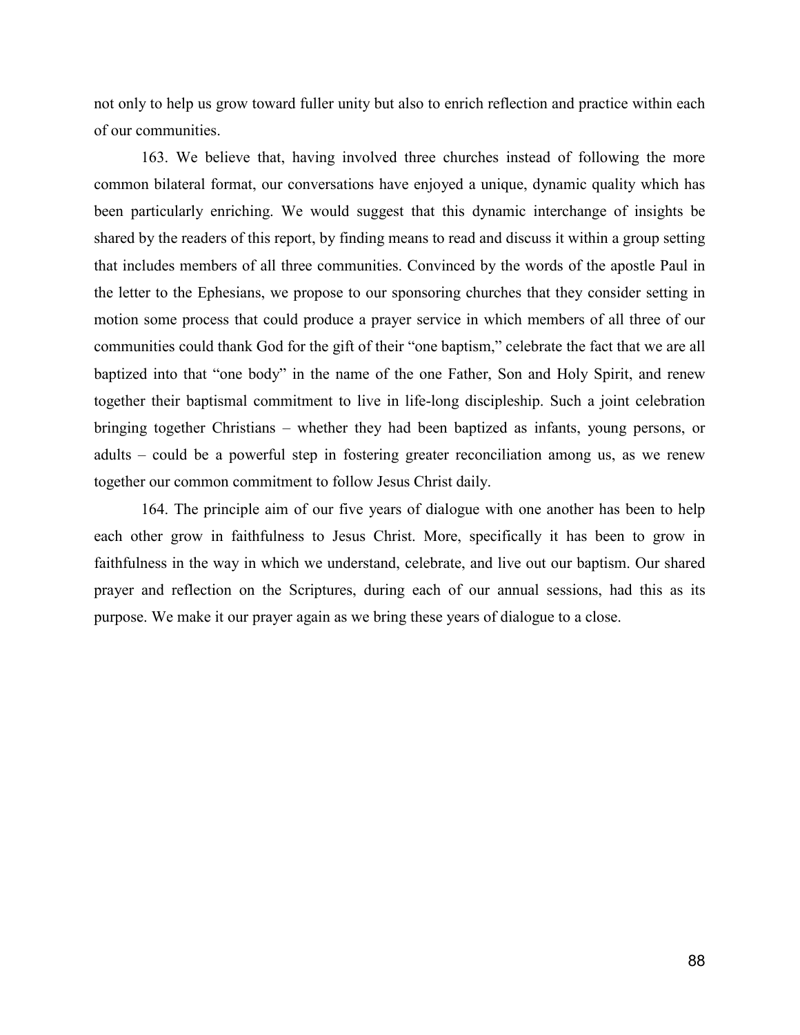not only to help us grow toward fuller unity but also to enrich reflection and practice within each of our communities.

163. We believe that, having involved three churches instead of following the more common bilateral format, our conversations have enjoyed a unique, dynamic quality which has been particularly enriching. We would suggest that this dynamic interchange of insights be shared by the readers of this report, by finding means to read and discuss it within a group setting that includes members of all three communities. Convinced by the words of the apostle Paul in the letter to the Ephesians, we propose to our sponsoring churches that they consider setting in motion some process that could produce a prayer service in which members of all three of our communities could thank God for the gift of their "one baptism," celebrate the fact that we are all baptized into that "one body" in the name of the one Father, Son and Holy Spirit, and renew together their baptismal commitment to live in life-long discipleship. Such a joint celebration bringing together Christians – whether they had been baptized as infants, young persons, or adults – could be a powerful step in fostering greater reconciliation among us, as we renew together our common commitment to follow Jesus Christ daily.

164. The principle aim of our five years of dialogue with one another has been to help each other grow in faithfulness to Jesus Christ. More, specifically it has been to grow in faithfulness in the way in which we understand, celebrate, and live out our baptism. Our shared prayer and reflection on the Scriptures, during each of our annual sessions, had this as its purpose. We make it our prayer again as we bring these years of dialogue to a close.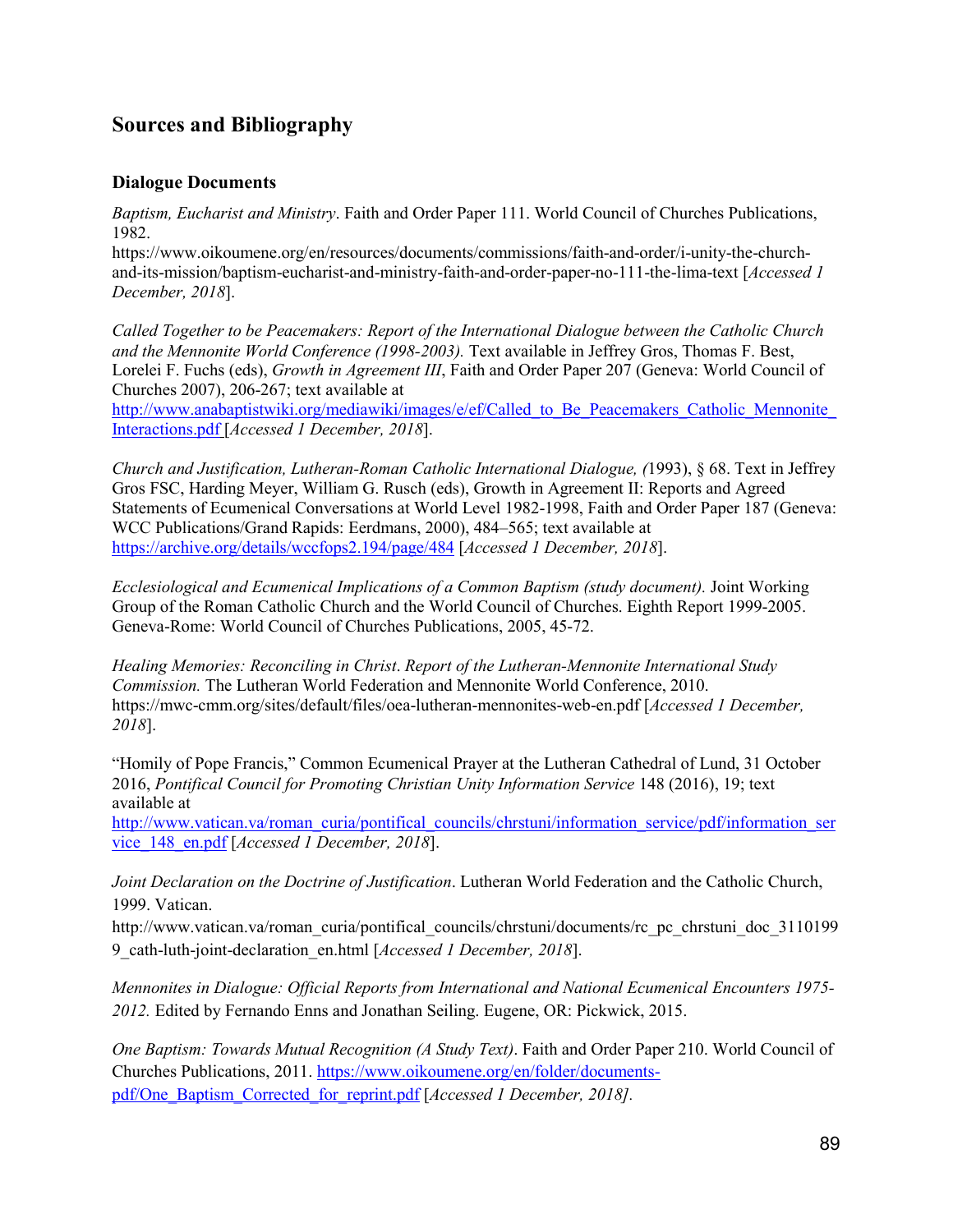## Sources and Bibliography

### Dialogue Documents

*Baptism, Eucharist and Ministry*. Faith and Order Paper 111. World Council of Churches Publications, 1982.
https://www.oikoumene.org/en/resources/documents/commissions/faith-and-order/i-unity-the-church-and-its-mission/baptism-eucharist-and-ministry-faith-and-order-paper-no-111-the-lima-text [*Accessed 1 December, 2018*].

*Called Together to be Peacemakers: Report of the International Dialogue between the Catholic Church and the Mennonite World Conference (1998-2003).* Text available in Jeffrey Gros, Thomas F. Best, Lorelei F. Fuchs (eds), *Growth in Agreement III*, Faith and Order Paper 207 (Geneva: World Council of Churches 2007), 206-267; text available at http://www.anabaptistwiki.org/mediawiki/images/e/ef/Called_to_Be_Peacemakers_Catholic_Mennonite_Interactions.pdf [*Accessed 1 December, 2018*].

*Church and Justification, Lutheran-Roman Catholic International Dialogue, (*1993), § 68. Text in Jeffrey Gros FSC, Harding Meyer, William G. Rusch (eds), Growth in Agreement II: Reports and Agreed Statements of Ecumenical Conversations at World Level 1982-1998, Faith and Order Paper 187 (Geneva: WCC Publications/Grand Rapids: Eerdmans, 2000), 484–565; text available at https://archive.org/details/wccfops2.194/page/484 [*Accessed 1 December, 2018*].

*Ecclesiological and Ecumenical Implications of a Common Baptism (study document).* Joint Working Group of the Roman Catholic Church and the World Council of Churches. Eighth Report 1999-2005. Geneva-Rome: World Council of Churches Publications, 2005, 45-72.

*Healing Memories: Reconciling in Christ*. *Report of the Lutheran-Mennonite International Study Commission.* The Lutheran World Federation and Mennonite World Conference, 2010. https://mwc-cmm.org/sites/default/files/oea-lutheran-mennonites-web-en.pdf [*Accessed 1 December, 2018*].

"Homily of Pope Francis," Common Ecumenical Prayer at the Lutheran Cathedral of Lund, 31 October 2016, *Pontifical Council for Promoting Christian Unity Information Service* 148 (2016), 19; text available at http://www.vatican.va/roman_curia/pontifical_councils/chrstuni/information_service/pdf/information_service_148_en.pdf [*Accessed 1 December, 2018*].

*Joint Declaration on the Doctrine of Justification*. Lutheran World Federation and the Catholic Church, 1999. Vatican.
http://www.vatican.va/roman_curia/pontifical_councils/chrstuni/documents/rc_pc_chrstuni_doc_31101999_cath-luth-joint-declaration_en.html [*Accessed 1 December, 2018*].

*Mennonites in Dialogue: Official Reports from International and National Ecumenical Encounters 1975-2012.* Edited by Fernando Enns and Jonathan Seiling. Eugene, OR: Pickwick, 2015.

*One Baptism: Towards Mutual Recognition (A Study Text)*. Faith and Order Paper 210. World Council of Churches Publications, 2011. https://www.oikoumene.org/en/folder/documents-pdf/One_Baptism_Corrected_for_reprint.pdf [*Accessed 1 December, 2018].*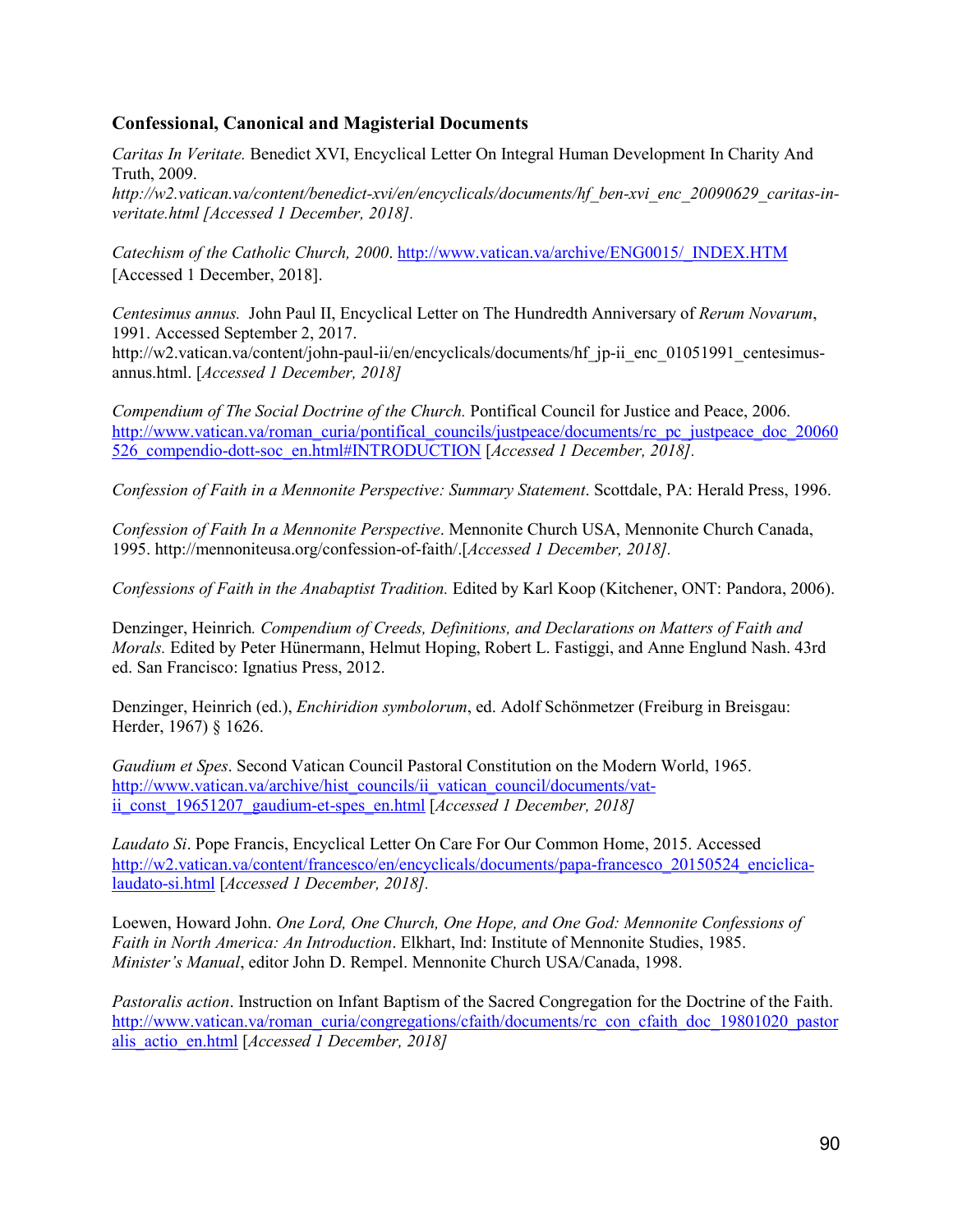### Confessional, Canonical and Magisterial Documents

*Caritas In Veritate.* Benedict XVI, Encyclical Letter On Integral Human Development In Charity And Truth, 2009. *http://w2.vatican.va/content/benedict-xvi/en/encyclicals/documents/hf_ben-xvi_enc_20090629_caritas-in-veritate.html [Accessed 1 December, 2018].*

*Catechism of the Catholic Church, 2000*. http://www.vatican.va/archive/ENG0015/_INDEX.HTM [Accessed 1 December, 2018].

*Centesimus annus.* John Paul II, Encyclical Letter on The Hundredth Anniversary of *Rerum Novarum*, 1991. Accessed September 2, 2017. http://w2.vatican.va/content/john-paul-ii/en/encyclicals/documents/hf_jp-ii_enc_01051991_centesimus-annus.html. [*Accessed 1 December, 2018]*

*Compendium of The Social Doctrine of the Church.* Pontifical Council for Justice and Peace, 2006. http://www.vatican.va/roman_curia/pontifical_councils/justpeace/documents/rc_pc_justpeace_doc_20060526_compendio-dott-soc_en.html#INTRODUCTION [*Accessed 1 December, 2018]*.

*Confession of Faith in a Mennonite Perspective: Summary Statement*. Scottdale, PA: Herald Press, 1996.

*Confession of Faith In a Mennonite Perspective*. Mennonite Church USA, Mennonite Church Canada, 1995. http://mennoniteusa.org/confession-of-faith/.[*Accessed 1 December, 2018].*

*Confessions of Faith in the Anabaptist Tradition.* Edited by Karl Koop (Kitchener, ONT: Pandora, 2006).

Denzinger, Heinrich*. Compendium of Creeds, Definitions, and Declarations on Matters of Faith and Morals.* Edited by Peter Hünermann, Helmut Hoping, Robert L. Fastiggi, and Anne Englund Nash. 43rd ed. San Francisco: Ignatius Press, 2012.

Denzinger, Heinrich (ed.), *Enchiridion symbolorum*, ed. Adolf Schönmetzer (Freiburg in Breisgau: Herder, 1967) § 1626.

*Gaudium et Spes*. Second Vatican Council Pastoral Constitution on the Modern World, 1965. http://www.vatican.va/archive/hist_councils/ii_vatican_council/documents/vat-ii_const_19651207_gaudium-et-spes_en.html [*Accessed 1 December, 2018]*

*Laudato Si*. Pope Francis, Encyclical Letter On Care For Our Common Home, 2015. Accessed http://w2.vatican.va/content/francesco/en/encyclicals/documents/papa-francesco_20150524_enciclica-laudato-si.html [*Accessed 1 December, 2018].*

Loewen, Howard John. *One Lord, One Church, One Hope, and One God: Mennonite Confessions of Faith in North America: An Introduction*. Elkhart, Ind: Institute of Mennonite Studies, 1985.
*Minister's Manual*, editor John D. Rempel. Mennonite Church USA/Canada, 1998.

*Pastoralis action*. Instruction on Infant Baptism of the Sacred Congregation for the Doctrine of the Faith. http://www.vatican.va/roman_curia/congregations/cfaith/documents/rc_con_cfaith_doc_19801020_pastoralis_actio_en.html [*Accessed 1 December, 2018]*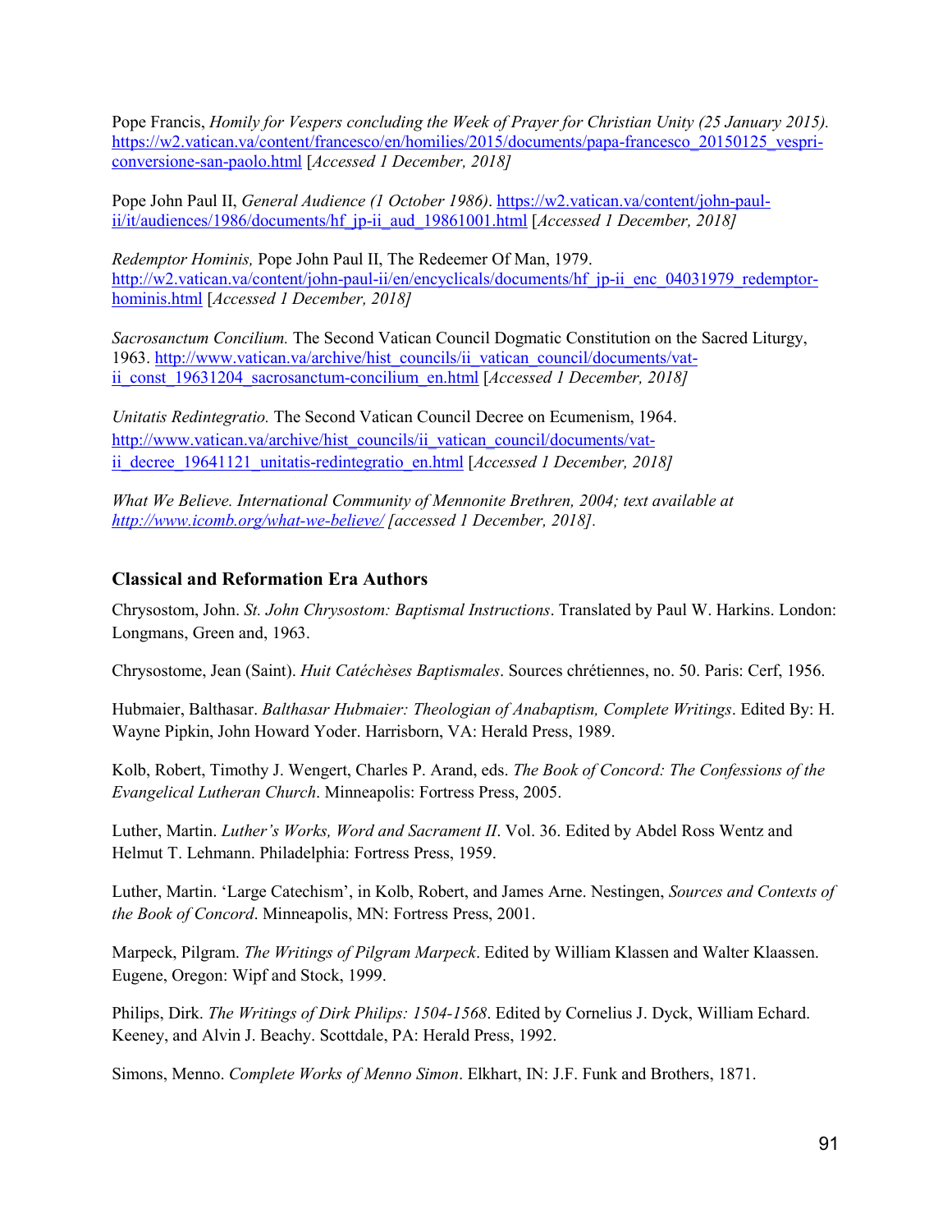Pope Francis, *Homily for Vespers concluding the Week of Prayer for Christian Unity (25 January 2015).* https://w2.vatican.va/content/francesco/en/homilies/2015/documents/papa-francesco_20150125_vespri-conversione-san-paolo.html [*Accessed 1 December, 2018]*

Pope John Paul II, *General Audience (1 October 1986)*. https://w2.vatican.va/content/john-paul-ii/it/audiences/1986/documents/hf_jp-ii_aud_19861001.html [*Accessed 1 December, 2018]*

*Redemptor Hominis,* Pope John Paul II, The Redeemer Of Man, 1979. http://w2.vatican.va/content/john-paul-ii/en/encyclicals/documents/hf_jp-ii_enc_04031979_redemptor-hominis.html [*Accessed 1 December, 2018]*

*Sacrosanctum Concilium.* The Second Vatican Council Dogmatic Constitution on the Sacred Liturgy, 1963. http://www.vatican.va/archive/hist_councils/ii_vatican_council/documents/vat-ii_const_19631204_sacrosanctum-concilium_en.html [*Accessed 1 December, 2018]*

*Unitatis Redintegratio.* The Second Vatican Council Decree on Ecumenism, 1964. http://www.vatican.va/archive/hist_councils/ii_vatican_council/documents/vat-ii_decree_19641121_unitatis-redintegratio_en.html [*Accessed 1 December, 2018]*

*What We Believe. International Community of Mennonite Brethren, 2004; text available at http://www.icomb.org/what-we-believe/ [accessed 1 December, 2018].*

### Classical and Reformation Era Authors

Chrysostom, John. *St. John Chrysostom: Baptismal Instructions*. Translated by Paul W. Harkins. London: Longmans, Green and, 1963.

Chrysostome, Jean (Saint). *Huit Catéchèses Baptismales*. Sources chrétiennes, no. 50. Paris: Cerf, 1956.

Hubmaier, Balthasar. *Balthasar Hubmaier: Theologian of Anabaptism, Complete Writings*. Edited By: H. Wayne Pipkin, John Howard Yoder. Harrisborn, VA: Herald Press, 1989.

Kolb, Robert, Timothy J. Wengert, Charles P. Arand, eds. *The Book of Concord: The Confessions of the Evangelical Lutheran Church*. Minneapolis: Fortress Press, 2005.

Luther, Martin. *Luther's Works, Word and Sacrament II*. Vol. 36. Edited by Abdel Ross Wentz and Helmut T. Lehmann. Philadelphia: Fortress Press, 1959.

Luther, Martin. 'Large Catechism', in Kolb, Robert, and James Arne. Nestingen, *Sources and Contexts of the Book of Concord*. Minneapolis, MN: Fortress Press, 2001.

Marpeck, Pilgram. *The Writings of Pilgram Marpeck*. Edited by William Klassen and Walter Klaassen. Eugene, Oregon: Wipf and Stock, 1999.

Philips, Dirk. *The Writings of Dirk Philips: 1504-1568*. Edited by Cornelius J. Dyck, William Echard. Keeney, and Alvin J. Beachy. Scottdale, PA: Herald Press, 1992.

Simons, Menno. *Complete Works of Menno Simon*. Elkhart, IN: J.F. Funk and Brothers, 1871.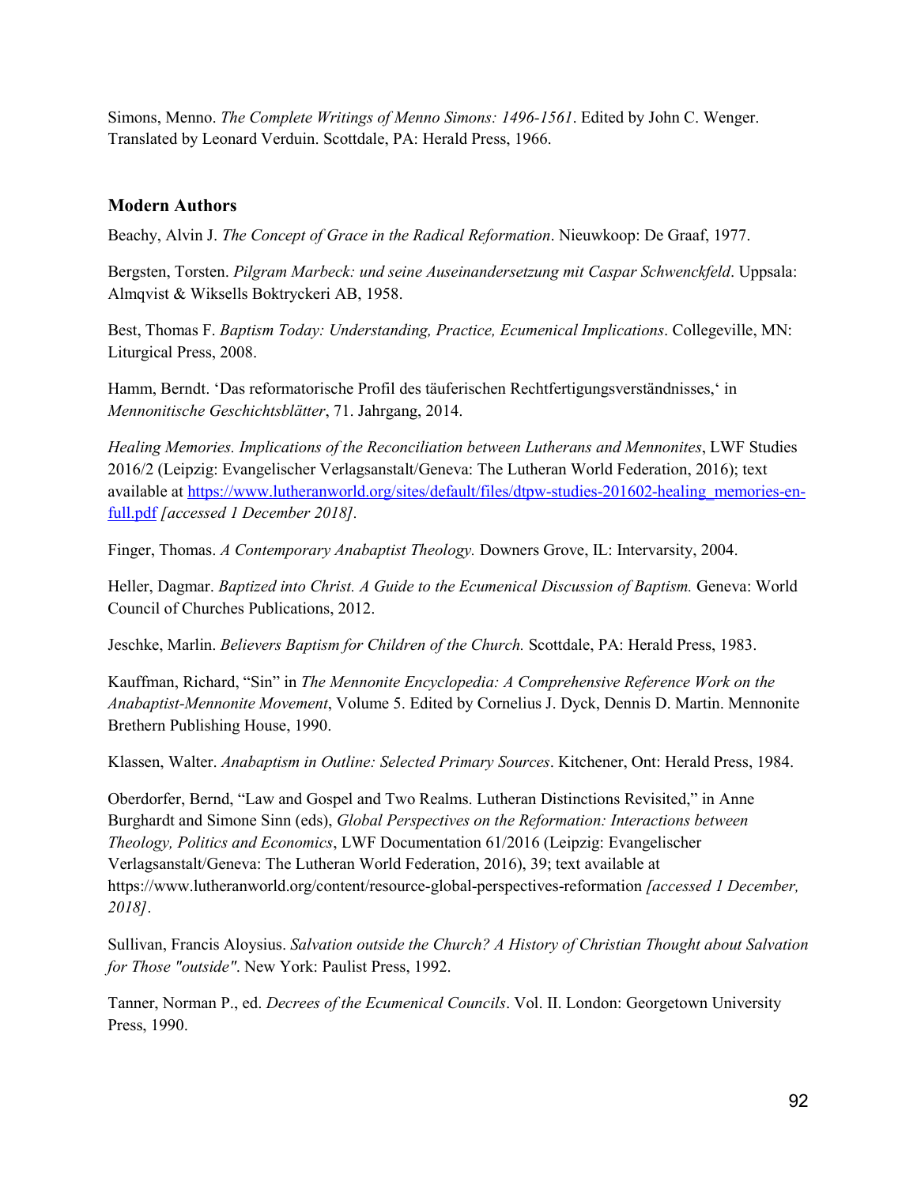Simons, Menno. *The Complete Writings of Menno Simons: 1496-1561*. Edited by John C. Wenger. Translated by Leonard Verduin. Scottdale, PA: Herald Press, 1966.

## Modern Authors

Beachy, Alvin J. *The Concept of Grace in the Radical Reformation*. Nieuwkoop: De Graaf, 1977.

Bergsten, Torsten. *Pilgram Marbeck: und seine Auseinandersetzung mit Caspar Schwenckfeld*. Uppsala: Almqvist & Wiksells Boktryckeri AB, 1958.

Best, Thomas F. *Baptism Today: Understanding, Practice, Ecumenical Implications*. Collegeville, MN: Liturgical Press, 2008.

Hamm, Berndt. 'Das reformatorische Profil des täuferischen Rechtfertigungsverständnisses,' in *Mennonitische Geschichtsblätter*, 71. Jahrgang, 2014.

*Healing Memories. Implications of the Reconciliation between Lutherans and Mennonites*, LWF Studies 2016/2 (Leipzig: Evangelischer Verlagsanstalt/Geneva: The Lutheran World Federation, 2016); text available at [https://www.lutheranworld.org/sites/default/files/dtpw-studies-201602-healing_memories-en-full.pdf](https://www.lutheranworld.org/sites/default/files/dtpw-studies-201602-healing_memories-en-full.pdf) *[accessed 1 December 2018].*

Finger, Thomas. *A Contemporary Anabaptist Theology.* Downers Grove, IL: Intervarsity, 2004.

Heller, Dagmar. *Baptized into Christ. A Guide to the Ecumenical Discussion of Baptism.* Geneva: World Council of Churches Publications, 2012.

Jeschke, Marlin. *Believers Baptism for Children of the Church.* Scottdale, PA: Herald Press, 1983.

Kauffman, Richard, "Sin" in *The Mennonite Encyclopedia: A Comprehensive Reference Work on the Anabaptist-Mennonite Movement*, Volume 5. Edited by Cornelius J. Dyck, Dennis D. Martin. Mennonite Brethern Publishing House, 1990.

Klassen, Walter. *Anabaptism in Outline: Selected Primary Sources*. Kitchener, Ont: Herald Press, 1984.

Oberdorfer, Bernd, "Law and Gospel and Two Realms. Lutheran Distinctions Revisited," in Anne Burghardt and Simone Sinn (eds), *Global Perspectives on the Reformation: Interactions between Theology, Politics and Economics*, LWF Documentation 61/2016 (Leipzig: Evangelischer Verlagsanstalt/Geneva: The Lutheran World Federation, 2016), 39; text available at https://www.lutheranworld.org/content/resource-global-perspectives-reformation *[accessed 1 December, 2018]*.

Sullivan, Francis Aloysius. *Salvation outside the Church? A History of Christian Thought about Salvation for Those "outside"*. New York: Paulist Press, 1992.

Tanner, Norman P., ed. *Decrees of the Ecumenical Councils*. Vol. II. London: Georgetown University Press, 1990.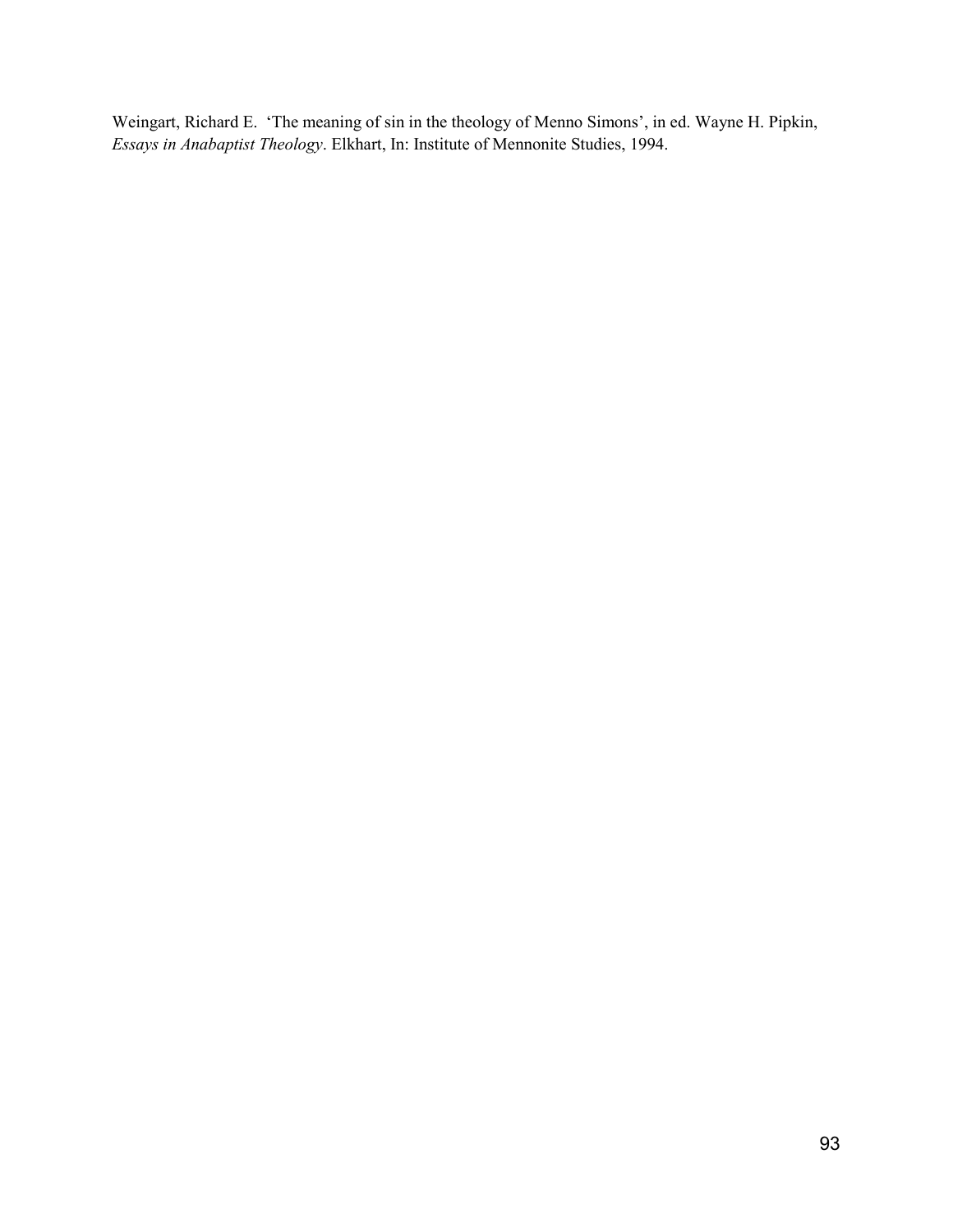Weingart, Richard E. 'The meaning of sin in the theology of Menno Simons', in ed. Wayne H. Pipkin, *Essays in Anabaptist Theology*. Elkhart, In: Institute of Mennonite Studies, 1994.